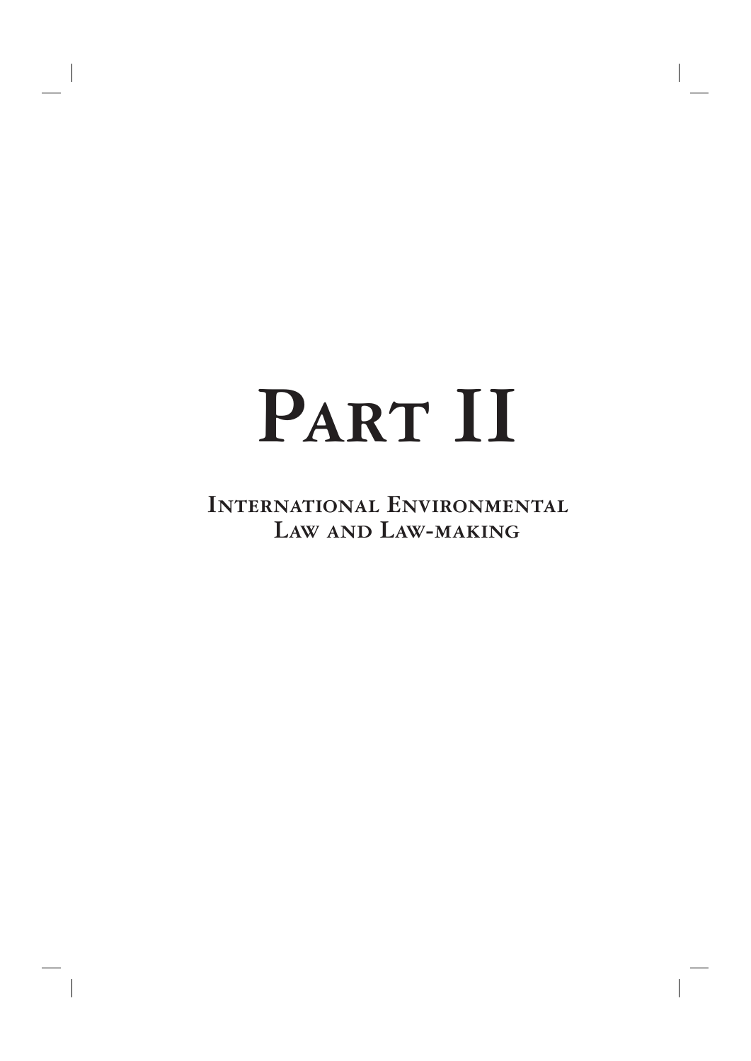# Part II

## International Environmental Law and Law-making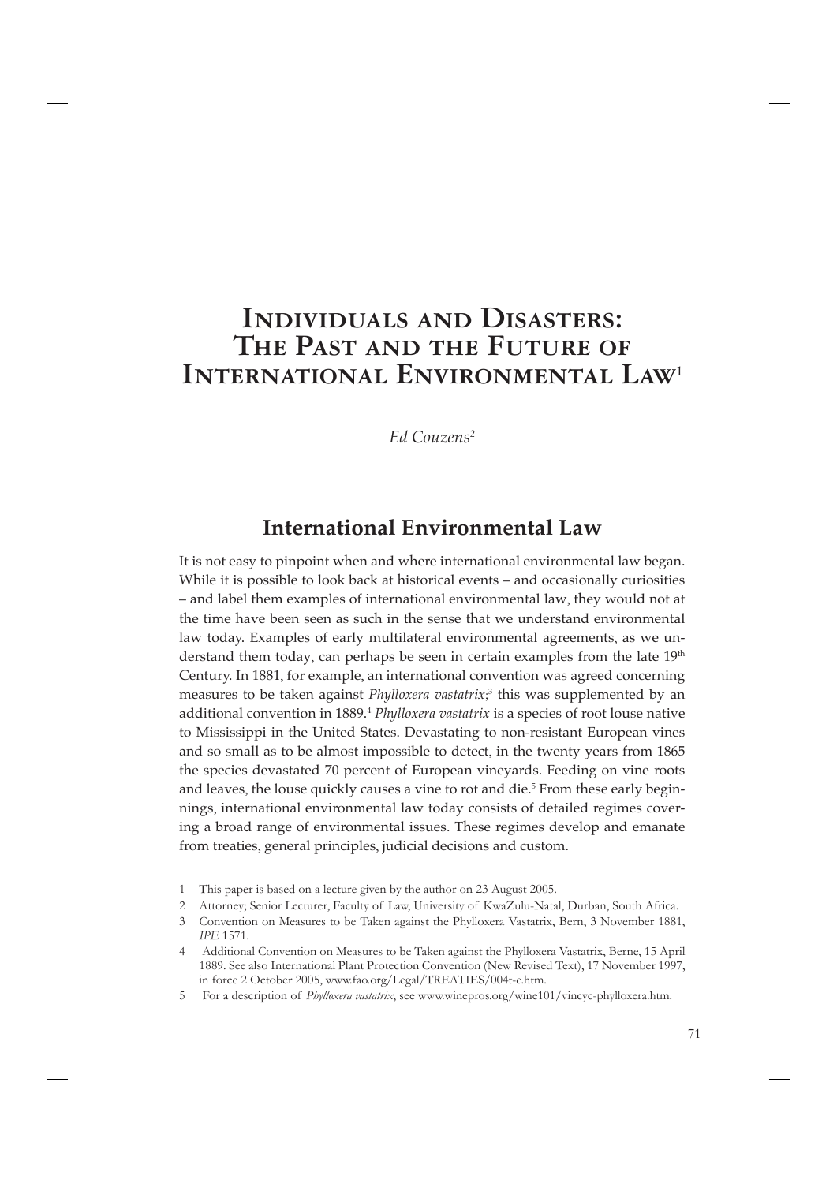# Individuals and Disasters: The Past and the Future of International Environmental Law[1]

*Ed Couzens*[2]

## International Environmental Law

It is not easy to pinpoint when and where international environmental law began. While it is possible to look back at historical events – and occasionally curiosities – and label them examples of international environmental law, they would not at the time have been seen as such in the sense that we understand environmental law today. Examples of early multilateral environmental agreements, as we understand them today, can perhaps be seen in certain examples from the late 19th Century. In 1881, for example, an international convention was agreed concerning measures to be taken against *Phylloxera vastatrix*;[3] this was supplemented by an additional convention in 1889.[4] *Phylloxera vastatrix* is a species of root louse native to Mississippi in the United States. Devastating to non-resistant European vines and so small as to be almost impossible to detect, in the twenty years from 1865 the species devastated 70 percent of European vineyards. Feeding on vine roots and leaves, the louse quickly causes a vine to rot and die.[5] From these early beginnings, international environmental law today consists of detailed regimes covering a broad range of environmental issues. These regimes develop and emanate from treaties, general principles, judicial decisions and custom.

---

1 This paper is based on a lecture given by the author on 23 August 2005.

2 Attorney; Senior Lecturer, Faculty of Law, University of KwaZulu-Natal, Durban, South Africa.

3 Convention on Measures to be Taken against the Phylloxera Vastatrix, Bern, 3 November 1881, *IPE* 1571.

4 Additional Convention on Measures to be Taken against the Phylloxera Vastatrix, Berne, 15 April 1889. See also International Plant Protection Convention (New Revised Text), 17 November 1997, in force 2 October 2005, www.fao.org/Legal/TREATIES/004t-e.htm.

5 For a description of *Phylloxera vastatrix*, see www.winepros.org/wine101/vincyc-phylloxera.htm.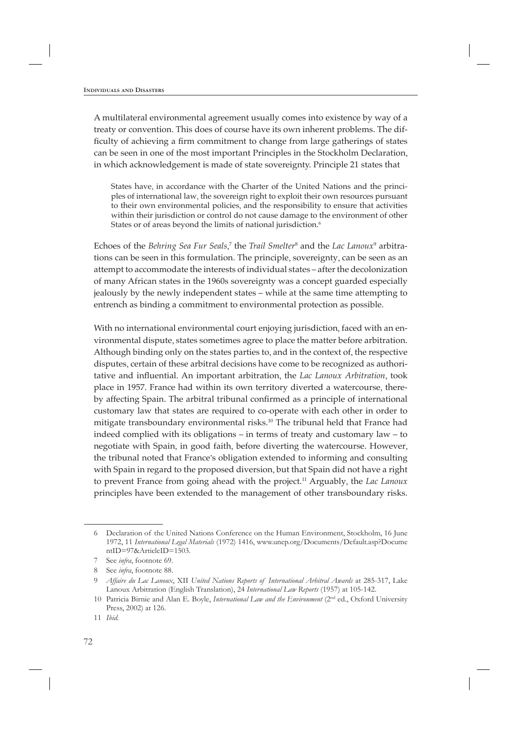A multilateral environmental agreement usually comes into existence by way of a treaty or convention. This does of course have its own inherent problems. The difficulty of achieving a firm commitment to change from large gatherings of states can be seen in one of the most important Principles in the Stockholm Declaration, in which acknowledgement is made of state sovereignty. Principle 21 states that

> States have, in accordance with the Charter of the United Nations and the principles of international law, the sovereign right to exploit their own resources pursuant to their own environmental policies, and the responsibility to ensure that activities within their jurisdiction or control do not cause damage to the environment of other States or of areas beyond the limits of national jurisdiction.[6]

Echoes of the *Behring Sea Fur Seals*,[7] the *Trail Smelter*[8] and the *Lac Lanoux*[9] arbitrations can be seen in this formulation. The principle, sovereignty, can be seen as an attempt to accommodate the interests of individual states – after the decolonization of many African states in the 1960s sovereignty was a concept guarded especially jealously by the newly independent states – while at the same time attempting to entrench as binding a commitment to environmental protection as possible.

With no international environmental court enjoying jurisdiction, faced with an environmental dispute, states sometimes agree to place the matter before arbitration. Although binding only on the states parties to, and in the context of, the respective disputes, certain of these arbitral decisions have come to be recognized as authoritative and influential. An important arbitration, the *Lac Lanoux Arbitration*, took place in 1957. France had within its own territory diverted a watercourse, thereby affecting Spain. The arbitral tribunal confirmed as a principle of international customary law that states are required to co-operate with each other in order to mitigate transboundary environmental risks.[10] The tribunal held that France had indeed complied with its obligations – in terms of treaty and customary law – to negotiate with Spain, in good faith, before diverting the watercourse. However, the tribunal noted that France's obligation extended to informing and consulting with Spain in regard to the proposed diversion, but that Spain did not have a right to prevent France from going ahead with the project.[11] Arguably, the *Lac Lanoux* principles have been extended to the management of other transboundary risks.

---

6 Declaration of the United Nations Conference on the Human Environment, Stockholm, 16 June 1972, 11 *International Legal Materials* (1972) 1416, www.unep.org/Documents/Default.asp?DocumentID=97&ArticleID=1503.

7 See *infra*, footnote 69.

8 See *infra*, footnote 88.

9 *Affaire du Lac Lanoux*, XII *United Nations Reports of International Arbitral Awards* at 285-317, Lake Lanoux Arbitration (English Translation), 24 *International Law Reports* (1957) at 105-142.

10 Patricia Birnie and Alan E. Boyle, *International Law and the Environment* (2nd ed., Oxford University Press, 2002) at 126.

11 *Ibid.*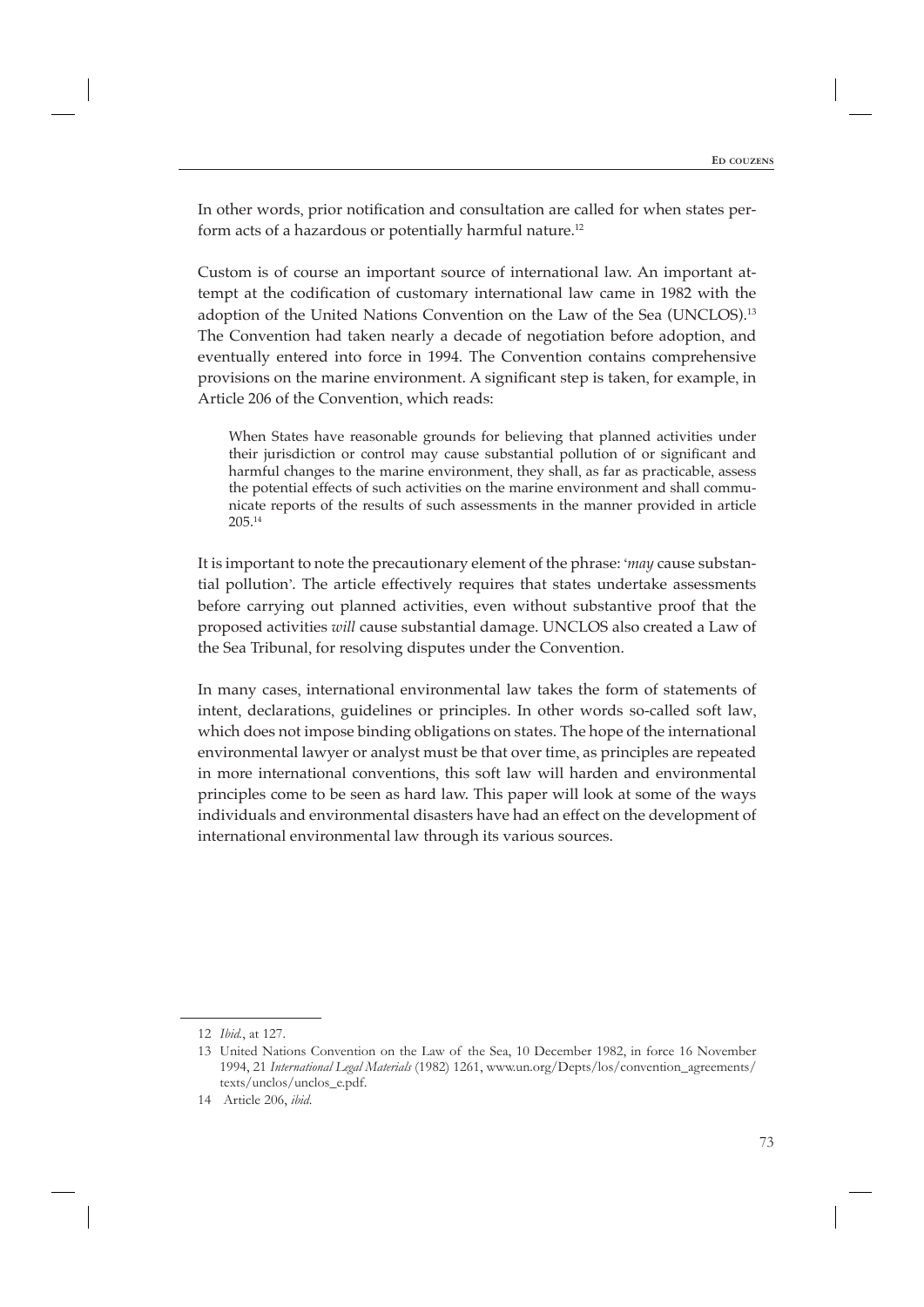In other words, prior notification and consultation are called for when states perform acts of a hazardous or potentially harmful nature.[12]

Custom is of course an important source of international law. An important attempt at the codification of customary international law came in 1982 with the adoption of the United Nations Convention on the Law of the Sea (UNCLOS).[13] The Convention had taken nearly a decade of negotiation before adoption, and eventually entered into force in 1994. The Convention contains comprehensive provisions on the marine environment. A significant step is taken, for example, in Article 206 of the Convention, which reads:

> When States have reasonable grounds for believing that planned activities under their jurisdiction or control may cause substantial pollution of or significant and harmful changes to the marine environment, they shall, as far as practicable, assess the potential effects of such activities on the marine environment and shall communicate reports of the results of such assessments in the manner provided in article 205.[14]

It is important to note the precautionary element of the phrase: '*may* cause substantial pollution'. The article effectively requires that states undertake assessments before carrying out planned activities, even without substantive proof that the proposed activities *will* cause substantial damage. UNCLOS also created a Law of the Sea Tribunal, for resolving disputes under the Convention.

In many cases, international environmental law takes the form of statements of intent, declarations, guidelines or principles. In other words so-called soft law, which does not impose binding obligations on states. The hope of the international environmental lawyer or analyst must be that over time, as principles are repeated in more international conventions, this soft law will harden and environmental principles come to be seen as hard law. This paper will look at some of the ways individuals and environmental disasters have had an effect on the development of international environmental law through its various sources.

---

12 *Ibid.*, at 127.

13 United Nations Convention on the Law of the Sea, 10 December 1982, in force 16 November 1994, 21 *International Legal Materials* (1982) 1261, www.un.org/Depts/los/convention_agreements/texts/unclos/unclos_e.pdf.

14 Article 206, *ibid*.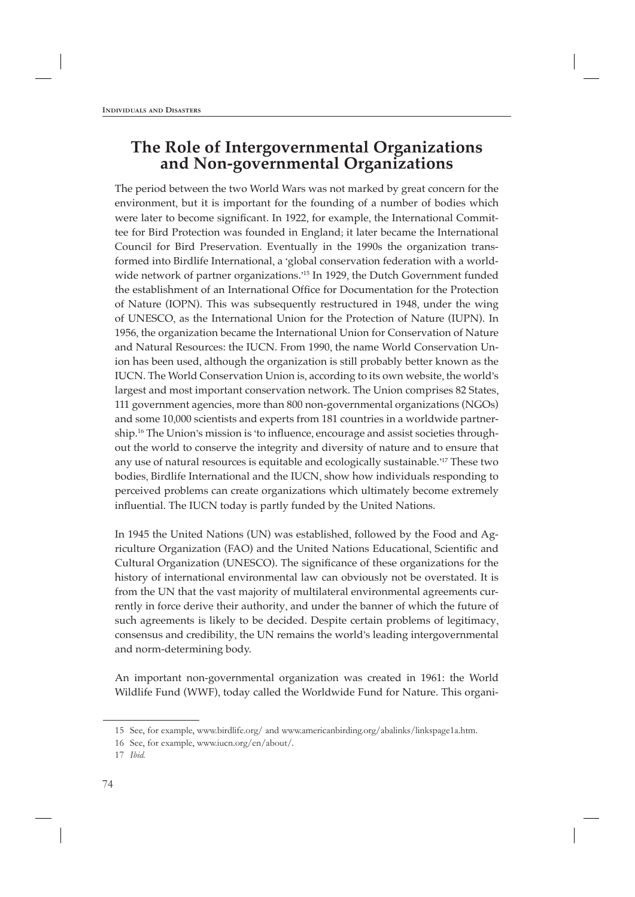# The Role of Intergovernmental Organizations and Non-governmental Organizations

The period between the two World Wars was not marked by great concern for the environment, but it is important for the founding of a number of bodies which were later to become significant. In 1922, for example, the International Committee for Bird Protection was founded in England; it later became the International Council for Bird Preservation. Eventually in the 1990s the organization transformed into Birdlife International, a 'global conservation federation with a worldwide network of partner organizations.'[15] In 1929, the Dutch Government funded the establishment of an International Office for Documentation for the Protection of Nature (IOPN). This was subsequently restructured in 1948, under the wing of UNESCO, as the International Union for the Protection of Nature (IUPN). In 1956, the organization became the International Union for Conservation of Nature and Natural Resources: the IUCN. From 1990, the name World Conservation Union has been used, although the organization is still probably better known as the IUCN. The World Conservation Union is, according to its own website, the world's largest and most important conservation network. The Union comprises 82 States, 111 government agencies, more than 800 non-governmental organizations (NGOs) and some 10,000 scientists and experts from 181 countries in a worldwide partnership.[16] The Union's mission is 'to influence, encourage and assist societies throughout the world to conserve the integrity and diversity of nature and to ensure that any use of natural resources is equitable and ecologically sustainable.'[17] These two bodies, Birdlife International and the IUCN, show how individuals responding to perceived problems can create organizations which ultimately become extremely influential. The IUCN today is partly funded by the United Nations.

In 1945 the United Nations (UN) was established, followed by the Food and Agriculture Organization (FAO) and the United Nations Educational, Scientific and Cultural Organization (UNESCO). The significance of these organizations for the history of international environmental law can obviously not be overstated. It is from the UN that the vast majority of multilateral environmental agreements currently in force derive their authority, and under the banner of which the future of such agreements is likely to be decided. Despite certain problems of legitimacy, consensus and credibility, the UN remains the world's leading intergovernmental and norm-determining body.

An important non-governmental organization was created in 1961: the World Wildlife Fund (WWF), today called the Worldwide Fund for Nature. This organi-

15 See, for example, www.birdlife.org/ and www.americanbirding.org/abalinks/linkspage1a.htm.

16 See, for example, www.iucn.org/en/about/.

17 *Ibid.*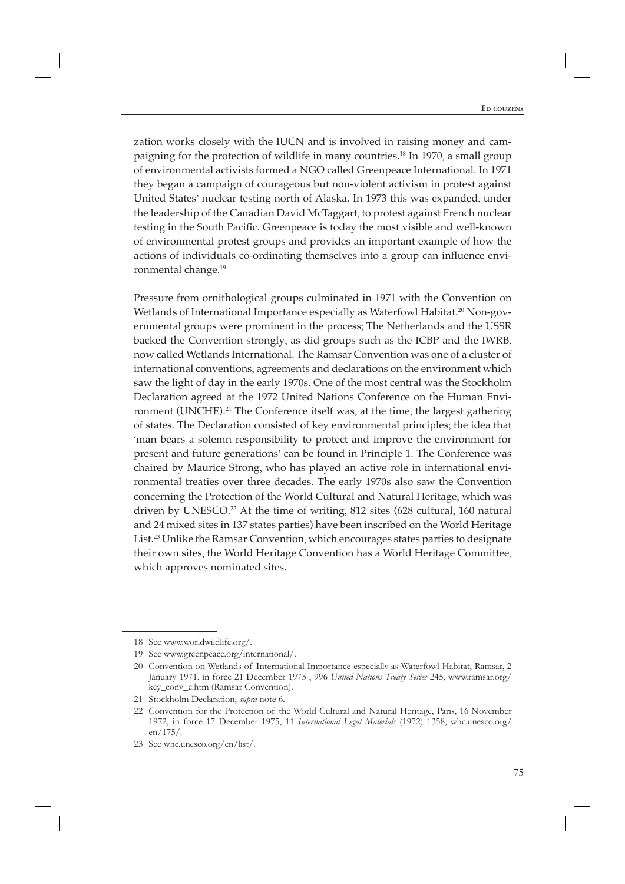zation works closely with the IUCN and is involved in raising money and campaigning for the protection of wildlife in many countries.[18] In 1970, a small group of environmental activists formed a NGO called Greenpeace International. In 1971 they began a campaign of courageous but non-violent activism in protest against United States' nuclear testing north of Alaska. In 1973 this was expanded, under the leadership of the Canadian David McTaggart, to protest against French nuclear testing in the South Pacific. Greenpeace is today the most visible and well-known of environmental protest groups and provides an important example of how the actions of individuals co-ordinating themselves into a group can influence environmental change.[19]

Pressure from ornithological groups culminated in 1971 with the Convention on Wetlands of International Importance especially as Waterfowl Habitat.[20] Non-governmental groups were prominent in the process; The Netherlands and the USSR backed the Convention strongly, as did groups such as the ICBP and the IWRB, now called Wetlands International. The Ramsar Convention was one of a cluster of international conventions, agreements and declarations on the environment which saw the light of day in the early 1970s. One of the most central was the Stockholm Declaration agreed at the 1972 United Nations Conference on the Human Environment (UNCHE).[21] The Conference itself was, at the time, the largest gathering of states. The Declaration consisted of key environmental principles; the idea that 'man bears a solemn responsibility to protect and improve the environment for present and future generations' can be found in Principle 1. The Conference was chaired by Maurice Strong, who has played an active role in international environmental treaties over three decades. The early 1970s also saw the Convention concerning the Protection of the World Cultural and Natural Heritage, which was driven by UNESCO.[22] At the time of writing, 812 sites (628 cultural, 160 natural and 24 mixed sites in 137 states parties) have been inscribed on the World Heritage List.[23] Unlike the Ramsar Convention, which encourages states parties to designate their own sites, the World Heritage Convention has a World Heritage Committee, which approves nominated sites.

18 See www.worldwildlife.org/.

19 See www.greenpeace.org/international/.

20 Convention on Wetlands of International Importance especially as Waterfowl Habitat, Ramsar, 2 January 1971, in force 21 December 1975 , 996 *United Nations Treaty Series* 245, www.ramsar.org/key_conv_e.htm (Ramsar Convention).

21 Stockholm Declaration, *supra* note 6.

22 Convention for the Protection of the World Cultural and Natural Heritage, Paris, 16 November 1972, in force 17 December 1975, 11 *International Legal Materials* (1972) 1358, whc.unesco.org/en/175/.

23 See whc.unesco.org/en/list/.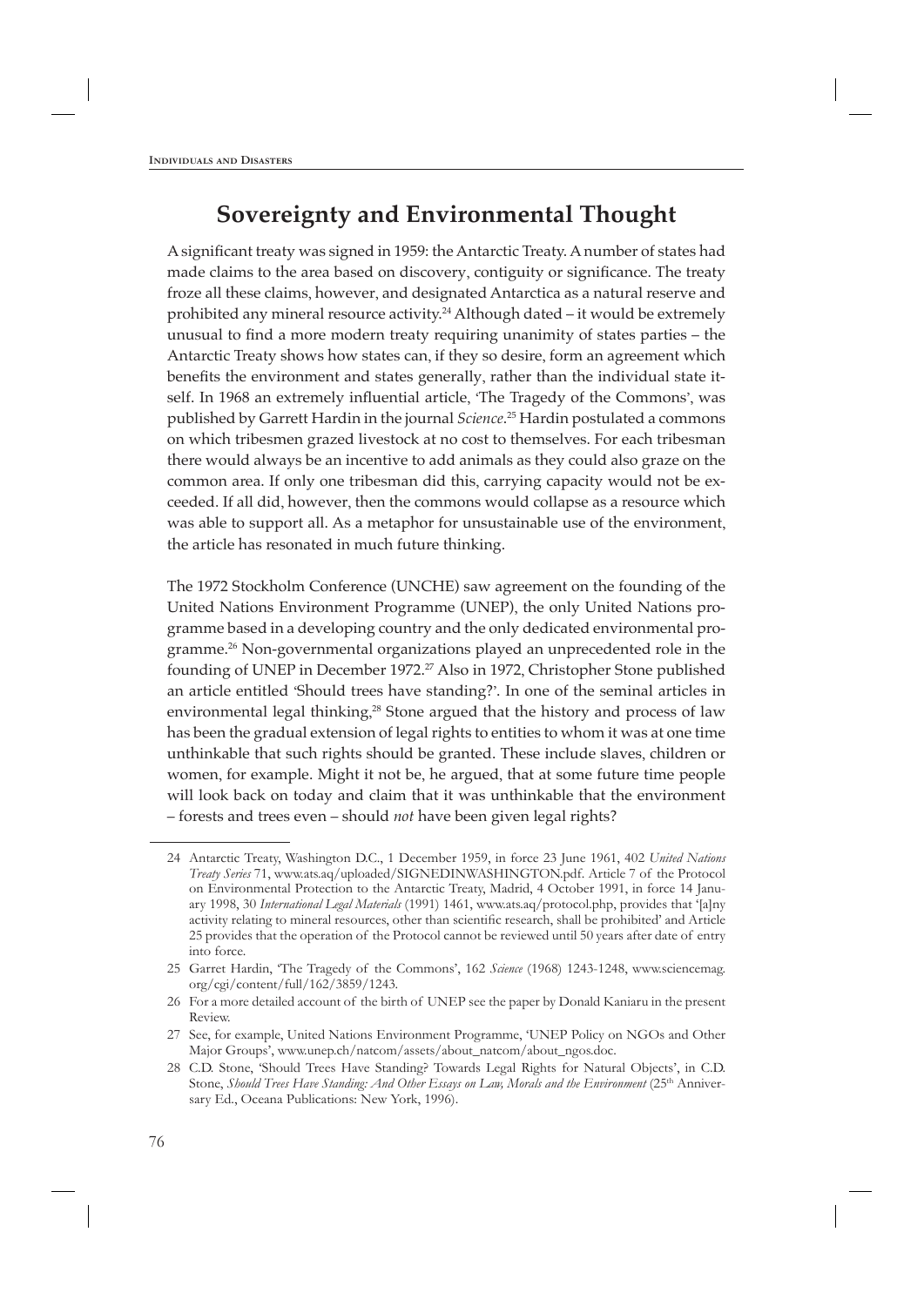## Sovereignty and Environmental Thought

A significant treaty was signed in 1959: the Antarctic Treaty. A number of states had made claims to the area based on discovery, contiguity or significance. The treaty froze all these claims, however, and designated Antarctica as a natural reserve and prohibited any mineral resource activity.[24] Although dated – it would be extremely unusual to find a more modern treaty requiring unanimity of states parties – the Antarctic Treaty shows how states can, if they so desire, form an agreement which benefits the environment and states generally, rather than the individual state itself. In 1968 an extremely influential article, 'The Tragedy of the Commons', was published by Garrett Hardin in the journal *Science*.[25] Hardin postulated a commons on which tribesmen grazed livestock at no cost to themselves. For each tribesman there would always be an incentive to add animals as they could also graze on the common area. If only one tribesman did this, carrying capacity would not be exceeded. If all did, however, then the commons would collapse as a resource which was able to support all. As a metaphor for unsustainable use of the environment, the article has resonated in much future thinking.

The 1972 Stockholm Conference (UNCHE) saw agreement on the founding of the United Nations Environment Programme (UNEP), the only United Nations programme based in a developing country and the only dedicated environmental programme.[26] Non-governmental organizations played an unprecedented role in the founding of UNEP in December 1972.[27] Also in 1972, Christopher Stone published an article entitled 'Should trees have standing?'. In one of the seminal articles in environmental legal thinking,[28] Stone argued that the history and process of law has been the gradual extension of legal rights to entities to whom it was at one time unthinkable that such rights should be granted. These include slaves, children or women, for example. Might it not be, he argued, that at some future time people will look back on today and claim that it was unthinkable that the environment – forests and trees even – should *not* have been given legal rights?

---

24 Antarctic Treaty, Washington D.C., 1 December 1959, in force 23 June 1961, 402 *United Nations Treaty Series* 71, www.ats.aq/uploaded/SIGNEDINWASHINGTON.pdf. Article 7 of the Protocol on Environmental Protection to the Antarctic Treaty, Madrid, 4 October 1991, in force 14 January 1998, 30 *International Legal Materials* (1991) 1461, www.ats.aq/protocol.php, provides that '[a]ny activity relating to mineral resources, other than scientific research, shall be prohibited' and Article 25 provides that the operation of the Protocol cannot be reviewed until 50 years after date of entry into force.

25 Garret Hardin, 'The Tragedy of the Commons', 162 *Science* (1968) 1243-1248, www.sciencemag.org/cgi/content/full/162/3859/1243.

26 For a more detailed account of the birth of UNEP see the paper by Donald Kaniaru in the present Review.

27 See, for example, United Nations Environment Programme, 'UNEP Policy on NGOs and Other Major Groups', www.unep.ch/natcom/assets/about_natcom/about_ngos.doc.

28 C.D. Stone, 'Should Trees Have Standing? Towards Legal Rights for Natural Objects', in C.D. Stone, *Should Trees Have Standing: And Other Essays on Law, Morals and the Environment* (25th Anniversary Ed., Oceana Publications: New York, 1996).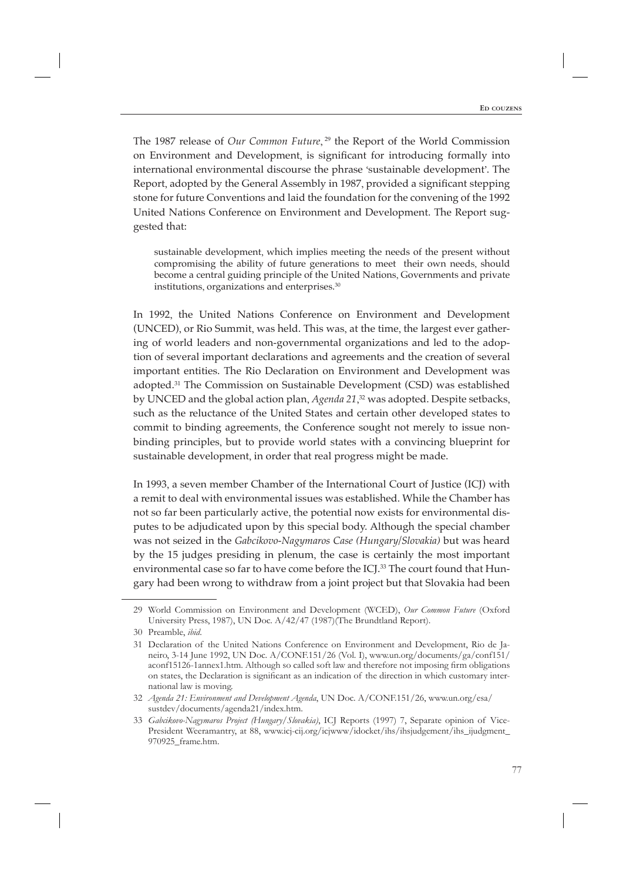The 1987 release of *Our Common Future*,[29] the Report of the World Commission on Environment and Development, is significant for introducing formally into international environmental discourse the phrase 'sustainable development'. The Report, adopted by the General Assembly in 1987, provided a significant stepping stone for future Conventions and laid the foundation for the convening of the 1992 United Nations Conference on Environment and Development. The Report suggested that:

> sustainable development, which implies meeting the needs of the present without compromising the ability of future generations to meet their own needs, should become a central guiding principle of the United Nations, Governments and private institutions, organizations and enterprises.[30]

In 1992, the United Nations Conference on Environment and Development (UNCED), or Rio Summit, was held. This was, at the time, the largest ever gathering of world leaders and non-governmental organizations and led to the adoption of several important declarations and agreements and the creation of several important entities. The Rio Declaration on Environment and Development was adopted.[31] The Commission on Sustainable Development (CSD) was established by UNCED and the global action plan, *Agenda 21*,[32] was adopted. Despite setbacks, such as the reluctance of the United States and certain other developed states to commit to binding agreements, the Conference sought not merely to issue non-binding principles, but to provide world states with a convincing blueprint for sustainable development, in order that real progress might be made.

In 1993, a seven member Chamber of the International Court of Justice (ICJ) with a remit to deal with environmental issues was established. While the Chamber has not so far been particularly active, the potential now exists for environmental disputes to be adjudicated upon by this special body. Although the special chamber was not seized in the *Gabcikovo-Nagymaros Case (Hungary/Slovakia)* but was heard by the 15 judges presiding in plenum, the case is certainly the most important environmental case so far to have come before the ICJ.[33] The court found that Hungary had been wrong to withdraw from a joint project but that Slovakia had been

---

29 World Commission on Environment and Development (WCED), *Our Common Future* (Oxford University Press, 1987), UN Doc. A/42/47 (1987)(The Brundtland Report).

30 Preamble, *ibid*.

31 Declaration of the United Nations Conference on Environment and Development, Rio de Janeiro, 3-14 June 1992, UN Doc. A/CONF.151/26 (Vol. I), www.un.org/documents/ga/conf151/aconf15126-1annex1.htm. Although so called soft law and therefore not imposing firm obligations on states, the Declaration is significant as an indication of the direction in which customary international law is moving.

32 *Agenda 21: Environment and Development Agenda*, UN Doc. A/CONF.151/26, www.un.org/esa/sustdev/documents/agenda21/index.htm.

33 *Gabcikovo-Nagymaros Project (Hungary/Slovakia)*, ICJ Reports (1997) 7, Separate opinion of Vice-President Weeramantry, at 88, www.icj-cij.org/icjwww/idocket/ihs/ihsjudgement/ihs_ijudgment_970925_frame.htm.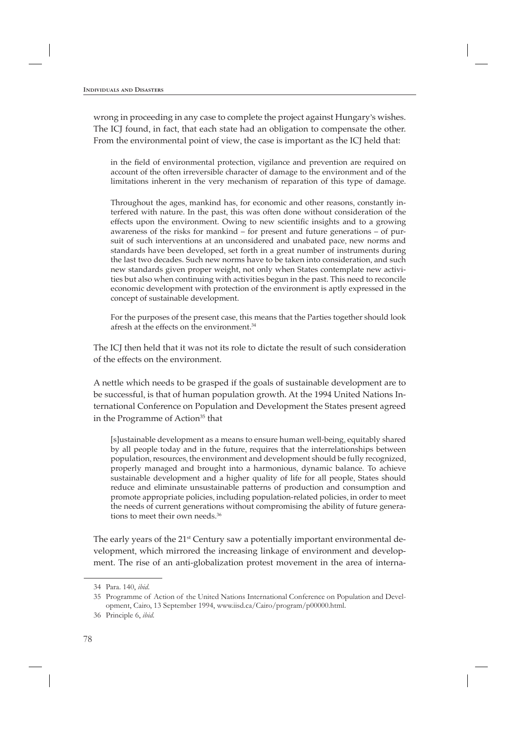wrong in proceeding in any case to complete the project against Hungary's wishes. The ICJ found, in fact, that each state had an obligation to compensate the other. From the environmental point of view, the case is important as the ICJ held that:

> in the field of environmental protection, vigilance and prevention are required on account of the often irreversible character of damage to the environment and of the limitations inherent in the very mechanism of reparation of this type of damage.
>
> Throughout the ages, mankind has, for economic and other reasons, constantly interfered with nature. In the past, this was often done without consideration of the effects upon the environment. Owing to new scientific insights and to a growing awareness of the risks for mankind – for present and future generations – of pursuit of such interventions at an unconsidered and unabated pace, new norms and standards have been developed, set forth in a great number of instruments during the last two decades. Such new norms have to be taken into consideration, and such new standards given proper weight, not only when States contemplate new activities but also when continuing with activities begun in the past. This need to reconcile economic development with protection of the environment is aptly expressed in the concept of sustainable development.
>
> For the purposes of the present case, this means that the Parties together should look afresh at the effects on the environment.[34]

The ICJ then held that it was not its role to dictate the result of such consideration of the effects on the environment.

A nettle which needs to be grasped if the goals of sustainable development are to be successful, is that of human population growth. At the 1994 United Nations International Conference on Population and Development the States present agreed in the Programme of Action[35] that

> [s]ustainable development as a means to ensure human well-being, equitably shared by all people today and in the future, requires that the interrelationships between population, resources, the environment and development should be fully recognized, properly managed and brought into a harmonious, dynamic balance. To achieve sustainable development and a higher quality of life for all people, States should reduce and eliminate unsustainable patterns of production and consumption and promote appropriate policies, including population-related policies, in order to meet the needs of current generations without compromising the ability of future generations to meet their own needs.[36]

The early years of the 21st Century saw a potentially important environmental development, which mirrored the increasing linkage of environment and development. The rise of an anti-globalization protest movement in the area of interna-

---

34 Para. 140, *ibid*.

35 Programme of Action of the United Nations International Conference on Population and Development, Cairo, 13 September 1994, www.iisd.ca/Cairo/program/p00000.html.

36 Principle 6, *ibid*.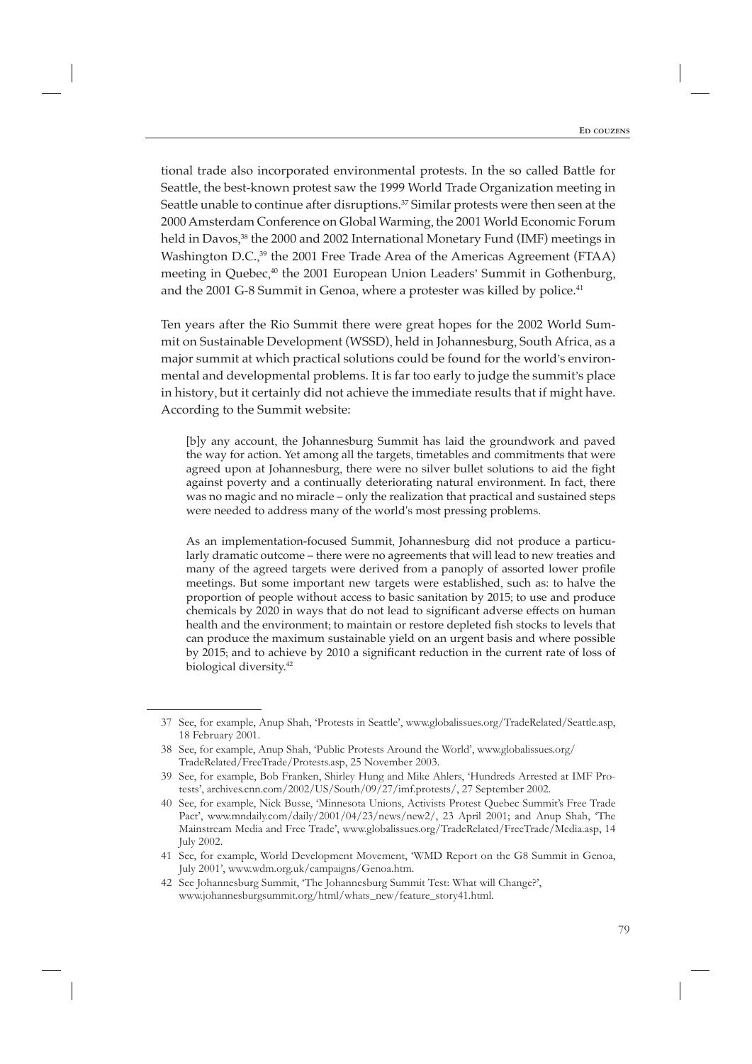tional trade also incorporated environmental protests. In the so called Battle for Seattle, the best-known protest saw the 1999 World Trade Organization meeting in Seattle unable to continue after disruptions.[37] Similar protests were then seen at the 2000 Amsterdam Conference on Global Warming, the 2001 World Economic Forum held in Davos,[38] the 2000 and 2002 International Monetary Fund (IMF) meetings in Washington D.C.,[39] the 2001 Free Trade Area of the Americas Agreement (FTAA) meeting in Quebec,[40] the 2001 European Union Leaders' Summit in Gothenburg, and the 2001 G-8 Summit in Genoa, where a protester was killed by police.[41]

Ten years after the Rio Summit there were great hopes for the 2002 World Summit on Sustainable Development (WSSD), held in Johannesburg, South Africa, as a major summit at which practical solutions could be found for the world's environmental and developmental problems. It is far too early to judge the summit's place in history, but it certainly did not achieve the immediate results that if might have. According to the Summit website:

> [b]y any account, the Johannesburg Summit has laid the groundwork and paved the way for action. Yet among all the targets, timetables and commitments that were agreed upon at Johannesburg, there were no silver bullet solutions to aid the fight against poverty and a continually deteriorating natural environment. In fact, there was no magic and no miracle – only the realization that practical and sustained steps were needed to address many of the world's most pressing problems.
>
> As an implementation-focused Summit, Johannesburg did not produce a particularly dramatic outcome – there were no agreements that will lead to new treaties and many of the agreed targets were derived from a panoply of assorted lower profile meetings. But some important new targets were established, such as: to halve the proportion of people without access to basic sanitation by 2015; to use and produce chemicals by 2020 in ways that do not lead to significant adverse effects on human health and the environment; to maintain or restore depleted fish stocks to levels that can produce the maximum sustainable yield on an urgent basis and where possible by 2015; and to achieve by 2010 a significant reduction in the current rate of loss of biological diversity.[42]

---

37 See, for example, Anup Shah, 'Protests in Seattle', www.globalissues.org/TradeRelated/Seattle.asp, 18 February 2001.

38 See, for example, Anup Shah, 'Public Protests Around the World', www.globalissues.org/TradeRelated/FreeTrade/Protests.asp, 25 November 2003.

39 See, for example, Bob Franken, Shirley Hung and Mike Ahlers, 'Hundreds Arrested at IMF Protests', archives.cnn.com/2002/US/South/09/27/imf.protests/, 27 September 2002.

40 See, for example, Nick Busse, 'Minnesota Unions, Activists Protest Quebec Summit's Free Trade Pact', www.mndaily.com/daily/2001/04/23/news/new2/, 23 April 2001; and Anup Shah, 'The Mainstream Media and Free Trade', www.globalissues.org/TradeRelated/FreeTrade/Media.asp, 14 July 2002.

41 See, for example, World Development Movement, 'WMD Report on the G8 Summit in Genoa, July 2001', www.wdm.org.uk/campaigns/Genoa.htm.

42 See Johannesburg Summit, 'The Johannesburg Summit Test: What will Change?', www.johannesburgsummit.org/html/whats_new/feature_story41.html.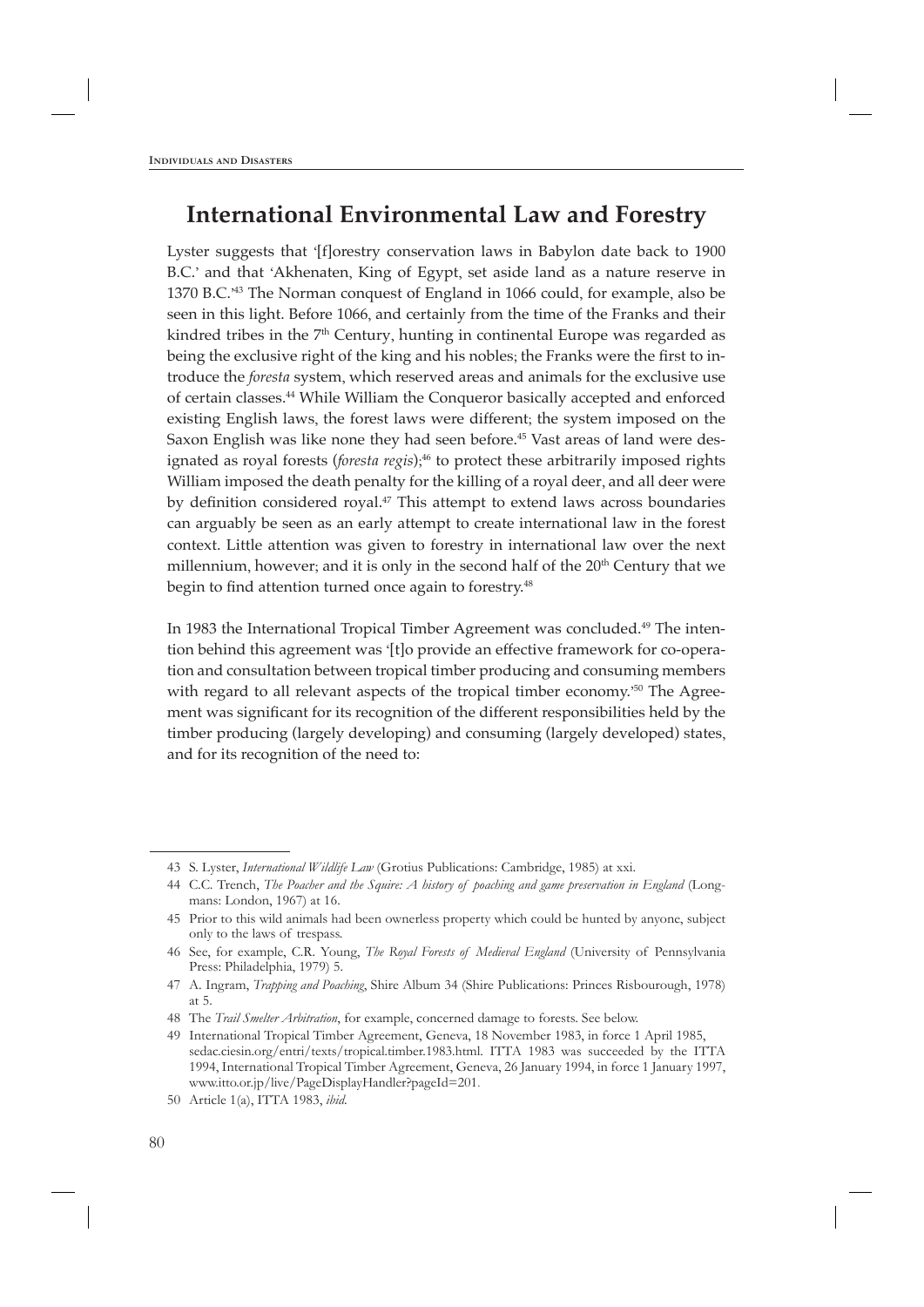## International Environmental Law and Forestry

Lyster suggests that '[f]orestry conservation laws in Babylon date back to 1900 B.C.' and that 'Akhenaten, King of Egypt, set aside land as a nature reserve in 1370 B.C.'[43] The Norman conquest of England in 1066 could, for example, also be seen in this light. Before 1066, and certainly from the time of the Franks and their kindred tribes in the 7th Century, hunting in continental Europe was regarded as being the exclusive right of the king and his nobles; the Franks were the first to introduce the *foresta* system, which reserved areas and animals for the exclusive use of certain classes.[44] While William the Conqueror basically accepted and enforced existing English laws, the forest laws were different; the system imposed on the Saxon English was like none they had seen before.[45] Vast areas of land were designated as royal forests (*foresta regis*);[46] to protect these arbitrarily imposed rights William imposed the death penalty for the killing of a royal deer, and all deer were by definition considered royal.[47] This attempt to extend laws across boundaries can arguably be seen as an early attempt to create international law in the forest context. Little attention was given to forestry in international law over the next millennium, however; and it is only in the second half of the 20th Century that we begin to find attention turned once again to forestry.[48]

In 1983 the International Tropical Timber Agreement was concluded.[49] The intention behind this agreement was '[t]o provide an effective framework for co-operation and consultation between tropical timber producing and consuming members with regard to all relevant aspects of the tropical timber economy.'[50] The Agreement was significant for its recognition of the different responsibilities held by the timber producing (largely developing) and consuming (largely developed) states, and for its recognition of the need to:

---

43 S. Lyster, *International Wildlife Law* (Grotius Publications: Cambridge, 1985) at xxi.

44 C.C. Trench, *The Poacher and the Squire: A history of poaching and game preservation in England* (Longmans: London, 1967) at 16.

45 Prior to this wild animals had been ownerless property which could be hunted by anyone, subject only to the laws of trespass.

46 See, for example, C.R. Young, *The Royal Forests of Medieval England* (University of Pennsylvania Press: Philadelphia, 1979) 5.

47 A. Ingram, *Trapping and Poaching*, Shire Album 34 (Shire Publications: Princes Risbourough, 1978) at 5.

48 The *Trail Smelter Arbitration*, for example, concerned damage to forests. See below.

49 International Tropical Timber Agreement, Geneva, 18 November 1983, in force 1 April 1985, sedac.ciesin.org/entri/texts/tropical.timber.1983.html. ITTA 1983 was succeeded by the ITTA 1994, International Tropical Timber Agreement, Geneva, 26 January 1994, in force 1 January 1997, www.itto.or.jp/live/PageDisplayHandler?pageId=201.

50 Article 1(a), ITTA 1983, *ibid*.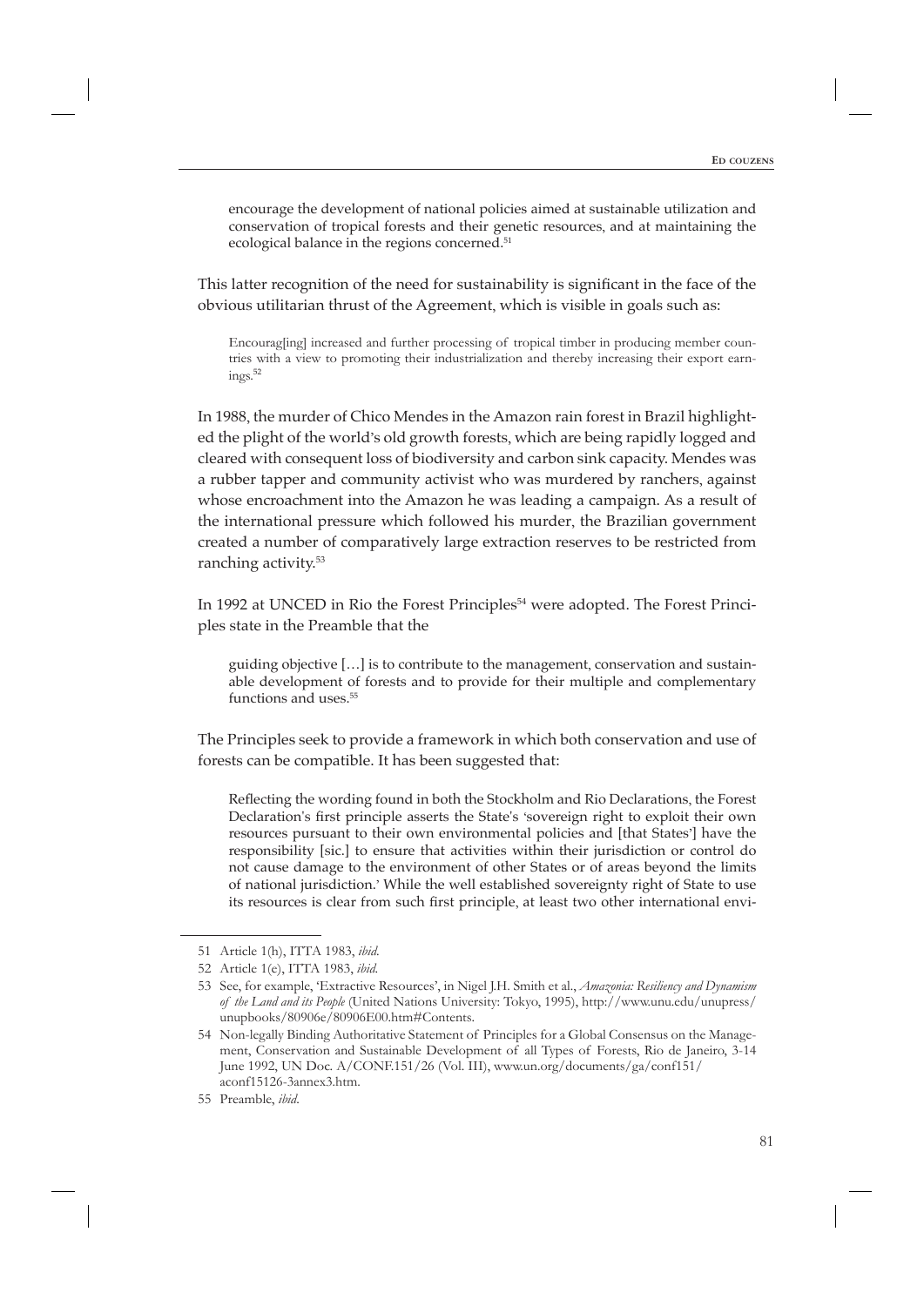> encourage the development of national policies aimed at sustainable utilization and conservation of tropical forests and their genetic resources, and at maintaining the ecological balance in the regions concerned.[51]

This latter recognition of the need for sustainability is significant in the face of the obvious utilitarian thrust of the Agreement, which is visible in goals such as:

> Encourag[ing] increased and further processing of tropical timber in producing member countries with a view to promoting their industrialization and thereby increasing their export earnings.[52]

In 1988, the murder of Chico Mendes in the Amazon rain forest in Brazil highlighted the plight of the world's old growth forests, which are being rapidly logged and cleared with consequent loss of biodiversity and carbon sink capacity. Mendes was a rubber tapper and community activist who was murdered by ranchers, against whose encroachment into the Amazon he was leading a campaign. As a result of the international pressure which followed his murder, the Brazilian government created a number of comparatively large extraction reserves to be restricted from ranching activity.[53]

In 1992 at UNCED in Rio the Forest Principles[54] were adopted. The Forest Principles state in the Preamble that the

> guiding objective […] is to contribute to the management, conservation and sustainable development of forests and to provide for their multiple and complementary functions and uses.[55]

The Principles seek to provide a framework in which both conservation and use of forests can be compatible. It has been suggested that:

> Reflecting the wording found in both the Stockholm and Rio Declarations, the Forest Declaration's first principle asserts the State's 'sovereign right to exploit their own resources pursuant to their own environmental policies and [that States'] have the responsibility [sic.] to ensure that activities within their jurisdiction or control do not cause damage to the environment of other States or of areas beyond the limits of national jurisdiction.' While the well established sovereignty right of State to use its resources is clear from such first principle, at least two other international envi-

---

51 Article 1(h), ITTA 1983, *ibid.*

52 Article 1(e), ITTA 1983, *ibid.*

53 See, for example, 'Extractive Resources', in Nigel J.H. Smith et al., *Amazonia: Resiliency and Dynamism of the Land and its People* (United Nations University: Tokyo, 1995), http://www.unu.edu/unupress/unupbooks/80906e/80906E00.htm#Contents.

54 Non-legally Binding Authoritative Statement of Principles for a Global Consensus on the Management, Conservation and Sustainable Development of all Types of Forests, Rio de Janeiro, 3-14 June 1992, UN Doc. A/CONF.151/26 (Vol. III), www.un.org/documents/ga/conf151/aconf15126-3annex3.htm.

55 Preamble, *ibid.*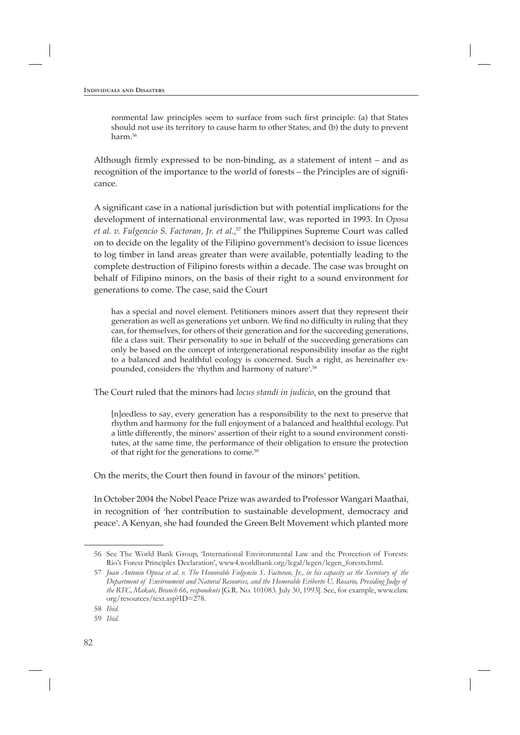ronmental law principles seem to surface from such first principle: (a) that States should not use its territory to cause harm to other States; and (b) the duty to prevent harm.[56]

Although firmly expressed to be non-binding, as a statement of intent – and as recognition of the importance to the world of forests – the Principles are of significance.

A significant case in a national jurisdiction but with potential implications for the development of international environmental law, was reported in 1993. In *Oposa et al. v. Fulgencio S. Factoran, Jr. et al.*,[57] the Philippines Supreme Court was called on to decide on the legality of the Filipino government's decision to issue licences to log timber in land areas greater than were available, potentially leading to the complete destruction of Filipino forests within a decade. The case was brought on behalf of Filipino minors, on the basis of their right to a sound environment for generations to come. The case, said the Court

> has a special and novel element. Petitioners minors assert that they represent their generation as well as generations yet unborn. We find no difficulty in ruling that they can, for themselves, for others of their generation and for the succeeding generations, file a class suit. Their personality to sue in behalf of the succeeding generations can only be based on the concept of intergenerational responsibility insofar as the right to a balanced and healthful ecology is concerned. Such a right, as hereinafter expounded, considers the 'rhythm and harmony of nature'.[58]

The Court ruled that the minors had *locus standi in judicio*, on the ground that

> [n]eedless to say, every generation has a responsibility to the next to preserve that rhythm and harmony for the full enjoyment of a balanced and healthful ecology. Put a little differently, the minors' assertion of their right to a sound environment constitutes, at the same time, the performance of their obligation to ensure the protection of that right for the generations to come.[59]

On the merits, the Court then found in favour of the minors' petition.

In October 2004 the Nobel Peace Prize was awarded to Professor Wangari Maathai, in recognition of 'her contribution to sustainable development, democracy and peace'. A Kenyan, she had founded the Green Belt Movement which planted more

---

56 See The World Bank Group, 'International Environmental Law and the Protection of Forests: Rio's Forest Principles Declaration', www4.worldbank.org/legal/legen/legen_forests.html.

57 *Juan Antonio Oposa et al. v. The Honorable Fulgencio S. Factoran, Jr., in his capacity as the Secretary of the Department of Environment and Natural Resources, and the Honorable Eriberto U. Rosario, Presiding Judge of the RTC, Makati, Branch 66, respondents* [G.R. No. 101083. July 30, 1993]. See, for example, www.elaw.org/resources/text.asp?ID=278.

58 *Ibid.*

59 *Ibid.*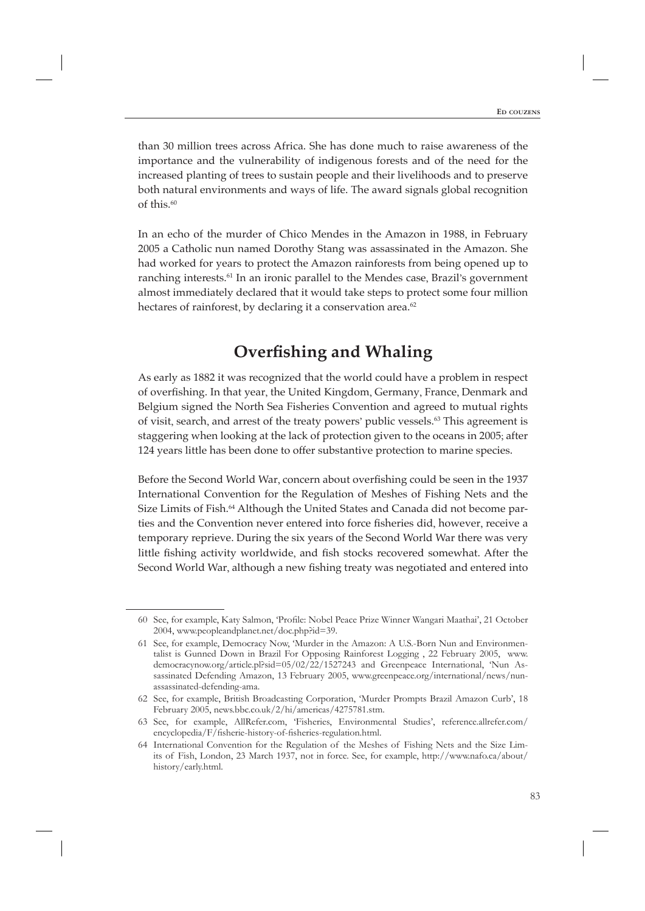than 30 million trees across Africa. She has done much to raise awareness of the importance and the vulnerability of indigenous forests and of the need for the increased planting of trees to sustain people and their livelihoods and to preserve both natural environments and ways of life. The award signals global recognition of this.[60]

In an echo of the murder of Chico Mendes in the Amazon in 1988, in February 2005 a Catholic nun named Dorothy Stang was assassinated in the Amazon. She had worked for years to protect the Amazon rainforests from being opened up to ranching interests.[61] In an ironic parallel to the Mendes case, Brazil's government almost immediately declared that it would take steps to protect some four million hectares of rainforest, by declaring it a conservation area.[62]

## Overfishing and Whaling

As early as 1882 it was recognized that the world could have a problem in respect of overfishing. In that year, the United Kingdom, Germany, France, Denmark and Belgium signed the North Sea Fisheries Convention and agreed to mutual rights of visit, search, and arrest of the treaty powers' public vessels.[63] This agreement is staggering when looking at the lack of protection given to the oceans in 2005; after 124 years little has been done to offer substantive protection to marine species.

Before the Second World War, concern about overfishing could be seen in the 1937 International Convention for the Regulation of Meshes of Fishing Nets and the Size Limits of Fish.[64] Although the United States and Canada did not become parties and the Convention never entered into force fisheries did, however, receive a temporary reprieve. During the six years of the Second World War there was very little fishing activity worldwide, and fish stocks recovered somewhat. After the Second World War, although a new fishing treaty was negotiated and entered into

---

60 See, for example, Katy Salmon, 'Profile: Nobel Peace Prize Winner Wangari Maathai', 21 October 2004, www.peopleandplanet.net/doc.php?id=39.

61 See, for example, Democracy Now, 'Murder in the Amazon: A U.S.-Born Nun and Environmentalist is Gunned Down in Brazil For Opposing Rainforest Logging , 22 February 2005, www.democracynow.org/article.pl?sid=05/02/22/1527243 and Greenpeace International, 'Nun Assassinated Defending Amazon, 13 February 2005, www.greenpeace.org/international/news/nun-assassinated-defending-ama.

62 See, for example, British Broadcasting Corporation, 'Murder Prompts Brazil Amazon Curb', 18 February 2005, news.bbc.co.uk/2/hi/americas/4275781.stm.

63 See, for example, AllRefer.com, 'Fisheries, Environmental Studies', reference.allrefer.com/encyclopedia/F/fisherie-history-of-fisheries-regulation.html.

64 International Convention for the Regulation of the Meshes of Fishing Nets and the Size Limits of Fish, London, 23 March 1937, not in force. See, for example, http://www.nafo.ca/about/history/early.html.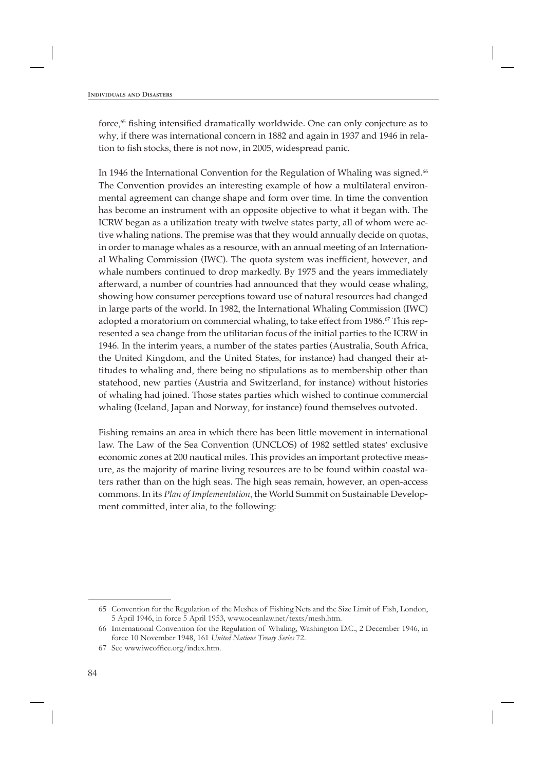force,[65] fishing intensified dramatically worldwide. One can only conjecture as to why, if there was international concern in 1882 and again in 1937 and 1946 in relation to fish stocks, there is not now, in 2005, widespread panic.

In 1946 the International Convention for the Regulation of Whaling was signed.[66] The Convention provides an interesting example of how a multilateral environmental agreement can change shape and form over time. In time the convention has become an instrument with an opposite objective to what it began with. The ICRW began as a utilization treaty with twelve states party, all of whom were active whaling nations. The premise was that they would annually decide on quotas, in order to manage whales as a resource, with an annual meeting of an International Whaling Commission (IWC). The quota system was inefficient, however, and whale numbers continued to drop markedly. By 1975 and the years immediately afterward, a number of countries had announced that they would cease whaling, showing how consumer perceptions toward use of natural resources had changed in large parts of the world. In 1982, the International Whaling Commission (IWC) adopted a moratorium on commercial whaling, to take effect from 1986.[67] This represented a sea change from the utilitarian focus of the initial parties to the ICRW in 1946. In the interim years, a number of the states parties (Australia, South Africa, the United Kingdom, and the United States, for instance) had changed their attitudes to whaling and, there being no stipulations as to membership other than statehood, new parties (Austria and Switzerland, for instance) without histories of whaling had joined. Those states parties which wished to continue commercial whaling (Iceland, Japan and Norway, for instance) found themselves outvoted.

Fishing remains an area in which there has been little movement in international law. The Law of the Sea Convention (UNCLOS) of 1982 settled states' exclusive economic zones at 200 nautical miles. This provides an important protective measure, as the majority of marine living resources are to be found within coastal waters rather than on the high seas. The high seas remain, however, an open-access commons. In its *Plan of Implementation*, the World Summit on Sustainable Development committed, inter alia, to the following:

---

65 Convention for the Regulation of the Meshes of Fishing Nets and the Size Limit of Fish, London, 5 April 1946, in force 5 April 1953, www.oceanlaw.net/texts/mesh.htm.

66 International Convention for the Regulation of Whaling, Washington D.C., 2 December 1946, in force 10 November 1948, 161 *United Nations Treaty Series* 72.

67 See www.iwcoffice.org/index.htm.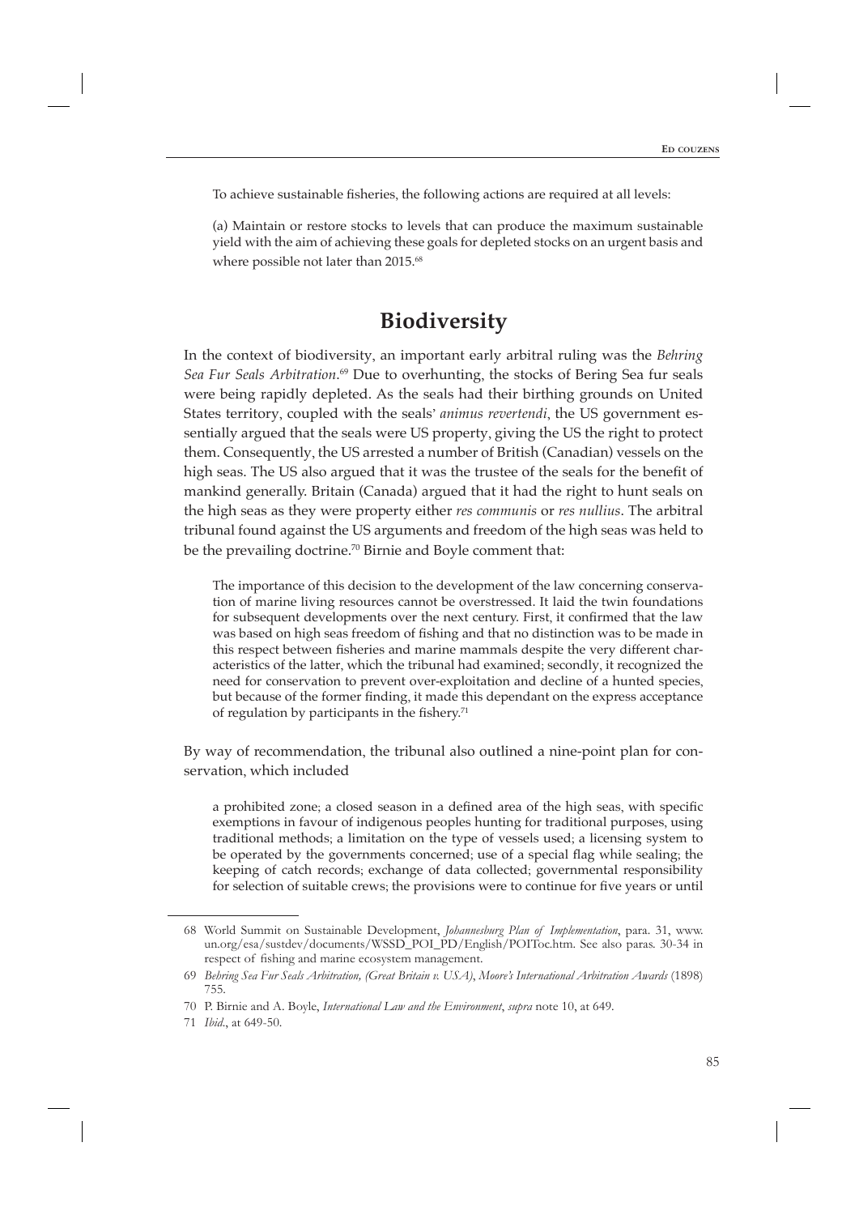To achieve sustainable fisheries, the following actions are required at all levels:

> (a) Maintain or restore stocks to levels that can produce the maximum sustainable yield with the aim of achieving these goals for depleted stocks on an urgent basis and where possible not later than 2015.[68]

## Biodiversity

In the context of biodiversity, an important early arbitral ruling was the *Behring Sea Fur Seals Arbitration*.[69] Due to overhunting, the stocks of Bering Sea fur seals were being rapidly depleted. As the seals had their birthing grounds on United States territory, coupled with the seals' *animus revertendi*, the US government essentially argued that the seals were US property, giving the US the right to protect them. Consequently, the US arrested a number of British (Canadian) vessels on the high seas. The US also argued that it was the trustee of the seals for the benefit of mankind generally. Britain (Canada) argued that it had the right to hunt seals on the high seas as they were property either *res communis* or *res nullius*. The arbitral tribunal found against the US arguments and freedom of the high seas was held to be the prevailing doctrine.[70] Birnie and Boyle comment that:

> The importance of this decision to the development of the law concerning conservation of marine living resources cannot be overstressed. It laid the twin foundations for subsequent developments over the next century. First, it confirmed that the law was based on high seas freedom of fishing and that no distinction was to be made in this respect between fisheries and marine mammals despite the very different characteristics of the latter, which the tribunal had examined; secondly, it recognized the need for conservation to prevent over-exploitation and decline of a hunted species, but because of the former finding, it made this dependant on the express acceptance of regulation by participants in the fishery.[71]

By way of recommendation, the tribunal also outlined a nine-point plan for conservation, which included

> a prohibited zone; a closed season in a defined area of the high seas, with specific exemptions in favour of indigenous peoples hunting for traditional purposes, using traditional methods; a limitation on the type of vessels used; a licensing system to be operated by the governments concerned; use of a special flag while sealing; the keeping of catch records; exchange of data collected; governmental responsibility for selection of suitable crews; the provisions were to continue for five years or until

---

68 World Summit on Sustainable Development, *Johannesburg Plan of Implementation*, para. 31, www.un.org/esa/sustdev/documents/WSSD_POI_PD/English/POIToc.htm. See also paras. 30-34 in respect of fishing and marine ecosystem management.

69 *Behring Sea Fur Seals Arbitration, (Great Britain v. USA)*, *Moore's International Arbitration Awards* (1898) 755.

70 P. Birnie and A. Boyle, *International Law and the Environment*, *supra* note 10, at 649.

71 *Ibid*., at 649-50.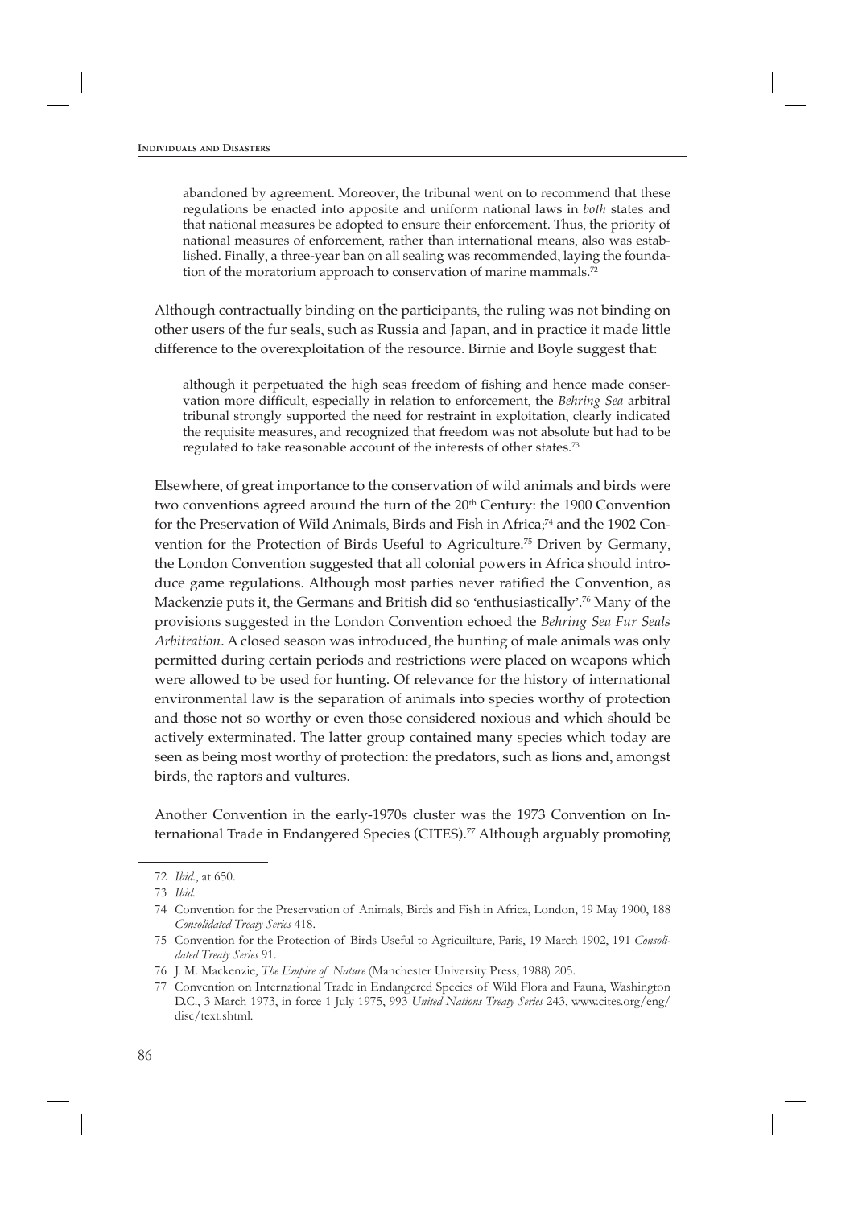> abandoned by agreement. Moreover, the tribunal went on to recommend that these regulations be enacted into apposite and uniform national laws in *both* states and that national measures be adopted to ensure their enforcement. Thus, the priority of national measures of enforcement, rather than international means, also was established. Finally, a three-year ban on all sealing was recommended, laying the foundation of the moratorium approach to conservation of marine mammals.[72]

Although contractually binding on the participants, the ruling was not binding on other users of the fur seals, such as Russia and Japan, and in practice it made little difference to the overexploitation of the resource. Birnie and Boyle suggest that:

> although it perpetuated the high seas freedom of fishing and hence made conservation more difficult, especially in relation to enforcement, the *Behring Sea* arbitral tribunal strongly supported the need for restraint in exploitation, clearly indicated the requisite measures, and recognized that freedom was not absolute but had to be regulated to take reasonable account of the interests of other states.[73]

Elsewhere, of great importance to the conservation of wild animals and birds were two conventions agreed around the turn of the 20th Century: the 1900 Convention for the Preservation of Wild Animals, Birds and Fish in Africa;[74] and the 1902 Convention for the Protection of Birds Useful to Agriculture.[75] Driven by Germany, the London Convention suggested that all colonial powers in Africa should introduce game regulations. Although most parties never ratified the Convention, as Mackenzie puts it, the Germans and British did so 'enthusiastically'.[76] Many of the provisions suggested in the London Convention echoed the *Behring Sea Fur Seals Arbitration*. A closed season was introduced, the hunting of male animals was only permitted during certain periods and restrictions were placed on weapons which were allowed to be used for hunting. Of relevance for the history of international environmental law is the separation of animals into species worthy of protection and those not so worthy or even those considered noxious and which should be actively exterminated. The latter group contained many species which today are seen as being most worthy of protection: the predators, such as lions and, amongst birds, the raptors and vultures.

Another Convention in the early-1970s cluster was the 1973 Convention on International Trade in Endangered Species (CITES).[77] Although arguably promoting

---

72 *Ibid.*, at 650.

73 *Ibid.*

74 Convention for the Preservation of Animals, Birds and Fish in Africa, London, 19 May 1900, 188 *Consolidated Treaty Series* 418.

75 Convention for the Protection of Birds Useful to Agricuilture, Paris, 19 March 1902, 191 *Consolidated Treaty Series* 91.

76 J. M. Mackenzie, *The Empire of Nature* (Manchester University Press, 1988) 205.

77 Convention on International Trade in Endangered Species of Wild Flora and Fauna, Washington D.C., 3 March 1973, in force 1 July 1975, 993 *United Nations Treaty Series* 243, www.cites.org/eng/disc/text.shtml.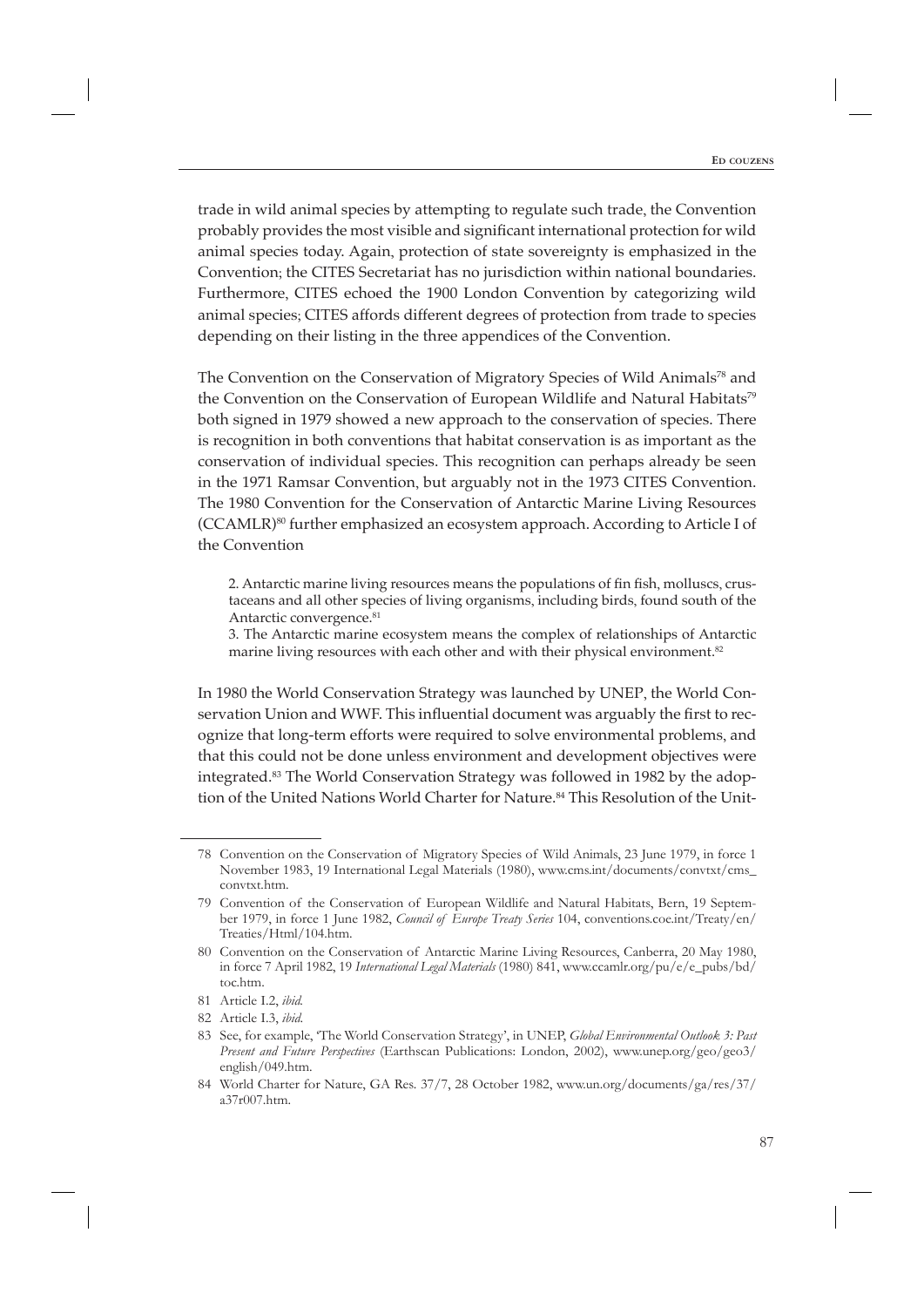trade in wild animal species by attempting to regulate such trade, the Convention probably provides the most visible and significant international protection for wild animal species today. Again, protection of state sovereignty is emphasized in the Convention; the CITES Secretariat has no jurisdiction within national boundaries. Furthermore, CITES echoed the 1900 London Convention by categorizing wild animal species; CITES affords different degrees of protection from trade to species depending on their listing in the three appendices of the Convention.

The Convention on the Conservation of Migratory Species of Wild Animals[78] and the Convention on the Conservation of European Wildlife and Natural Habitats[79] both signed in 1979 showed a new approach to the conservation of species. There is recognition in both conventions that habitat conservation is as important as the conservation of individual species. This recognition can perhaps already be seen in the 1971 Ramsar Convention, but arguably not in the 1973 CITES Convention. The 1980 Convention for the Conservation of Antarctic Marine Living Resources (CCAMLR)[80] further emphasized an ecosystem approach. According to Article I of the Convention

> 2. Antarctic marine living resources means the populations of fin fish, molluscs, crustaceans and all other species of living organisms, including birds, found south of the Antarctic convergence.[81]
> 3. The Antarctic marine ecosystem means the complex of relationships of Antarctic marine living resources with each other and with their physical environment.[82]

In 1980 the World Conservation Strategy was launched by UNEP, the World Conservation Union and WWF. This influential document was arguably the first to recognize that long-term efforts were required to solve environmental problems, and that this could not be done unless environment and development objectives were integrated.[83] The World Conservation Strategy was followed in 1982 by the adoption of the United Nations World Charter for Nature.[84] This Resolution of the Unit-

---

78 Convention on the Conservation of Migratory Species of Wild Animals, 23 June 1979, in force 1 November 1983, 19 International Legal Materials (1980), www.cms.int/documents/convtxt/cms_convtxt.htm.

79 Convention of the Conservation of European Wildlife and Natural Habitats, Bern, 19 September 1979, in force 1 June 1982, *Council of Europe Treaty Series* 104, conventions.coe.int/Treaty/en/Treaties/Html/104.htm.

80 Convention on the Conservation of Antarctic Marine Living Resources, Canberra, 20 May 1980, in force 7 April 1982, 19 *International Legal Materials* (1980) 841, www.ccamlr.org/pu/e/e_pubs/bd/toc.htm.

81 Article I.2, *ibid.*

82 Article I.3, *ibid.*

83 See, for example, 'The World Conservation Strategy', in UNEP, *Global Environmental Outlook 3: Past Present and Future Perspectives* (Earthscan Publications: London, 2002), www.unep.org/geo/geo3/english/049.htm.

84 World Charter for Nature, GA Res. 37/7, 28 October 1982, www.un.org/documents/ga/res/37/a37r007.htm.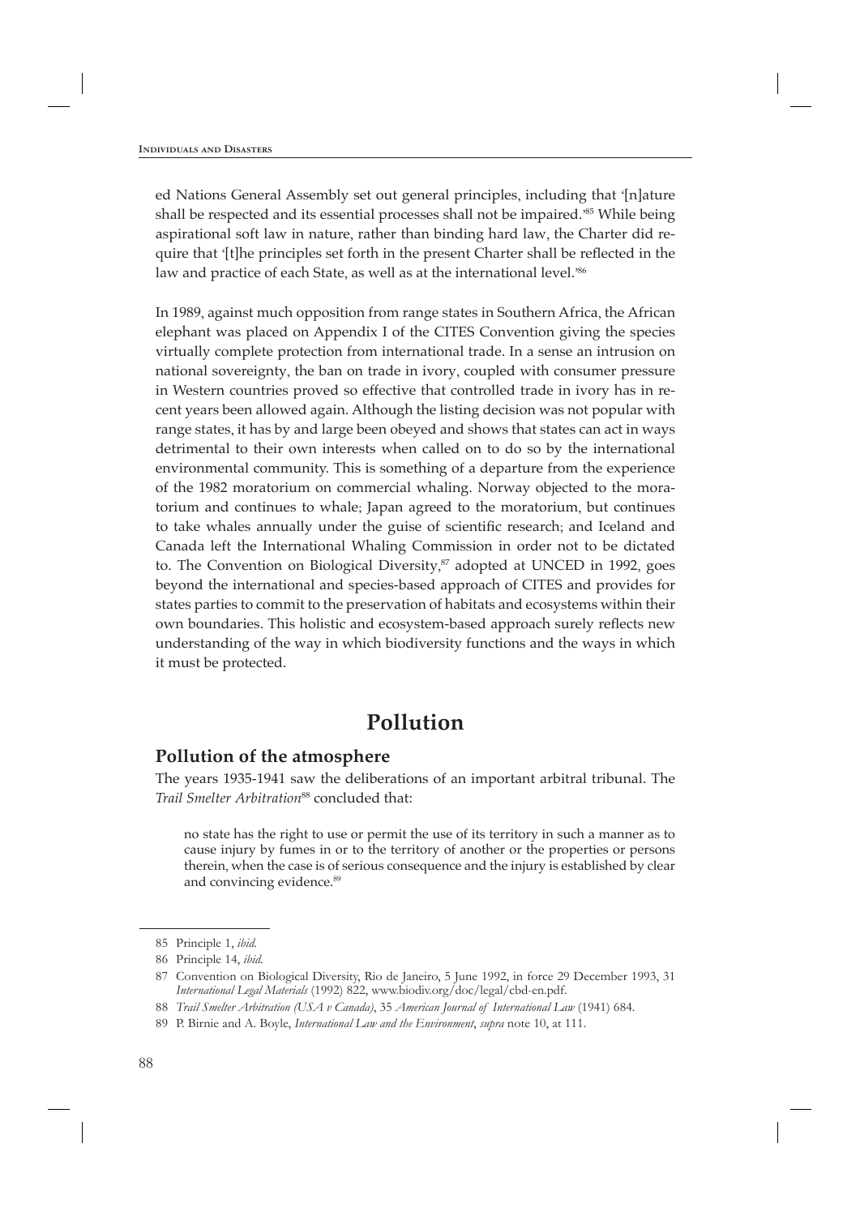ed Nations General Assembly set out general principles, including that '[n]ature shall be respected and its essential processes shall not be impaired.'[85] While being aspirational soft law in nature, rather than binding hard law, the Charter did require that '[t]he principles set forth in the present Charter shall be reflected in the law and practice of each State, as well as at the international level.'[86]

In 1989, against much opposition from range states in Southern Africa, the African elephant was placed on Appendix I of the CITES Convention giving the species virtually complete protection from international trade. In a sense an intrusion on national sovereignty, the ban on trade in ivory, coupled with consumer pressure in Western countries proved so effective that controlled trade in ivory has in recent years been allowed again. Although the listing decision was not popular with range states, it has by and large been obeyed and shows that states can act in ways detrimental to their own interests when called on to do so by the international environmental community. This is something of a departure from the experience of the 1982 moratorium on commercial whaling. Norway objected to the moratorium and continues to whale; Japan agreed to the moratorium, but continues to take whales annually under the guise of scientific research; and Iceland and Canada left the International Whaling Commission in order not to be dictated to. The Convention on Biological Diversity,[87] adopted at UNCED in 1992, goes beyond the international and species-based approach of CITES and provides for states parties to commit to the preservation of habitats and ecosystems within their own boundaries. This holistic and ecosystem-based approach surely reflects new understanding of the way in which biodiversity functions and the ways in which it must be protected.

## Pollution

### Pollution of the atmosphere

The years 1935-1941 saw the deliberations of an important arbitral tribunal. The *Trail Smelter Arbitration*[88] concluded that:

> no state has the right to use or permit the use of its territory in such a manner as to cause injury by fumes in or to the territory of another or the properties or persons therein, when the case is of serious consequence and the injury is established by clear and convincing evidence.[89]

---

85 Principle 1, *ibid*.

86 Principle 14, *ibid*.

87 Convention on Biological Diversity, Rio de Janeiro, 5 June 1992, in force 29 December 1993, 31 *International Legal Materials* (1992) 822, www.biodiv.org/doc/legal/cbd-en.pdf.

88 *Trail Smelter Arbitration (USA v Canada)*, 35 *American Journal of International Law* (1941) 684.

89 P. Birnie and A. Boyle, *International Law and the Environment*, *supra* note 10, at 111.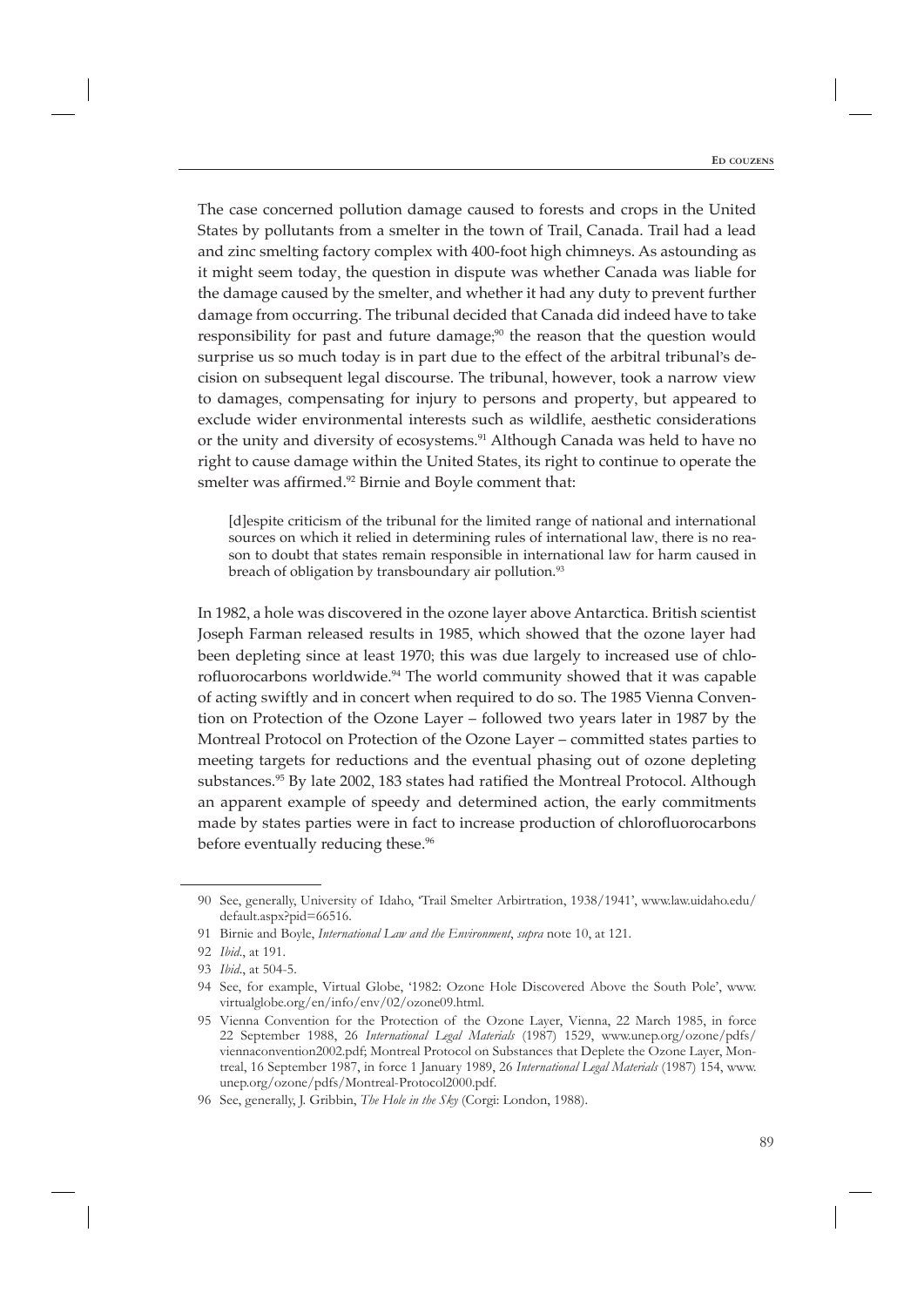The case concerned pollution damage caused to forests and crops in the United States by pollutants from a smelter in the town of Trail, Canada. Trail had a lead and zinc smelting factory complex with 400-foot high chimneys. As astounding as it might seem today, the question in dispute was whether Canada was liable for the damage caused by the smelter, and whether it had any duty to prevent further damage from occurring. The tribunal decided that Canada did indeed have to take responsibility for past and future damage;[90] the reason that the question would surprise us so much today is in part due to the effect of the arbitral tribunal's decision on subsequent legal discourse. The tribunal, however, took a narrow view to damages, compensating for injury to persons and property, but appeared to exclude wider environmental interests such as wildlife, aesthetic considerations or the unity and diversity of ecosystems.[91] Although Canada was held to have no right to cause damage within the United States, its right to continue to operate the smelter was affirmed.[92] Birnie and Boyle comment that:

> [d]espite criticism of the tribunal for the limited range of national and international sources on which it relied in determining rules of international law, there is no reason to doubt that states remain responsible in international law for harm caused in breach of obligation by transboundary air pollution.[93]

In 1982, a hole was discovered in the ozone layer above Antarctica. British scientist Joseph Farman released results in 1985, which showed that the ozone layer had been depleting since at least 1970; this was due largely to increased use of chlorofluorocarbons worldwide.[94] The world community showed that it was capable of acting swiftly and in concert when required to do so. The 1985 Vienna Convention on Protection of the Ozone Layer – followed two years later in 1987 by the Montreal Protocol on Protection of the Ozone Layer – committed states parties to meeting targets for reductions and the eventual phasing out of ozone depleting substances.[95] By late 2002, 183 states had ratified the Montreal Protocol. Although an apparent example of speedy and determined action, the early commitments made by states parties were in fact to increase production of chlorofluorocarbons before eventually reducing these.[96]

---

90 See, generally, University of Idaho, 'Trail Smelter Arbirtration, 1938/1941', www.law.uidaho.edu/default.aspx?pid=66516.

91 Birnie and Boyle, *International Law and the Environment*, *supra* note 10, at 121.

92 *Ibid*., at 191.

93 *Ibid*., at 504-5.

94 See, for example, Virtual Globe, '1982: Ozone Hole Discovered Above the South Pole', www.virtualglobe.org/en/info/env/02/ozone09.html.

95 Vienna Convention for the Protection of the Ozone Layer, Vienna, 22 March 1985, in force 22 September 1988, 26 *International Legal Materials* (1987) 1529, www.unep.org/ozone/pdfs/viennaconvention2002.pdf; Montreal Protocol on Substances that Deplete the Ozone Layer, Montreal, 16 September 1987, in force 1 January 1989, 26 *International Legal Materials* (1987) 154, www.unep.org/ozone/pdfs/Montreal-Protocol2000.pdf.

96 See, generally, J. Gribbin, *The Hole in the Sky* (Corgi: London, 1988).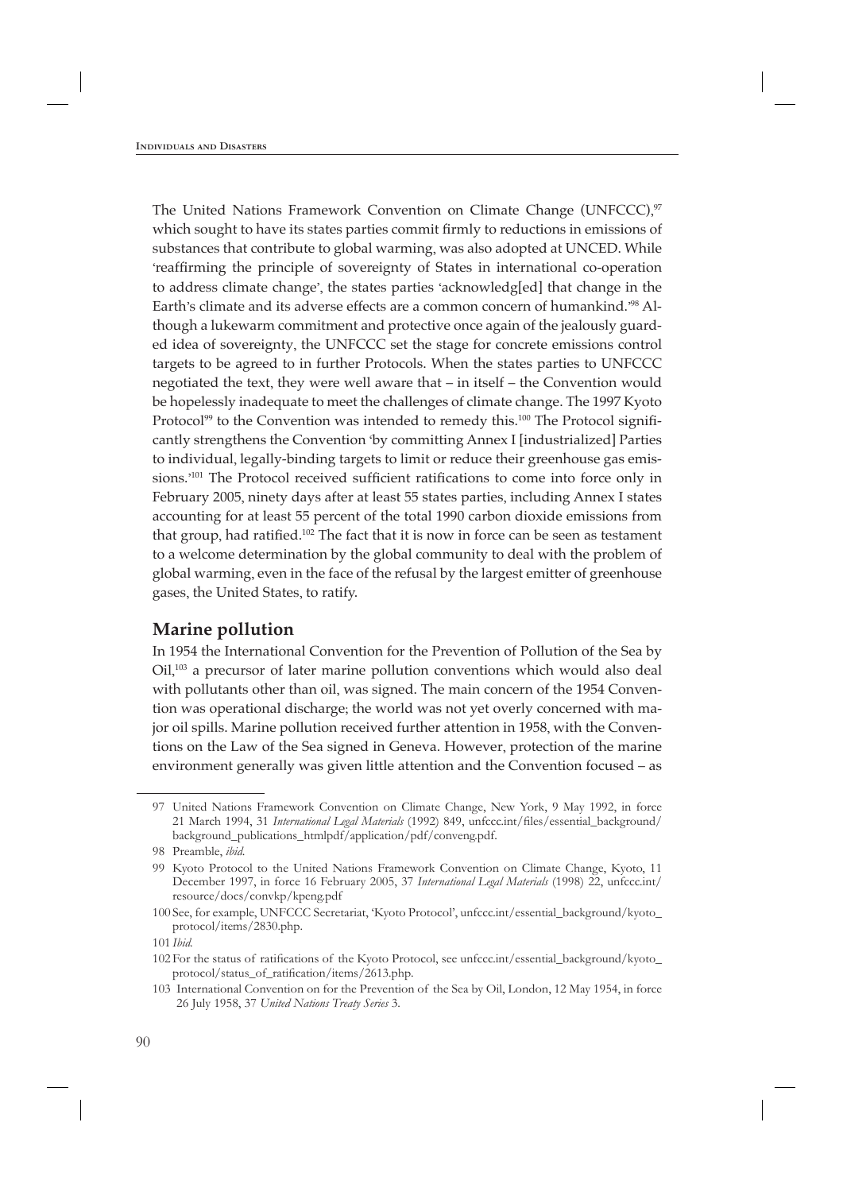The United Nations Framework Convention on Climate Change (UNFCCC),[97] which sought to have its states parties commit firmly to reductions in emissions of substances that contribute to global warming, was also adopted at UNCED. While 'reaffirming the principle of sovereignty of States in international co-operation to address climate change', the states parties 'acknowledg[ed] that change in the Earth's climate and its adverse effects are a common concern of humankind.'[98] Although a lukewarm commitment and protective once again of the jealously guarded idea of sovereignty, the UNFCCC set the stage for concrete emissions control targets to be agreed to in further Protocols. When the states parties to UNFCCC negotiated the text, they were well aware that – in itself – the Convention would be hopelessly inadequate to meet the challenges of climate change. The 1997 Kyoto Protocol[99] to the Convention was intended to remedy this.[100] The Protocol significantly strengthens the Convention 'by committing Annex I [industrialized] Parties to individual, legally-binding targets to limit or reduce their greenhouse gas emissions.'[101] The Protocol received sufficient ratifications to come into force only in February 2005, ninety days after at least 55 states parties, including Annex I states accounting for at least 55 percent of the total 1990 carbon dioxide emissions from that group, had ratified.[102] The fact that it is now in force can be seen as testament to a welcome determination by the global community to deal with the problem of global warming, even in the face of the refusal by the largest emitter of greenhouse gases, the United States, to ratify.

## Marine pollution

In 1954 the International Convention for the Prevention of Pollution of the Sea by Oil,[103] a precursor of later marine pollution conventions which would also deal with pollutants other than oil, was signed. The main concern of the 1954 Convention was operational discharge; the world was not yet overly concerned with major oil spills. Marine pollution received further attention in 1958, with the Conventions on the Law of the Sea signed in Geneva. However, protection of the marine environment generally was given little attention and the Convention focused – as

---

97 United Nations Framework Convention on Climate Change, New York, 9 May 1992, in force 21 March 1994, 31 *International Legal Materials* (1992) 849, unfccc.int/files/essential_background/background_publications_htmlpdf/application/pdf/conveng.pdf.

98 Preamble, *ibid.*

99 Kyoto Protocol to the United Nations Framework Convention on Climate Change, Kyoto, 11 December 1997, in force 16 February 2005, 37 *International Legal Materials* (1998) 22, unfccc.int/resource/docs/convkp/kpeng.pdf

100 See, for example, UNFCCC Secretariat, 'Kyoto Protocol', unfccc.int/essential_background/kyoto_protocol/items/2830.php.

101 *Ibid.*

102 For the status of ratifications of the Kyoto Protocol, see unfccc.int/essential_background/kyoto_protocol/status_of_ratification/items/2613.php.

103 International Convention on for the Prevention of the Sea by Oil, London, 12 May 1954, in force 26 July 1958, 37 *United Nations Treaty Series* 3.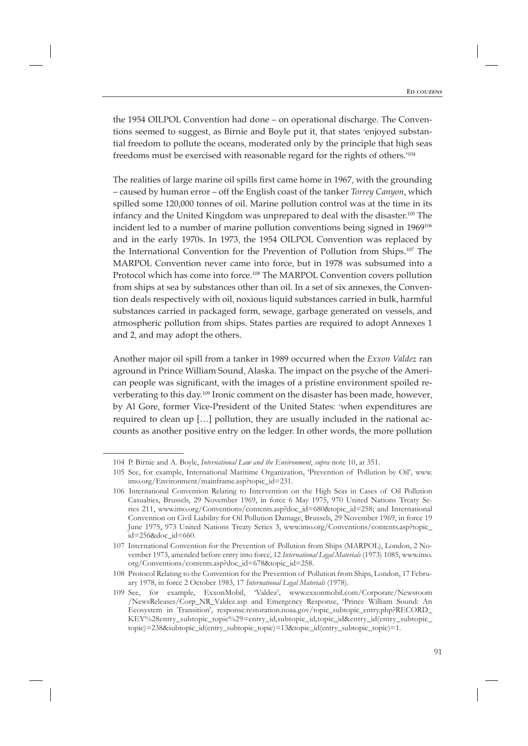the 1954 OILPOL Convention had done – on operational discharge. The Conventions seemed to suggest, as Birnie and Boyle put it, that states 'enjoyed substantial freedom to pollute the oceans, moderated only by the principle that high seas freedoms must be exercised with reasonable regard for the rights of others.'[104]

The realities of large marine oil spills first came home in 1967, with the grounding – caused by human error – off the English coast of the tanker *Torrey Canyon*, which spilled some 120,000 tonnes of oil. Marine pollution control was at the time in its infancy and the United Kingdom was unprepared to deal with the disaster.[105] The incident led to a number of marine pollution conventions being signed in 1969[106] and in the early 1970s. In 1973, the 1954 OILPOL Convention was replaced by the International Convention for the Prevention of Pollution from Ships.[107] The MARPOL Convention never came into force, but in 1978 was subsumed into a Protocol which has come into force.[108] The MARPOL Convention covers pollution from ships at sea by substances other than oil. In a set of six annexes, the Convention deals respectively with oil, noxious liquid substances carried in bulk, harmful substances carried in packaged form, sewage, garbage generated on vessels, and atmospheric pollution from ships. States parties are required to adopt Annexes 1 and 2, and may adopt the others.

Another major oil spill from a tanker in 1989 occurred when the *Exxon Valdez* ran aground in Prince William Sound, Alaska. The impact on the psyche of the American people was significant, with the images of a pristine environment spoiled reverberating to this day.[109] Ironic comment on the disaster has been made, however, by Al Gore, former Vice-President of the United States: 'when expenditures are required to clean up […] pollution, they are usually included in the national accounts as another positive entry on the ledger. In other words, the more pollution

---

104 P. Birnie and A. Boyle, *International Law and the Environment*, *supra* note 10, at 351.

105 See, for example, International Maritime Organization, 'Prevention of Pollution by Oil', www.imo.org/Environment/mainframe.asp?topic_id=231.

106 International Convention Relating to Intervention on the High Seas in Cases of Oil Pollution Casualties, Brussels, 29 November 1969, in force 6 May 1975, 970 United Nations Treaty Series 211, www.imo.org/Conventions/contents.asp?doc_id=680&topic_id=258; and International Convention on Civil Liability for Oil Pollution Damage, Brussels, 29 November 1969, in force 19 June 1975, 973 United Nations Treaty Series 3, www.imo.org/Conventions/contents.asp?topic_id=256&doc_id=660.

107 International Convention for the Prevention of Pollution from Ships (MARPOL), London, 2 November 1973, amended before entry into force, 12 *International Legal Materials* (1973) 1085, www.imo.org/Conventions/contents.asp?doc_id=678&topic_id=258.

108 Protocol Relating to the Convention for the Prevention of Pollution from Ships, London, 17 February 1978, in force 2 October 1983, 17 *International Legal Materials* (1978).

109 See, for example, ExxonMobil, 'Valdez', www.exxonmobil.com/Corporate/Newsroom/NewsReleases/Corp_NR_Valdez.asp and Emergency Response, 'Prince William Sound: An Ecosystem in Transition', response.restoration.noaa.gov/topic_subtopic_entry.php?RECORD_KEY%28entry_subtopic_topic%29=entry_id,subtopic_id,topic_id&entry_id(entry_subtopic_topic)=238&subtopic_id(entry_subtopic_topic)=13&topic_id(entry_subtopic_topic)=1.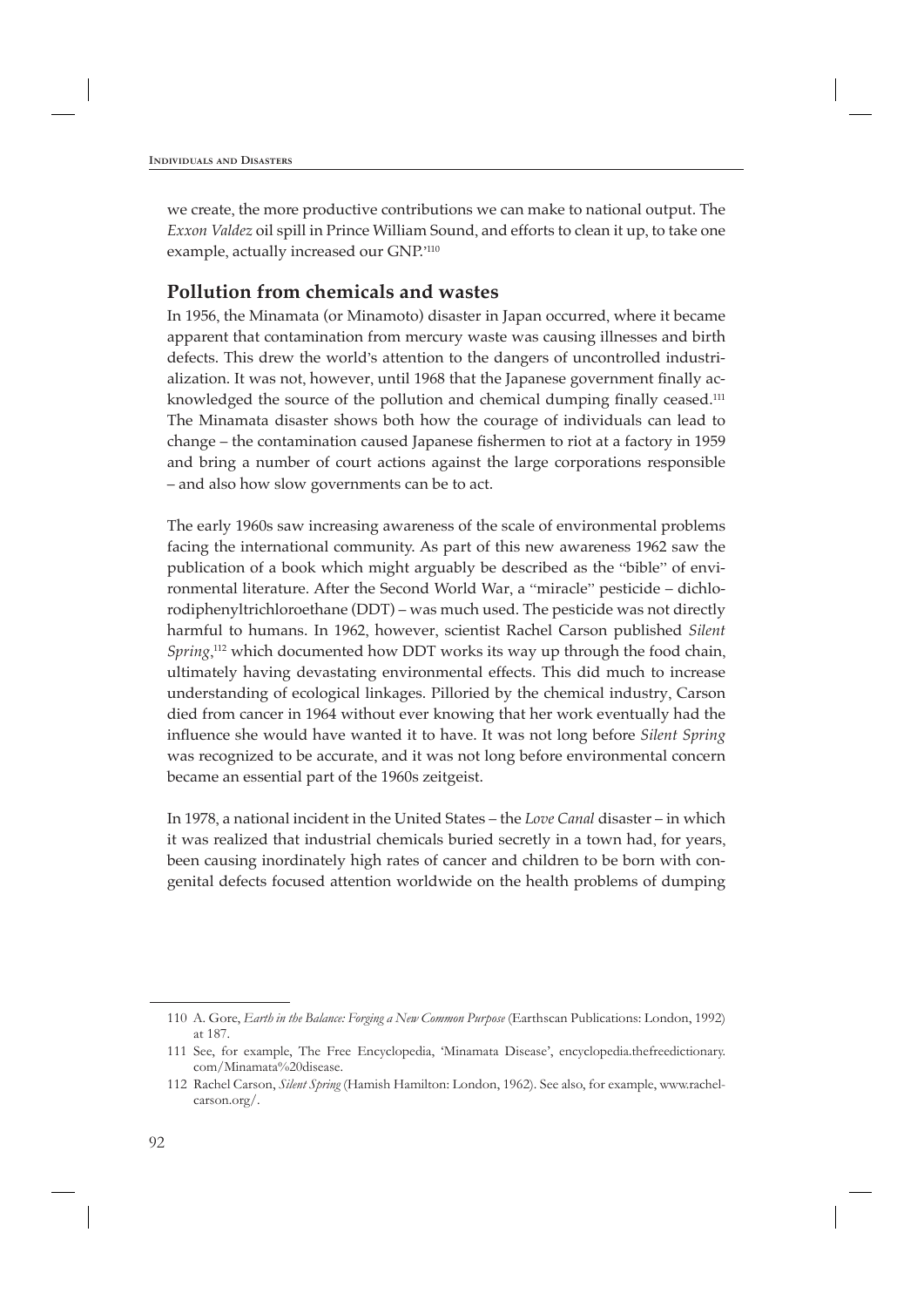we create, the more productive contributions we can make to national output. The *Exxon Valdez* oil spill in Prince William Sound, and efforts to clean it up, to take one example, actually increased our GNP.'[110]

## Pollution from chemicals and wastes

In 1956, the Minamata (or Minamoto) disaster in Japan occurred, where it became apparent that contamination from mercury waste was causing illnesses and birth defects. This drew the world's attention to the dangers of uncontrolled industrialization. It was not, however, until 1968 that the Japanese government finally acknowledged the source of the pollution and chemical dumping finally ceased.[111] The Minamata disaster shows both how the courage of individuals can lead to change – the contamination caused Japanese fishermen to riot at a factory in 1959 and bring a number of court actions against the large corporations responsible – and also how slow governments can be to act.

The early 1960s saw increasing awareness of the scale of environmental problems facing the international community. As part of this new awareness 1962 saw the publication of a book which might arguably be described as the "bible" of environmental literature. After the Second World War, a "miracle" pesticide – dichlorodiphenyltrichloroethane (DDT) – was much used. The pesticide was not directly harmful to humans. In 1962, however, scientist Rachel Carson published *Silent Spring*,[112] which documented how DDT works its way up through the food chain, ultimately having devastating environmental effects. This did much to increase understanding of ecological linkages. Pilloried by the chemical industry, Carson died from cancer in 1964 without ever knowing that her work eventually had the influence she would have wanted it to have. It was not long before *Silent Spring* was recognized to be accurate, and it was not long before environmental concern became an essential part of the 1960s zeitgeist.

In 1978, a national incident in the United States – the *Love Canal* disaster – in which it was realized that industrial chemicals buried secretly in a town had, for years, been causing inordinately high rates of cancer and children to be born with congenital defects focused attention worldwide on the health problems of dumping

110 A. Gore, *Earth in the Balance: Forging a New Common Purpose* (Earthscan Publications: London, 1992) at 187.

111 See, for example, The Free Encyclopedia, 'Minamata Disease', encyclopedia.thefreedictionary.com/Minamata%20disease.

112 Rachel Carson, *Silent Spring* (Hamish Hamilton: London, 1962). See also, for example, www.rachelcarson.org/.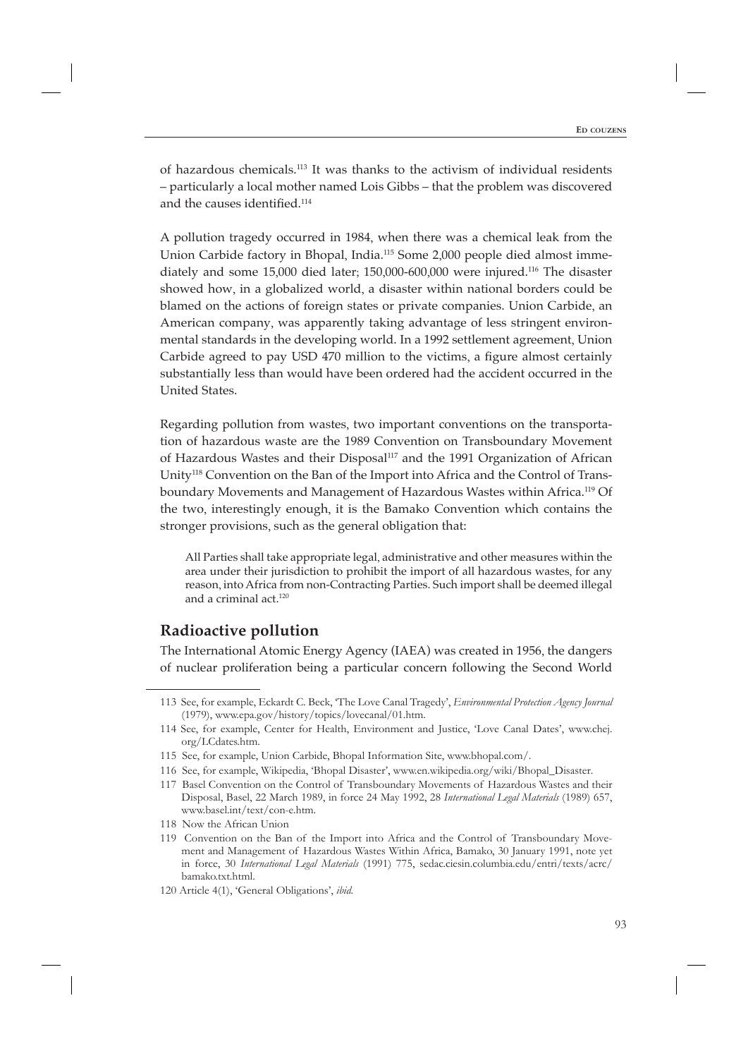of hazardous chemicals.[113] It was thanks to the activism of individual residents – particularly a local mother named Lois Gibbs – that the problem was discovered and the causes identified.[114]

A pollution tragedy occurred in 1984, when there was a chemical leak from the Union Carbide factory in Bhopal, India.[115] Some 2,000 people died almost immediately and some 15,000 died later; 150,000-600,000 were injured.[116] The disaster showed how, in a globalized world, a disaster within national borders could be blamed on the actions of foreign states or private companies. Union Carbide, an American company, was apparently taking advantage of less stringent environmental standards in the developing world. In a 1992 settlement agreement, Union Carbide agreed to pay USD 470 million to the victims, a figure almost certainly substantially less than would have been ordered had the accident occurred in the United States.

Regarding pollution from wastes, two important conventions on the transportation of hazardous waste are the 1989 Convention on Transboundary Movement of Hazardous Wastes and their Disposal[117] and the 1991 Organization of African Unity[118] Convention on the Ban of the Import into Africa and the Control of Transboundary Movements and Management of Hazardous Wastes within Africa.[119] Of the two, interestingly enough, it is the Bamako Convention which contains the stronger provisions, such as the general obligation that:

> All Parties shall take appropriate legal, administrative and other measures within the area under their jurisdiction to prohibit the import of all hazardous wastes, for any reason, into Africa from non-Contracting Parties. Such import shall be deemed illegal and a criminal act.[120]

## Radioactive pollution

The International Atomic Energy Agency (IAEA) was created in 1956, the dangers of nuclear proliferation being a particular concern following the Second World

---

113 See, for example, Eckardt C. Beck, 'The Love Canal Tragedy', *Environmental Protection Agency Journal* (1979), www.epa.gov/history/topics/lovecanal/01.htm.

114 See, for example, Center for Health, Environment and Justice, 'Love Canal Dates', www.chej.org/LCdates.htm.

115 See, for example, Union Carbide, Bhopal Information Site, www.bhopal.com/.

116 See, for example, Wikipedia, 'Bhopal Disaster', www.en.wikipedia.org/wiki/Bhopal_Disaster.

117 Basel Convention on the Control of Transboundary Movements of Hazardous Wastes and their Disposal, Basel, 22 March 1989, in force 24 May 1992, 28 *International Legal Materials* (1989) 657, www.basel.int/text/con-e.htm.

118 Now the African Union

119 Convention on the Ban of the Import into Africa and the Control of Transboundary Movement and Management of Hazardous Wastes Within Africa, Bamako, 30 January 1991, note yet in force, 30 *International Legal Materials* (1991) 775, sedac.ciesin.columbia.edu/entri/texts/acrc/bamako.txt.html.

120 Article 4(1), 'General Obligations', *ibid.*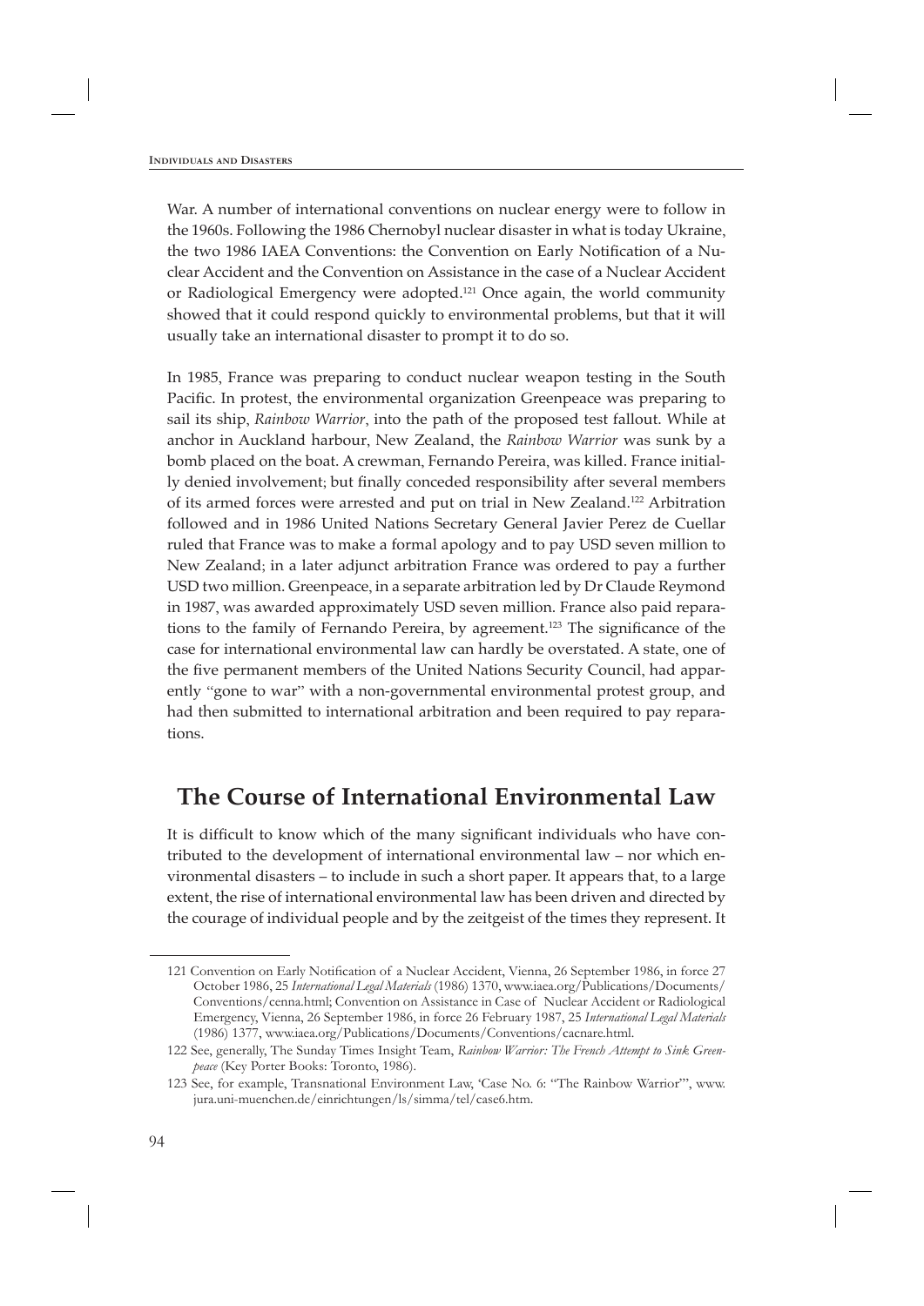War. A number of international conventions on nuclear energy were to follow in the 1960s. Following the 1986 Chernobyl nuclear disaster in what is today Ukraine, the two 1986 IAEA Conventions: the Convention on Early Notification of a Nuclear Accident and the Convention on Assistance in the case of a Nuclear Accident or Radiological Emergency were adopted.[121] Once again, the world community showed that it could respond quickly to environmental problems, but that it will usually take an international disaster to prompt it to do so.

In 1985, France was preparing to conduct nuclear weapon testing in the South Pacific. In protest, the environmental organization Greenpeace was preparing to sail its ship, *Rainbow Warrior*, into the path of the proposed test fallout. While at anchor in Auckland harbour, New Zealand, the *Rainbow Warrior* was sunk by a bomb placed on the boat. A crewman, Fernando Pereira, was killed. France initially denied involvement; but finally conceded responsibility after several members of its armed forces were arrested and put on trial in New Zealand.[122] Arbitration followed and in 1986 United Nations Secretary General Javier Perez de Cuellar ruled that France was to make a formal apology and to pay USD seven million to New Zealand; in a later adjunct arbitration France was ordered to pay a further USD two million. Greenpeace, in a separate arbitration led by Dr Claude Reymond in 1987, was awarded approximately USD seven million. France also paid reparations to the family of Fernando Pereira, by agreement.[123] The significance of the case for international environmental law can hardly be overstated. A state, one of the five permanent members of the United Nations Security Council, had apparently "gone to war" with a non-governmental environmental protest group, and had then submitted to international arbitration and been required to pay reparations.

## The Course of International Environmental Law

It is difficult to know which of the many significant individuals who have contributed to the development of international environmental law – nor which environmental disasters – to include in such a short paper. It appears that, to a large extent, the rise of international environmental law has been driven and directed by the courage of individual people and by the zeitgeist of the times they represent. It

---

121 Convention on Early Notification of a Nuclear Accident, Vienna, 26 September 1986, in force 27 October 1986, 25 *International Legal Materials* (1986) 1370, www.iaea.org/Publications/Documents/Conventions/cenna.html; Convention on Assistance in Case of Nuclear Accident or Radiological Emergency, Vienna, 26 September 1986, in force 26 February 1987, 25 *International Legal Materials* (1986) 1377, www.iaea.org/Publications/Documents/Conventions/cacnare.html.

122 See, generally, The Sunday Times Insight Team, *Rainbow Warrior: The French Attempt to Sink Greenpeace* (Key Porter Books: Toronto, 1986).

123 See, for example, Transnational Environment Law, 'Case No. 6: "The Rainbow Warrior"', www.jura.uni-muenchen.de/einrichtungen/ls/simma/tel/case6.htm.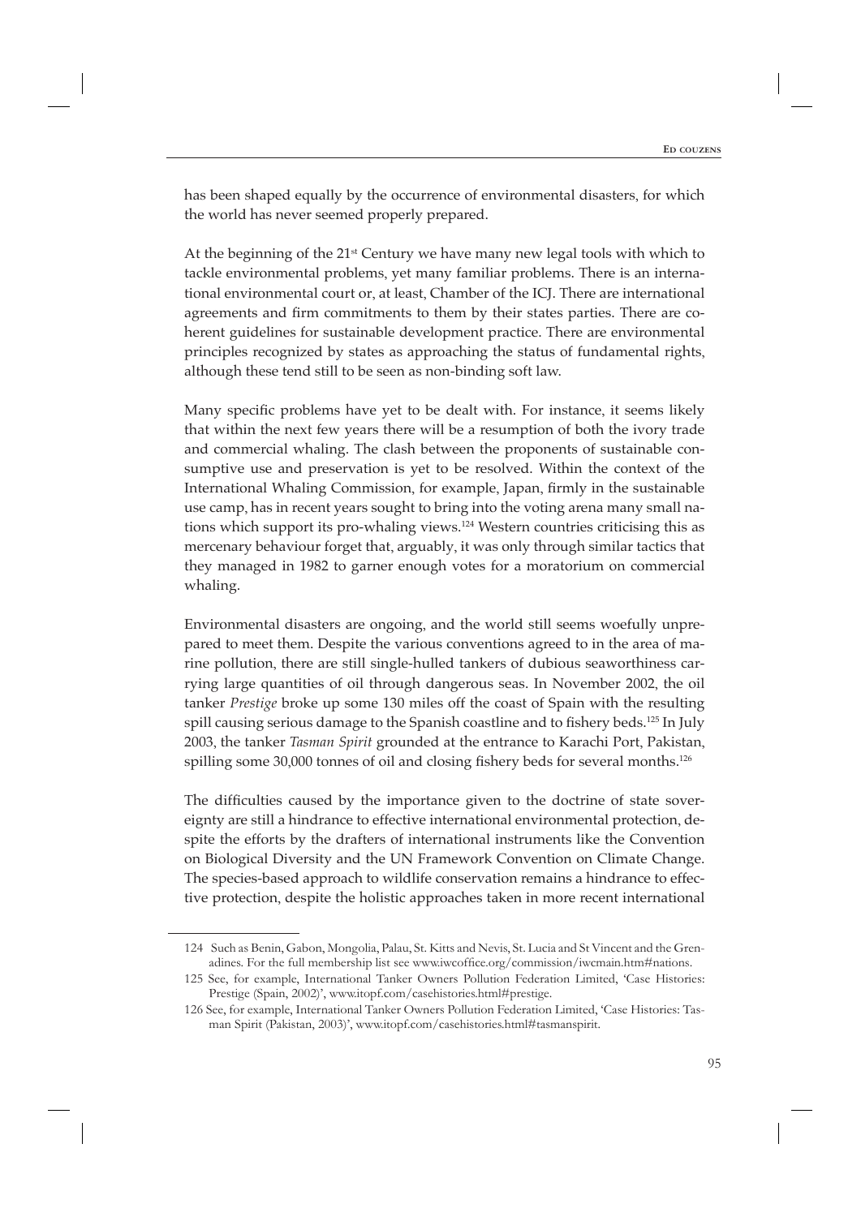has been shaped equally by the occurrence of environmental disasters, for which the world has never seemed properly prepared.

At the beginning of the 21st Century we have many new legal tools with which to tackle environmental problems, yet many familiar problems. There is an international environmental court or, at least, Chamber of the ICJ. There are international agreements and firm commitments to them by their states parties. There are coherent guidelines for sustainable development practice. There are environmental principles recognized by states as approaching the status of fundamental rights, although these tend still to be seen as non-binding soft law.

Many specific problems have yet to be dealt with. For instance, it seems likely that within the next few years there will be a resumption of both the ivory trade and commercial whaling. The clash between the proponents of sustainable consumptive use and preservation is yet to be resolved. Within the context of the International Whaling Commission, for example, Japan, firmly in the sustainable use camp, has in recent years sought to bring into the voting arena many small nations which support its pro-whaling views.[124] Western countries criticising this as mercenary behaviour forget that, arguably, it was only through similar tactics that they managed in 1982 to garner enough votes for a moratorium on commercial whaling.

Environmental disasters are ongoing, and the world still seems woefully unprepared to meet them. Despite the various conventions agreed to in the area of marine pollution, there are still single-hulled tankers of dubious seaworthiness carrying large quantities of oil through dangerous seas. In November 2002, the oil tanker *Prestige* broke up some 130 miles off the coast of Spain with the resulting spill causing serious damage to the Spanish coastline and to fishery beds.[125] In July 2003, the tanker *Tasman Spirit* grounded at the entrance to Karachi Port, Pakistan, spilling some 30,000 tonnes of oil and closing fishery beds for several months.[126]

The difficulties caused by the importance given to the doctrine of state sovereignty are still a hindrance to effective international environmental protection, despite the efforts by the drafters of international instruments like the Convention on Biological Diversity and the UN Framework Convention on Climate Change. The species-based approach to wildlife conservation remains a hindrance to effective protection, despite the holistic approaches taken in more recent international

---

124 Such as Benin, Gabon, Mongolia, Palau, St. Kitts and Nevis, St. Lucia and St Vincent and the Grenadines. For the full membership list see www.iwcoffice.org/commission/iwcmain.htm#nations.

125 See, for example, International Tanker Owners Pollution Federation Limited, 'Case Histories: Prestige (Spain, 2002)', www.itopf.com/casehistories.html#prestige.

126 See, for example, International Tanker Owners Pollution Federation Limited, 'Case Histories: Tasman Spirit (Pakistan, 2003)', www.itopf.com/casehistories.html#tasmanspirit.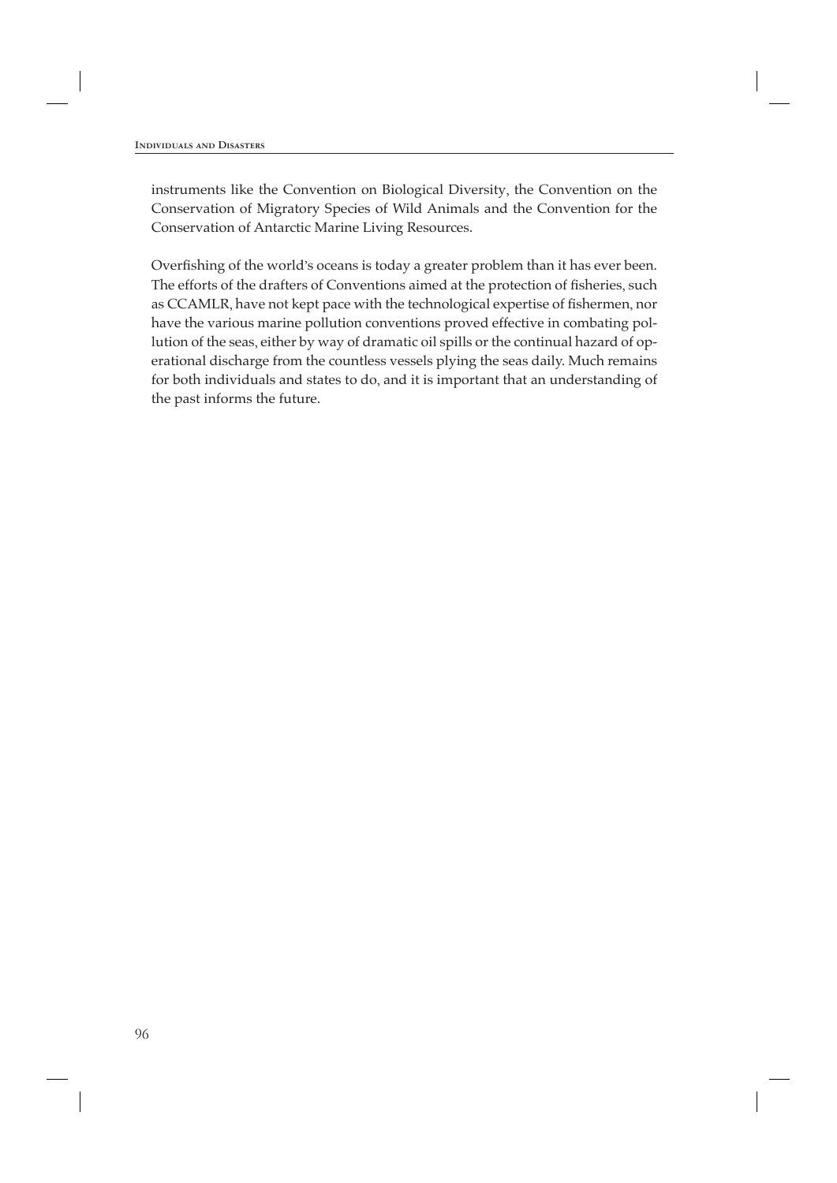instruments like the Convention on Biological Diversity, the Convention on the Conservation of Migratory Species of Wild Animals and the Convention for the Conservation of Antarctic Marine Living Resources.

Overfishing of the world's oceans is today a greater problem than it has ever been. The efforts of the drafters of Conventions aimed at the protection of fisheries, such as CCAMLR, have not kept pace with the technological expertise of fishermen, nor have the various marine pollution conventions proved effective in combating pollution of the seas, either by way of dramatic oil spills or the continual hazard of operational discharge from the countless vessels plying the seas daily. Much remains for both individuals and states to do, and it is important that an understanding of the past informs the future.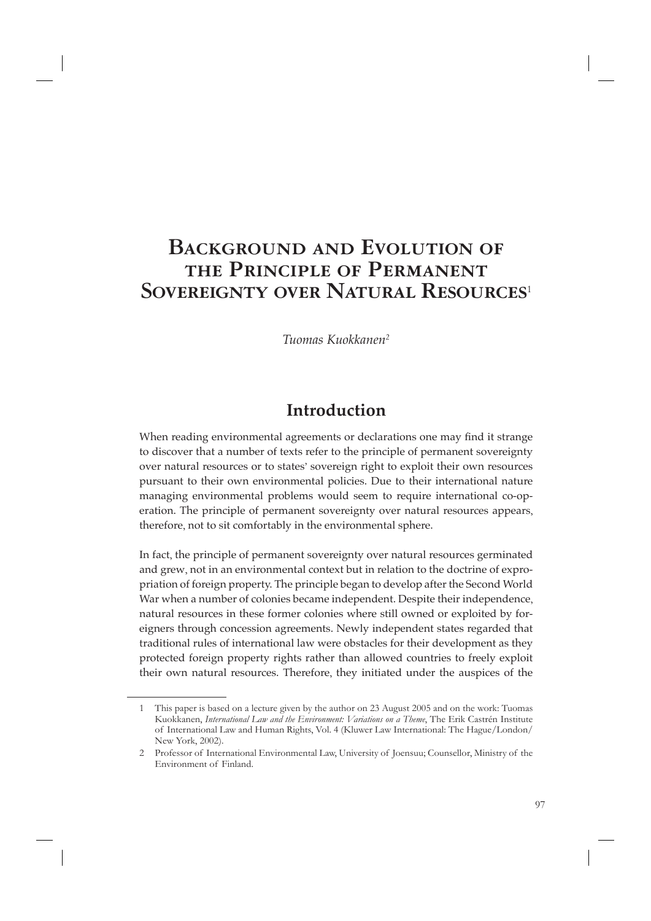# Background and Evolution of the Principle of Permanent Sovereignty over Natural Resources[1]

*Tuomas Kuokkanen[2]*

## Introduction

When reading environmental agreements or declarations one may find it strange to discover that a number of texts refer to the principle of permanent sovereignty over natural resources or to states' sovereign right to exploit their own resources pursuant to their own environmental policies. Due to their international nature managing environmental problems would seem to require international co-operation. The principle of permanent sovereignty over natural resources appears, therefore, not to sit comfortably in the environmental sphere.

In fact, the principle of permanent sovereignty over natural resources germinated and grew, not in an environmental context but in relation to the doctrine of expropriation of foreign property. The principle began to develop after the Second World War when a number of colonies became independent. Despite their independence, natural resources in these former colonies where still owned or exploited by foreigners through concession agreements. Newly independent states regarded that traditional rules of international law were obstacles for their development as they protected foreign property rights rather than allowed countries to freely exploit their own natural resources. Therefore, they initiated under the auspices of the

---

1 This paper is based on a lecture given by the author on 23 August 2005 and on the work: Tuomas Kuokkanen, *International Law and the Environment: Variations on a Theme*, The Erik Castrén Institute of International Law and Human Rights, Vol. 4 (Kluwer Law International: The Hague/London/New York, 2002).

2 Professor of International Environmental Law, University of Joensuu; Counsellor, Ministry of the Environment of Finland.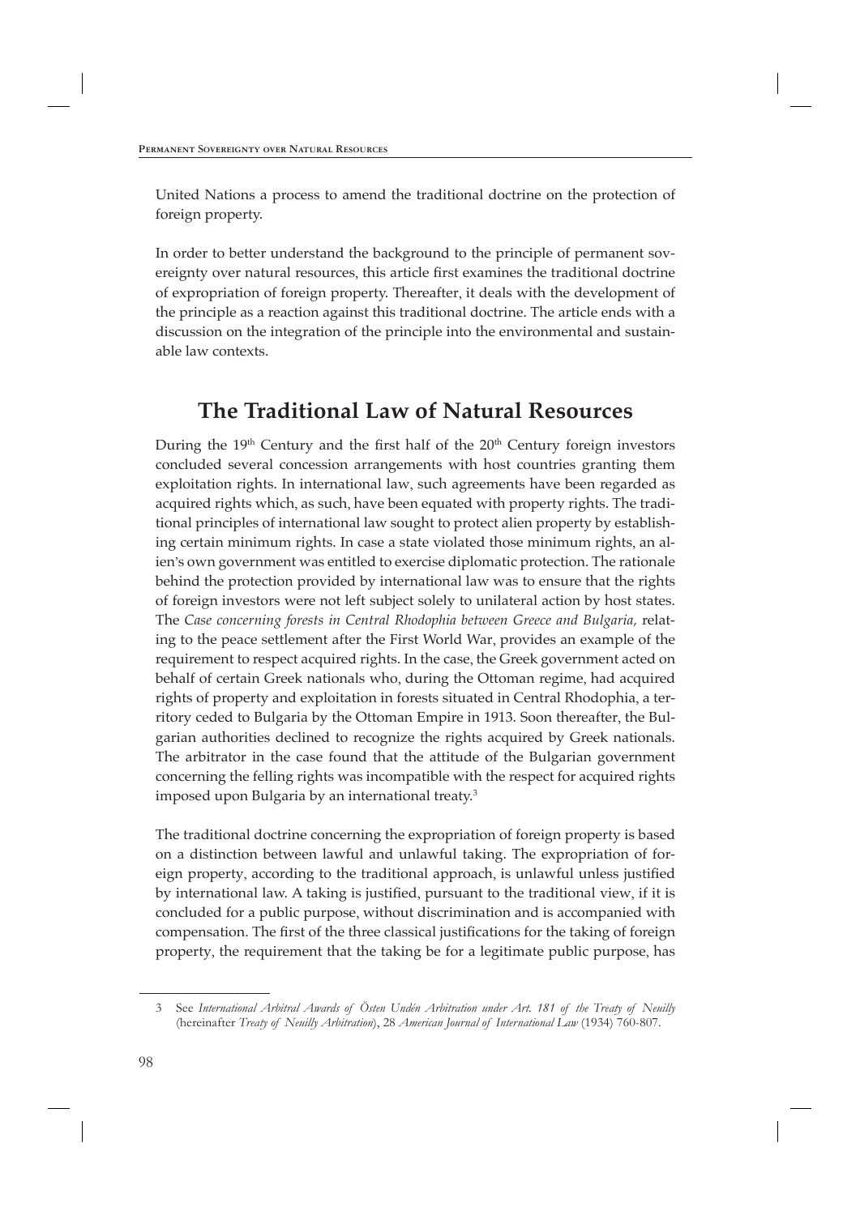United Nations a process to amend the traditional doctrine on the protection of foreign property.

In order to better understand the background to the principle of permanent sovereignty over natural resources, this article first examines the traditional doctrine of expropriation of foreign property. Thereafter, it deals with the development of the principle as a reaction against this traditional doctrine. The article ends with a discussion on the integration of the principle into the environmental and sustainable law contexts.

## The Traditional Law of Natural Resources

During the 19th Century and the first half of the 20th Century foreign investors concluded several concession arrangements with host countries granting them exploitation rights. In international law, such agreements have been regarded as acquired rights which, as such, have been equated with property rights. The traditional principles of international law sought to protect alien property by establishing certain minimum rights. In case a state violated those minimum rights, an alien's own government was entitled to exercise diplomatic protection. The rationale behind the protection provided by international law was to ensure that the rights of foreign investors were not left subject solely to unilateral action by host states. The *Case concerning forests in Central Rhodophia between Greece and Bulgaria,* relating to the peace settlement after the First World War, provides an example of the requirement to respect acquired rights. In the case, the Greek government acted on behalf of certain Greek nationals who, during the Ottoman regime, had acquired rights of property and exploitation in forests situated in Central Rhodophia, a territory ceded to Bulgaria by the Ottoman Empire in 1913. Soon thereafter, the Bulgarian authorities declined to recognize the rights acquired by Greek nationals. The arbitrator in the case found that the attitude of the Bulgarian government concerning the felling rights was incompatible with the respect for acquired rights imposed upon Bulgaria by an international treaty.[3]

The traditional doctrine concerning the expropriation of foreign property is based on a distinction between lawful and unlawful taking. The expropriation of foreign property, according to the traditional approach, is unlawful unless justified by international law. A taking is justified, pursuant to the traditional view, if it is concluded for a public purpose, without discrimination and is accompanied with compensation. The first of the three classical justifications for the taking of foreign property, the requirement that the taking be for a legitimate public purpose, has

---

3 See *International Arbitral Awards of Östen Undén Arbitration under Art. 181 of the Treaty of Neuilly* (hereinafter *Treaty of Neuilly Arbitration*), 28 *American Journal of International Law* (1934) 760-807.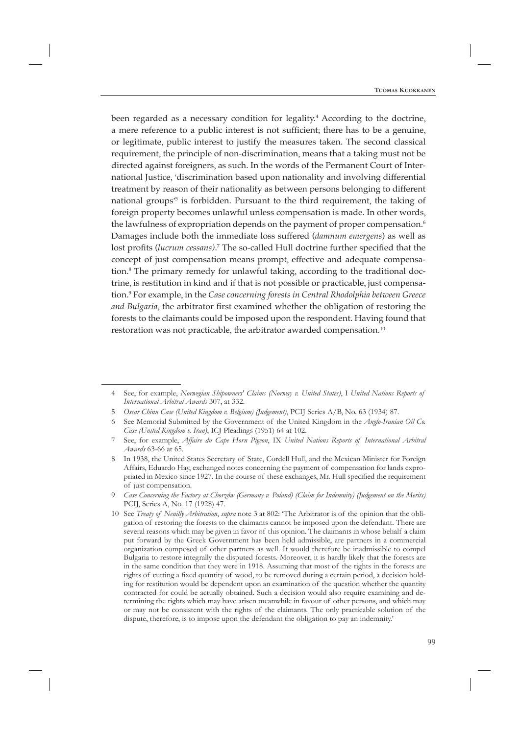been regarded as a necessary condition for legality.[4] According to the doctrine, a mere reference to a public interest is not sufficient; there has to be a genuine, or legitimate, public interest to justify the measures taken. The second classical requirement, the principle of non-discrimination, means that a taking must not be directed against foreigners, as such. In the words of the Permanent Court of International Justice, 'discrimination based upon nationality and involving differential treatment by reason of their nationality as between persons belonging to different national groups'[5] is forbidden. Pursuant to the third requirement, the taking of foreign property becomes unlawful unless compensation is made. In other words, the lawfulness of expropriation depends on the payment of proper compensation.[6] Damages include both the immediate loss suffered (*damnum emergens*) as well as lost profits (*lucrum cessans*).[7] The so-called Hull doctrine further specified that the concept of just compensation means prompt, effective and adequate compensation.[8] The primary remedy for unlawful taking, according to the traditional doctrine, is restitution in kind and if that is not possible or practicable, just compensation.[9] For example, in the *Case concerning forests in Central Rhodolphia between Greece and Bulgaria*, the arbitrator first examined whether the obligation of restoring the forests to the claimants could be imposed upon the respondent. Having found that restoration was not practicable, the arbitrator awarded compensation.[10]

---

4 See, for example, *Norwegian Shipowners' Claims (Norway v. United States)*, I *United Nations Reports of International Arbitral Awards* 307, at 332.

5 *Oscar Chinn Case (United Kingdom v. Belgium) (Judgement)*, PCIJ Series A/B, No. 63 (1934) 87.

6 See Memorial Submitted by the Government of the United Kingdom in the *Anglo-Iranian Oil Co. Case (United Kingdom v. Iran)*, ICJ Pleadings (1951) 64 at 102.

7 See, for example, *Affaire du Cape Horn Pigeon*, IX *United Nations Reports of International Arbitral Awards* 63-66 at 65.

8 In 1938, the United States Secretary of State, Cordell Hull, and the Mexican Minister for Foreign Affairs, Eduardo Hay, exchanged notes concerning the payment of compensation for lands expropriated in Mexico since 1927. In the course of these exchanges, Mr. Hull specified the requirement of just compensation.

9 *Case Concerning the Factory at Chorzów (Germany v. Poland) (Claim for Indemnity) (Judgement on the Merits)* PCIJ, Series A, No. 17 (1928) 47.

10 See *Treaty of Neuilly Arbitration*, *supra* note 3 at 802: 'The Arbitrator is of the opinion that the obligation of restoring the forests to the claimants cannot be imposed upon the defendant. There are several reasons which may be given in favor of this opinion. The claimants in whose behalf a claim put forward by the Greek Government has been held admissible, are partners in a commercial organization composed of other partners as well. It would therefore be inadmissible to compel Bulgaria to restore integrally the disputed forests. Moreover, it is hardly likely that the forests are in the same condition that they were in 1918. Assuming that most of the rights in the forests are rights of cutting a fixed quantity of wood, to be removed during a certain period, a decision holding for restitution would be dependent upon an examination of the question whether the quantity contracted for could be actually obtained. Such a decision would also require examining and determining the rights which may have arisen meanwhile in favour of other persons, and which may or may not be consistent with the rights of the claimants. The only practicable solution of the dispute, therefore, is to impose upon the defendant the obligation to pay an indemnity.'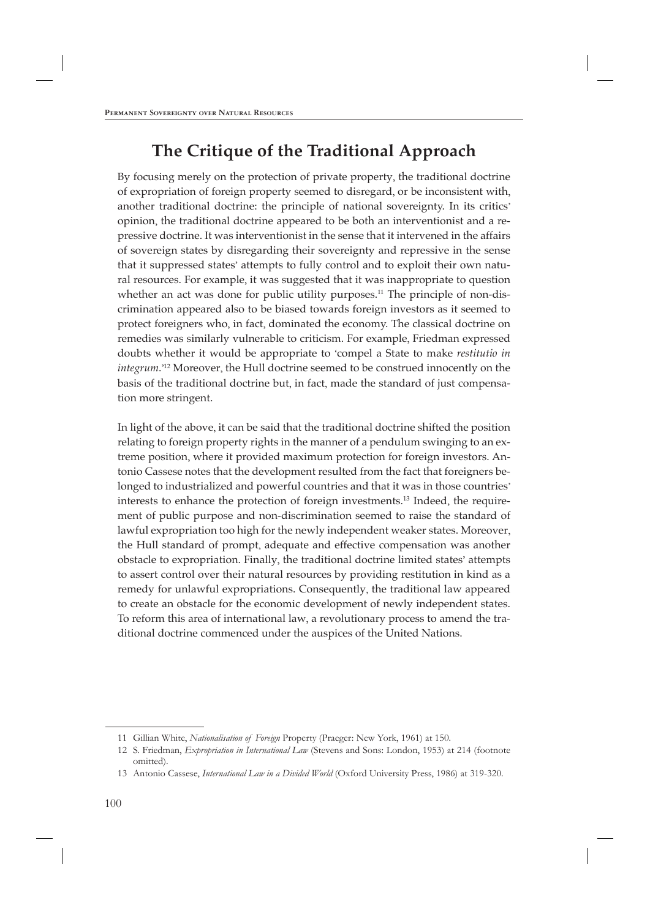## The Critique of the Traditional Approach

By focusing merely on the protection of private property, the traditional doctrine of expropriation of foreign property seemed to disregard, or be inconsistent with, another traditional doctrine: the principle of national sovereignty. In its critics' opinion, the traditional doctrine appeared to be both an interventionist and a repressive doctrine. It was interventionist in the sense that it intervened in the affairs of sovereign states by disregarding their sovereignty and repressive in the sense that it suppressed states' attempts to fully control and to exploit their own natural resources. For example, it was suggested that it was inappropriate to question whether an act was done for public utility purposes.[11] The principle of non-discrimination appeared also to be biased towards foreign investors as it seemed to protect foreigners who, in fact, dominated the economy. The classical doctrine on remedies was similarly vulnerable to criticism. For example, Friedman expressed doubts whether it would be appropriate to 'compel a State to make *restitutio in integrum*.'[12] Moreover, the Hull doctrine seemed to be construed innocently on the basis of the traditional doctrine but, in fact, made the standard of just compensation more stringent.

In light of the above, it can be said that the traditional doctrine shifted the position relating to foreign property rights in the manner of a pendulum swinging to an extreme position, where it provided maximum protection for foreign investors. Antonio Cassese notes that the development resulted from the fact that foreigners belonged to industrialized and powerful countries and that it was in those countries' interests to enhance the protection of foreign investments.[13] Indeed, the requirement of public purpose and non-discrimination seemed to raise the standard of lawful expropriation too high for the newly independent weaker states. Moreover, the Hull standard of prompt, adequate and effective compensation was another obstacle to expropriation. Finally, the traditional doctrine limited states' attempts to assert control over their natural resources by providing restitution in kind as a remedy for unlawful expropriations. Consequently, the traditional law appeared to create an obstacle for the economic development of newly independent states. To reform this area of international law, a revolutionary process to amend the traditional doctrine commenced under the auspices of the United Nations.

---

11 Gillian White, *Nationalisation of Foreign* Property (Praeger: New York, 1961) at 150.

12 S. Friedman, *Expropriation in International Law* (Stevens and Sons: London, 1953) at 214 (footnote omitted).

13 Antonio Cassese, *International Law in a Divided World* (Oxford University Press, 1986) at 319-320.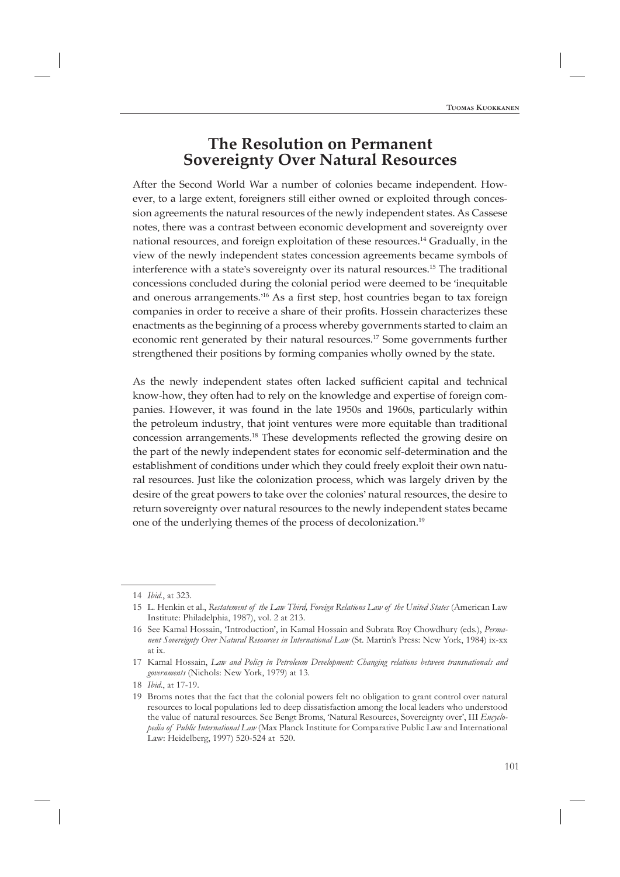## The Resolution on Permanent Sovereignty Over Natural Resources

After the Second World War a number of colonies became independent. However, to a large extent, foreigners still either owned or exploited through concession agreements the natural resources of the newly independent states. As Cassese notes, there was a contrast between economic development and sovereignty over national resources, and foreign exploitation of these resources.[14] Gradually, in the view of the newly independent states concession agreements became symbols of interference with a state's sovereignty over its natural resources.[15] The traditional concessions concluded during the colonial period were deemed to be 'inequitable and onerous arrangements.'[16] As a first step, host countries began to tax foreign companies in order to receive a share of their profits. Hossein characterizes these enactments as the beginning of a process whereby governments started to claim an economic rent generated by their natural resources.[17] Some governments further strengthened their positions by forming companies wholly owned by the state.

As the newly independent states often lacked sufficient capital and technical know-how, they often had to rely on the knowledge and expertise of foreign companies. However, it was found in the late 1950s and 1960s, particularly within the petroleum industry, that joint ventures were more equitable than traditional concession arrangements.[18] These developments reflected the growing desire on the part of the newly independent states for economic self-determination and the establishment of conditions under which they could freely exploit their own natural resources. Just like the colonization process, which was largely driven by the desire of the great powers to take over the colonies' natural resources, the desire to return sovereignty over natural resources to the newly independent states became one of the underlying themes of the process of decolonization.[19]

---

14 *Ibid.*, at 323.

15 L. Henkin et al., *Restatement of the Law Third, Foreign Relations Law of the United States* (American Law Institute: Philadelphia, 1987), vol. 2 at 213.

16 See Kamal Hossain, 'Introduction', in Kamal Hossain and Subrata Roy Chowdhury (eds.), *Permanent Sovereignty Over Natural Resources in International Law* (St. Martin's Press: New York, 1984) ix-xx at ix.

17 Kamal Hossain, *Law and Policy in Petroleum Development: Changing relations between transnationals and governments* (Nichols: New York, 1979) at 13.

18 *Ibid*., at 17-19.

19 Broms notes that the fact that the colonial powers felt no obligation to grant control over natural resources to local populations led to deep dissatisfaction among the local leaders who understood the value of natural resources. See Bengt Broms, 'Natural Resources, Sovereignty over', III *Encyclopedia of Public International Law* (Max Planck Institute for Comparative Public Law and International Law: Heidelberg, 1997) 520-524 at 520.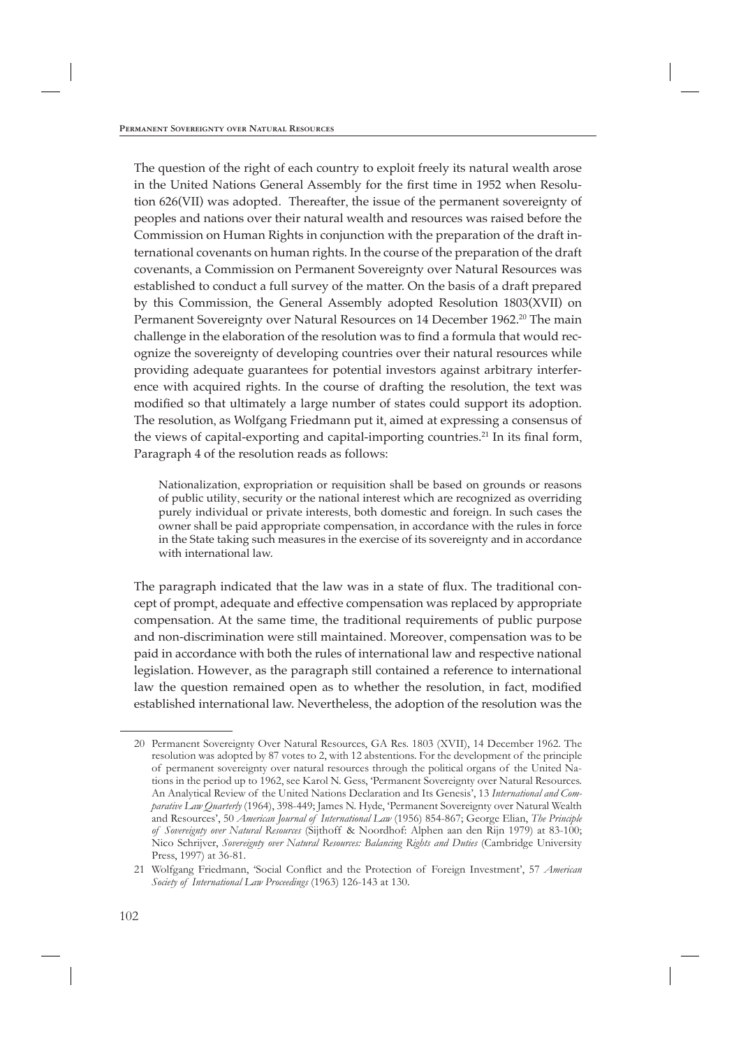The question of the right of each country to exploit freely its natural wealth arose in the United Nations General Assembly for the first time in 1952 when Resolution 626(VII) was adopted. Thereafter, the issue of the permanent sovereignty of peoples and nations over their natural wealth and resources was raised before the Commission on Human Rights in conjunction with the preparation of the draft international covenants on human rights. In the course of the preparation of the draft covenants, a Commission on Permanent Sovereignty over Natural Resources was established to conduct a full survey of the matter. On the basis of a draft prepared by this Commission, the General Assembly adopted Resolution 1803(XVII) on Permanent Sovereignty over Natural Resources on 14 December 1962.[20] The main challenge in the elaboration of the resolution was to find a formula that would recognize the sovereignty of developing countries over their natural resources while providing adequate guarantees for potential investors against arbitrary interference with acquired rights. In the course of drafting the resolution, the text was modified so that ultimately a large number of states could support its adoption. The resolution, as Wolfgang Friedmann put it, aimed at expressing a consensus of the views of capital-exporting and capital-importing countries.[21] In its final form, Paragraph 4 of the resolution reads as follows:

> Nationalization, expropriation or requisition shall be based on grounds or reasons of public utility, security or the national interest which are recognized as overriding purely individual or private interests, both domestic and foreign. In such cases the owner shall be paid appropriate compensation, in accordance with the rules in force in the State taking such measures in the exercise of its sovereignty and in accordance with international law.

The paragraph indicated that the law was in a state of flux. The traditional concept of prompt, adequate and effective compensation was replaced by appropriate compensation. At the same time, the traditional requirements of public purpose and non-discrimination were still maintained. Moreover, compensation was to be paid in accordance with both the rules of international law and respective national legislation. However, as the paragraph still contained a reference to international law the question remained open as to whether the resolution, in fact, modified established international law. Nevertheless, the adoption of the resolution was the

---

20 Permanent Sovereignty Over Natural Resources, GA Res. 1803 (XVII), 14 December 1962. The resolution was adopted by 87 votes to 2, with 12 abstentions. For the development of the principle of permanent sovereignty over natural resources through the political organs of the United Nations in the period up to 1962, see Karol N. Gess, 'Permanent Sovereignty over Natural Resources. An Analytical Review of the United Nations Declaration and Its Genesis', 13 *International and Comparative Law Quarterly* (1964), 398-449; James N. Hyde, 'Permanent Sovereignty over Natural Wealth and Resources', 50 *American Journal of International Law* (1956) 854-867; George Elian, *The Principle of Sovereignty over Natural Resources* (Sijthoff & Noordhof: Alphen aan den Rijn 1979) at 83-100; Nico Schrijver, *Sovereignty over Natural Resources: Balancing Rights and Duties* (Cambridge University Press, 1997) at 36-81.

21 Wolfgang Friedmann, 'Social Conflict and the Protection of Foreign Investment', 57 *American Society of International Law Proceedings* (1963) 126-143 at 130.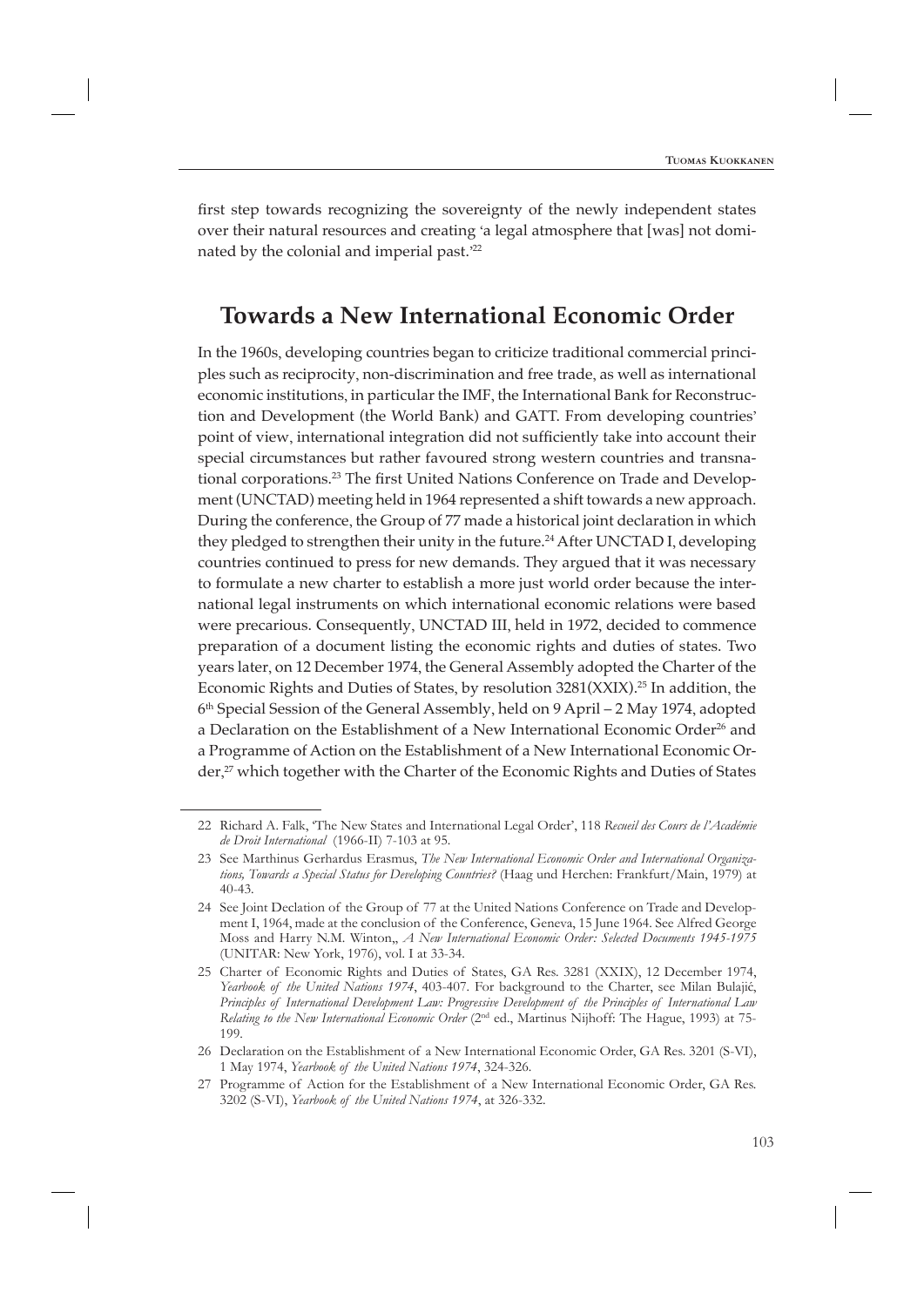first step towards recognizing the sovereignty of the newly independent states over their natural resources and creating 'a legal atmosphere that [was] not dominated by the colonial and imperial past.'[22]

## Towards a New International Economic Order

In the 1960s, developing countries began to criticize traditional commercial principles such as reciprocity, non-discrimination and free trade, as well as international economic institutions, in particular the IMF, the International Bank for Reconstruction and Development (the World Bank) and GATT. From developing countries' point of view, international integration did not sufficiently take into account their special circumstances but rather favoured strong western countries and transnational corporations.[23] The first United Nations Conference on Trade and Development (UNCTAD) meeting held in 1964 represented a shift towards a new approach. During the conference, the Group of 77 made a historical joint declaration in which they pledged to strengthen their unity in the future.[24] After UNCTAD I, developing countries continued to press for new demands. They argued that it was necessary to formulate a new charter to establish a more just world order because the international legal instruments on which international economic relations were based were precarious. Consequently, UNCTAD III, held in 1972, decided to commence preparation of a document listing the economic rights and duties of states. Two years later, on 12 December 1974, the General Assembly adopted the Charter of the Economic Rights and Duties of States, by resolution 3281(XXIX).[25] In addition, the 6th Special Session of the General Assembly, held on 9 April – 2 May 1974, adopted a Declaration on the Establishment of a New International Economic Order[26] and a Programme of Action on the Establishment of a New International Economic Order,[27] which together with the Charter of the Economic Rights and Duties of States

---

22 Richard A. Falk, 'The New States and International Legal Order', 118 *Recueil des Cours de l'Académie de Droit International* (1966-II) 7-103 at 95.

23 See Marthinus Gerhardus Erasmus, *The New International Economic Order and International Organizations, Towards a Special Status for Developing Countries?* (Haag und Herchen: Frankfurt/Main, 1979) at 40-43.

24 See Joint Declation of the Group of 77 at the United Nations Conference on Trade and Development I, 1964, made at the conclusion of the Conference, Geneva, 15 June 1964. See Alfred George Moss and Harry N.M. Winton,, *A New International Economic Order: Selected Documents 1945-1975* (UNITAR: New York, 1976), vol. I at 33-34.

25 Charter of Economic Rights and Duties of States, GA Res. 3281 (XXIX), 12 December 1974, *Yearbook of the United Nations 1974*, 403-407. For background to the Charter, see Milan Bulajić, *Principles of International Development Law: Progressive Development of the Principles of International Law Relating to the New International Economic Order* (2nd ed., Martinus Nijhoff: The Hague, 1993) at 75-199.

26 Declaration on the Establishment of a New International Economic Order, GA Res. 3201 (S-VI), 1 May 1974, *Yearbook of the United Nations 1974*, 324-326.

27 Programme of Action for the Establishment of a New International Economic Order, GA Res. 3202 (S-VI), *Yearbook of the United Nations 1974*, at 326-332.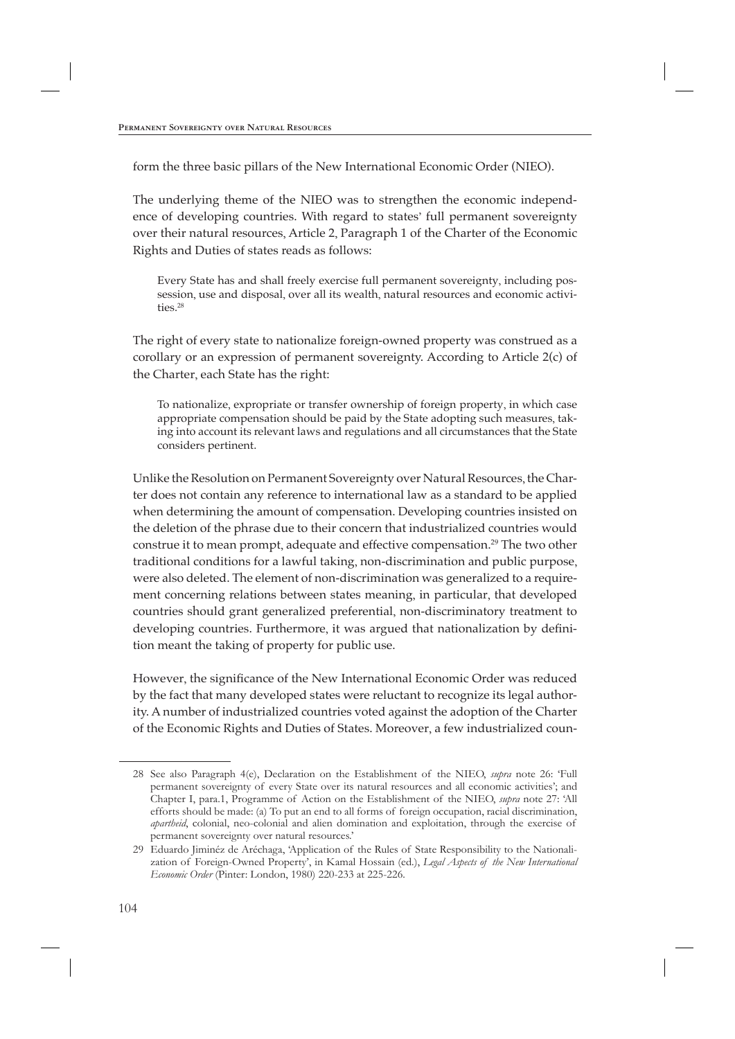form the three basic pillars of the New International Economic Order (NIEO).

The underlying theme of the NIEO was to strengthen the economic independence of developing countries. With regard to states' full permanent sovereignty over their natural resources, Article 2, Paragraph 1 of the Charter of the Economic Rights and Duties of states reads as follows:

> Every State has and shall freely exercise full permanent sovereignty, including possession, use and disposal, over all its wealth, natural resources and economic activities.[28]

The right of every state to nationalize foreign-owned property was construed as a corollary or an expression of permanent sovereignty. According to Article 2(c) of the Charter, each State has the right:

> To nationalize, expropriate or transfer ownership of foreign property, in which case appropriate compensation should be paid by the State adopting such measures, taking into account its relevant laws and regulations and all circumstances that the State considers pertinent.

Unlike the Resolution on Permanent Sovereignty over Natural Resources, the Charter does not contain any reference to international law as a standard to be applied when determining the amount of compensation. Developing countries insisted on the deletion of the phrase due to their concern that industrialized countries would construe it to mean prompt, adequate and effective compensation.[29] The two other traditional conditions for a lawful taking, non-discrimination and public purpose, were also deleted. The element of non-discrimination was generalized to a requirement concerning relations between states meaning, in particular, that developed countries should grant generalized preferential, non-discriminatory treatment to developing countries. Furthermore, it was argued that nationalization by definition meant the taking of property for public use.

However, the significance of the New International Economic Order was reduced by the fact that many developed states were reluctant to recognize its legal authority. A number of industrialized countries voted against the adoption of the Charter of the Economic Rights and Duties of States. Moreover, a few industrialized coun-

---

28 See also Paragraph 4(e), Declaration on the Establishment of the NIEO, *supra* note 26: 'Full permanent sovereignty of every State over its natural resources and all economic activities'; and Chapter I, para.1, Programme of Action on the Establishment of the NIEO, *supra* note 27: 'All efforts should be made: (a) To put an end to all forms of foreign occupation, racial discrimination, *apartheid*, colonial, neo-colonial and alien domination and exploitation, through the exercise of permanent sovereignty over natural resources.'

29 Eduardo Jiminéz de Aréchaga, 'Application of the Rules of State Responsibility to the Nationalization of Foreign-Owned Property', in Kamal Hossain (ed.), *Legal Aspects of the New International Economic Order* (Pinter: London, 1980) 220-233 at 225-226.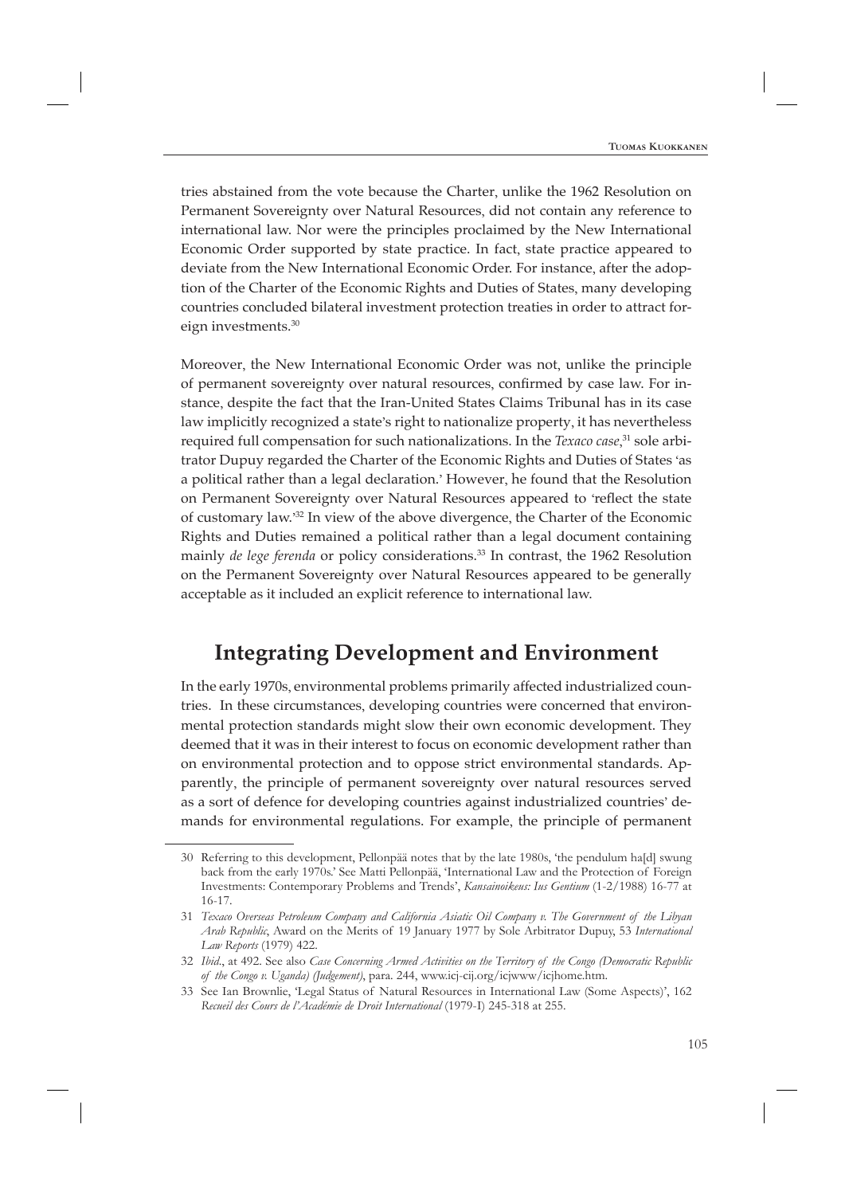tries abstained from the vote because the Charter, unlike the 1962 Resolution on Permanent Sovereignty over Natural Resources, did not contain any reference to international law. Nor were the principles proclaimed by the New International Economic Order supported by state practice. In fact, state practice appeared to deviate from the New International Economic Order. For instance, after the adoption of the Charter of the Economic Rights and Duties of States, many developing countries concluded bilateral investment protection treaties in order to attract foreign investments.[30]

Moreover, the New International Economic Order was not, unlike the principle of permanent sovereignty over natural resources, confirmed by case law. For instance, despite the fact that the Iran-United States Claims Tribunal has in its case law implicitly recognized a state's right to nationalize property, it has nevertheless required full compensation for such nationalizations. In the *Texaco case*,[31] sole arbitrator Dupuy regarded the Charter of the Economic Rights and Duties of States 'as a political rather than a legal declaration.' However, he found that the Resolution on Permanent Sovereignty over Natural Resources appeared to 'reflect the state of customary law.'[32] In view of the above divergence, the Charter of the Economic Rights and Duties remained a political rather than a legal document containing mainly *de lege ferenda* or policy considerations.[33] In contrast, the 1962 Resolution on the Permanent Sovereignty over Natural Resources appeared to be generally acceptable as it included an explicit reference to international law.

## Integrating Development and Environment

In the early 1970s, environmental problems primarily affected industrialized countries. In these circumstances, developing countries were concerned that environmental protection standards might slow their own economic development. They deemed that it was in their interest to focus on economic development rather than on environmental protection and to oppose strict environmental standards. Apparently, the principle of permanent sovereignty over natural resources served as a sort of defence for developing countries against industrialized countries' demands for environmental regulations. For example, the principle of permanent

30 Referring to this development, Pellonpää notes that by the late 1980s, 'the pendulum ha[d] swung back from the early 1970s.' See Matti Pellonpää, 'International Law and the Protection of Foreign Investments: Contemporary Problems and Trends', *Kansainoikeus: Ius Gentium* (1-2/1988) 16-77 at 16-17.

31 *Texaco Overseas Petroleum Company and California Asiatic Oil Company v. The Government of the Libyan Arab Republic*, Award on the Merits of 19 January 1977 by Sole Arbitrator Dupuy, 53 *International Law Reports* (1979) 422.

32 *Ibid*., at 492. See also *Case Concerning Armed Activities on the Territory of the Congo (Democratic Republic of the Congo v. Uganda) (Judgement)*, para. 244, www.icj-cij.org/icjwww/icjhome.htm.

33 See Ian Brownlie, 'Legal Status of Natural Resources in International Law (Some Aspects)', 162 *Recueil des Cours de l'Académie de Droit International* (1979-I) 245-318 at 255.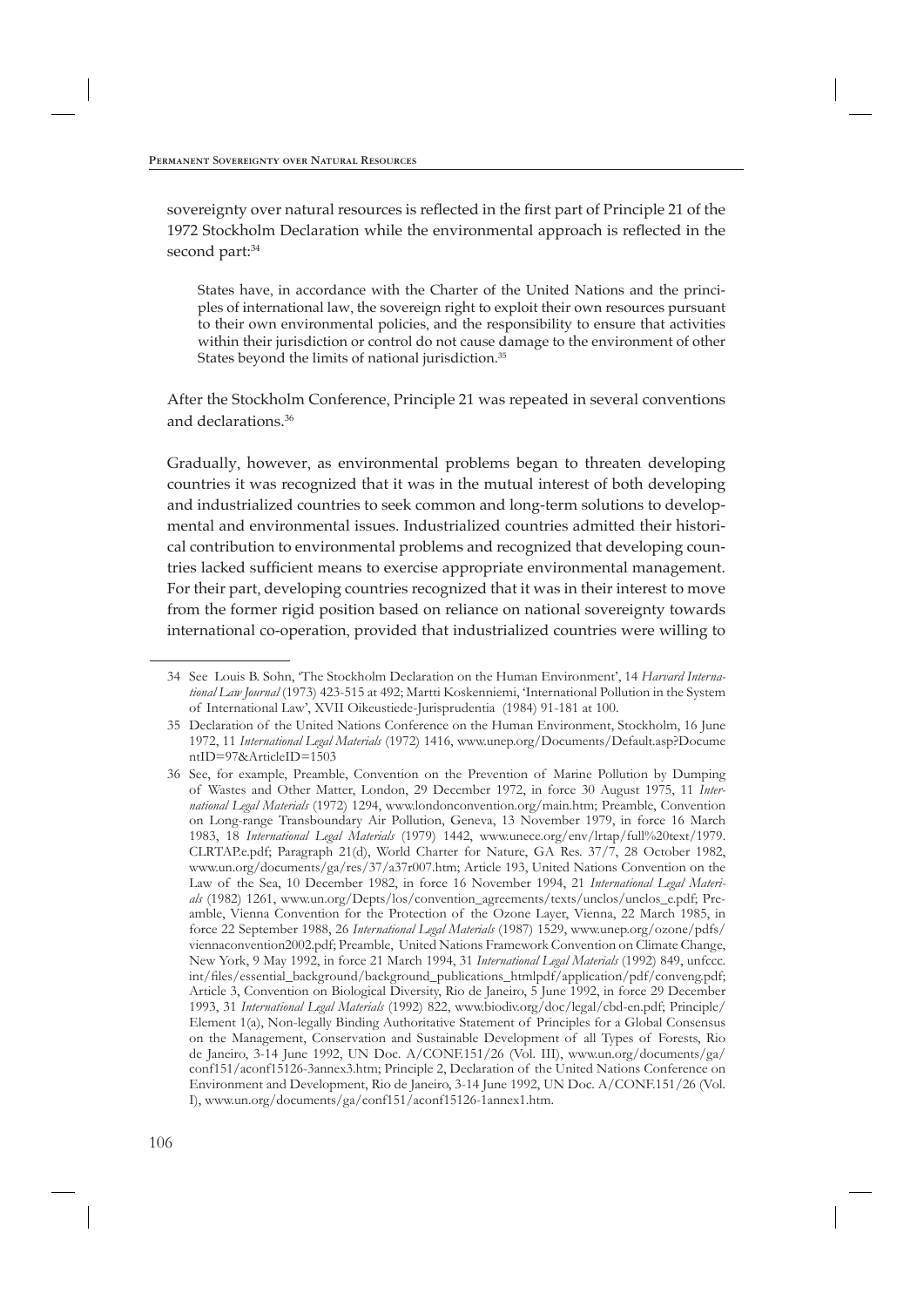sovereignty over natural resources is reflected in the first part of Principle 21 of the 1972 Stockholm Declaration while the environmental approach is reflected in the second part:[34]

> States have, in accordance with the Charter of the United Nations and the principles of international law, the sovereign right to exploit their own resources pursuant to their own environmental policies, and the responsibility to ensure that activities within their jurisdiction or control do not cause damage to the environment of other States beyond the limits of national jurisdiction.[35]

After the Stockholm Conference, Principle 21 was repeated in several conventions and declarations.[36]

Gradually, however, as environmental problems began to threaten developing countries it was recognized that it was in the mutual interest of both developing and industrialized countries to seek common and long-term solutions to developmental and environmental issues. Industrialized countries admitted their historical contribution to environmental problems and recognized that developing countries lacked sufficient means to exercise appropriate environmental management. For their part, developing countries recognized that it was in their interest to move from the former rigid position based on reliance on national sovereignty towards international co-operation, provided that industrialized countries were willing to

---

34 See Louis B. Sohn, 'The Stockholm Declaration on the Human Environment', 14 *Harvard International Law Journal* (1973) 423-515 at 492; Martti Koskenniemi, 'International Pollution in the System of International Law', XVII Oikeustiede-Jurisprudentia (1984) 91-181 at 100.

35 Declaration of the United Nations Conference on the Human Environment, Stockholm, 16 June 1972, 11 *International Legal Materials* (1972) 1416, www.unep.org/Documents/Default.asp?DocumentID=97&ArticleID=1503

36 See, for example, Preamble, Convention on the Prevention of Marine Pollution by Dumping of Wastes and Other Matter, London, 29 December 1972, in force 30 August 1975, 11 *International Legal Materials* (1972) 1294, www.londonconvention.org/main.htm; Preamble, Convention on Long-range Transboundary Air Pollution, Geneva, 13 November 1979, in force 16 March 1983, 18 *International Legal Materials* (1979) 1442, www.unece.org/env/lrtap/full%20text/1979.CLRTAP.e.pdf; Paragraph 21(d), World Charter for Nature, GA Res. 37/7, 28 October 1982, www.un.org/documents/ga/res/37/a37r007.htm; Article 193, United Nations Convention on the Law of the Sea, 10 December 1982, in force 16 November 1994, 21 *International Legal Materials* (1982) 1261, www.un.org/Depts/los/convention_agreements/texts/unclos/unclos_e.pdf; Preamble, Vienna Convention for the Protection of the Ozone Layer, Vienna, 22 March 1985, in force 22 September 1988, 26 *International Legal Materials* (1987) 1529, www.unep.org/ozone/pdfs/viennaconvention2002.pdf; Preamble, United Nations Framework Convention on Climate Change, New York, 9 May 1992, in force 21 March 1994, 31 *International Legal Materials* (1992) 849, unfccc.int/files/essential_background/background_publications_htmlpdf/application/pdf/conveng.pdf; Article 3, Convention on Biological Diversity, Rio de Janeiro, 5 June 1992, in force 29 December 1993, 31 *International Legal Materials* (1992) 822, www.biodiv.org/doc/legal/cbd-en.pdf; Principle/Element 1(a), Non-legally Binding Authoritative Statement of Principles for a Global Consensus on the Management, Conservation and Sustainable Development of all Types of Forests, Rio de Janeiro, 3-14 June 1992, UN Doc. A/CONF.151/26 (Vol. III), www.un.org/documents/ga/conf151/aconf15126-3annex3.htm; Principle 2, Declaration of the United Nations Conference on Environment and Development, Rio de Janeiro, 3-14 June 1992, UN Doc. A/CONF.151/26 (Vol. I), www.un.org/documents/ga/conf151/aconf15126-1annex1.htm.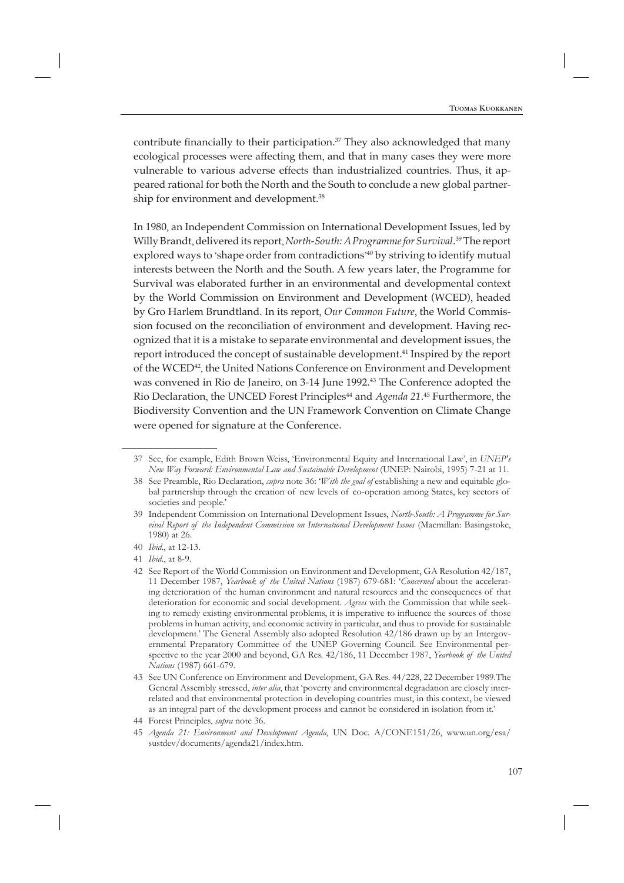contribute financially to their participation.[37] They also acknowledged that many ecological processes were affecting them, and that in many cases they were more vulnerable to various adverse effects than industrialized countries. Thus, it appeared rational for both the North and the South to conclude a new global partnership for environment and development.[38]

In 1980, an Independent Commission on International Development Issues, led by Willy Brandt, delivered its report, *North-South: A Programme for Survival*.[39] The report explored ways to 'shape order from contradictions'[40] by striving to identify mutual interests between the North and the South. A few years later, the Programme for Survival was elaborated further in an environmental and developmental context by the World Commission on Environment and Development (WCED), headed by Gro Harlem Brundtland. In its report, *Our Common Future*, the World Commission focused on the reconciliation of environment and development. Having recognized that it is a mistake to separate environmental and development issues, the report introduced the concept of sustainable development.[41] Inspired by the report of the WCED[42], the United Nations Conference on Environment and Development was convened in Rio de Janeiro, on 3-14 June 1992.[43] The Conference adopted the Rio Declaration, the UNCED Forest Principles[44] and *Agenda 21*.[45] Furthermore, the Biodiversity Convention and the UN Framework Convention on Climate Change were opened for signature at the Conference.

---

37 See, for example, Edith Brown Weiss, 'Environmental Equity and International Law', in *UNEP's New Way Forward: Environmental Law and Sustainable Development* (UNEP: Nairobi, 1995) 7-21 at 11.

38 See Preamble, Rio Declaration, *supra* note 36: '*With the goal of* establishing a new and equitable global partnership through the creation of new levels of co-operation among States, key sectors of societies and people.'

39 Independent Commission on International Development Issues, *North-South: A Programme for Survival Report of the Independent Commission on International Development Issues* (Macmillan: Basingstoke, 1980) at 26.

40 *Ibid*., at 12-13.

41 *Ibid*., at 8-9.

42 See Report of the World Commission on Environment and Development, GA Resolution 42/187, 11 December 1987, *Yearbook of the United Nations* (1987) 679-681: '*Concerned* about the accelerating deterioration of the human environment and natural resources and the consequences of that deterioration for economic and social development. *Agrees* with the Commission that while seeking to remedy existing environmental problems, it is imperative to influence the sources of those problems in human activity, and economic activity in particular, and thus to provide for sustainable development.' The General Assembly also adopted Resolution 42/186 drawn up by an Intergovernmental Preparatory Committee of the UNEP Governing Council. See Environmental perspective to the year 2000 and beyond, GA Res. 42/186, 11 December 1987, *Yearbook of the United Nations* (1987) 661-679.

43 See UN Conference on Environment and Development, GA Res. 44/228, 22 December 1989.The General Assembly stressed, *inter alia*, that 'poverty and environmental degradation are closely interrelated and that environmental protection in developing countries must, in this context, be viewed as an integral part of the development process and cannot be considered in isolation from it.'

44 Forest Principles, *supra* note 36.

45 *Agenda 21: Environment and Development Agenda*, UN Doc. A/CONF.151/26, www.un.org/esa/sustdev/documents/agenda21/index.htm.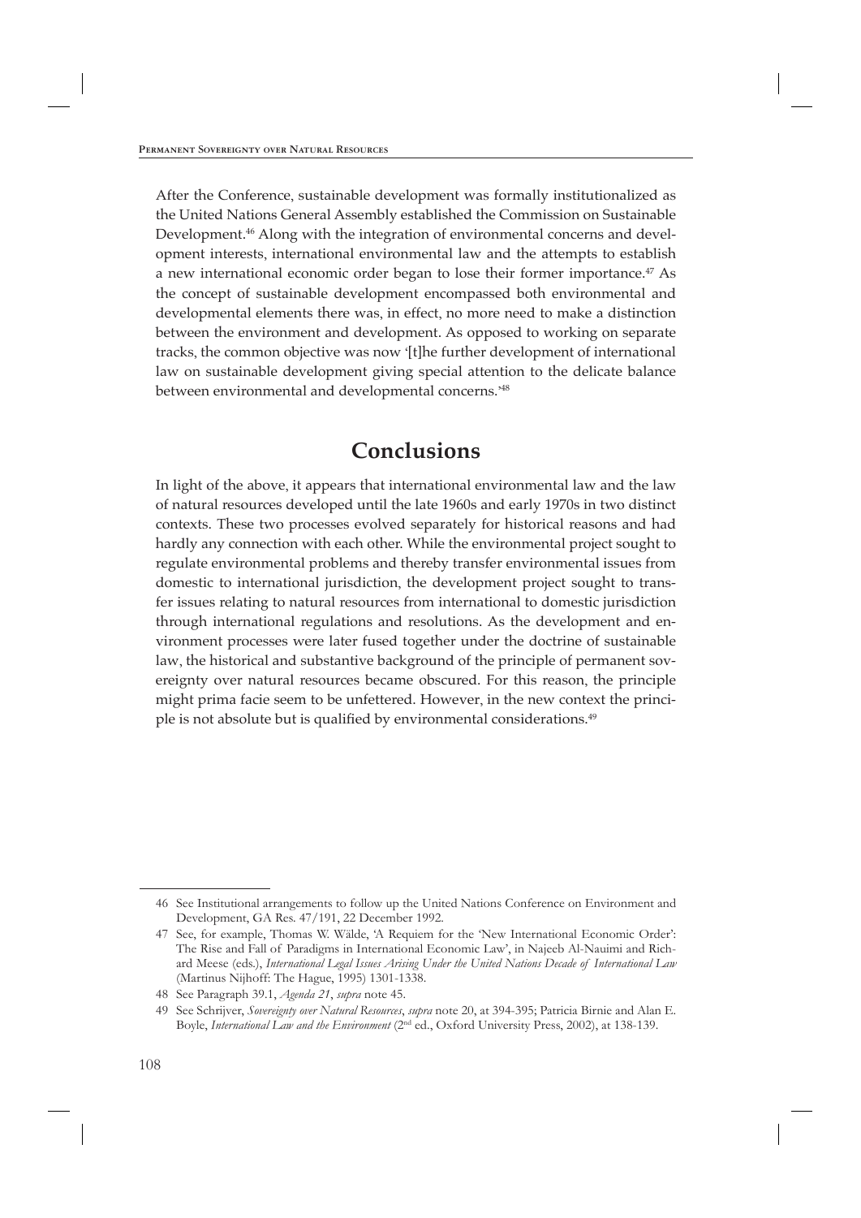After the Conference, sustainable development was formally institutionalized as the United Nations General Assembly established the Commission on Sustainable Development.[46] Along with the integration of environmental concerns and development interests, international environmental law and the attempts to establish a new international economic order began to lose their former importance.[47] As the concept of sustainable development encompassed both environmental and developmental elements there was, in effect, no more need to make a distinction between the environment and development. As opposed to working on separate tracks, the common objective was now '[t]he further development of international law on sustainable development giving special attention to the delicate balance between environmental and developmental concerns.'[48]

## Conclusions

In light of the above, it appears that international environmental law and the law of natural resources developed until the late 1960s and early 1970s in two distinct contexts. These two processes evolved separately for historical reasons and had hardly any connection with each other. While the environmental project sought to regulate environmental problems and thereby transfer environmental issues from domestic to international jurisdiction, the development project sought to transfer issues relating to natural resources from international to domestic jurisdiction through international regulations and resolutions. As the development and environment processes were later fused together under the doctrine of sustainable law, the historical and substantive background of the principle of permanent sovereignty over natural resources became obscured. For this reason, the principle might prima facie seem to be unfettered. However, in the new context the principle is not absolute but is qualified by environmental considerations.[49]

---

46 See Institutional arrangements to follow up the United Nations Conference on Environment and Development, GA Res. 47/191, 22 December 1992.

47 See, for example, Thomas W. Wälde, 'A Requiem for the 'New International Economic Order': The Rise and Fall of Paradigms in International Economic Law', in Najeeb Al-Nauimi and Richard Meese (eds.), *International Legal Issues Arising Under the United Nations Decade of International Law* (Martinus Nijhoff: The Hague, 1995) 1301-1338.

48 See Paragraph 39.1, *Agenda 21*, *supra* note 45.

49 See Schrijver, *Sovereignty over Natural Resources*, *supra* note 20, at 394-395; Patricia Birnie and Alan E. Boyle, *International Law and the Environment* (2nd ed., Oxford University Press, 2002), at 138-139.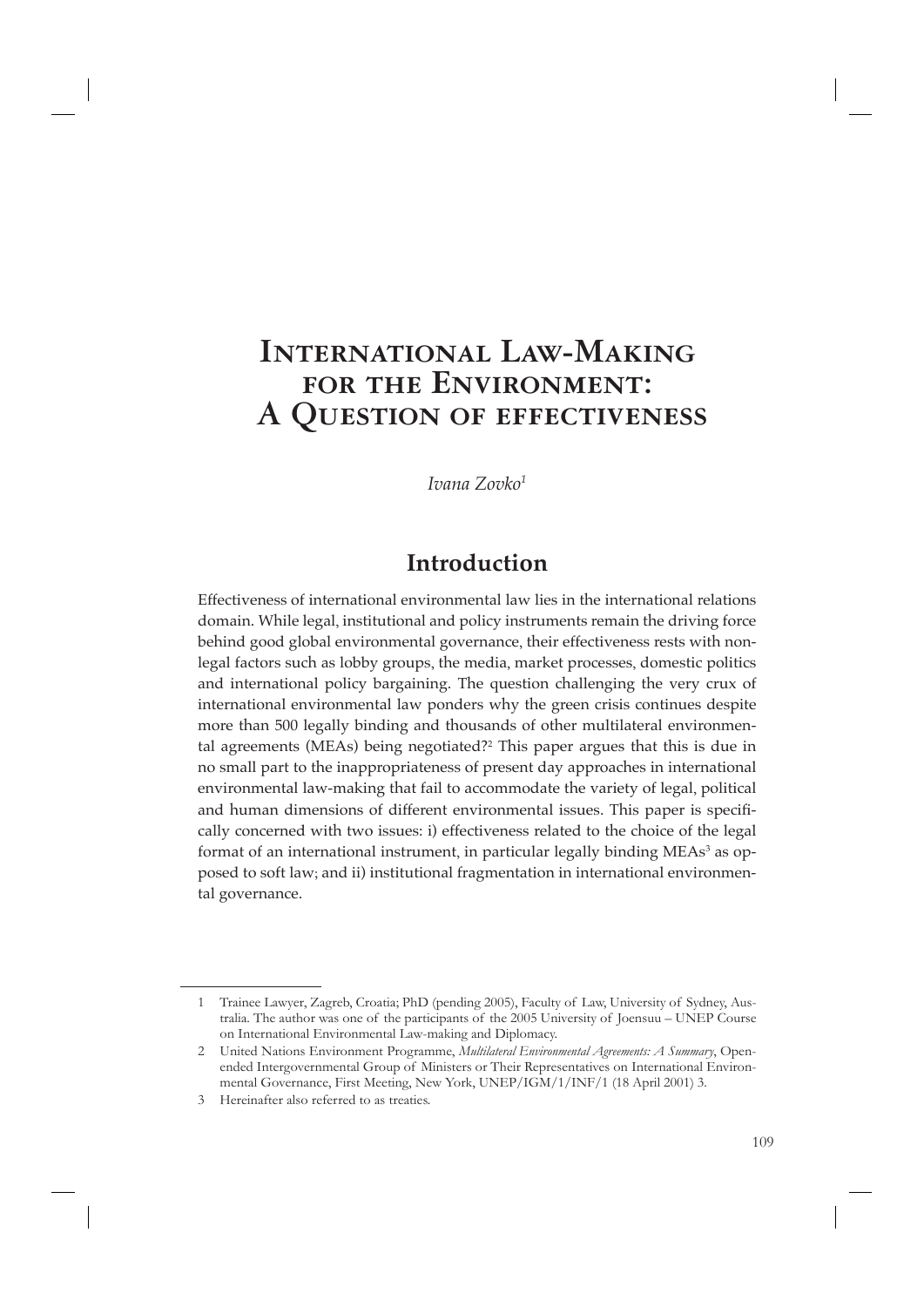# International Law-Making for the Environment: A Question of effectiveness

*Ivana Zovko*[1]

## Introduction

Effectiveness of international environmental law lies in the international relations domain. While legal, institutional and policy instruments remain the driving force behind good global environmental governance, their effectiveness rests with non-legal factors such as lobby groups, the media, market processes, domestic politics and international policy bargaining. The question challenging the very crux of international environmental law ponders why the green crisis continues despite more than 500 legally binding and thousands of other multilateral environmental agreements (MEAs) being negotiated?[2] This paper argues that this is due in no small part to the inappropriateness of present day approaches in international environmental law-making that fail to accommodate the variety of legal, political and human dimensions of different environmental issues. This paper is specifically concerned with two issues: i) effectiveness related to the choice of the legal format of an international instrument, in particular legally binding MEAs[3] as opposed to soft law; and ii) institutional fragmentation in international environmental governance.

---

1 Trainee Lawyer, Zagreb, Croatia; PhD (pending 2005), Faculty of Law, University of Sydney, Australia. The author was one of the participants of the 2005 University of Joensuu – UNEP Course on International Environmental Law-making and Diplomacy.

2 United Nations Environment Programme, *Multilateral Environmental Agreements: A Summary*, Open-ended Intergovernmental Group of Ministers or Their Representatives on International Environmental Governance, First Meeting, New York, UNEP/IGM/1/INF/1 (18 April 2001) 3.

3 Hereinafter also referred to as treaties.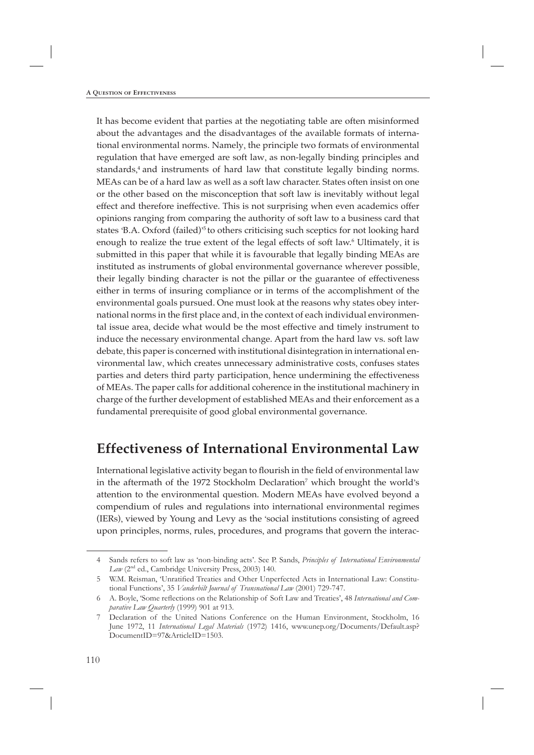It has become evident that parties at the negotiating table are often misinformed about the advantages and the disadvantages of the available formats of international environmental norms. Namely, the principle two formats of environmental regulation that have emerged are soft law, as non-legally binding principles and standards,[4] and instruments of hard law that constitute legally binding norms. MEAs can be of a hard law as well as a soft law character. States often insist on one or the other based on the misconception that soft law is inevitably without legal effect and therefore ineffective. This is not surprising when even academics offer opinions ranging from comparing the authority of soft law to a business card that states 'B.A. Oxford (failed)'[5] to others criticising such sceptics for not looking hard enough to realize the true extent of the legal effects of soft law.[6] Ultimately, it is submitted in this paper that while it is favourable that legally binding MEAs are instituted as instruments of global environmental governance wherever possible, their legally binding character is not the pillar or the guarantee of effectiveness either in terms of insuring compliance or in terms of the accomplishment of the environmental goals pursued. One must look at the reasons why states obey international norms in the first place and, in the context of each individual environmental issue area, decide what would be the most effective and timely instrument to induce the necessary environmental change. Apart from the hard law vs. soft law debate, this paper is concerned with institutional disintegration in international environmental law, which creates unnecessary administrative costs, confuses states parties and deters third party participation, hence undermining the effectiveness of MEAs. The paper calls for additional coherence in the institutional machinery in charge of the further development of established MEAs and their enforcement as a fundamental prerequisite of good global environmental governance.

## Effectiveness of International Environmental Law

International legislative activity began to flourish in the field of environmental law in the aftermath of the 1972 Stockholm Declaration[7] which brought the world's attention to the environmental question. Modern MEAs have evolved beyond a compendium of rules and regulations into international environmental regimes (IERs), viewed by Young and Levy as the 'social institutions consisting of agreed upon principles, norms, rules, procedures, and programs that govern the interac-

---

4 Sands refers to soft law as 'non-binding acts'. See P. Sands, *Principles of International Environmental Law* (2nd ed., Cambridge University Press, 2003) 140.

5 W.M. Reisman, 'Unratified Treaties and Other Unperfected Acts in International Law: Constitutional Functions', 35 *Vanderbilt Journal of Transnational Law* (2001) 729-747.

6 A. Boyle, 'Some reflections on the Relationship of Soft Law and Treaties', 48 *International and Comparative Law Quarterly* (1999) 901 at 913.

7 Declaration of the United Nations Conference on the Human Environment, Stockholm, 16 June 1972, 11 *International Legal Materials* (1972) 1416, www.unep.org/Documents/Default.asp?DocumentID=97&ArticleID=1503.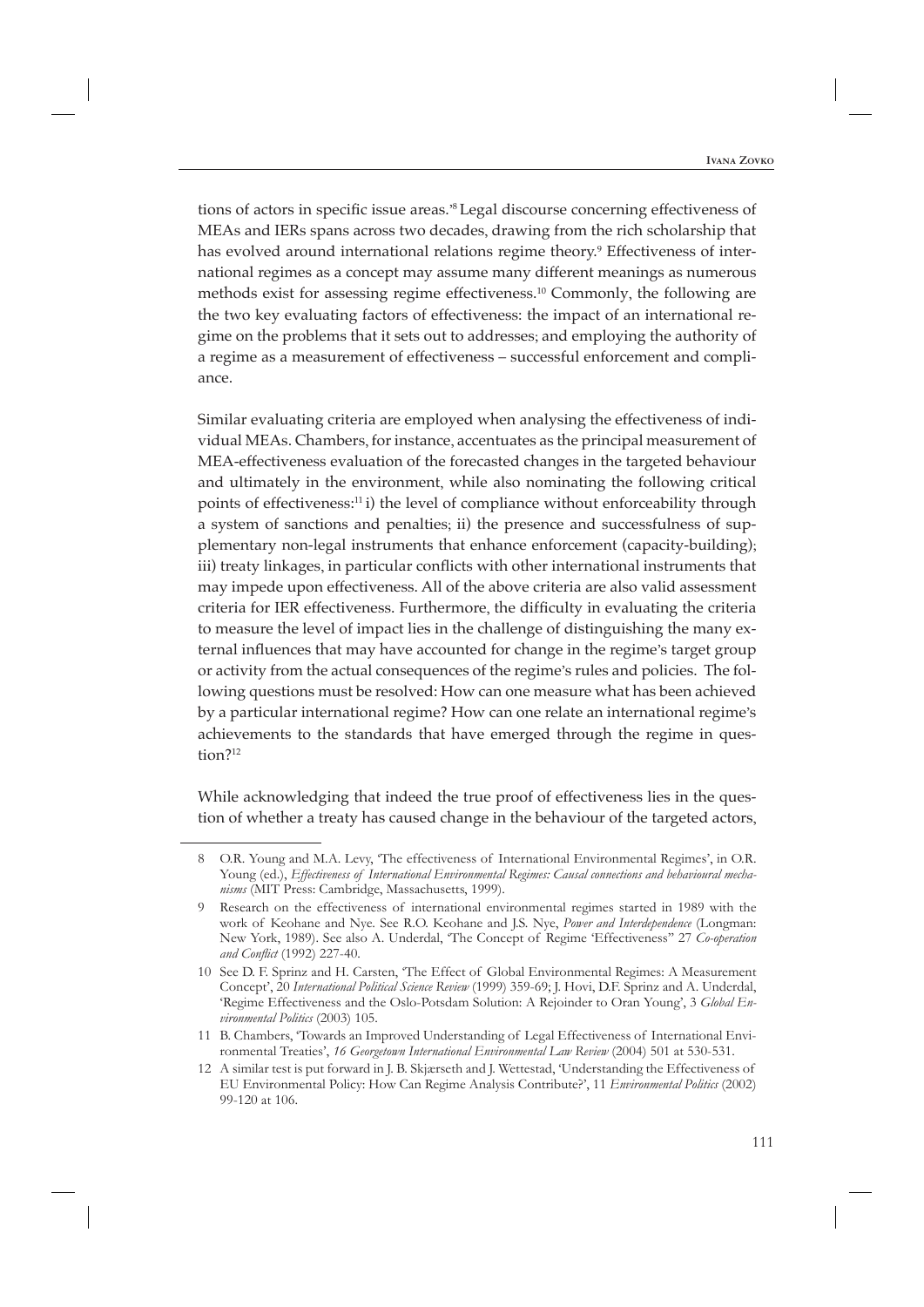tions of actors in specific issue areas.'[8] Legal discourse concerning effectiveness of MEAs and IERs spans across two decades, drawing from the rich scholarship that has evolved around international relations regime theory.[9] Effectiveness of international regimes as a concept may assume many different meanings as numerous methods exist for assessing regime effectiveness.[10] Commonly, the following are the two key evaluating factors of effectiveness: the impact of an international regime on the problems that it sets out to addresses; and employing the authority of a regime as a measurement of effectiveness – successful enforcement and compliance.

Similar evaluating criteria are employed when analysing the effectiveness of individual MEAs. Chambers, for instance, accentuates as the principal measurement of MEA-effectiveness evaluation of the forecasted changes in the targeted behaviour and ultimately in the environment, while also nominating the following critical points of effectiveness:[11] i) the level of compliance without enforceability through a system of sanctions and penalties; ii) the presence and successfulness of supplementary non-legal instruments that enhance enforcement (capacity-building); iii) treaty linkages, in particular conflicts with other international instruments that may impede upon effectiveness. All of the above criteria are also valid assessment criteria for IER effectiveness. Furthermore, the difficulty in evaluating the criteria to measure the level of impact lies in the challenge of distinguishing the many external influences that may have accounted for change in the regime's target group or activity from the actual consequences of the regime's rules and policies. The following questions must be resolved: How can one measure what has been achieved by a particular international regime? How can one relate an international regime's achievements to the standards that have emerged through the regime in question?[12]

While acknowledging that indeed the true proof of effectiveness lies in the question of whether a treaty has caused change in the behaviour of the targeted actors,

---

8 O.R. Young and M.A. Levy, 'The effectiveness of International Environmental Regimes', in O.R. Young (ed.), *Effectiveness of International Environmental Regimes: Causal connections and behavioural mechanisms* (MIT Press: Cambridge, Massachusetts, 1999).

9 Research on the effectiveness of international environmental regimes started in 1989 with the work of Keohane and Nye. See R.O. Keohane and J.S. Nye, *Power and Interdependence* (Longman: New York, 1989). See also A. Underdal, 'The Concept of Regime 'Effectiveness'' 27 *Co-operation and Conflict* (1992) 227-40.

10 See D. F. Sprinz and H. Carsten, 'The Effect of Global Environmental Regimes: A Measurement Concept', 20 *International Political Science Review* (1999) 359-69; J. Hovi, D.F. Sprinz and A. Underdal, 'Regime Effectiveness and the Oslo-Potsdam Solution: A Rejoinder to Oran Young', 3 *Global Environmental Politics* (2003) 105.

11 B. Chambers, 'Towards an Improved Understanding of Legal Effectiveness of International Environmental Treaties', *16 Georgetown International Environmental Law Review* (2004) 501 at 530-531.

12 A similar test is put forward in J. B. Skjærseth and J. Wettestad, 'Understanding the Effectiveness of EU Environmental Policy: How Can Regime Analysis Contribute?', 11 *Environmental Politics* (2002) 99-120 at 106.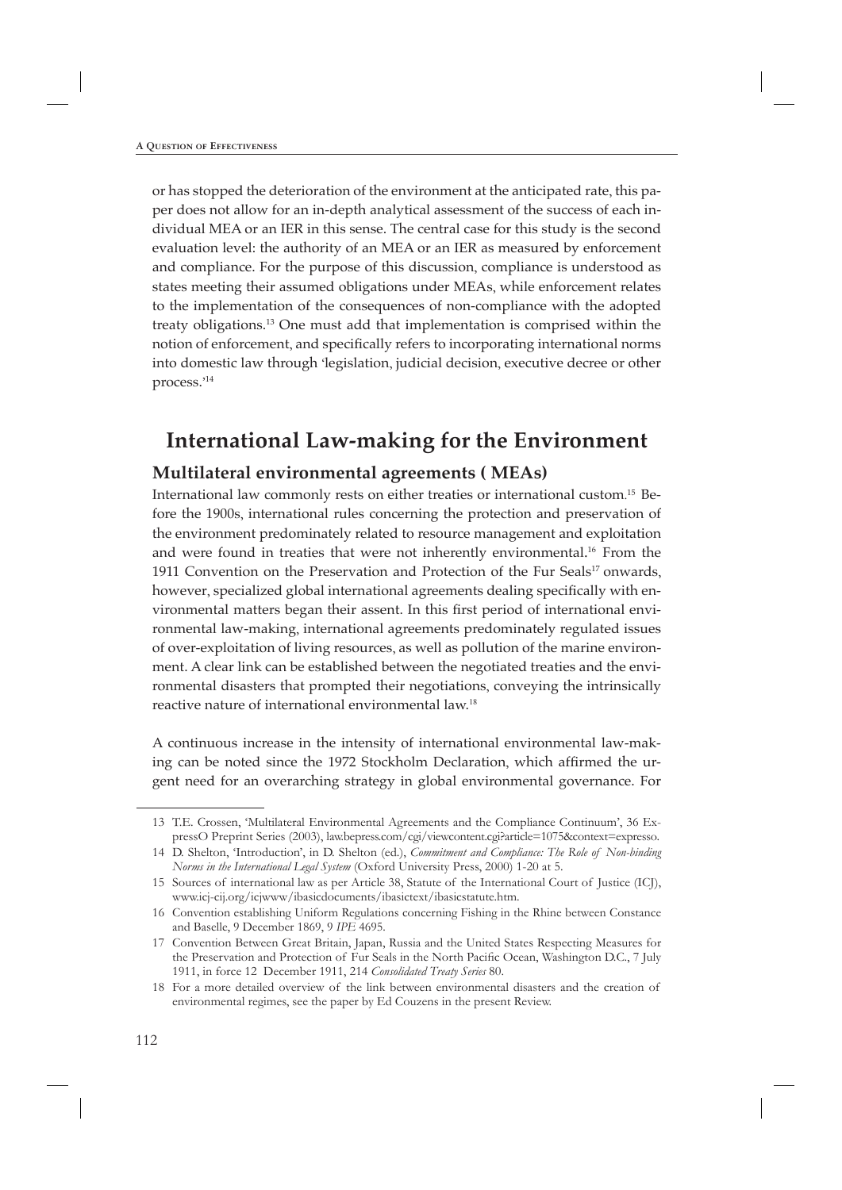or has stopped the deterioration of the environment at the anticipated rate, this paper does not allow for an in-depth analytical assessment of the success of each individual MEA or an IER in this sense. The central case for this study is the second evaluation level: the authority of an MEA or an IER as measured by enforcement and compliance. For the purpose of this discussion, compliance is understood as states meeting their assumed obligations under MEAs, while enforcement relates to the implementation of the consequences of non-compliance with the adopted treaty obligations.[13] One must add that implementation is comprised within the notion of enforcement, and specifically refers to incorporating international norms into domestic law through 'legislation, judicial decision, executive decree or other process.'[14]

# International Law-making for the Environment

## Multilateral environmental agreements ( MEAs)

International law commonly rests on either treaties or international custom.[15] Before the 1900s, international rules concerning the protection and preservation of the environment predominately related to resource management and exploitation and were found in treaties that were not inherently environmental.[16] From the 1911 Convention on the Preservation and Protection of the Fur Seals[17] onwards, however, specialized global international agreements dealing specifically with environmental matters began their assent. In this first period of international environmental law-making, international agreements predominately regulated issues of over-exploitation of living resources, as well as pollution of the marine environment. A clear link can be established between the negotiated treaties and the environmental disasters that prompted their negotiations, conveying the intrinsically reactive nature of international environmental law.[18]

A continuous increase in the intensity of international environmental law-making can be noted since the 1972 Stockholm Declaration, which affirmed the urgent need for an overarching strategy in global environmental governance. For

---

13 T.E. Crossen, 'Multilateral Environmental Agreements and the Compliance Continuum', 36 ExpressO Preprint Series (2003), law.bepress.com/cgi/viewcontent.cgi?article=1075&context=expresso.

14 D. Shelton, 'Introduction', in D. Shelton (ed.), *Commitment and Compliance: The Role of Non-binding Norms in the International Legal System* (Oxford University Press, 2000) 1-20 at 5.

15 Sources of international law as per Article 38, Statute of the International Court of Justice (ICJ), www.icj-cij.org/icjwww/ibasicdocuments/ibasictext/ibasicstatute.htm.

16 Convention establishing Uniform Regulations concerning Fishing in the Rhine between Constance and Baselle, 9 December 1869, 9 *IPE* 4695.

17 Convention Between Great Britain, Japan, Russia and the United States Respecting Measures for the Preservation and Protection of Fur Seals in the North Pacific Ocean, Washington D.C., 7 July 1911, in force 12 December 1911, 214 *Consolidated Treaty Series* 80.

18 For a more detailed overview of the link between environmental disasters and the creation of environmental regimes, see the paper by Ed Couzens in the present Review.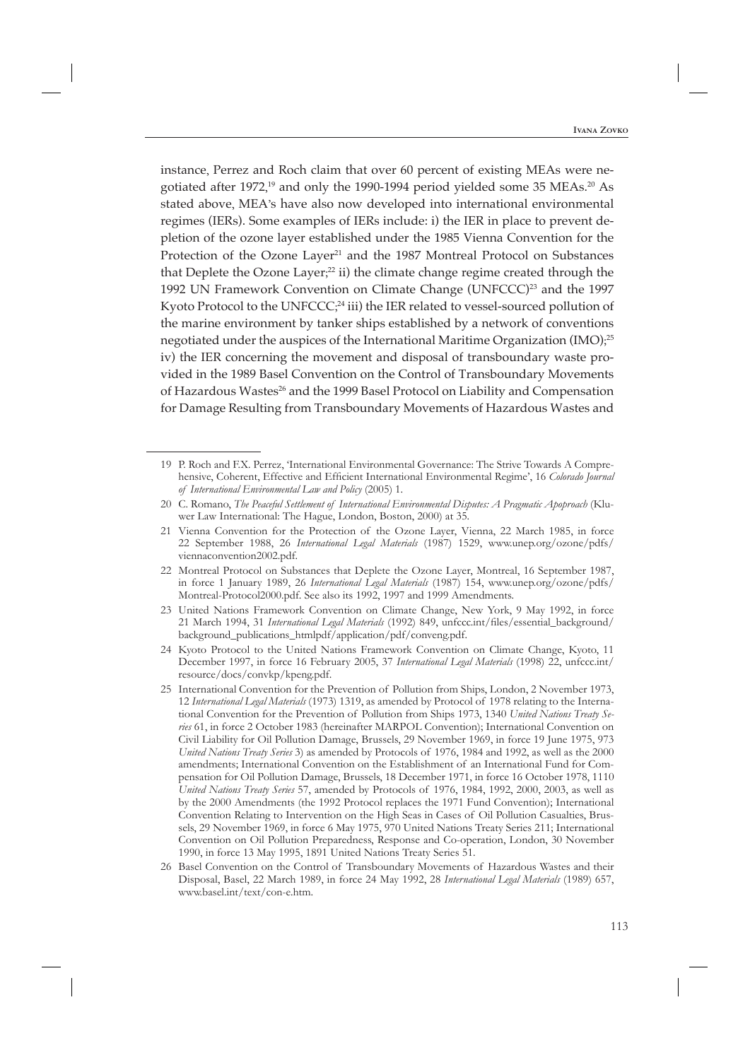instance, Perrez and Roch claim that over 60 percent of existing MEAs were negotiated after 1972,[19] and only the 1990-1994 period yielded some 35 MEAs.[20] As stated above, MEA's have also now developed into international environmental regimes (IERs). Some examples of IERs include: i) the IER in place to prevent depletion of the ozone layer established under the 1985 Vienna Convention for the Protection of the Ozone Layer[21] and the 1987 Montreal Protocol on Substances that Deplete the Ozone Layer;[22] ii) the climate change regime created through the 1992 UN Framework Convention on Climate Change (UNFCCC)[23] and the 1997 Kyoto Protocol to the UNFCCC;[24] iii) the IER related to vessel-sourced pollution of the marine environment by tanker ships established by a network of conventions negotiated under the auspices of the International Maritime Organization (IMO);[25] iv) the IER concerning the movement and disposal of transboundary waste provided in the 1989 Basel Convention on the Control of Transboundary Movements of Hazardous Wastes[26] and the 1999 Basel Protocol on Liability and Compensation for Damage Resulting from Transboundary Movements of Hazardous Wastes and

---

19 P. Roch and F.X. Perrez, 'International Environmental Governance: The Strive Towards A Comprehensive, Coherent, Effective and Efficient International Environmental Regime', 16 *Colorado Journal of International Environmental Law and Policy* (2005) 1.

20 C. Romano, *The Peaceful Settlement of International Environmental Disputes: A Pragmatic Apoproach* (Kluwer Law International: The Hague, London, Boston, 2000) at 35.

21 Vienna Convention for the Protection of the Ozone Layer, Vienna, 22 March 1985, in force 22 September 1988, 26 *International Legal Materials* (1987) 1529, www.unep.org/ozone/pdfs/viennaconvention2002.pdf.

22 Montreal Protocol on Substances that Deplete the Ozone Layer, Montreal, 16 September 1987, in force 1 January 1989, 26 *International Legal Materials* (1987) 154, www.unep.org/ozone/pdfs/Montreal-Protocol2000.pdf. See also its 1992, 1997 and 1999 Amendments.

23 United Nations Framework Convention on Climate Change, New York, 9 May 1992, in force 21 March 1994, 31 *International Legal Materials* (1992) 849, unfccc.int/files/essential_background/background_publications_htmlpdf/application/pdf/conveng.pdf.

24 Kyoto Protocol to the United Nations Framework Convention on Climate Change, Kyoto, 11 December 1997, in force 16 February 2005, 37 *International Legal Materials* (1998) 22, unfccc.int/resource/docs/convkp/kpeng.pdf.

25 International Convention for the Prevention of Pollution from Ships, London, 2 November 1973, 12 *International Legal Materials* (1973) 1319, as amended by Protocol of 1978 relating to the International Convention for the Prevention of Pollution from Ships 1973, 1340 *United Nations Treaty Series* 61, in force 2 October 1983 (hereinafter MARPOL Convention); International Convention on Civil Liability for Oil Pollution Damage, Brussels, 29 November 1969, in force 19 June 1975, 973 *United Nations Treaty Series* 3) as amended by Protocols of 1976, 1984 and 1992, as well as the 2000 amendments; International Convention on the Establishment of an International Fund for Compensation for Oil Pollution Damage, Brussels, 18 December 1971, in force 16 October 1978, 1110 *United Nations Treaty Series* 57, amended by Protocols of 1976, 1984, 1992, 2000, 2003, as well as by the 2000 Amendments (the 1992 Protocol replaces the 1971 Fund Convention); International Convention Relating to Intervention on the High Seas in Cases of Oil Pollution Casualties, Brussels, 29 November 1969, in force 6 May 1975, 970 United Nations Treaty Series 211; International Convention on Oil Pollution Preparedness, Response and Co-operation, London, 30 November 1990, in force 13 May 1995, 1891 United Nations Treaty Series 51.

26 Basel Convention on the Control of Transboundary Movements of Hazardous Wastes and their Disposal, Basel, 22 March 1989, in force 24 May 1992, 28 *International Legal Materials* (1989) 657, www.basel.int/text/con-e.htm.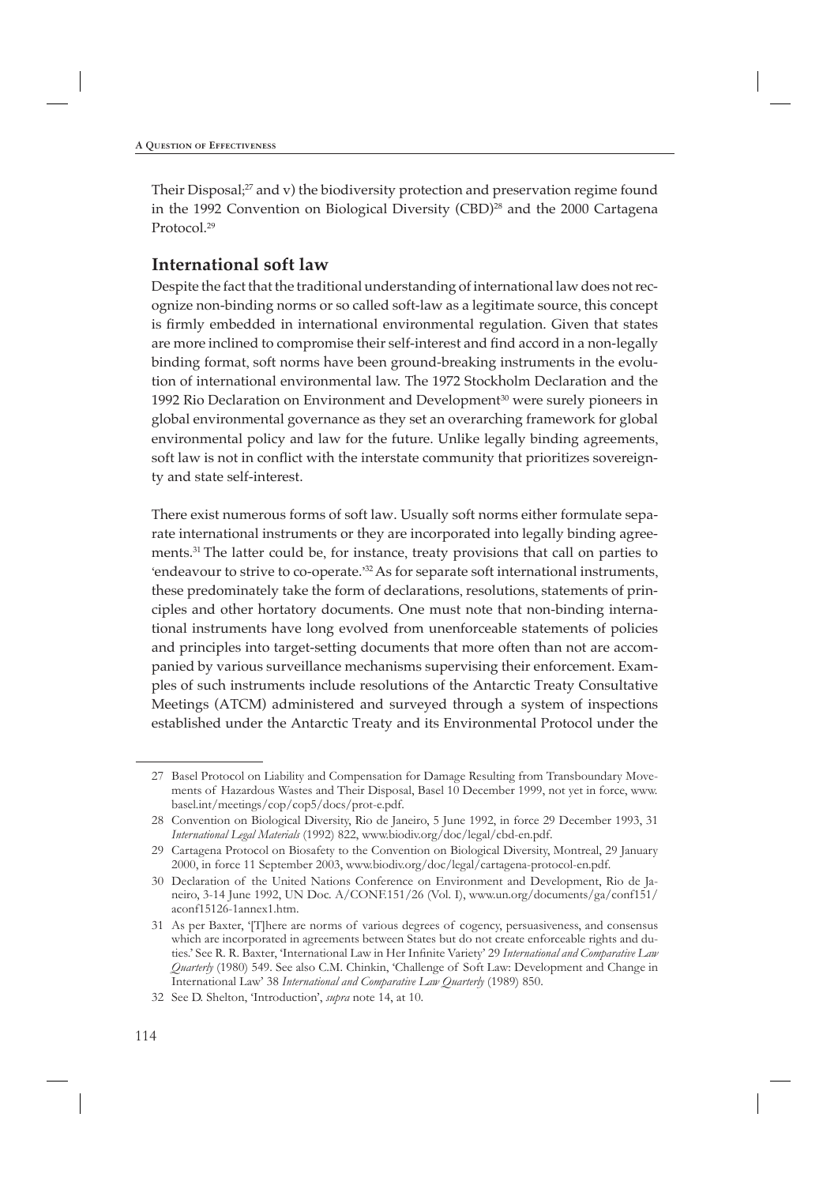Their Disposal;[27] and v) the biodiversity protection and preservation regime found in the 1992 Convention on Biological Diversity (CBD)[28] and the 2000 Cartagena Protocol.[29]

## International soft law

Despite the fact that the traditional understanding of international law does not recognize non-binding norms or so called soft-law as a legitimate source, this concept is firmly embedded in international environmental regulation. Given that states are more inclined to compromise their self-interest and find accord in a non-legally binding format, soft norms have been ground-breaking instruments in the evolution of international environmental law. The 1972 Stockholm Declaration and the 1992 Rio Declaration on Environment and Development[30] were surely pioneers in global environmental governance as they set an overarching framework for global environmental policy and law for the future. Unlike legally binding agreements, soft law is not in conflict with the interstate community that prioritizes sovereignty and state self-interest.

There exist numerous forms of soft law. Usually soft norms either formulate separate international instruments or they are incorporated into legally binding agreements.[31] The latter could be, for instance, treaty provisions that call on parties to 'endeavour to strive to co-operate.'[32] As for separate soft international instruments, these predominately take the form of declarations, resolutions, statements of principles and other hortatory documents. One must note that non-binding international instruments have long evolved from unenforceable statements of policies and principles into target-setting documents that more often than not are accompanied by various surveillance mechanisms supervising their enforcement. Examples of such instruments include resolutions of the Antarctic Treaty Consultative Meetings (ATCM) administered and surveyed through a system of inspections established under the Antarctic Treaty and its Environmental Protocol under the

---

27 Basel Protocol on Liability and Compensation for Damage Resulting from Transboundary Movements of Hazardous Wastes and Their Disposal, Basel 10 December 1999, not yet in force, www.basel.int/meetings/cop/cop5/docs/prot-e.pdf.

28 Convention on Biological Diversity, Rio de Janeiro, 5 June 1992, in force 29 December 1993, 31 *International Legal Materials* (1992) 822, www.biodiv.org/doc/legal/cbd-en.pdf.

29 Cartagena Protocol on Biosafety to the Convention on Biological Diversity, Montreal, 29 January 2000, in force 11 September 2003, www.biodiv.org/doc/legal/cartagena-protocol-en.pdf.

30 Declaration of the United Nations Conference on Environment and Development, Rio de Janeiro, 3-14 June 1992, UN Doc. A/CONF.151/26 (Vol. I), www.un.org/documents/ga/conf151/aconf15126-1annex1.htm.

31 As per Baxter, '[T]here are norms of various degrees of cogency, persuasiveness, and consensus which are incorporated in agreements between States but do not create enforceable rights and duties.' See R. R. Baxter, 'International Law in Her Infinite Variety' 29 *International and Comparative Law Quarterly* (1980) 549. See also C.M. Chinkin, 'Challenge of Soft Law: Development and Change in International Law' 38 *International and Comparative Law Quarterly* (1989) 850.

32 See D. Shelton, 'Introduction', *supra* note 14, at 10.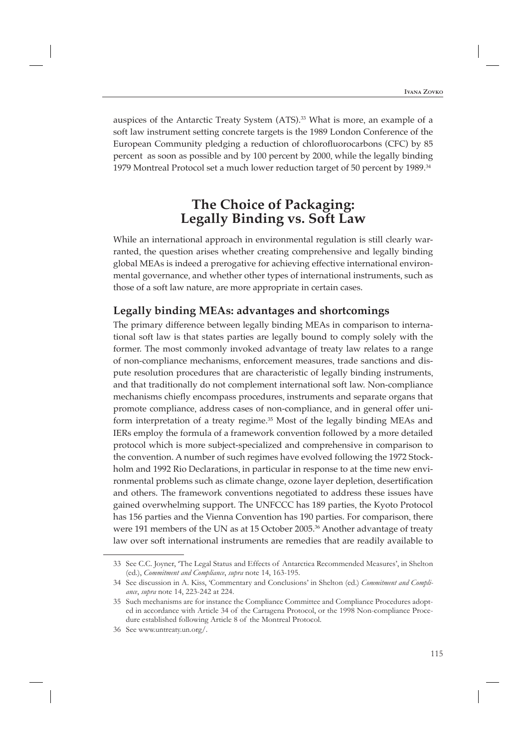auspices of the Antarctic Treaty System (ATS).[33] What is more, an example of a soft law instrument setting concrete targets is the 1989 London Conference of the European Community pledging a reduction of chlorofluorocarbons (CFC) by 85 percent as soon as possible and by 100 percent by 2000, while the legally binding 1979 Montreal Protocol set a much lower reduction target of 50 percent by 1989.[34]

## The Choice of Packaging: Legally Binding vs. Soft Law

While an international approach in environmental regulation is still clearly warranted, the question arises whether creating comprehensive and legally binding global MEAs is indeed a prerogative for achieving effective international environmental governance, and whether other types of international instruments, such as those of a soft law nature, are more appropriate in certain cases.

### Legally binding MEAs: advantages and shortcomings

The primary difference between legally binding MEAs in comparison to international soft law is that states parties are legally bound to comply solely with the former. The most commonly invoked advantage of treaty law relates to a range of non-compliance mechanisms, enforcement measures, trade sanctions and dispute resolution procedures that are characteristic of legally binding instruments, and that traditionally do not complement international soft law. Non-compliance mechanisms chiefly encompass procedures, instruments and separate organs that promote compliance, address cases of non-compliance, and in general offer uniform interpretation of a treaty regime.[35] Most of the legally binding MEAs and IERs employ the formula of a framework convention followed by a more detailed protocol which is more subject-specialized and comprehensive in comparison to the convention. A number of such regimes have evolved following the 1972 Stockholm and 1992 Rio Declarations, in particular in response to at the time new environmental problems such as climate change, ozone layer depletion, desertification and others. The framework conventions negotiated to address these issues have gained overwhelming support. The UNFCCC has 189 parties, the Kyoto Protocol has 156 parties and the Vienna Convention has 190 parties. For comparison, there were 191 members of the UN as at 15 October 2005.[36] Another advantage of treaty law over soft international instruments are remedies that are readily available to

---

33 See C.C. Joyner, 'The Legal Status and Effects of Antarctica Recommended Measures', in Shelton (ed.), *Commitment and Compliance*, *supra* note 14, 163-195.

34 See discussion in A. Kiss, 'Commentary and Conclusions' in Shelton (ed.) *Commitment and Compliance*, *supra* note 14, 223-242 at 224.

35 Such mechanisms are for instance the Compliance Committee and Compliance Procedures adopted in accordance with Article 34 of the Cartagena Protocol, or the 1998 Non-compliance Procedure established following Article 8 of the Montreal Protocol.

36 See www.untreaty.un.org/.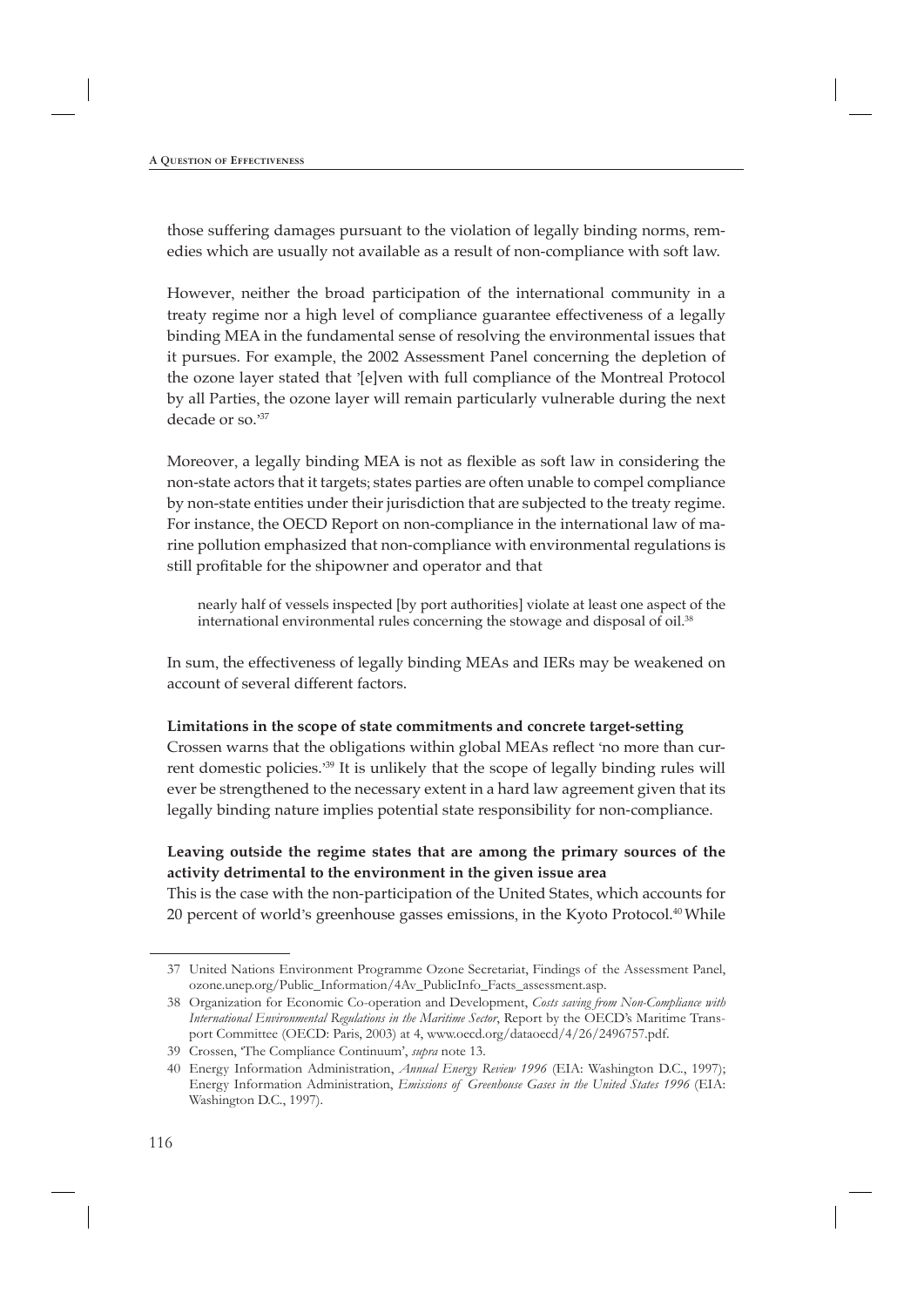those suffering damages pursuant to the violation of legally binding norms, remedies which are usually not available as a result of non-compliance with soft law.

However, neither the broad participation of the international community in a treaty regime nor a high level of compliance guarantee effectiveness of a legally binding MEA in the fundamental sense of resolving the environmental issues that it pursues. For example, the 2002 Assessment Panel concerning the depletion of the ozone layer stated that '[e]ven with full compliance of the Montreal Protocol by all Parties, the ozone layer will remain particularly vulnerable during the next decade or so.'[37]

Moreover, a legally binding MEA is not as flexible as soft law in considering the non-state actors that it targets; states parties are often unable to compel compliance by non-state entities under their jurisdiction that are subjected to the treaty regime. For instance, the OECD Report on non-compliance in the international law of marine pollution emphasized that non-compliance with environmental regulations is still profitable for the shipowner and operator and that

> nearly half of vessels inspected [by port authorities] violate at least one aspect of the international environmental rules concerning the stowage and disposal of oil.[38]

In sum, the effectiveness of legally binding MEAs and IERs may be weakened on account of several different factors.

**Limitations in the scope of state commitments and concrete target-setting**

Crossen warns that the obligations within global MEAs reflect 'no more than current domestic policies.'[39] It is unlikely that the scope of legally binding rules will ever be strengthened to the necessary extent in a hard law agreement given that its legally binding nature implies potential state responsibility for non-compliance.

**Leaving outside the regime states that are among the primary sources of the activity detrimental to the environment in the given issue area**

This is the case with the non-participation of the United States, which accounts for 20 percent of world's greenhouse gasses emissions, in the Kyoto Protocol.[40] While

---

37 United Nations Environment Programme Ozone Secretariat, Findings of the Assessment Panel, ozone.unep.org/Public_Information/4Av_PublicInfo_Facts_assessment.asp.

38 Organization for Economic Co-operation and Development, *Costs saving from Non-Compliance with International Environmental Regulations in the Maritime Sector*, Report by the OECD's Maritime Transport Committee (OECD: Paris, 2003) at 4, www.oecd.org/dataoecd/4/26/2496757.pdf.

39 Crossen, 'The Compliance Continuum', *supra* note 13.

40 Energy Information Administration, *Annual Energy Review 1996* (EIA: Washington D.C., 1997); Energy Information Administration, *Emissions of Greenhouse Gases in the United States 1996* (EIA: Washington D.C., 1997).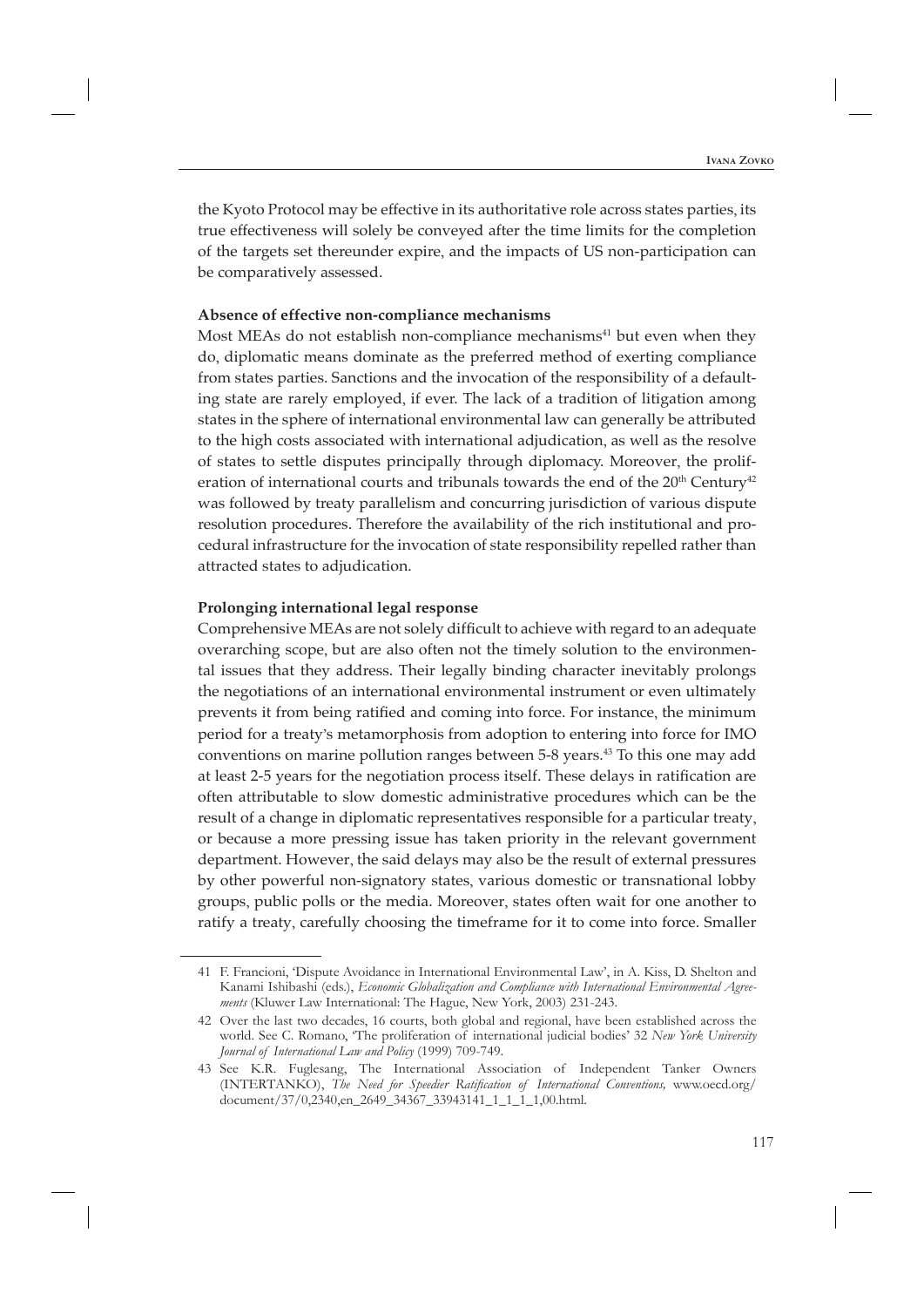the Kyoto Protocol may be effective in its authoritative role across states parties, its true effectiveness will solely be conveyed after the time limits for the completion of the targets set thereunder expire, and the impacts of US non-participation can be comparatively assessed.

**Absence of effective non-compliance mechanisms**

Most MEAs do not establish non-compliance mechanisms[41] but even when they do, diplomatic means dominate as the preferred method of exerting compliance from states parties. Sanctions and the invocation of the responsibility of a defaulting state are rarely employed, if ever. The lack of a tradition of litigation among states in the sphere of international environmental law can generally be attributed to the high costs associated with international adjudication, as well as the resolve of states to settle disputes principally through diplomacy. Moreover, the proliferation of international courts and tribunals towards the end of the 20th Century[42] was followed by treaty parallelism and concurring jurisdiction of various dispute resolution procedures. Therefore the availability of the rich institutional and procedural infrastructure for the invocation of state responsibility repelled rather than attracted states to adjudication.

**Prolonging international legal response**

Comprehensive MEAs are not solely difficult to achieve with regard to an adequate overarching scope, but are also often not the timely solution to the environmental issues that they address. Their legally binding character inevitably prolongs the negotiations of an international environmental instrument or even ultimately prevents it from being ratified and coming into force. For instance, the minimum period for a treaty's metamorphosis from adoption to entering into force for IMO conventions on marine pollution ranges between 5-8 years.[43] To this one may add at least 2-5 years for the negotiation process itself. These delays in ratification are often attributable to slow domestic administrative procedures which can be the result of a change in diplomatic representatives responsible for a particular treaty, or because a more pressing issue has taken priority in the relevant government department. However, the said delays may also be the result of external pressures by other powerful non-signatory states, various domestic or transnational lobby groups, public polls or the media. Moreover, states often wait for one another to ratify a treaty, carefully choosing the timeframe for it to come into force. Smaller

---

41 F. Francioni, 'Dispute Avoidance in International Environmental Law', in A. Kiss, D. Shelton and Kanami Ishibashi (eds.), *Economic Globalization and Compliance with International Environmental Agreements* (Kluwer Law International: The Hague, New York, 2003) 231-243.

42 Over the last two decades, 16 courts, both global and regional, have been established across the world. See C. Romano, 'The proliferation of international judicial bodies' 32 *New York University Journal of International Law and Policy* (1999) 709-749.

43 See K.R. Fuglesang, The International Association of Independent Tanker Owners (INTERTANKO), *The Need for Speedier Ratification of International Conventions,* www.oecd.org/document/37/0,2340,en_2649_34367_33943141_1_1_1_1,00.html.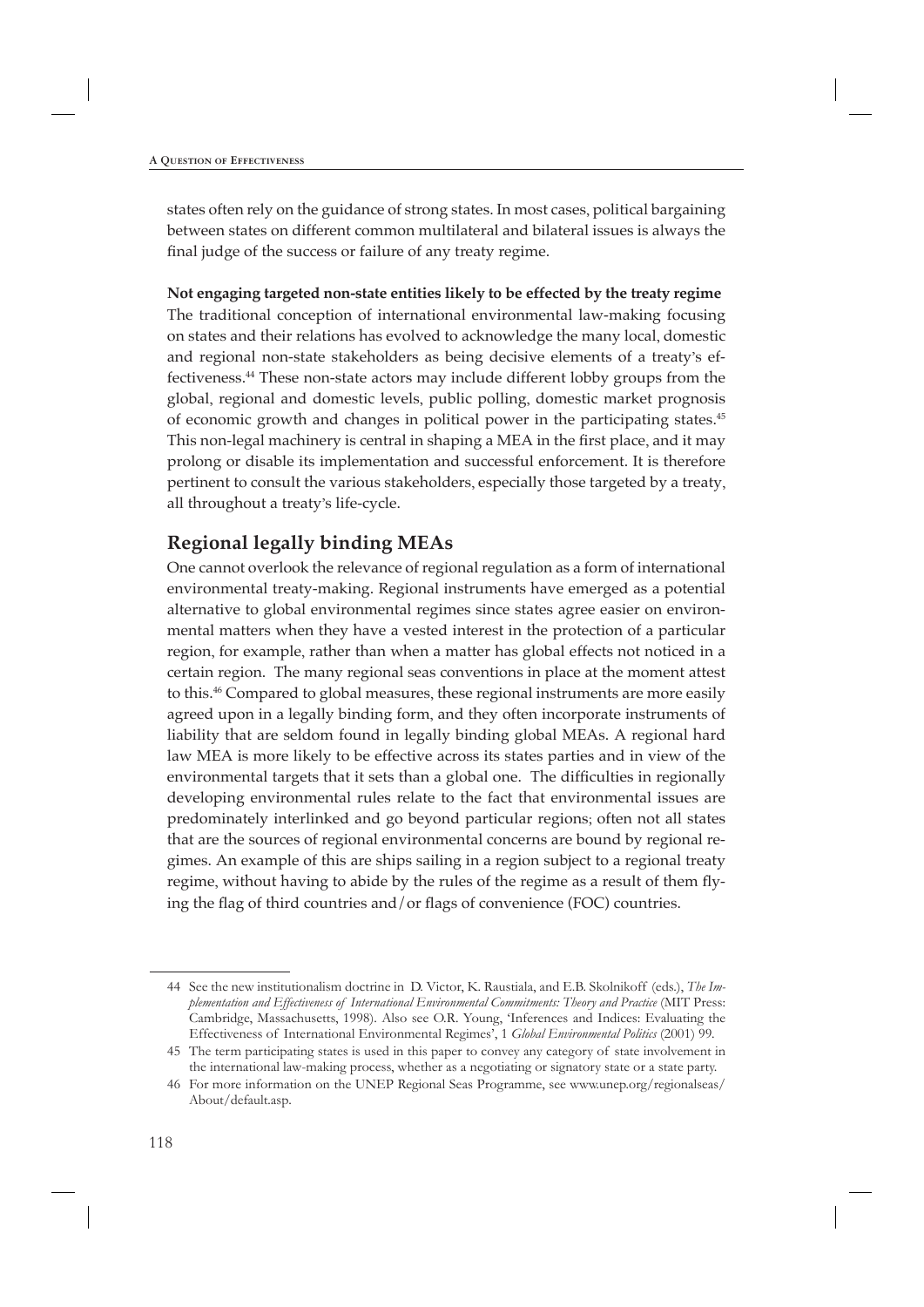states often rely on the guidance of strong states. In most cases, political bargaining between states on different common multilateral and bilateral issues is always the final judge of the success or failure of any treaty regime.

**Not engaging targeted non-state entities likely to be effected by the treaty regime**

The traditional conception of international environmental law-making focusing on states and their relations has evolved to acknowledge the many local, domestic and regional non-state stakeholders as being decisive elements of a treaty's effectiveness.[44] These non-state actors may include different lobby groups from the global, regional and domestic levels, public polling, domestic market prognosis of economic growth and changes in political power in the participating states.[45] This non-legal machinery is central in shaping a MEA in the first place, and it may prolong or disable its implementation and successful enforcement. It is therefore pertinent to consult the various stakeholders, especially those targeted by a treaty, all throughout a treaty's life-cycle.

## Regional legally binding MEAs

One cannot overlook the relevance of regional regulation as a form of international environmental treaty-making. Regional instruments have emerged as a potential alternative to global environmental regimes since states agree easier on environmental matters when they have a vested interest in the protection of a particular region, for example, rather than when a matter has global effects not noticed in a certain region. The many regional seas conventions in place at the moment attest to this.[46] Compared to global measures, these regional instruments are more easily agreed upon in a legally binding form, and they often incorporate instruments of liability that are seldom found in legally binding global MEAs. A regional hard law MEA is more likely to be effective across its states parties and in view of the environmental targets that it sets than a global one. The difficulties in regionally developing environmental rules relate to the fact that environmental issues are predominately interlinked and go beyond particular regions; often not all states that are the sources of regional environmental concerns are bound by regional regimes. An example of this are ships sailing in a region subject to a regional treaty regime, without having to abide by the rules of the regime as a result of them flying the flag of third countries and/or flags of convenience (FOC) countries.

---

44 See the new institutionalism doctrine in D. Victor, K. Raustiala, and E.B. Skolnikoff (eds.), *The Implementation and Effectiveness of International Environmental Commitments: Theory and Practice* (MIT Press: Cambridge, Massachusetts, 1998). Also see O.R. Young, 'Inferences and Indices: Evaluating the Effectiveness of International Environmental Regimes', 1 *Global Environmental Politics* (2001) 99.

45 The term participating states is used in this paper to convey any category of state involvement in the international law-making process, whether as a negotiating or signatory state or a state party.

46 For more information on the UNEP Regional Seas Programme, see www.unep.org/regionalseas/About/default.asp.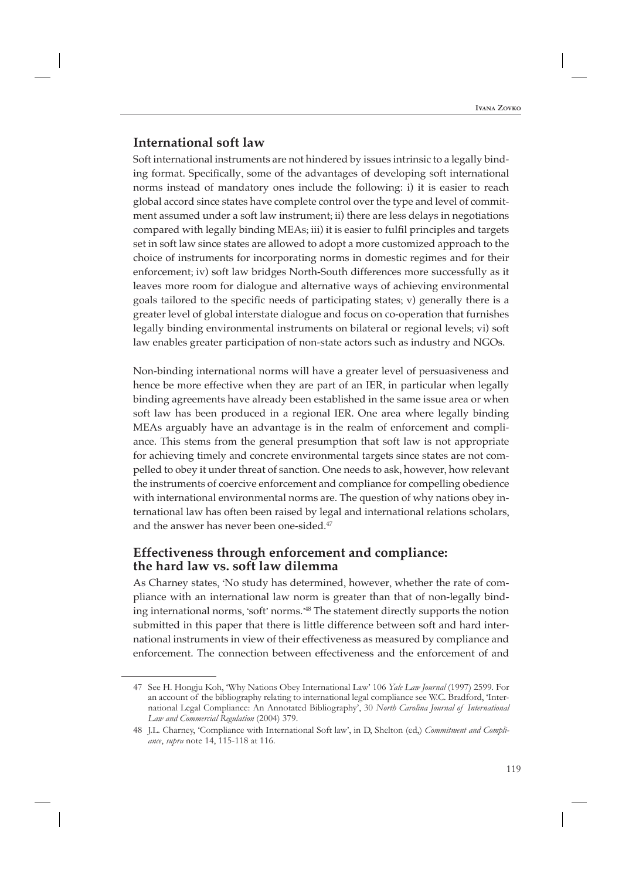## International soft law

Soft international instruments are not hindered by issues intrinsic to a legally binding format. Specifically, some of the advantages of developing soft international norms instead of mandatory ones include the following: i) it is easier to reach global accord since states have complete control over the type and level of commitment assumed under a soft law instrument; ii) there are less delays in negotiations compared with legally binding MEAs; iii) it is easier to fulfil principles and targets set in soft law since states are allowed to adopt a more customized approach to the choice of instruments for incorporating norms in domestic regimes and for their enforcement; iv) soft law bridges North-South differences more successfully as it leaves more room for dialogue and alternative ways of achieving environmental goals tailored to the specific needs of participating states; v) generally there is a greater level of global interstate dialogue and focus on co-operation that furnishes legally binding environmental instruments on bilateral or regional levels; vi) soft law enables greater participation of non-state actors such as industry and NGOs.

Non-binding international norms will have a greater level of persuasiveness and hence be more effective when they are part of an IER, in particular when legally binding agreements have already been established in the same issue area or when soft law has been produced in a regional IER. One area where legally binding MEAs arguably have an advantage is in the realm of enforcement and compliance. This stems from the general presumption that soft law is not appropriate for achieving timely and concrete environmental targets since states are not compelled to obey it under threat of sanction. One needs to ask, however, how relevant the instruments of coercive enforcement and compliance for compelling obedience with international environmental norms are. The question of why nations obey international law has often been raised by legal and international relations scholars, and the answer has never been one-sided.[47]

## Effectiveness through enforcement and compliance: the hard law vs. soft law dilemma

As Charney states, 'No study has determined, however, whether the rate of compliance with an international law norm is greater than that of non-legally binding international norms, 'soft' norms.'[48] The statement directly supports the notion submitted in this paper that there is little difference between soft and hard international instruments in view of their effectiveness as measured by compliance and enforcement. The connection between effectiveness and the enforcement of and

---

47 See H. Hongju Koh, 'Why Nations Obey International Law' 106 *Yale Law Journal* (1997) 2599. For an account of the bibliography relating to international legal compliance see W.C. Bradford, 'International Legal Compliance: An Annotated Bibliography', 30 *North Carolina Journal of International Law and Commercial Regulation* (2004) 379.

48 J.L. Charney, 'Compliance with International Soft law', in D, Shelton (ed,) *Commitment and Compliance*, *supra* note 14, 115-118 at 116.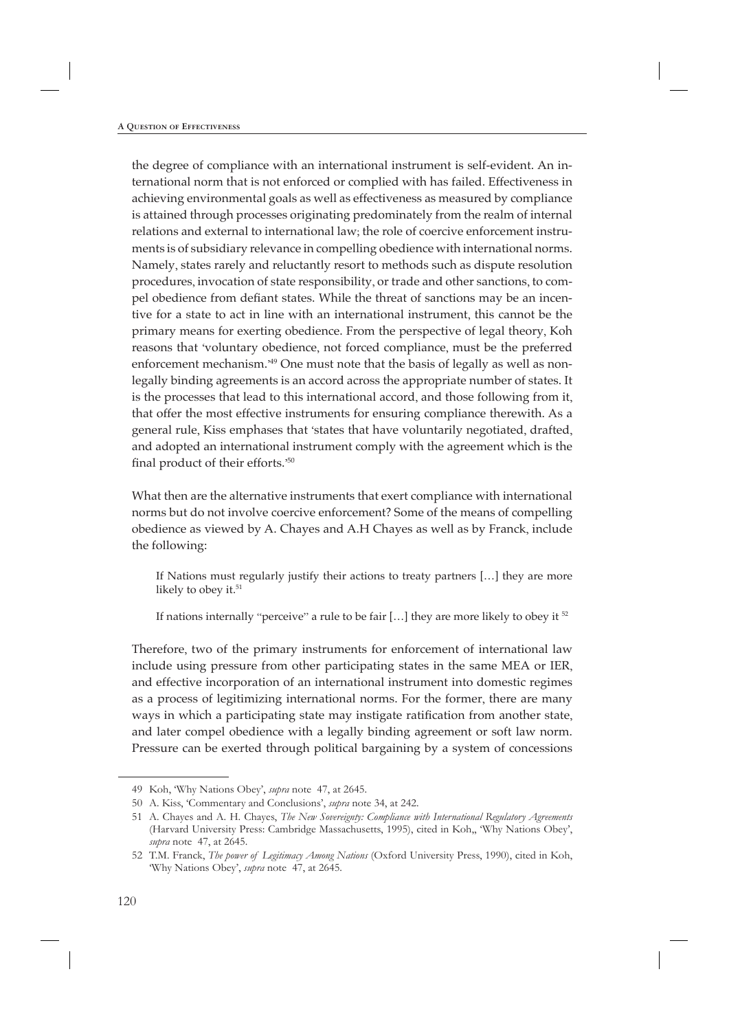the degree of compliance with an international instrument is self-evident. An international norm that is not enforced or complied with has failed. Effectiveness in achieving environmental goals as well as effectiveness as measured by compliance is attained through processes originating predominately from the realm of internal relations and external to international law; the role of coercive enforcement instruments is of subsidiary relevance in compelling obedience with international norms. Namely, states rarely and reluctantly resort to methods such as dispute resolution procedures, invocation of state responsibility, or trade and other sanctions, to compel obedience from defiant states. While the threat of sanctions may be an incentive for a state to act in line with an international instrument, this cannot be the primary means for exerting obedience. From the perspective of legal theory, Koh reasons that 'voluntary obedience, not forced compliance, must be the preferred enforcement mechanism.'[49] One must note that the basis of legally as well as non-legally binding agreements is an accord across the appropriate number of states. It is the processes that lead to this international accord, and those following from it, that offer the most effective instruments for ensuring compliance therewith. As a general rule, Kiss emphases that 'states that have voluntarily negotiated, drafted, and adopted an international instrument comply with the agreement which is the final product of their efforts.'[50]

What then are the alternative instruments that exert compliance with international norms but do not involve coercive enforcement? Some of the means of compelling obedience as viewed by A. Chayes and A.H Chayes as well as by Franck, include the following:

> If Nations must regularly justify their actions to treaty partners […] they are more likely to obey it.[51]

> If nations internally "perceive" a rule to be fair […] they are more likely to obey it [52]

Therefore, two of the primary instruments for enforcement of international law include using pressure from other participating states in the same MEA or IER, and effective incorporation of an international instrument into domestic regimes as a process of legitimizing international norms. For the former, there are many ways in which a participating state may instigate ratification from another state, and later compel obedience with a legally binding agreement or soft law norm. Pressure can be exerted through political bargaining by a system of concessions

49 Koh, 'Why Nations Obey', *supra* note 47, at 2645.

50 A. Kiss, 'Commentary and Conclusions', *supra* note 34, at 242.

51 A. Chayes and A. H. Chayes, *The New Sovereignty: Compliance with International Regulatory Agreements* (Harvard University Press: Cambridge Massachusetts, 1995), cited in Koh,, 'Why Nations Obey', *supra* note 47, at 2645.

52 T.M. Franck, *The power of Legitimacy Among Nations* (Oxford University Press, 1990), cited in Koh, 'Why Nations Obey', *supra* note 47, at 2645.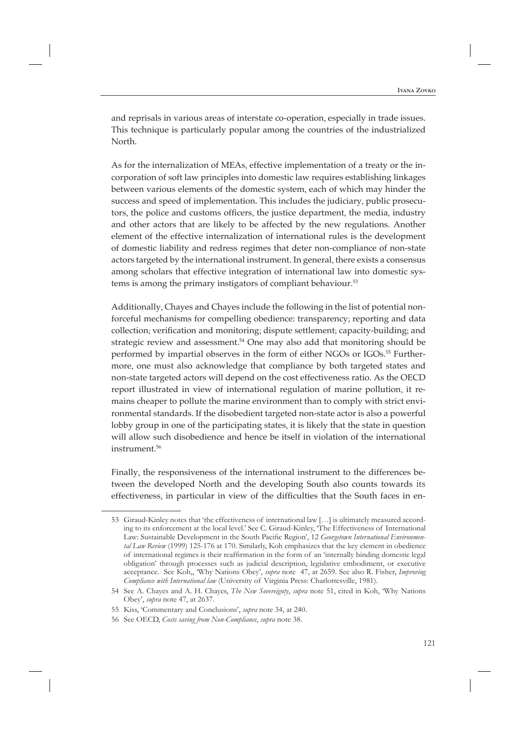and reprisals in various areas of interstate co-operation, especially in trade issues. This technique is particularly popular among the countries of the industrialized North.

As for the internalization of MEAs, effective implementation of a treaty or the incorporation of soft law principles into domestic law requires establishing linkages between various elements of the domestic system, each of which may hinder the success and speed of implementation. This includes the judiciary, public prosecutors, the police and customs officers, the justice department, the media, industry and other actors that are likely to be affected by the new regulations. Another element of the effective internalization of international rules is the development of domestic liability and redress regimes that deter non-compliance of non-state actors targeted by the international instrument. In general, there exists a consensus among scholars that effective integration of international law into domestic systems is among the primary instigators of compliant behaviour.[53]

Additionally, Chayes and Chayes include the following in the list of potential non-forceful mechanisms for compelling obedience: transparency; reporting and data collection; verification and monitoring; dispute settlement; capacity-building; and strategic review and assessment.[54] One may also add that monitoring should be performed by impartial observes in the form of either NGOs or IGOs.[55] Furthermore, one must also acknowledge that compliance by both targeted states and non-state targeted actors will depend on the cost effectiveness ratio. As the OECD report illustrated in view of international regulation of marine pollution, it remains cheaper to pollute the marine environment than to comply with strict environmental standards. If the disobedient targeted non-state actor is also a powerful lobby group in one of the participating states, it is likely that the state in question will allow such disobedience and hence be itself in violation of the international instrument.[56]

Finally, the responsiveness of the international instrument to the differences between the developed North and the developing South also counts towards its effectiveness, in particular in view of the difficulties that the South faces in en-

---

53 Giraud-Kinley notes that 'the effectiveness of international law […] is ultimately measured according to its enforcement at the local level.' See C. Giraud-Kinley, 'The Effectiveness of International Law: Sustainable Development in the South Pacific Region', 12 *Georgetown International Environmental Law Review* (1999) 125-176 at 170. Similarly, Koh emphasizes that the key element in obedience of international regimes is their reaffirmation in the form of an 'internally binding domestic legal obligation' through processes such as judicial description, legislative embodiment, or executive acceptance. See Koh,, 'Why Nations Obey', *supra* note 47, at 2659. See also R. Fisher, *Improving Compliance with International law* (University of Virginia Press: Charlottesville, 1981).

54 See A. Chayes and A. H. Chayes, *The New Sovereignty*, *supra* note 51, cited in Koh, 'Why Nations Obey', *supra* note 47, at 2637.

55 Kiss, 'Commentary and Conclusions', *supra* note 34, at 240.

56 See OECD, *Costs saving from Non-Compliance*, *supra* note 38.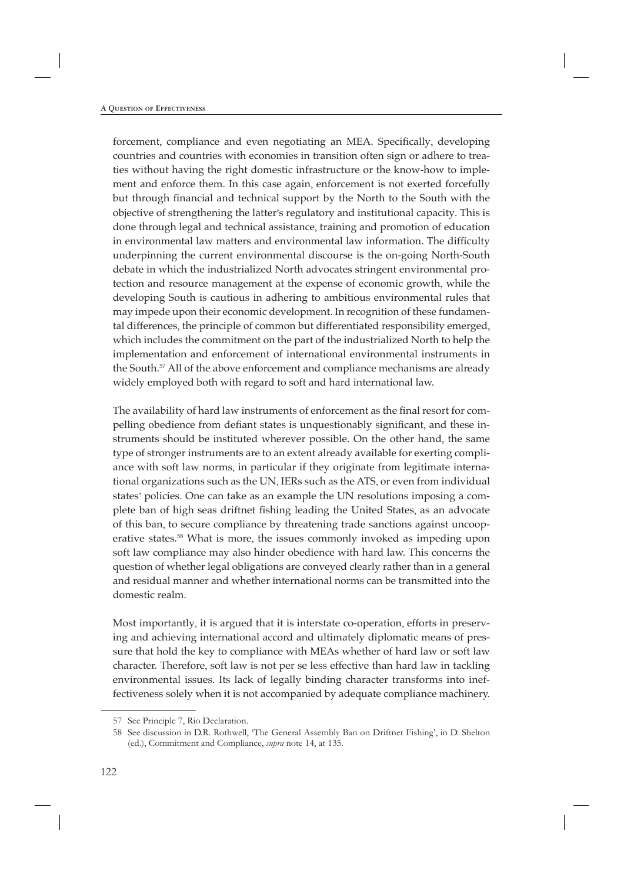forcement, compliance and even negotiating an MEA. Specifically, developing countries and countries with economies in transition often sign or adhere to treaties without having the right domestic infrastructure or the know-how to implement and enforce them. In this case again, enforcement is not exerted forcefully but through financial and technical support by the North to the South with the objective of strengthening the latter's regulatory and institutional capacity. This is done through legal and technical assistance, training and promotion of education in environmental law matters and environmental law information. The difficulty underpinning the current environmental discourse is the on-going North-South debate in which the industrialized North advocates stringent environmental protection and resource management at the expense of economic growth, while the developing South is cautious in adhering to ambitious environmental rules that may impede upon their economic development. In recognition of these fundamental differences, the principle of common but differentiated responsibility emerged, which includes the commitment on the part of the industrialized North to help the implementation and enforcement of international environmental instruments in the South.[57] All of the above enforcement and compliance mechanisms are already widely employed both with regard to soft and hard international law.

The availability of hard law instruments of enforcement as the final resort for compelling obedience from defiant states is unquestionably significant, and these instruments should be instituted wherever possible. On the other hand, the same type of stronger instruments are to an extent already available for exerting compliance with soft law norms, in particular if they originate from legitimate international organizations such as the UN, IERs such as the ATS, or even from individual states' policies. One can take as an example the UN resolutions imposing a complete ban of high seas driftnet fishing leading the United States, as an advocate of this ban, to secure compliance by threatening trade sanctions against uncooperative states.[58] What is more, the issues commonly invoked as impeding upon soft law compliance may also hinder obedience with hard law. This concerns the question of whether legal obligations are conveyed clearly rather than in a general and residual manner and whether international norms can be transmitted into the domestic realm.

Most importantly, it is argued that it is interstate co-operation, efforts in preserving and achieving international accord and ultimately diplomatic means of pressure that hold the key to compliance with MEAs whether of hard law or soft law character. Therefore, soft law is not per se less effective than hard law in tackling environmental issues. Its lack of legally binding character transforms into ineffectiveness solely when it is not accompanied by adequate compliance machinery.

---

57 See Principle 7, Rio Declaration.

58 See discussion in D.R. Rothwell, 'The General Assembly Ban on Driftnet Fishing', in D. Shelton (ed.), Commitment and Compliance, *supra* note 14, at 135.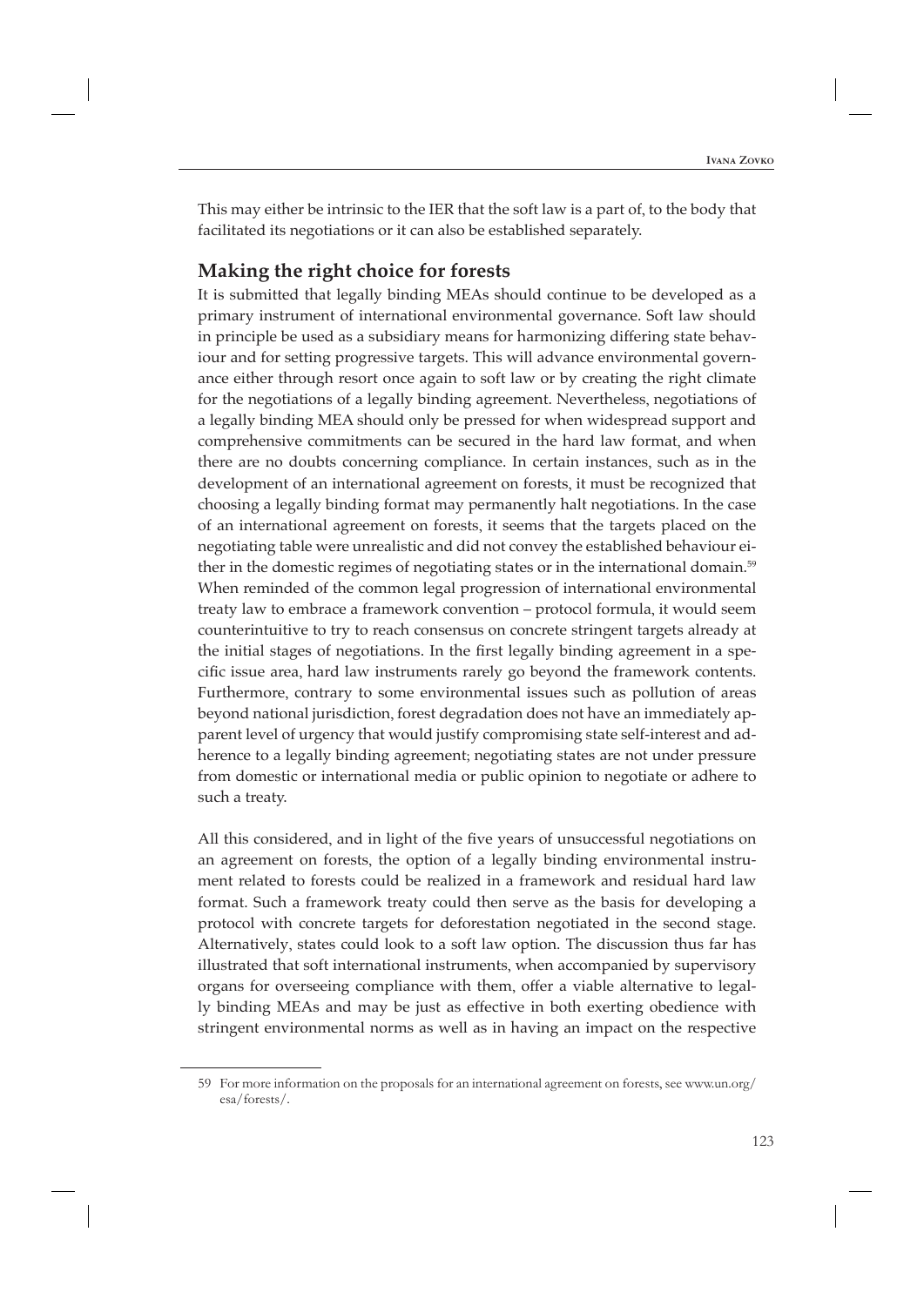This may either be intrinsic to the IER that the soft law is a part of, to the body that facilitated its negotiations or it can also be established separately.

## Making the right choice for forests

It is submitted that legally binding MEAs should continue to be developed as a primary instrument of international environmental governance. Soft law should in principle be used as a subsidiary means for harmonizing differing state behaviour and for setting progressive targets. This will advance environmental governance either through resort once again to soft law or by creating the right climate for the negotiations of a legally binding agreement. Nevertheless, negotiations of a legally binding MEA should only be pressed for when widespread support and comprehensive commitments can be secured in the hard law format, and when there are no doubts concerning compliance. In certain instances, such as in the development of an international agreement on forests, it must be recognized that choosing a legally binding format may permanently halt negotiations. In the case of an international agreement on forests, it seems that the targets placed on the negotiating table were unrealistic and did not convey the established behaviour either in the domestic regimes of negotiating states or in the international domain.[59] When reminded of the common legal progression of international environmental treaty law to embrace a framework convention – protocol formula, it would seem counterintuitive to try to reach consensus on concrete stringent targets already at the initial stages of negotiations. In the first legally binding agreement in a specific issue area, hard law instruments rarely go beyond the framework contents. Furthermore, contrary to some environmental issues such as pollution of areas beyond national jurisdiction, forest degradation does not have an immediately apparent level of urgency that would justify compromising state self-interest and adherence to a legally binding agreement; negotiating states are not under pressure from domestic or international media or public opinion to negotiate or adhere to such a treaty.

All this considered, and in light of the five years of unsuccessful negotiations on an agreement on forests, the option of a legally binding environmental instrument related to forests could be realized in a framework and residual hard law format. Such a framework treaty could then serve as the basis for developing a protocol with concrete targets for deforestation negotiated in the second stage. Alternatively, states could look to a soft law option. The discussion thus far has illustrated that soft international instruments, when accompanied by supervisory organs for overseeing compliance with them, offer a viable alternative to legally binding MEAs and may be just as effective in both exerting obedience with stringent environmental norms as well as in having an impact on the respective

---

59 For more information on the proposals for an international agreement on forests, see www.un.org/esa/forests/.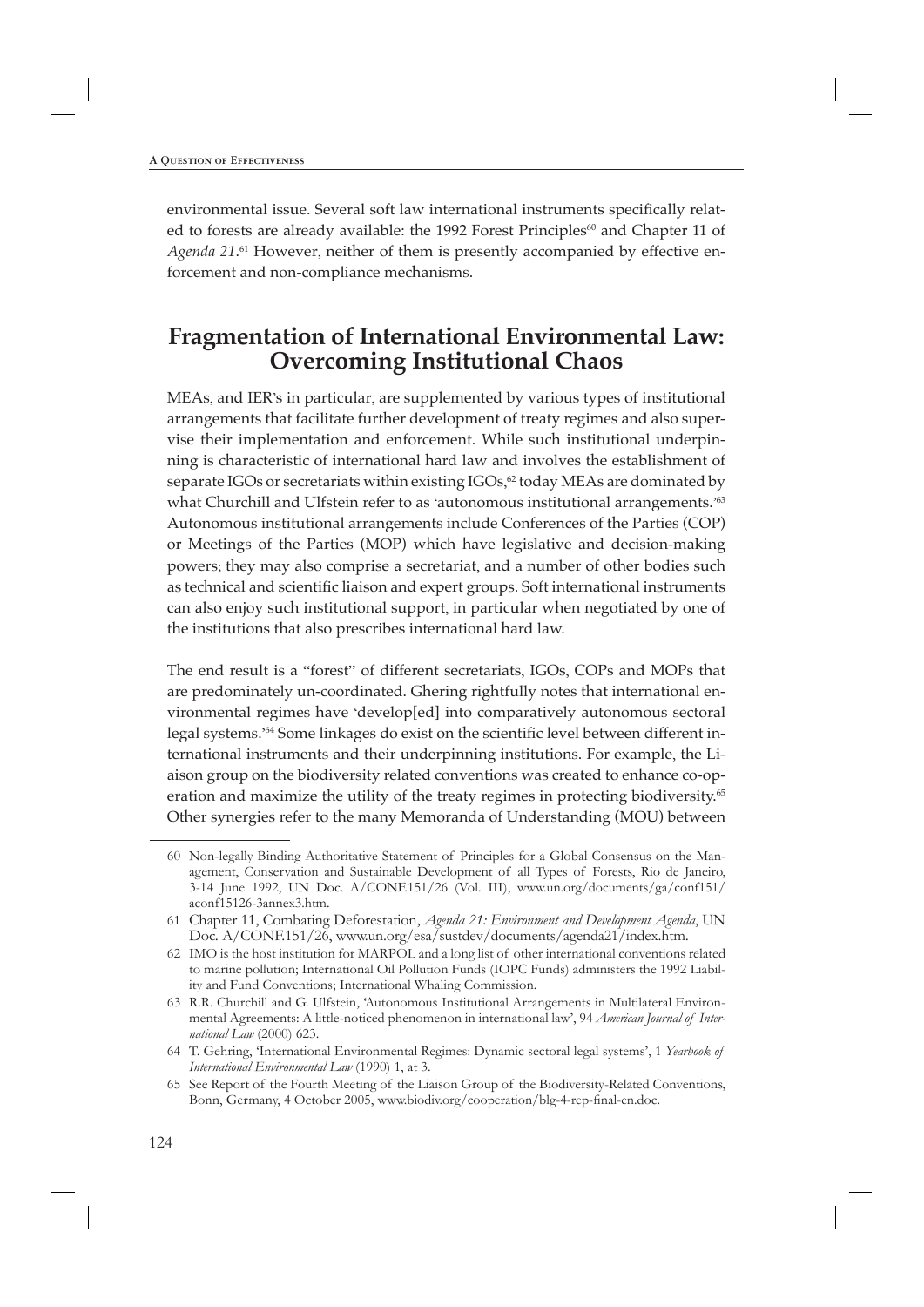environmental issue. Several soft law international instruments specifically related to forests are already available: the 1992 Forest Principles[60] and Chapter 11 of *Agenda 21*.[61] However, neither of them is presently accompanied by effective enforcement and non-compliance mechanisms.

## Fragmentation of International Environmental Law: Overcoming Institutional Chaos

MEAs, and IER's in particular, are supplemented by various types of institutional arrangements that facilitate further development of treaty regimes and also supervise their implementation and enforcement. While such institutional underpinning is characteristic of international hard law and involves the establishment of separate IGOs or secretariats within existing IGOs,[62] today MEAs are dominated by what Churchill and Ulfstein refer to as 'autonomous institutional arrangements.'[63] Autonomous institutional arrangements include Conferences of the Parties (COP) or Meetings of the Parties (MOP) which have legislative and decision-making powers; they may also comprise a secretariat, and a number of other bodies such as technical and scientific liaison and expert groups. Soft international instruments can also enjoy such institutional support, in particular when negotiated by one of the institutions that also prescribes international hard law.

The end result is a "forest" of different secretariats, IGOs, COPs and MOPs that are predominately un-coordinated. Ghering rightfully notes that international environmental regimes have 'develop[ed] into comparatively autonomous sectoral legal systems.'[64] Some linkages do exist on the scientific level between different international instruments and their underpinning institutions. For example, the Liaison group on the biodiversity related conventions was created to enhance co-operation and maximize the utility of the treaty regimes in protecting biodiversity.[65] Other synergies refer to the many Memoranda of Understanding (MOU) between

---

60 Non-legally Binding Authoritative Statement of Principles for a Global Consensus on the Management, Conservation and Sustainable Development of all Types of Forests, Rio de Janeiro, 3-14 June 1992, UN Doc. A/CONF.151/26 (Vol. III), www.un.org/documents/ga/conf151/aconf15126-3annex3.htm.

61 Chapter 11, Combating Deforestation, *Agenda 21: Environment and Development Agenda*, UN Doc. A/CONF.151/26, www.un.org/esa/sustdev/documents/agenda21/index.htm.

62 IMO is the host institution for MARPOL and a long list of other international conventions related to marine pollution; International Oil Pollution Funds (IOPC Funds) administers the 1992 Liability and Fund Conventions; International Whaling Commission.

63 R.R. Churchill and G. Ulfstein, 'Autonomous Institutional Arrangements in Multilateral Environmental Agreements: A little-noticed phenomenon in international law', 94 *American Journal of International Law* (2000) 623.

64 T. Gehring, 'International Environmental Regimes: Dynamic sectoral legal systems', 1 *Yearbook of International Environmental Law* (1990) 1, at 3.

65 See Report of the Fourth Meeting of the Liaison Group of the Biodiversity-Related Conventions, Bonn, Germany, 4 October 2005, www.biodiv.org/cooperation/blg-4-rep-final-en.doc.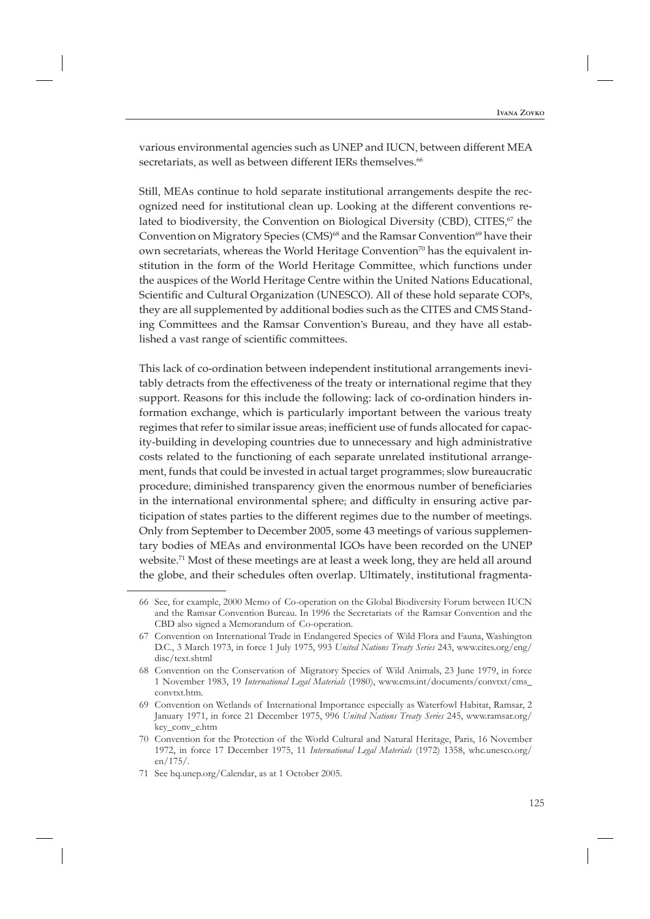various environmental agencies such as UNEP and IUCN, between different MEA secretariats, as well as between different IERs themselves.[66]

Still, MEAs continue to hold separate institutional arrangements despite the recognized need for institutional clean up. Looking at the different conventions related to biodiversity, the Convention on Biological Diversity (CBD), CITES,[67] the Convention on Migratory Species (CMS)[68] and the Ramsar Convention[69] have their own secretariats, whereas the World Heritage Convention[70] has the equivalent institution in the form of the World Heritage Committee, which functions under the auspices of the World Heritage Centre within the United Nations Educational, Scientific and Cultural Organization (UNESCO). All of these hold separate COPs, they are all supplemented by additional bodies such as the CITES and CMS Standing Committees and the Ramsar Convention's Bureau, and they have all established a vast range of scientific committees.

This lack of co-ordination between independent institutional arrangements inevitably detracts from the effectiveness of the treaty or international regime that they support. Reasons for this include the following: lack of co-ordination hinders information exchange, which is particularly important between the various treaty regimes that refer to similar issue areas; inefficient use of funds allocated for capacity-building in developing countries due to unnecessary and high administrative costs related to the functioning of each separate unrelated institutional arrangement, funds that could be invested in actual target programmes; slow bureaucratic procedure; diminished transparency given the enormous number of beneficiaries in the international environmental sphere; and difficulty in ensuring active participation of states parties to the different regimes due to the number of meetings. Only from September to December 2005, some 43 meetings of various supplementary bodies of MEAs and environmental IGOs have been recorded on the UNEP website.[71] Most of these meetings are at least a week long, they are held all around the globe, and their schedules often overlap. Ultimately, institutional fragmenta-

---

66 See, for example, 2000 Memo of Co-operation on the Global Biodiversity Forum between IUCN and the Ramsar Convention Bureau. In 1996 the Secretariats of the Ramsar Convention and the CBD also signed a Memorandum of Co-operation.

67 Convention on International Trade in Endangered Species of Wild Flora and Fauna, Washington D.C., 3 March 1973, in force 1 July 1975, 993 *United Nations Treaty Series* 243, www.cites.org/eng/disc/text.shtml

68 Convention on the Conservation of Migratory Species of Wild Animals, 23 June 1979, in force 1 November 1983, 19 *International Legal Materials* (1980), www.cms.int/documents/convtxt/cms_convtxt.htm.

69 Convention on Wetlands of International Importance especially as Waterfowl Habitat, Ramsar, 2 January 1971, in force 21 December 1975, 996 *United Nations Treaty Series* 245, www.ramsar.org/key_conv_e.htm

70 Convention for the Protection of the World Cultural and Natural Heritage, Paris, 16 November 1972, in force 17 December 1975, 11 *International Legal Materials* (1972) 1358, whc.unesco.org/en/175/.

71 See hq.unep.org/Calendar, as at 1 October 2005.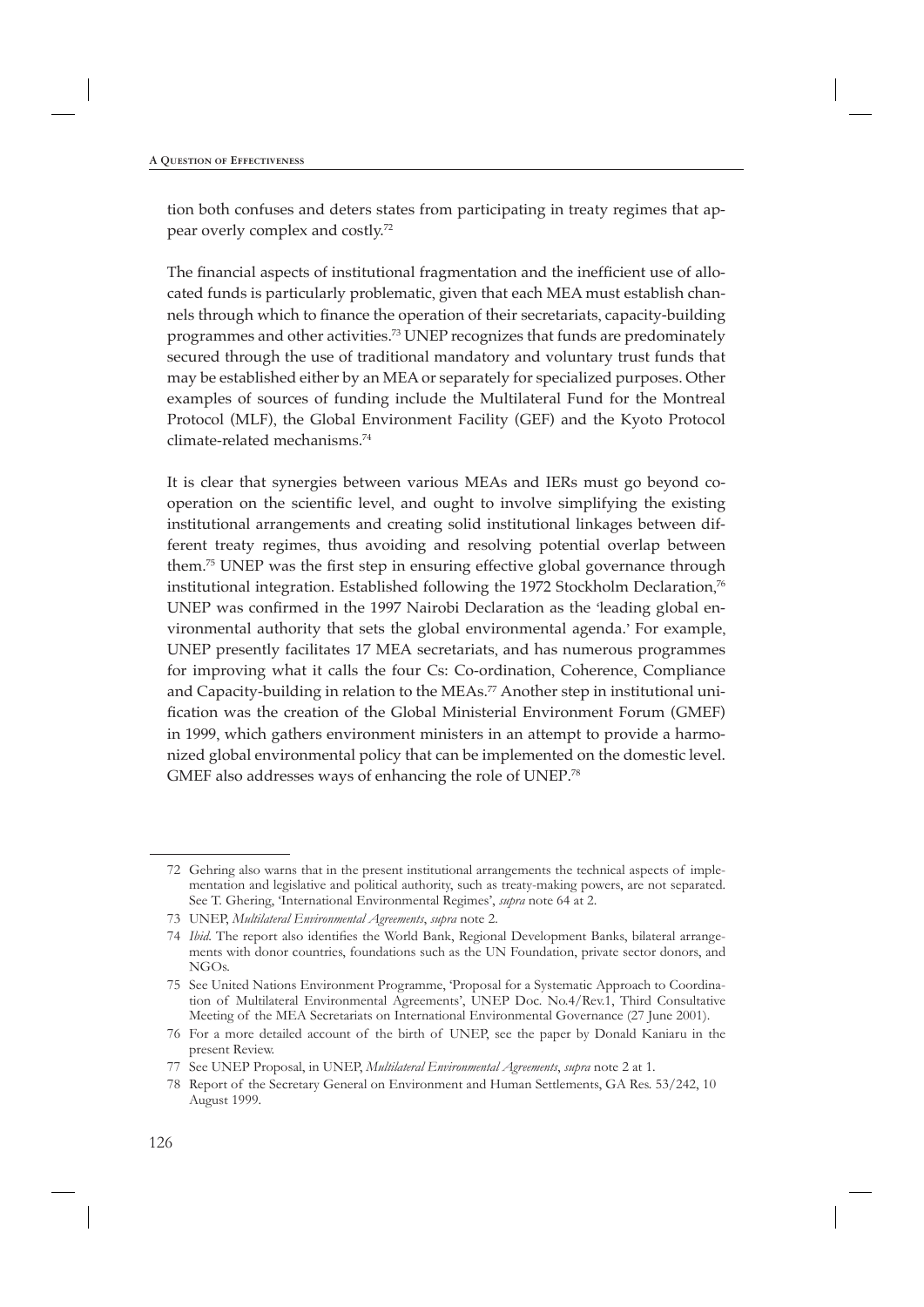tion both confuses and deters states from participating in treaty regimes that appear overly complex and costly.[72]

The financial aspects of institutional fragmentation and the inefficient use of allocated funds is particularly problematic, given that each MEA must establish channels through which to finance the operation of their secretariats, capacity-building programmes and other activities.[73] UNEP recognizes that funds are predominately secured through the use of traditional mandatory and voluntary trust funds that may be established either by an MEA or separately for specialized purposes. Other examples of sources of funding include the Multilateral Fund for the Montreal Protocol (MLF), the Global Environment Facility (GEF) and the Kyoto Protocol climate-related mechanisms.[74]

It is clear that synergies between various MEAs and IERs must go beyond co-operation on the scientific level, and ought to involve simplifying the existing institutional arrangements and creating solid institutional linkages between different treaty regimes, thus avoiding and resolving potential overlap between them.[75] UNEP was the first step in ensuring effective global governance through institutional integration. Established following the 1972 Stockholm Declaration,[76] UNEP was confirmed in the 1997 Nairobi Declaration as the 'leading global environmental authority that sets the global environmental agenda.' For example, UNEP presently facilitates 17 MEA secretariats, and has numerous programmes for improving what it calls the four Cs: Co-ordination, Coherence, Compliance and Capacity-building in relation to the MEAs.[77] Another step in institutional unification was the creation of the Global Ministerial Environment Forum (GMEF) in 1999, which gathers environment ministers in an attempt to provide a harmonized global environmental policy that can be implemented on the domestic level. GMEF also addresses ways of enhancing the role of UNEP.[78]

---

72 Gehring also warns that in the present institutional arrangements the technical aspects of implementation and legislative and political authority, such as treaty-making powers, are not separated. See T. Ghering, 'International Environmental Regimes', *supra* note 64 at 2.

73 UNEP, *Multilateral Environmental Agreements*, *supra* note 2.

74 *Ibid*. The report also identifies the World Bank, Regional Development Banks, bilateral arrangements with donor countries, foundations such as the UN Foundation, private sector donors, and NGOs.

75 See United Nations Environment Programme, 'Proposal for a Systematic Approach to Coordination of Multilateral Environmental Agreements', UNEP Doc. No.4/Rev.1, Third Consultative Meeting of the MEA Secretariats on International Environmental Governance (27 June 2001).

76 For a more detailed account of the birth of UNEP, see the paper by Donald Kaniaru in the present Review.

77 See UNEP Proposal, in UNEP, *Multilateral Environmental Agreements*, *supra* note 2 at 1.

78 Report of the Secretary General on Environment and Human Settlements, GA Res. 53/242, 10 August 1999.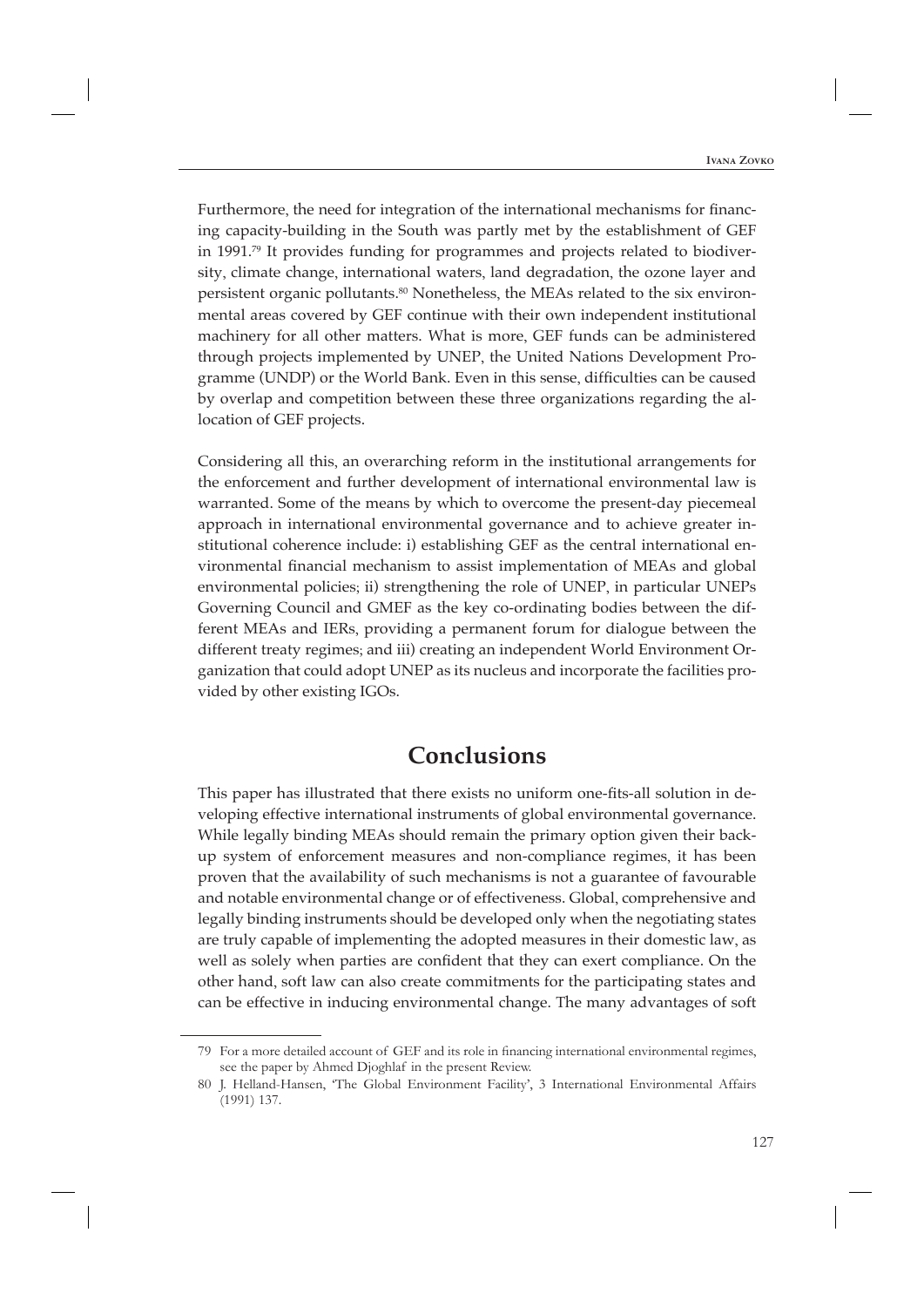Furthermore, the need for integration of the international mechanisms for financing capacity-building in the South was partly met by the establishment of GEF in 1991.[79] It provides funding for programmes and projects related to biodiversity, climate change, international waters, land degradation, the ozone layer and persistent organic pollutants.[80] Nonetheless, the MEAs related to the six environmental areas covered by GEF continue with their own independent institutional machinery for all other matters. What is more, GEF funds can be administered through projects implemented by UNEP, the United Nations Development Programme (UNDP) or the World Bank. Even in this sense, difficulties can be caused by overlap and competition between these three organizations regarding the allocation of GEF projects.

Considering all this, an overarching reform in the institutional arrangements for the enforcement and further development of international environmental law is warranted. Some of the means by which to overcome the present-day piecemeal approach in international environmental governance and to achieve greater institutional coherence include: i) establishing GEF as the central international environmental financial mechanism to assist implementation of MEAs and global environmental policies; ii) strengthening the role of UNEP, in particular UNEPs Governing Council and GMEF as the key co-ordinating bodies between the different MEAs and IERs, providing a permanent forum for dialogue between the different treaty regimes; and iii) creating an independent World Environment Organization that could adopt UNEP as its nucleus and incorporate the facilities provided by other existing IGOs.

## Conclusions

This paper has illustrated that there exists no uniform one-fits-all solution in developing effective international instruments of global environmental governance. While legally binding MEAs should remain the primary option given their back-up system of enforcement measures and non-compliance regimes, it has been proven that the availability of such mechanisms is not a guarantee of favourable and notable environmental change or of effectiveness. Global, comprehensive and legally binding instruments should be developed only when the negotiating states are truly capable of implementing the adopted measures in their domestic law, as well as solely when parties are confident that they can exert compliance. On the other hand, soft law can also create commitments for the participating states and can be effective in inducing environmental change. The many advantages of soft

---

79 For a more detailed account of GEF and its role in financing international environmental regimes, see the paper by Ahmed Djoghlaf in the present Review.

80 J. Helland-Hansen, 'The Global Environment Facility', 3 International Environmental Affairs (1991) 137.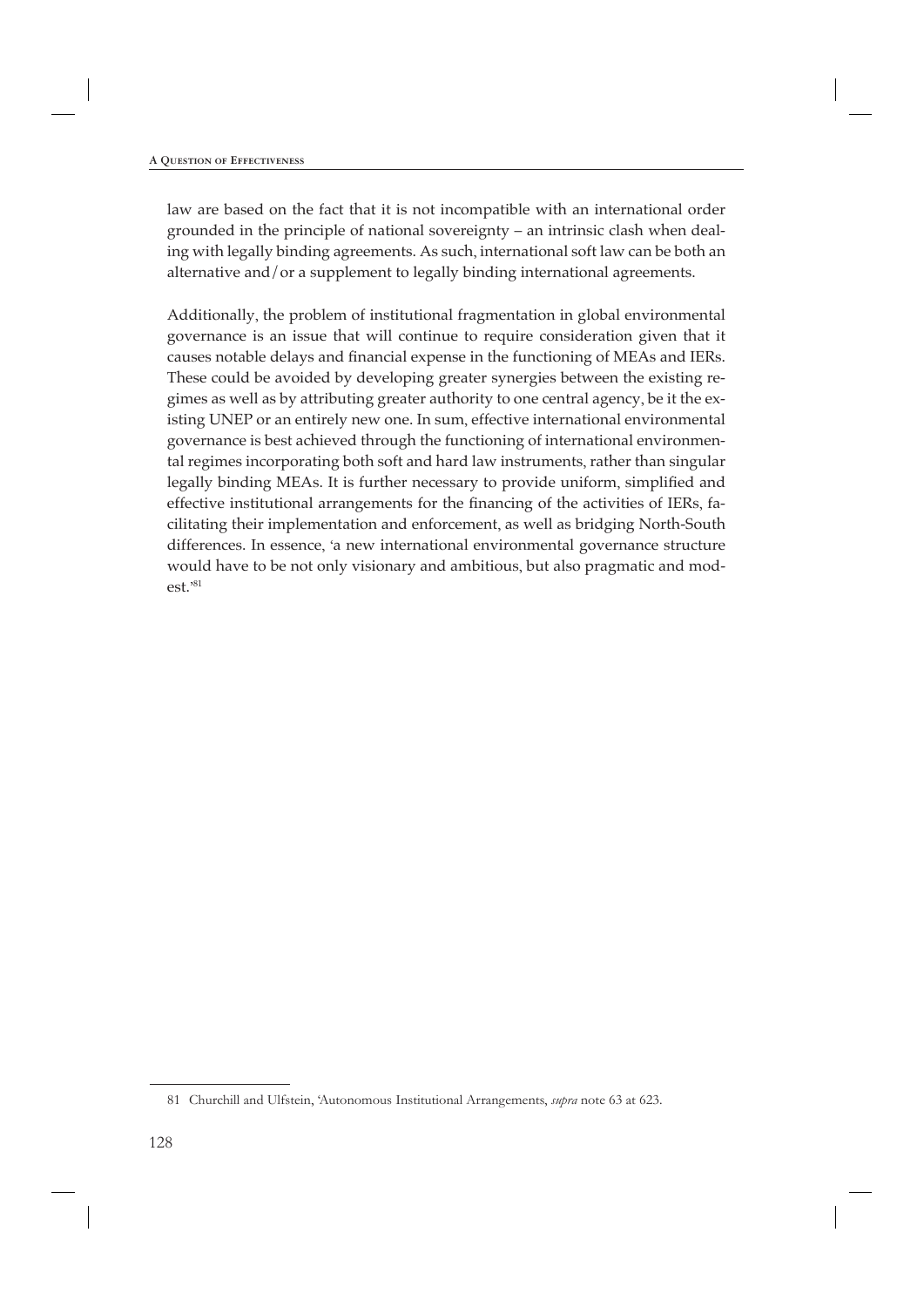law are based on the fact that it is not incompatible with an international order grounded in the principle of national sovereignty – an intrinsic clash when dealing with legally binding agreements. As such, international soft law can be both an alternative and/or a supplement to legally binding international agreements.

Additionally, the problem of institutional fragmentation in global environmental governance is an issue that will continue to require consideration given that it causes notable delays and financial expense in the functioning of MEAs and IERs. These could be avoided by developing greater synergies between the existing regimes as well as by attributing greater authority to one central agency, be it the existing UNEP or an entirely new one. In sum, effective international environmental governance is best achieved through the functioning of international environmental regimes incorporating both soft and hard law instruments, rather than singular legally binding MEAs. It is further necessary to provide uniform, simplified and effective institutional arrangements for the financing of the activities of IERs, facilitating their implementation and enforcement, as well as bridging North-South differences. In essence, 'a new international environmental governance structure would have to be not only visionary and ambitious, but also pragmatic and modest.'[81]

---

81 Churchill and Ulfstein, 'Autonomous Institutional Arrangements, *supra* note 63 at 623.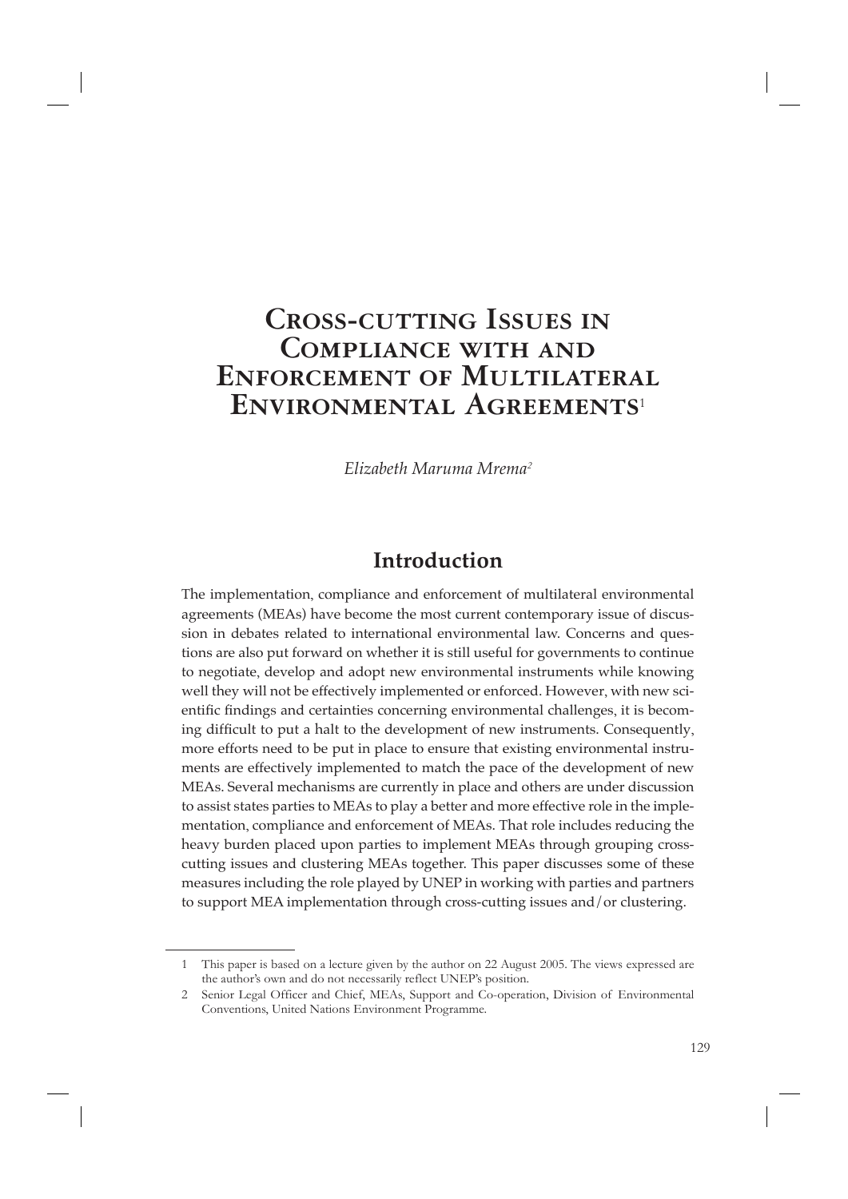# Cross-cutting Issues in Compliance with and Enforcement of Multilateral Environmental Agreements[1]

*Elizabeth Maruma Mrema[2]*

## Introduction

The implementation, compliance and enforcement of multilateral environmental agreements (MEAs) have become the most current contemporary issue of discussion in debates related to international environmental law. Concerns and questions are also put forward on whether it is still useful for governments to continue to negotiate, develop and adopt new environmental instruments while knowing well they will not be effectively implemented or enforced. However, with new scientific findings and certainties concerning environmental challenges, it is becoming difficult to put a halt to the development of new instruments. Consequently, more efforts need to be put in place to ensure that existing environmental instruments are effectively implemented to match the pace of the development of new MEAs. Several mechanisms are currently in place and others are under discussion to assist states parties to MEAs to play a better and more effective role in the implementation, compliance and enforcement of MEAs. That role includes reducing the heavy burden placed upon parties to implement MEAs through grouping cross-cutting issues and clustering MEAs together. This paper discusses some of these measures including the role played by UNEP in working with parties and partners to support MEA implementation through cross-cutting issues and/or clustering.

---

1 This paper is based on a lecture given by the author on 22 August 2005. The views expressed are the author's own and do not necessarily reflect UNEP's position.

2 Senior Legal Officer and Chief, MEAs, Support and Co-operation, Division of Environmental Conventions, United Nations Environment Programme.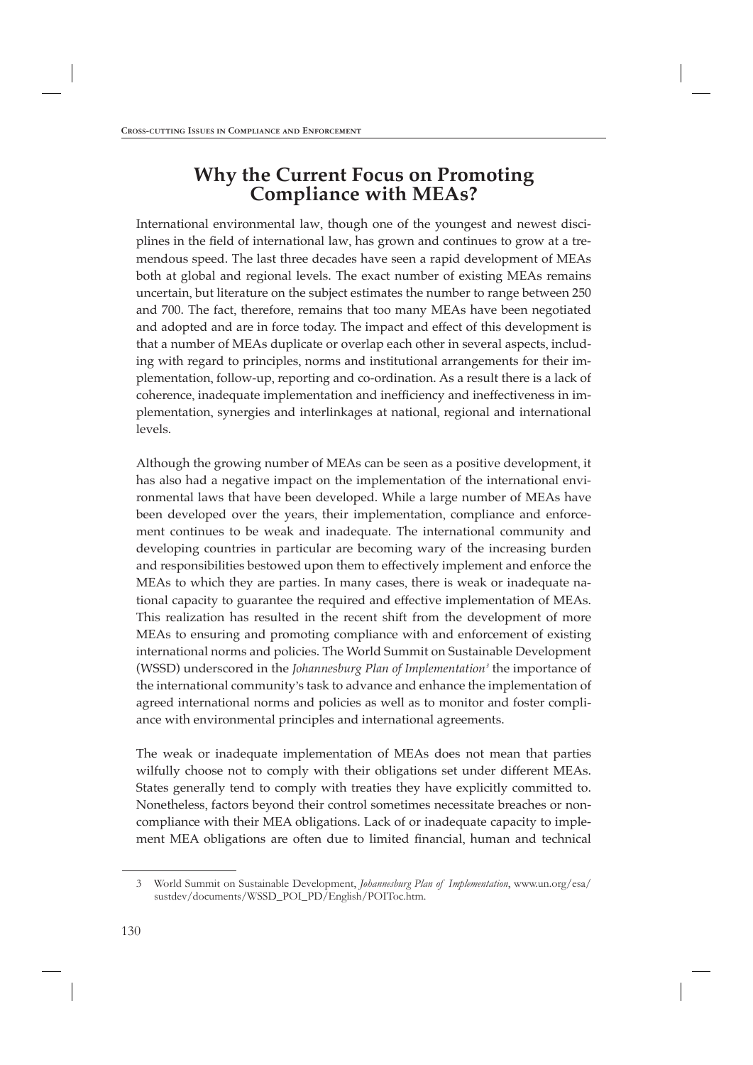# Why the Current Focus on Promoting Compliance with MEAs?

International environmental law, though one of the youngest and newest disciplines in the field of international law, has grown and continues to grow at a tremendous speed. The last three decades have seen a rapid development of MEAs both at global and regional levels. The exact number of existing MEAs remains uncertain, but literature on the subject estimates the number to range between 250 and 700. The fact, therefore, remains that too many MEAs have been negotiated and adopted and are in force today. The impact and effect of this development is that a number of MEAs duplicate or overlap each other in several aspects, including with regard to principles, norms and institutional arrangements for their implementation, follow-up, reporting and co-ordination. As a result there is a lack of coherence, inadequate implementation and inefficiency and ineffectiveness in implementation, synergies and interlinkages at national, regional and international levels.

Although the growing number of MEAs can be seen as a positive development, it has also had a negative impact on the implementation of the international environmental laws that have been developed. While a large number of MEAs have been developed over the years, their implementation, compliance and enforcement continues to be weak and inadequate. The international community and developing countries in particular are becoming wary of the increasing burden and responsibilities bestowed upon them to effectively implement and enforce the MEAs to which they are parties. In many cases, there is weak or inadequate national capacity to guarantee the required and effective implementation of MEAs. This realization has resulted in the recent shift from the development of more MEAs to ensuring and promoting compliance with and enforcement of existing international norms and policies. The World Summit on Sustainable Development (WSSD) underscored in the *Johannesburg Plan of Implementation*[3] the importance of the international community's task to advance and enhance the implementation of agreed international norms and policies as well as to monitor and foster compliance with environmental principles and international agreements.

The weak or inadequate implementation of MEAs does not mean that parties wilfully choose not to comply with their obligations set under different MEAs. States generally tend to comply with treaties they have explicitly committed to. Nonetheless, factors beyond their control sometimes necessitate breaches or non-compliance with their MEA obligations. Lack of or inadequate capacity to implement MEA obligations are often due to limited financial, human and technical

---

3 World Summit on Sustainable Development, *Johannesburg Plan of Implementation*, www.un.org/esa/sustdev/documents/WSSD_POI_PD/English/POIToc.htm.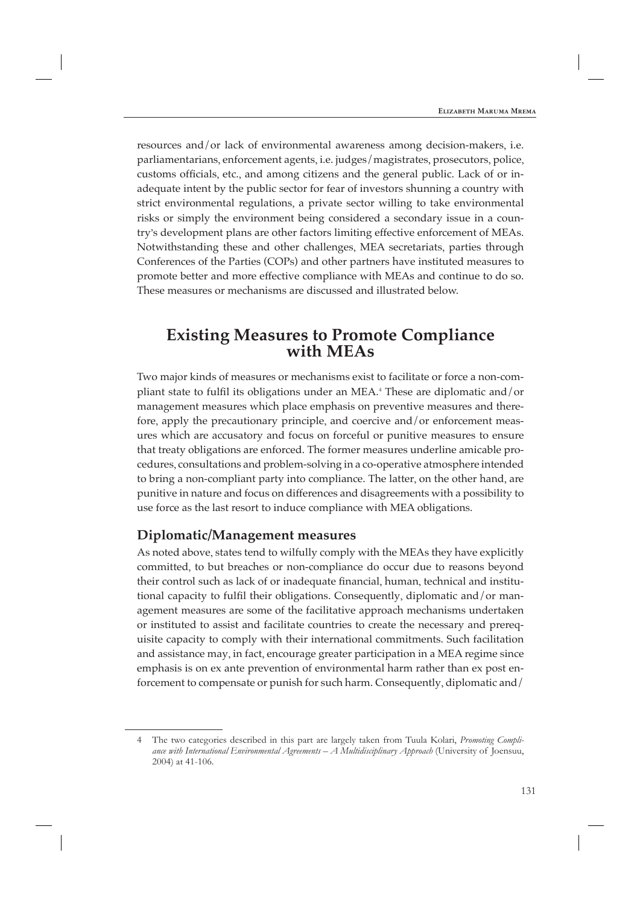resources and/or lack of environmental awareness among decision-makers, i.e. parliamentarians, enforcement agents, i.e. judges/magistrates, prosecutors, police, customs officials, etc., and among citizens and the general public. Lack of or inadequate intent by the public sector for fear of investors shunning a country with strict environmental regulations, a private sector willing to take environmental risks or simply the environment being considered a secondary issue in a country's development plans are other factors limiting effective enforcement of MEAs. Notwithstanding these and other challenges, MEA secretariats, parties through Conferences of the Parties (COPs) and other partners have instituted measures to promote better and more effective compliance with MEAs and continue to do so. These measures or mechanisms are discussed and illustrated below.

## Existing Measures to Promote Compliance with MEAs

Two major kinds of measures or mechanisms exist to facilitate or force a non-compliant state to fulfil its obligations under an MEA.[4] These are diplomatic and/or management measures which place emphasis on preventive measures and therefore, apply the precautionary principle, and coercive and/or enforcement measures which are accusatory and focus on forceful or punitive measures to ensure that treaty obligations are enforced. The former measures underline amicable procedures, consultations and problem-solving in a co-operative atmosphere intended to bring a non-compliant party into compliance. The latter, on the other hand, are punitive in nature and focus on differences and disagreements with a possibility to use force as the last resort to induce compliance with MEA obligations.

### Diplomatic/Management measures

As noted above, states tend to wilfully comply with the MEAs they have explicitly committed, to but breaches or non-compliance do occur due to reasons beyond their control such as lack of or inadequate financial, human, technical and institutional capacity to fulfil their obligations. Consequently, diplomatic and/or management measures are some of the facilitative approach mechanisms undertaken or instituted to assist and facilitate countries to create the necessary and prerequisite capacity to comply with their international commitments. Such facilitation and assistance may, in fact, encourage greater participation in a MEA regime since emphasis is on ex ante prevention of environmental harm rather than ex post enforcement to compensate or punish for such harm. Consequently, diplomatic and/

---

4 The two categories described in this part are largely taken from Tuula Kolari, *Promoting Compliance with International Environmental Agreements – A Multidisciplinary Approach* (University of Joensuu, 2004) at 41-106.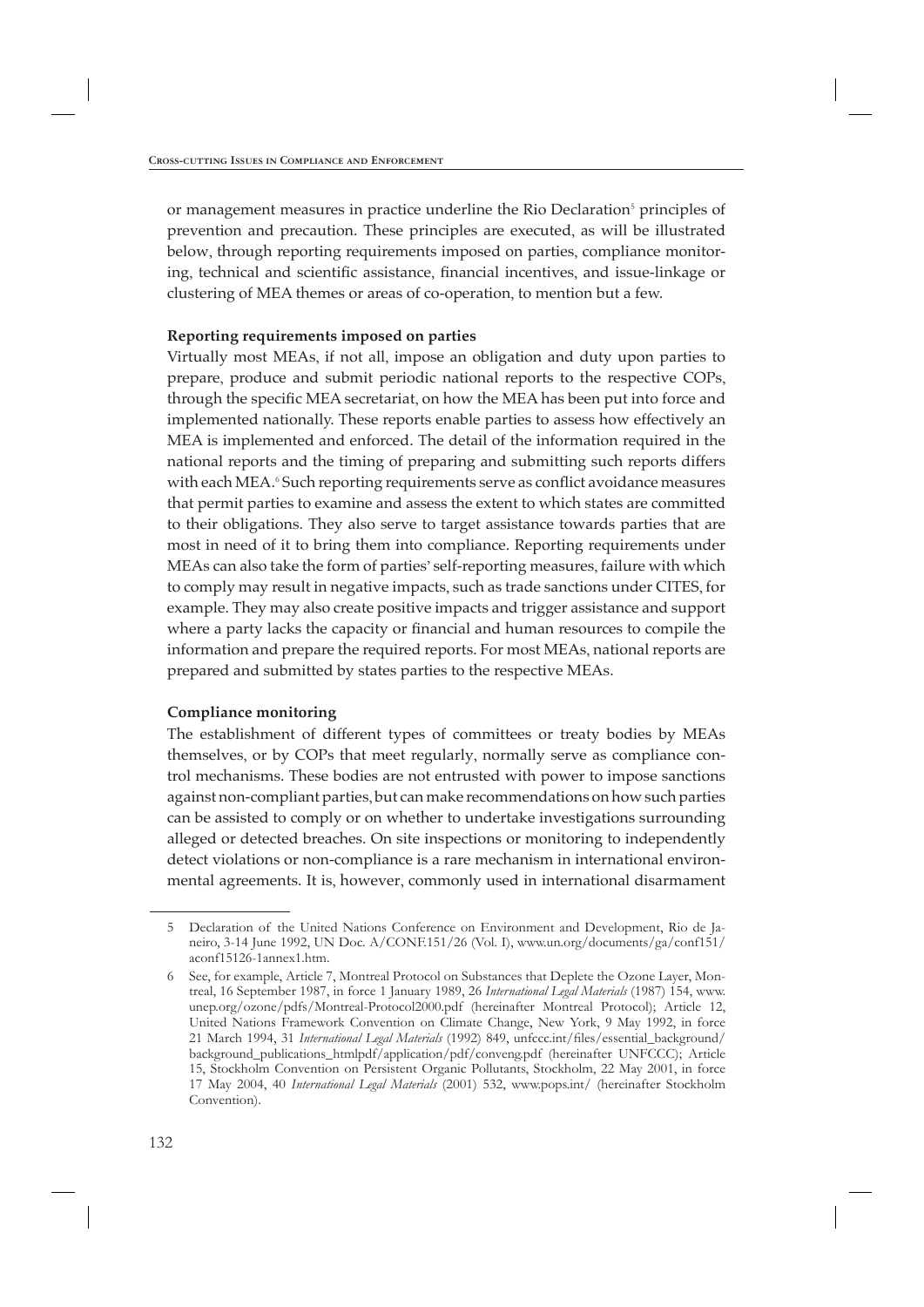or management measures in practice underline the Rio Declaration[5] principles of prevention and precaution. These principles are executed, as will be illustrated below, through reporting requirements imposed on parties, compliance monitoring, technical and scientific assistance, financial incentives, and issue-linkage or clustering of MEA themes or areas of co-operation, to mention but a few.

**Reporting requirements imposed on parties**

Virtually most MEAs, if not all, impose an obligation and duty upon parties to prepare, produce and submit periodic national reports to the respective COPs, through the specific MEA secretariat, on how the MEA has been put into force and implemented nationally. These reports enable parties to assess how effectively an MEA is implemented and enforced. The detail of the information required in the national reports and the timing of preparing and submitting such reports differs with each MEA.[6] Such reporting requirements serve as conflict avoidance measures that permit parties to examine and assess the extent to which states are committed to their obligations. They also serve to target assistance towards parties that are most in need of it to bring them into compliance. Reporting requirements under MEAs can also take the form of parties' self-reporting measures, failure with which to comply may result in negative impacts, such as trade sanctions under CITES, for example. They may also create positive impacts and trigger assistance and support where a party lacks the capacity or financial and human resources to compile the information and prepare the required reports. For most MEAs, national reports are prepared and submitted by states parties to the respective MEAs.

**Compliance monitoring**

The establishment of different types of committees or treaty bodies by MEAs themselves, or by COPs that meet regularly, normally serve as compliance control mechanisms. These bodies are not entrusted with power to impose sanctions against non-compliant parties, but can make recommendations on how such parties can be assisted to comply or on whether to undertake investigations surrounding alleged or detected breaches. On site inspections or monitoring to independently detect violations or non-compliance is a rare mechanism in international environmental agreements. It is, however, commonly used in international disarmament

---

5 Declaration of the United Nations Conference on Environment and Development, Rio de Janeiro, 3-14 June 1992, UN Doc. A/CONF.151/26 (Vol. I), www.un.org/documents/ga/conf151/aconf15126-1annex1.htm.

6 See, for example, Article 7, Montreal Protocol on Substances that Deplete the Ozone Layer, Montreal, 16 September 1987, in force 1 January 1989, 26 *International Legal Materials* (1987) 154, www.unep.org/ozone/pdfs/Montreal-Protocol2000.pdf (hereinafter Montreal Protocol); Article 12, United Nations Framework Convention on Climate Change, New York, 9 May 1992, in force 21 March 1994, 31 *International Legal Materials* (1992) 849, unfccc.int/files/essential_background/background_publications_htmlpdf/application/pdf/conveng.pdf (hereinafter UNFCCC); Article 15, Stockholm Convention on Persistent Organic Pollutants, Stockholm, 22 May 2001, in force 17 May 2004, 40 *International Legal Materials* (2001) 532, www.pops.int/ (hereinafter Stockholm Convention).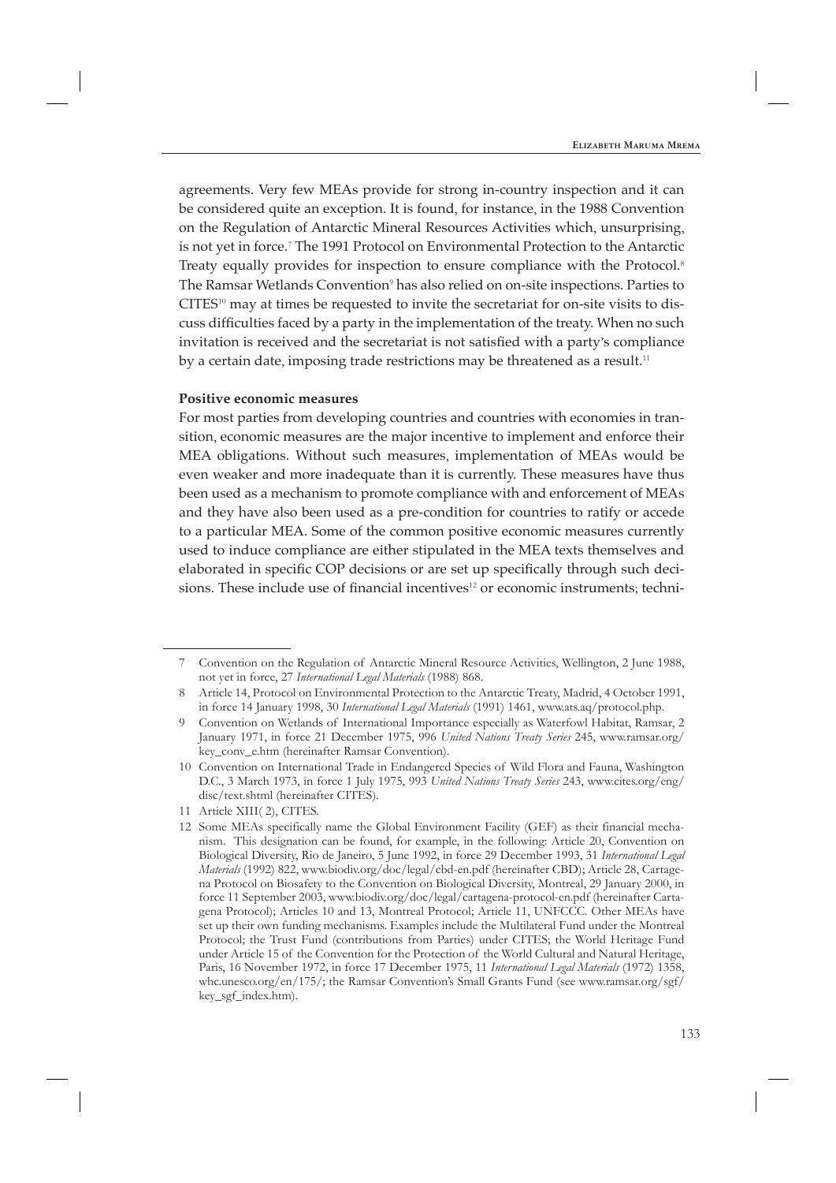agreements. Very few MEAs provide for strong in-country inspection and it can be considered quite an exception. It is found, for instance, in the 1988 Convention on the Regulation of Antarctic Mineral Resources Activities which, unsurprising, is not yet in force.[7] The 1991 Protocol on Environmental Protection to the Antarctic Treaty equally provides for inspection to ensure compliance with the Protocol.[8] The Ramsar Wetlands Convention[9] has also relied on on-site inspections. Parties to CITES[10] may at times be requested to invite the secretariat for on-site visits to discuss difficulties faced by a party in the implementation of the treaty. When no such invitation is received and the secretariat is not satisfied with a party's compliance by a certain date, imposing trade restrictions may be threatened as a result.[11]

**Positive economic measures**

For most parties from developing countries and countries with economies in transition, economic measures are the major incentive to implement and enforce their MEA obligations. Without such measures, implementation of MEAs would be even weaker and more inadequate than it is currently. These measures have thus been used as a mechanism to promote compliance with and enforcement of MEAs and they have also been used as a pre-condition for countries to ratify or accede to a particular MEA. Some of the common positive economic measures currently used to induce compliance are either stipulated in the MEA texts themselves and elaborated in specific COP decisions or are set up specifically through such decisions. These include use of financial incentives[12] or economic instruments; techni-

---

7 Convention on the Regulation of Antarctic Mineral Resource Activities, Wellington, 2 June 1988, not yet in force, 27 *International Legal Materials* (1988) 868.

8 Article 14, Protocol on Environmental Protection to the Antarctic Treaty, Madrid, 4 October 1991, in force 14 January 1998, 30 *International Legal Materials* (1991) 1461, www.ats.aq/protocol.php.

9 Convention on Wetlands of International Importance especially as Waterfowl Habitat, Ramsar, 2 January 1971, in force 21 December 1975, 996 *United Nations Treaty Series* 245, www.ramsar.org/key_conv_e.htm (hereinafter Ramsar Convention).

10 Convention on International Trade in Endangered Species of Wild Flora and Fauna, Washington D.C., 3 March 1973, in force 1 July 1975, 993 *United Nations Treaty Series* 243, www.cites.org/eng/disc/text.shtml (hereinafter CITES).

11 Article XIII( 2), CITES.

12 Some MEAs specifically name the Global Environment Facility (GEF) as their financial mechanism. This designation can be found, for example, in the following: Article 20, Convention on Biological Diversity, Rio de Janeiro, 5 June 1992, in force 29 December 1993, 31 *International Legal Materials* (1992) 822, www.biodiv.org/doc/legal/cbd-en.pdf (hereinafter CBD); Article 28, Cartagena Protocol on Biosafety to the Convention on Biological Diversity, Montreal, 29 January 2000, in force 11 September 2003, www.biodiv.org/doc/legal/cartagena-protocol-en.pdf (hereinafter Cartagena Protocol); Articles 10 and 13, Montreal Protocol; Article 11, UNFCCC. Other MEAs have set up their own funding mechanisms. Examples include the Multilateral Fund under the Montreal Protocol; the Trust Fund (contributions from Parties) under CITES; the World Heritage Fund under Article 15 of the Convention for the Protection of the World Cultural and Natural Heritage, Paris, 16 November 1972, in force 17 December 1975, 11 *International Legal Materials* (1972) 1358, whc.unesco.org/en/175/; the Ramsar Convention's Small Grants Fund (see www.ramsar.org/sgf/key_sgf_index.htm).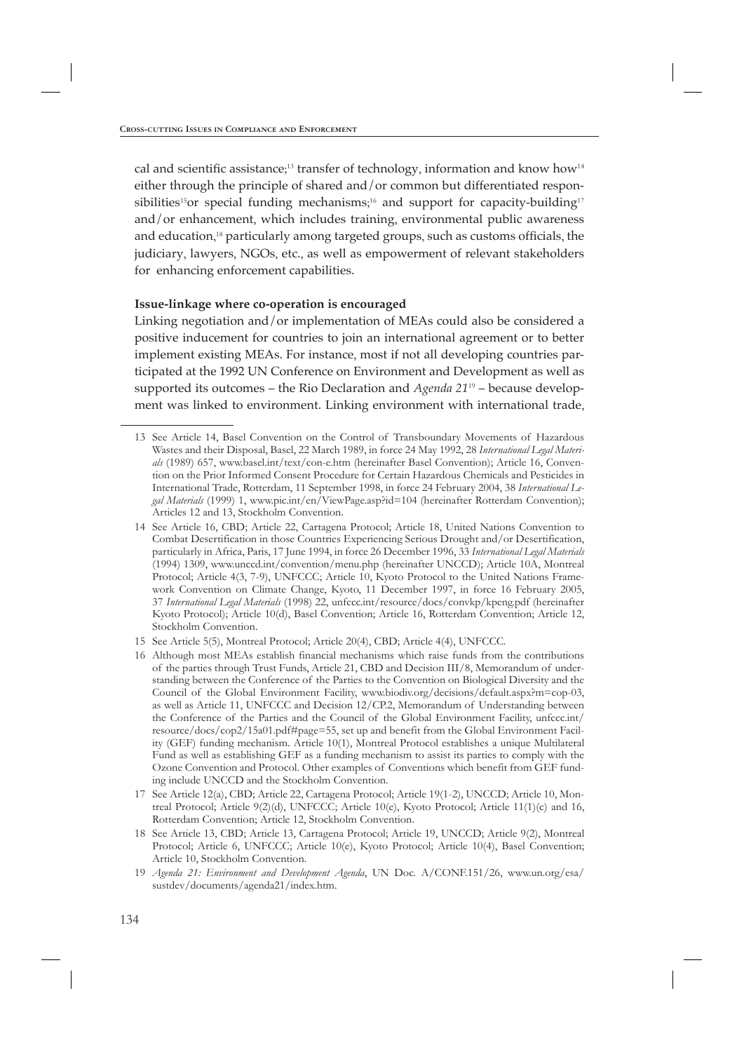cal and scientific assistance;[13] transfer of technology, information and know how[14] either through the principle of shared and/or common but differentiated responsibilities[15]or special funding mechanisms;[16] and support for capacity-building[17] and/or enhancement, which includes training, environmental public awareness and education,[18] particularly among targeted groups, such as customs officials, the judiciary, lawyers, NGOs, etc., as well as empowerment of relevant stakeholders for enhancing enforcement capabilities.

**Issue-linkage where co-operation is encouraged**

Linking negotiation and/or implementation of MEAs could also be considered a positive inducement for countries to join an international agreement or to better implement existing MEAs. For instance, most if not all developing countries participated at the 1992 UN Conference on Environment and Development as well as supported its outcomes – the Rio Declaration and *Agenda 21*[19] – because development was linked to environment. Linking environment with international trade,

---

13 See Article 14, Basel Convention on the Control of Transboundary Movements of Hazardous Wastes and their Disposal, Basel, 22 March 1989, in force 24 May 1992, 28 *International Legal Materials* (1989) 657, www.basel.int/text/con-e.htm (hereinafter Basel Convention); Article 16, Convention on the Prior Informed Consent Procedure for Certain Hazardous Chemicals and Pesticides in International Trade, Rotterdam, 11 September 1998, in force 24 February 2004, 38 *International Legal Materials* (1999) 1, www.pic.int/en/ViewPage.asp?id=104 (hereinafter Rotterdam Convention); Articles 12 and 13, Stockholm Convention.

14 See Article 16, CBD; Article 22, Cartagena Protocol; Article 18, United Nations Convention to Combat Desertification in those Countries Experiencing Serious Drought and/or Desertification, particularly in Africa, Paris, 17 June 1994, in force 26 December 1996, 33 *International Legal Materials* (1994) 1309, www.unccd.int/convention/menu.php (hereinafter UNCCD); Article 10A, Montreal Protocol; Article 4(3, 7-9), UNFCCC; Article 10, Kyoto Protocol to the United Nations Framework Convention on Climate Change, Kyoto, 11 December 1997, in force 16 February 2005, 37 *International Legal Materials* (1998) 22, unfccc.int/resource/docs/convkp/kpeng.pdf (hereinafter Kyoto Protocol); Article 10(d), Basel Convention; Article 16, Rotterdam Convention; Article 12, Stockholm Convention.

15 See Article 5(5), Montreal Protocol; Article 20(4), CBD; Article 4(4), UNFCCC.

16 Although most MEAs establish financial mechanisms which raise funds from the contributions of the parties through Trust Funds, Article 21, CBD and Decision III/8, Memorandum of understanding between the Conference of the Parties to the Convention on Biological Diversity and the Council of the Global Environment Facility, www.biodiv.org/decisions/default.aspx?m=cop-03, as well as Article 11, UNFCCC and Decision 12/CP.2, Memorandum of Understanding between the Conference of the Parties and the Council of the Global Environment Facility, unfccc.int/resource/docs/cop2/15a01.pdf#page=55, set up and benefit from the Global Environment Facility (GEF) funding mechanism. Article 10(1), Montreal Protocol establishes a unique Multilateral Fund as well as establishing GEF as a funding mechanism to assist its parties to comply with the Ozone Convention and Protocol. Other examples of Conventions which benefit from GEF funding include UNCCD and the Stockholm Convention.

17 See Article 12(a), CBD; Article 22, Cartagena Protocol; Article 19(1-2), UNCCD; Article 10, Montreal Protocol; Article 9(2)(d), UNFCCC; Article 10(e), Kyoto Protocol; Article 11(1)(c) and 16, Rotterdam Convention; Article 12, Stockholm Convention.

18 See Article 13, CBD; Article 13, Cartagena Protocol; Article 19, UNCCD; Article 9(2), Montreal Protocol; Article 6, UNFCCC; Article 10(e), Kyoto Protocol; Article 10(4), Basel Convention; Article 10, Stockholm Convention.

19 *Agenda 21: Environment and Development Agenda*, UN Doc. A/CONF.151/26, www.un.org/esa/sustdev/documents/agenda21/index.htm.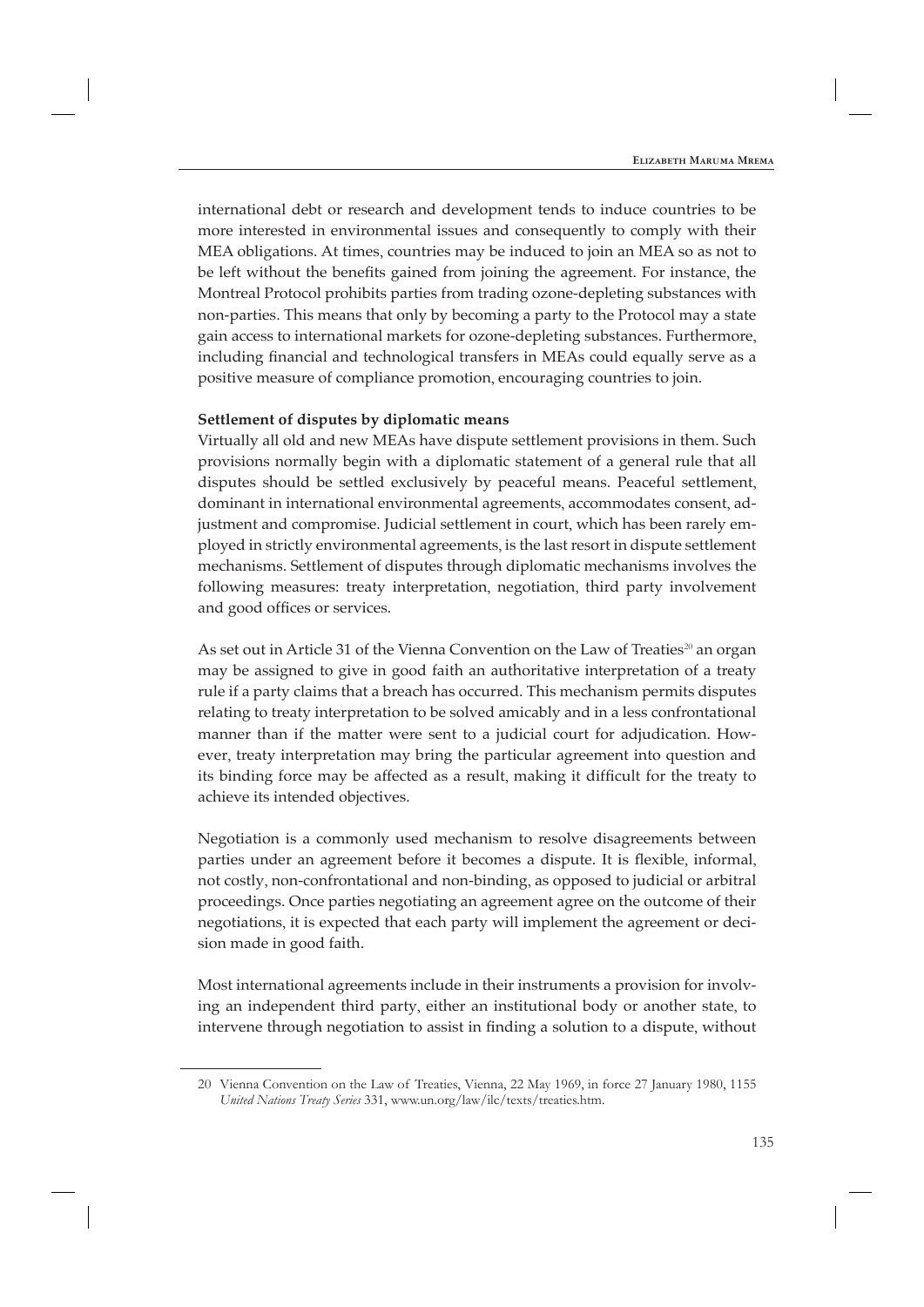international debt or research and development tends to induce countries to be more interested in environmental issues and consequently to comply with their MEA obligations. At times, countries may be induced to join an MEA so as not to be left without the benefits gained from joining the agreement. For instance, the Montreal Protocol prohibits parties from trading ozone-depleting substances with non-parties. This means that only by becoming a party to the Protocol may a state gain access to international markets for ozone-depleting substances. Furthermore, including financial and technological transfers in MEAs could equally serve as a positive measure of compliance promotion, encouraging countries to join.

**Settlement of disputes by diplomatic means**

Virtually all old and new MEAs have dispute settlement provisions in them. Such provisions normally begin with a diplomatic statement of a general rule that all disputes should be settled exclusively by peaceful means. Peaceful settlement, dominant in international environmental agreements, accommodates consent, adjustment and compromise. Judicial settlement in court, which has been rarely employed in strictly environmental agreements, is the last resort in dispute settlement mechanisms. Settlement of disputes through diplomatic mechanisms involves the following measures: treaty interpretation, negotiation, third party involvement and good offices or services.

As set out in Article 31 of the Vienna Convention on the Law of Treaties[20] an organ may be assigned to give in good faith an authoritative interpretation of a treaty rule if a party claims that a breach has occurred. This mechanism permits disputes relating to treaty interpretation to be solved amicably and in a less confrontational manner than if the matter were sent to a judicial court for adjudication. However, treaty interpretation may bring the particular agreement into question and its binding force may be affected as a result, making it difficult for the treaty to achieve its intended objectives.

Negotiation is a commonly used mechanism to resolve disagreements between parties under an agreement before it becomes a dispute. It is flexible, informal, not costly, non-confrontational and non-binding, as opposed to judicial or arbitral proceedings. Once parties negotiating an agreement agree on the outcome of their negotiations, it is expected that each party will implement the agreement or decision made in good faith.

Most international agreements include in their instruments a provision for involving an independent third party, either an institutional body or another state, to intervene through negotiation to assist in finding a solution to a dispute, without

---

20 Vienna Convention on the Law of Treaties, Vienna, 22 May 1969, in force 27 January 1980, 1155 *United Nations Treaty Series* 331, www.un.org/law/ilc/texts/treaties.htm.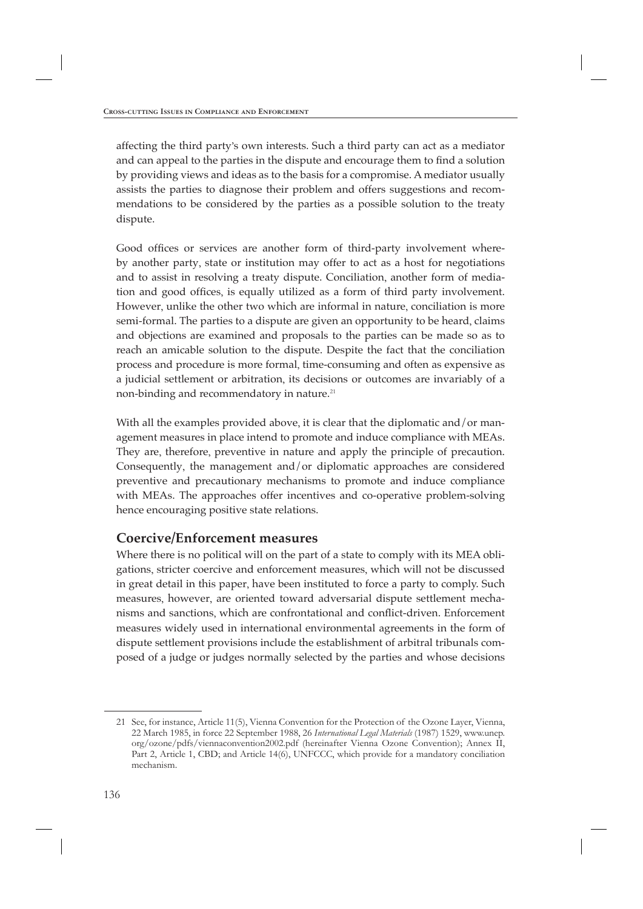affecting the third party's own interests. Such a third party can act as a mediator and can appeal to the parties in the dispute and encourage them to find a solution by providing views and ideas as to the basis for a compromise. A mediator usually assists the parties to diagnose their problem and offers suggestions and recommendations to be considered by the parties as a possible solution to the treaty dispute.

Good offices or services are another form of third-party involvement whereby another party, state or institution may offer to act as a host for negotiations and to assist in resolving a treaty dispute. Conciliation, another form of mediation and good offices, is equally utilized as a form of third party involvement. However, unlike the other two which are informal in nature, conciliation is more semi-formal. The parties to a dispute are given an opportunity to be heard, claims and objections are examined and proposals to the parties can be made so as to reach an amicable solution to the dispute. Despite the fact that the conciliation process and procedure is more formal, time-consuming and often as expensive as a judicial settlement or arbitration, its decisions or outcomes are invariably of a non-binding and recommendatory in nature.[21]

With all the examples provided above, it is clear that the diplomatic and/or management measures in place intend to promote and induce compliance with MEAs. They are, therefore, preventive in nature and apply the principle of precaution. Consequently, the management and/or diplomatic approaches are considered preventive and precautionary mechanisms to promote and induce compliance with MEAs. The approaches offer incentives and co-operative problem-solving hence encouraging positive state relations.

## Coercive/Enforcement measures

Where there is no political will on the part of a state to comply with its MEA obligations, stricter coercive and enforcement measures, which will not be discussed in great detail in this paper, have been instituted to force a party to comply. Such measures, however, are oriented toward adversarial dispute settlement mechanisms and sanctions, which are confrontational and conflict-driven. Enforcement measures widely used in international environmental agreements in the form of dispute settlement provisions include the establishment of arbitral tribunals composed of a judge or judges normally selected by the parties and whose decisions

---

21 See, for instance, Article 11(5), Vienna Convention for the Protection of the Ozone Layer, Vienna, 22 March 1985, in force 22 September 1988, 26 *International Legal Materials* (1987) 1529, www.unep.org/ozone/pdfs/viennaconvention2002.pdf (hereinafter Vienna Ozone Convention); Annex II, Part 2, Article 1, CBD; and Article 14(6), UNFCCC, which provide for a mandatory conciliation mechanism.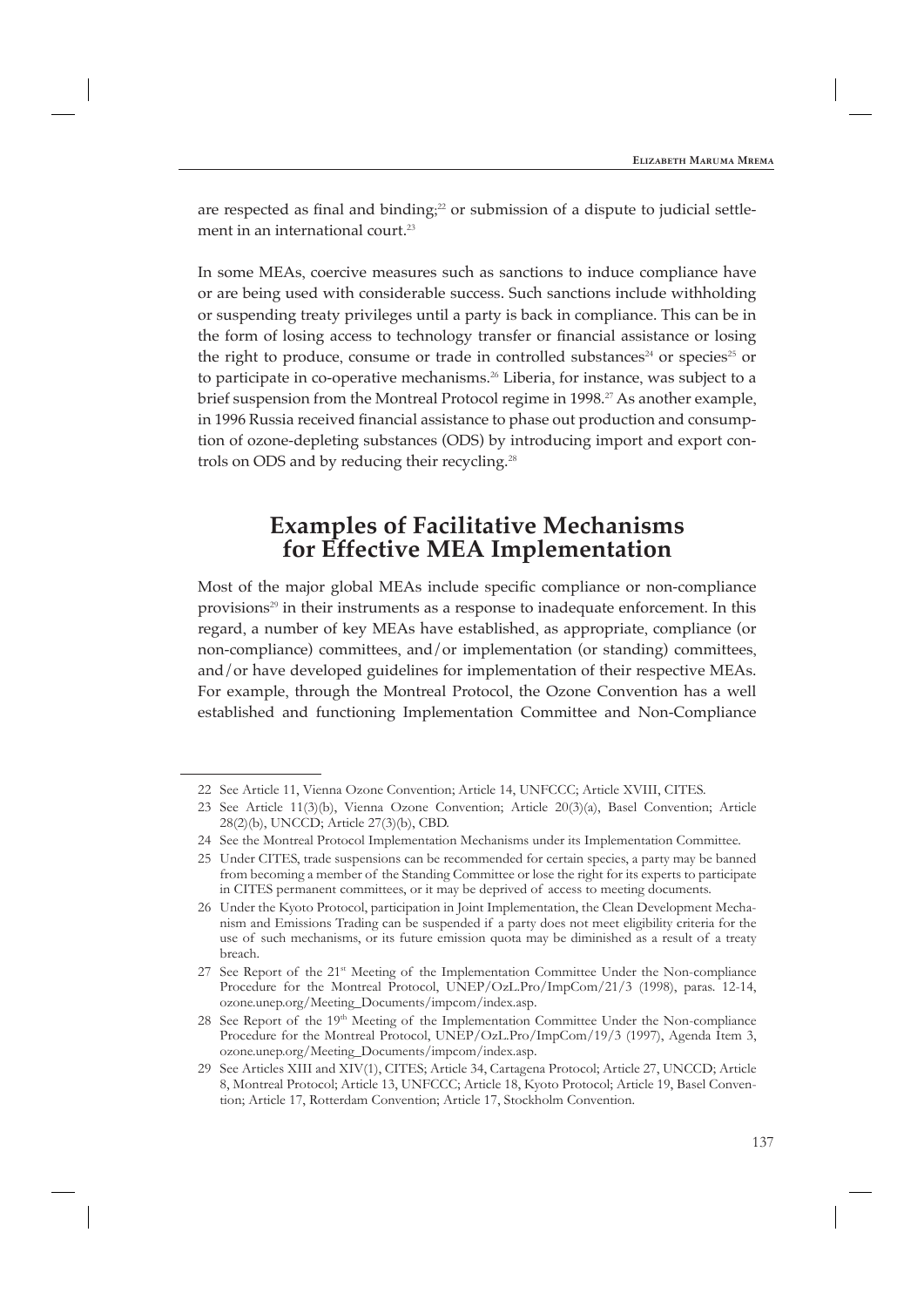are respected as final and binding;[22] or submission of a dispute to judicial settlement in an international court.[23]

In some MEAs, coercive measures such as sanctions to induce compliance have or are being used with considerable success. Such sanctions include withholding or suspending treaty privileges until a party is back in compliance. This can be in the form of losing access to technology transfer or financial assistance or losing the right to produce, consume or trade in controlled substances[24] or species[25] or to participate in co-operative mechanisms.[26] Liberia, for instance, was subject to a brief suspension from the Montreal Protocol regime in 1998.[27] As another example, in 1996 Russia received financial assistance to phase out production and consumption of ozone-depleting substances (ODS) by introducing import and export controls on ODS and by reducing their recycling.[28]

## Examples of Facilitative Mechanisms for Effective MEA Implementation

Most of the major global MEAs include specific compliance or non-compliance provisions[29] in their instruments as a response to inadequate enforcement. In this regard, a number of key MEAs have established, as appropriate, compliance (or non-compliance) committees, and/or implementation (or standing) committees, and/or have developed guidelines for implementation of their respective MEAs. For example, through the Montreal Protocol, the Ozone Convention has a well established and functioning Implementation Committee and Non-Compliance

---

22 See Article 11, Vienna Ozone Convention; Article 14, UNFCCC; Article XVIII, CITES.

23 See Article 11(3)(b), Vienna Ozone Convention; Article 20(3)(a), Basel Convention; Article 28(2)(b), UNCCD; Article 27(3)(b), CBD.

24 See the Montreal Protocol Implementation Mechanisms under its Implementation Committee.

25 Under CITES, trade suspensions can be recommended for certain species, a party may be banned from becoming a member of the Standing Committee or lose the right for its experts to participate in CITES permanent committees, or it may be deprived of access to meeting documents.

26 Under the Kyoto Protocol, participation in Joint Implementation, the Clean Development Mechanism and Emissions Trading can be suspended if a party does not meet eligibility criteria for the use of such mechanisms, or its future emission quota may be diminished as a result of a treaty breach.

27 See Report of the 21st Meeting of the Implementation Committee Under the Non-compliance Procedure for the Montreal Protocol, UNEP/OzL.Pro/ImpCom/21/3 (1998), paras. 12-14, ozone.unep.org/Meeting_Documents/impcom/index.asp.

28 See Report of the 19th Meeting of the Implementation Committee Under the Non-compliance Procedure for the Montreal Protocol, UNEP/OzL.Pro/ImpCom/19/3 (1997), Agenda Item 3, ozone.unep.org/Meeting_Documents/impcom/index.asp.

29 See Articles XIII and XIV(1), CITES; Article 34, Cartagena Protocol; Article 27, UNCCD; Article 8, Montreal Protocol; Article 13, UNFCCC; Article 18, Kyoto Protocol; Article 19, Basel Convention; Article 17, Rotterdam Convention; Article 17, Stockholm Convention.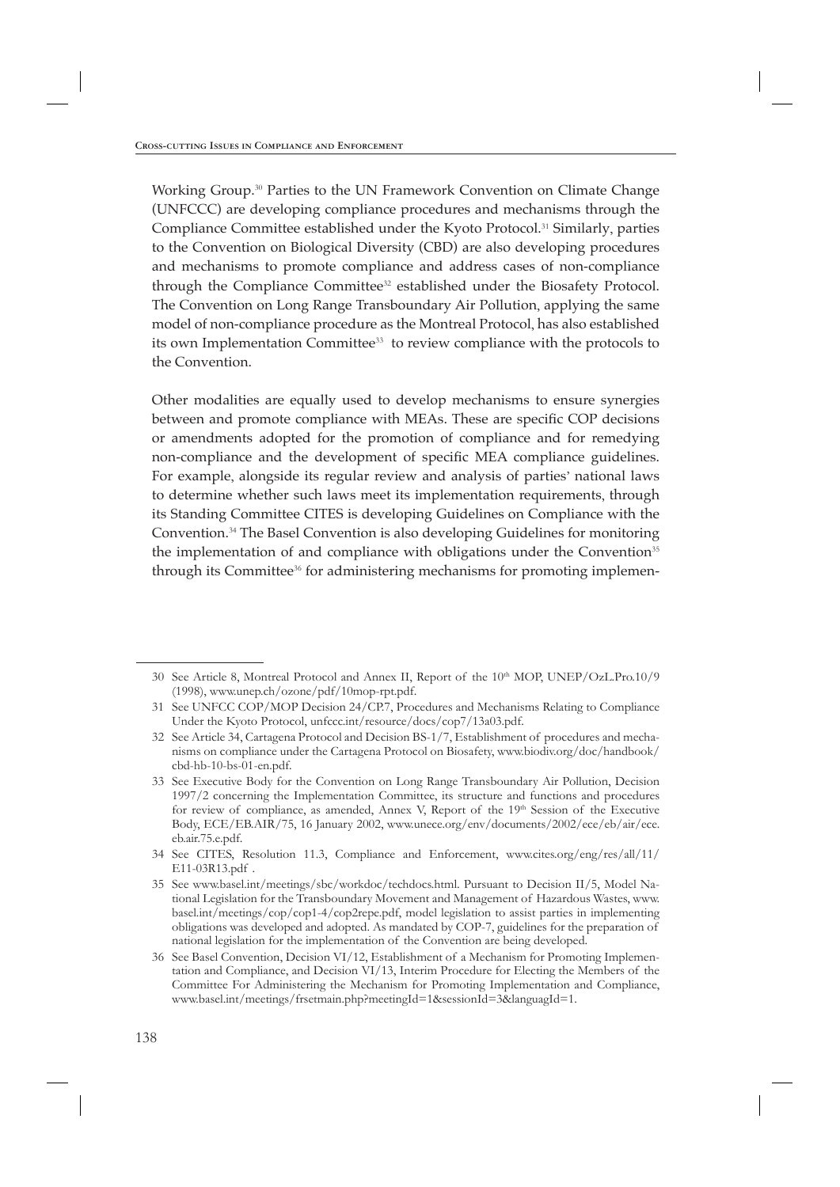Working Group.[30] Parties to the UN Framework Convention on Climate Change (UNFCCC) are developing compliance procedures and mechanisms through the Compliance Committee established under the Kyoto Protocol.[31] Similarly, parties to the Convention on Biological Diversity (CBD) are also developing procedures and mechanisms to promote compliance and address cases of non-compliance through the Compliance Committee[32] established under the Biosafety Protocol. The Convention on Long Range Transboundary Air Pollution, applying the same model of non-compliance procedure as the Montreal Protocol, has also established its own Implementation Committee[33] to review compliance with the protocols to the Convention.

Other modalities are equally used to develop mechanisms to ensure synergies between and promote compliance with MEAs. These are specific COP decisions or amendments adopted for the promotion of compliance and for remedying non-compliance and the development of specific MEA compliance guidelines. For example, alongside its regular review and analysis of parties' national laws to determine whether such laws meet its implementation requirements, through its Standing Committee CITES is developing Guidelines on Compliance with the Convention.[34] The Basel Convention is also developing Guidelines for monitoring the implementation of and compliance with obligations under the Convention[35] through its Committee[36] for administering mechanisms for promoting implemen-

---

30 See Article 8, Montreal Protocol and Annex II, Report of the 10th MOP, UNEP/OzL.Pro.10/9 (1998), www.unep.ch/ozone/pdf/10mop-rpt.pdf.

31 See UNFCC COP/MOP Decision 24/CP.7, Procedures and Mechanisms Relating to Compliance Under the Kyoto Protocol, unfccc.int/resource/docs/cop7/13a03.pdf.

32 See Article 34, Cartagena Protocol and Decision BS-1/7, Establishment of procedures and mechanisms on compliance under the Cartagena Protocol on Biosafety, www.biodiv.org/doc/handbook/cbd-hb-10-bs-01-en.pdf.

33 See Executive Body for the Convention on Long Range Transboundary Air Pollution, Decision 1997/2 concerning the Implementation Committee, its structure and functions and procedures for review of compliance, as amended, Annex V, Report of the 19th Session of the Executive Body, ECE/EB.AIR/75, 16 January 2002, www.unece.org/env/documents/2002/ece/eb/air/ece.eb.air.75.e.pdf.

34 See CITES, Resolution 11.3, Compliance and Enforcement, www.cites.org/eng/res/all/11/E11-03R13.pdf .

35 See www.basel.int/meetings/sbc/workdoc/techdocs.html. Pursuant to Decision II/5, Model National Legislation for the Transboundary Movement and Management of Hazardous Wastes, www.basel.int/meetings/cop/cop1-4/cop2repe.pdf, model legislation to assist parties in implementing obligations was developed and adopted. As mandated by COP-7, guidelines for the preparation of national legislation for the implementation of the Convention are being developed.

36 See Basel Convention, Decision VI/12, Establishment of a Mechanism for Promoting Implementation and Compliance, and Decision VI/13, Interim Procedure for Electing the Members of the Committee For Administering the Mechanism for Promoting Implementation and Compliance, www.basel.int/meetings/frsetmain.php?meetingId=1&sessionId=3&languagId=1.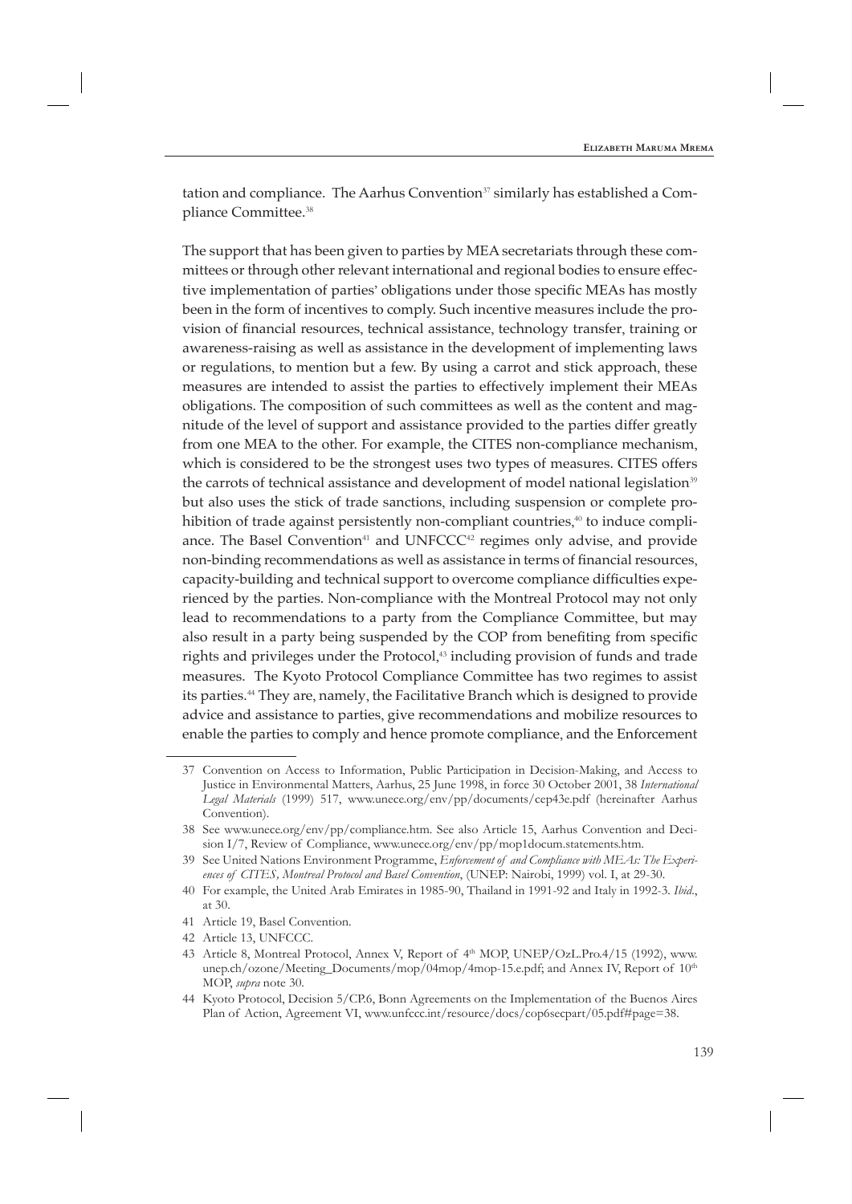tation and compliance. The Aarhus Convention[37] similarly has established a Compliance Committee.[38]

The support that has been given to parties by MEA secretariats through these committees or through other relevant international and regional bodies to ensure effective implementation of parties' obligations under those specific MEAs has mostly been in the form of incentives to comply. Such incentive measures include the provision of financial resources, technical assistance, technology transfer, training or awareness-raising as well as assistance in the development of implementing laws or regulations, to mention but a few. By using a carrot and stick approach, these measures are intended to assist the parties to effectively implement their MEAs obligations. The composition of such committees as well as the content and magnitude of the level of support and assistance provided to the parties differ greatly from one MEA to the other. For example, the CITES non-compliance mechanism, which is considered to be the strongest uses two types of measures. CITES offers the carrots of technical assistance and development of model national legislation[39] but also uses the stick of trade sanctions, including suspension or complete prohibition of trade against persistently non-compliant countries,[40] to induce compliance. The Basel Convention[41] and UNFCCC[42] regimes only advise, and provide non-binding recommendations as well as assistance in terms of financial resources, capacity-building and technical support to overcome compliance difficulties experienced by the parties. Non-compliance with the Montreal Protocol may not only lead to recommendations to a party from the Compliance Committee, but may also result in a party being suspended by the COP from benefiting from specific rights and privileges under the Protocol,[43] including provision of funds and trade measures. The Kyoto Protocol Compliance Committee has two regimes to assist its parties.[44] They are, namely, the Facilitative Branch which is designed to provide advice and assistance to parties, give recommendations and mobilize resources to enable the parties to comply and hence promote compliance, and the Enforcement

---

37 Convention on Access to Information, Public Participation in Decision-Making, and Access to Justice in Environmental Matters, Aarhus, 25 June 1998, in force 30 October 2001, 38 *International Legal Materials* (1999) 517, www.unece.org/env/pp/documents/cep43e.pdf (hereinafter Aarhus Convention).

38 See www.unece.org/env/pp/compliance.htm. See also Article 15, Aarhus Convention and Decision I/7, Review of Compliance, www.unece.org/env/pp/mop1docum.statements.htm.

39 See United Nations Environment Programme, *Enforcement of and Compliance with MEAs: The Experiences of CITES, Montreal Protocol and Basel Convention*, (UNEP: Nairobi, 1999) vol. I, at 29-30.

40 For example, the United Arab Emirates in 1985-90, Thailand in 1991-92 and Italy in 1992-3. *Ibid*., at 30.

41 Article 19, Basel Convention.

42 Article 13, UNFCCC.

43 Article 8, Montreal Protocol, Annex V, Report of 4th MOP, UNEP/OzL.Pro.4/15 (1992), www.unep.ch/ozone/Meeting_Documents/mop/04mop/4mop-15.e.pdf; and Annex IV, Report of 10th MOP, *supra* note 30.

44 Kyoto Protocol, Decision 5/CP.6, Bonn Agreements on the Implementation of the Buenos Aires Plan of Action, Agreement VI, www.unfccc.int/resource/docs/cop6secpart/05.pdf#page=38.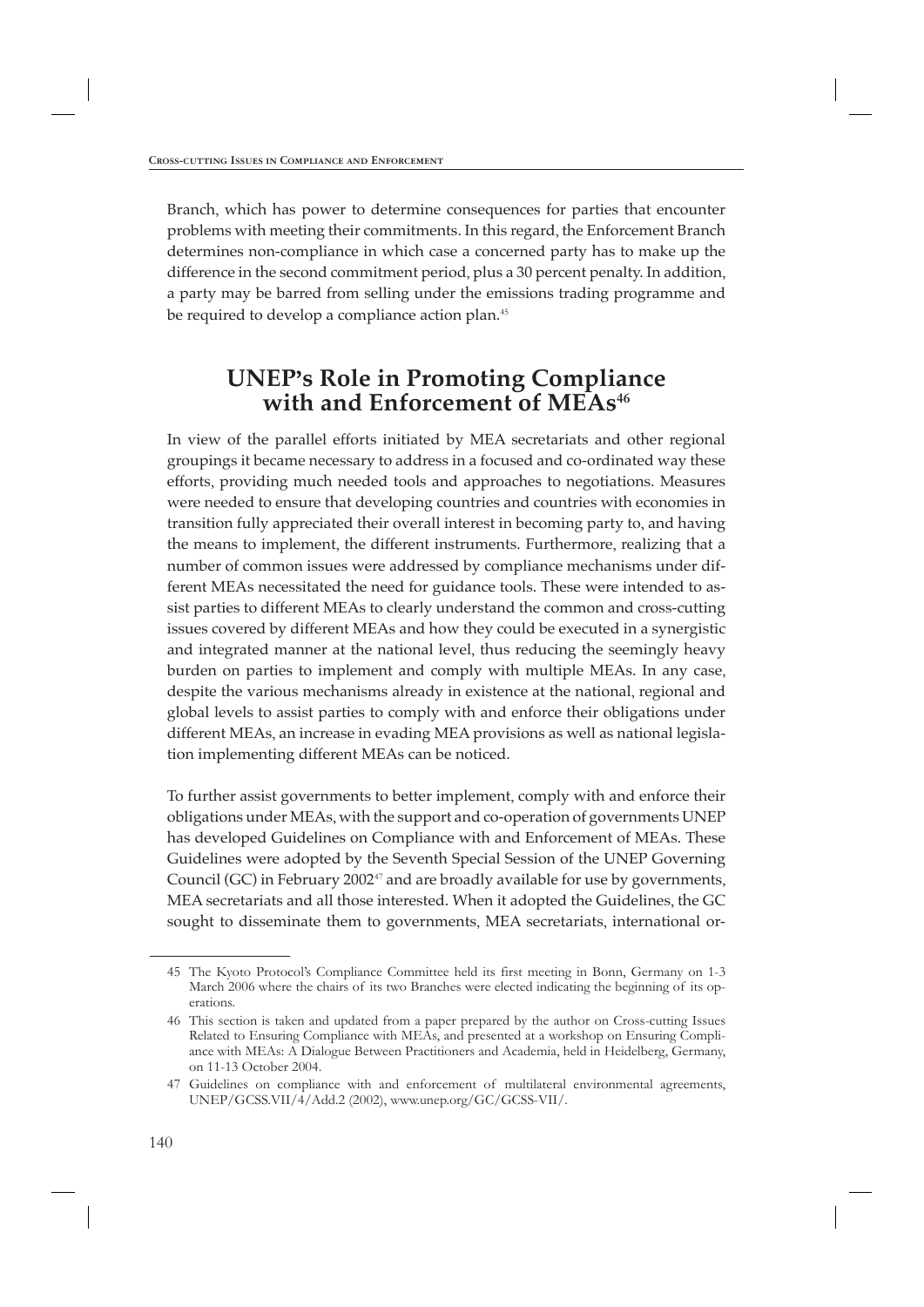Branch, which has power to determine consequences for parties that encounter problems with meeting their commitments. In this regard, the Enforcement Branch determines non-compliance in which case a concerned party has to make up the difference in the second commitment period, plus a 30 percent penalty. In addition, a party may be barred from selling under the emissions trading programme and be required to develop a compliance action plan.[45]

## UNEP's Role in Promoting Compliance with and Enforcement of MEAs[46]

In view of the parallel efforts initiated by MEA secretariats and other regional groupings it became necessary to address in a focused and co-ordinated way these efforts, providing much needed tools and approaches to negotiations. Measures were needed to ensure that developing countries and countries with economies in transition fully appreciated their overall interest in becoming party to, and having the means to implement, the different instruments. Furthermore, realizing that a number of common issues were addressed by compliance mechanisms under different MEAs necessitated the need for guidance tools. These were intended to assist parties to different MEAs to clearly understand the common and cross-cutting issues covered by different MEAs and how they could be executed in a synergistic and integrated manner at the national level, thus reducing the seemingly heavy burden on parties to implement and comply with multiple MEAs. In any case, despite the various mechanisms already in existence at the national, regional and global levels to assist parties to comply with and enforce their obligations under different MEAs, an increase in evading MEA provisions as well as national legislation implementing different MEAs can be noticed.

To further assist governments to better implement, comply with and enforce their obligations under MEAs, with the support and co-operation of governments UNEP has developed Guidelines on Compliance with and Enforcement of MEAs. These Guidelines were adopted by the Seventh Special Session of the UNEP Governing Council (GC) in February 2002[47] and are broadly available for use by governments, MEA secretariats and all those interested. When it adopted the Guidelines, the GC sought to disseminate them to governments, MEA secretariats, international or-

---

45 The Kyoto Protocol's Compliance Committee held its first meeting in Bonn, Germany on 1-3 March 2006 where the chairs of its two Branches were elected indicating the beginning of its operations.

46 This section is taken and updated from a paper prepared by the author on Cross-cutting Issues Related to Ensuring Compliance with MEAs, and presented at a workshop on Ensuring Compliance with MEAs: A Dialogue Between Practitioners and Academia, held in Heidelberg, Germany, on 11-13 October 2004.

47 Guidelines on compliance with and enforcement of multilateral environmental agreements, UNEP/GCSS.VII/4/Add.2 (2002), www.unep.org/GC/GCSS-VII/.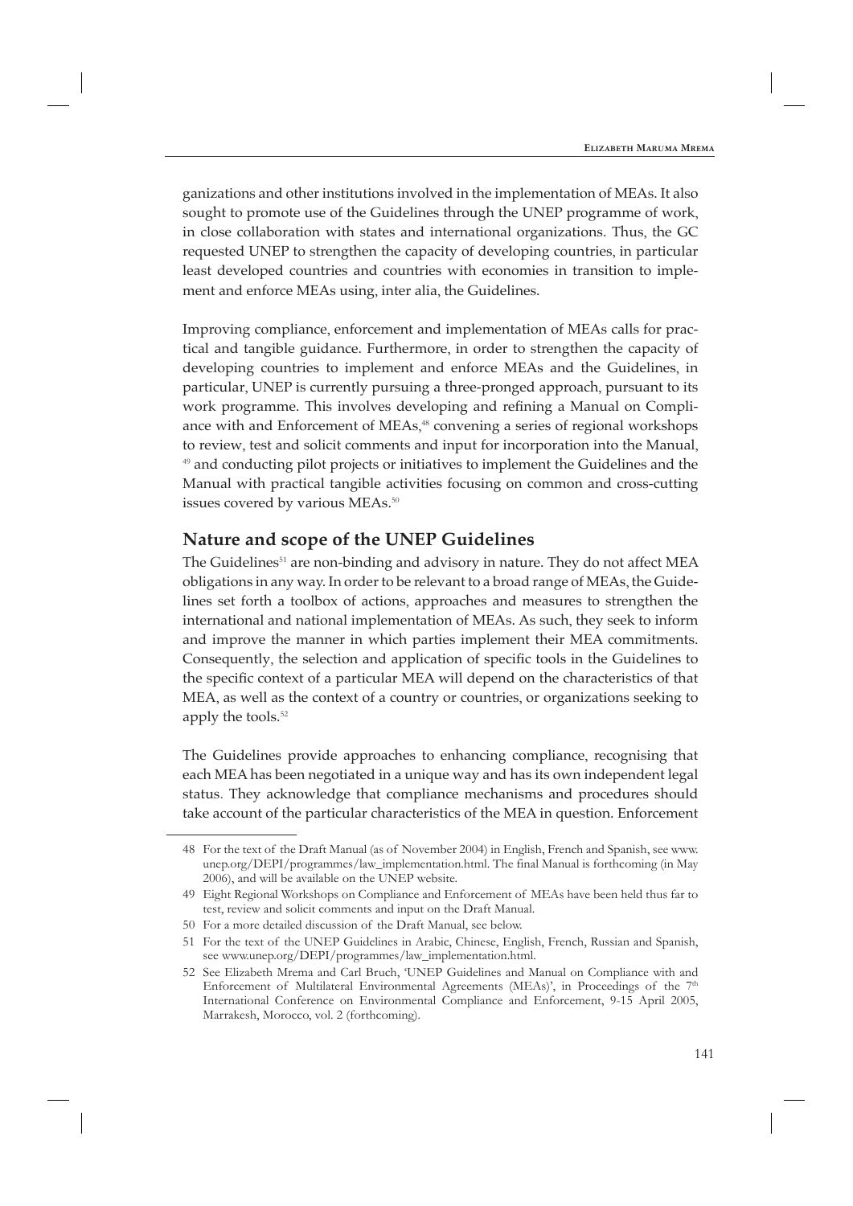ganizations and other institutions involved in the implementation of MEAs. It also sought to promote use of the Guidelines through the UNEP programme of work, in close collaboration with states and international organizations. Thus, the GC requested UNEP to strengthen the capacity of developing countries, in particular least developed countries and countries with economies in transition to implement and enforce MEAs using, inter alia, the Guidelines.

Improving compliance, enforcement and implementation of MEAs calls for practical and tangible guidance. Furthermore, in order to strengthen the capacity of developing countries to implement and enforce MEAs and the Guidelines, in particular, UNEP is currently pursuing a three-pronged approach, pursuant to its work programme. This involves developing and refining a Manual on Compliance with and Enforcement of MEAs,[48] convening a series of regional workshops to review, test and solicit comments and input for incorporation into the Manual,[49] and conducting pilot projects or initiatives to implement the Guidelines and the Manual with practical tangible activities focusing on common and cross-cutting issues covered by various MEAs.[50]

## Nature and scope of the UNEP Guidelines

The Guidelines[51] are non-binding and advisory in nature. They do not affect MEA obligations in any way. In order to be relevant to a broad range of MEAs, the Guidelines set forth a toolbox of actions, approaches and measures to strengthen the international and national implementation of MEAs. As such, they seek to inform and improve the manner in which parties implement their MEA commitments. Consequently, the selection and application of specific tools in the Guidelines to the specific context of a particular MEA will depend on the characteristics of that MEA, as well as the context of a country or countries, or organizations seeking to apply the tools.[52]

The Guidelines provide approaches to enhancing compliance, recognising that each MEA has been negotiated in a unique way and has its own independent legal status. They acknowledge that compliance mechanisms and procedures should take account of the particular characteristics of the MEA in question. Enforcement

---

48 For the text of the Draft Manual (as of November 2004) in English, French and Spanish, see www.unep.org/DEPI/programmes/law_implementation.html. The final Manual is forthcoming (in May 2006), and will be available on the UNEP website.

49 Eight Regional Workshops on Compliance and Enforcement of MEAs have been held thus far to test, review and solicit comments and input on the Draft Manual.

50 For a more detailed discussion of the Draft Manual, see below.

51 For the text of the UNEP Guidelines in Arabic, Chinese, English, French, Russian and Spanish, see www.unep.org/DEPI/programmes/law_implementation.html.

52 See Elizabeth Mrema and Carl Bruch, 'UNEP Guidelines and Manual on Compliance with and Enforcement of Multilateral Environmental Agreements (MEAs)', in Proceedings of the 7th International Conference on Environmental Compliance and Enforcement, 9-15 April 2005, Marrakesh, Morocco, vol. 2 (forthcoming).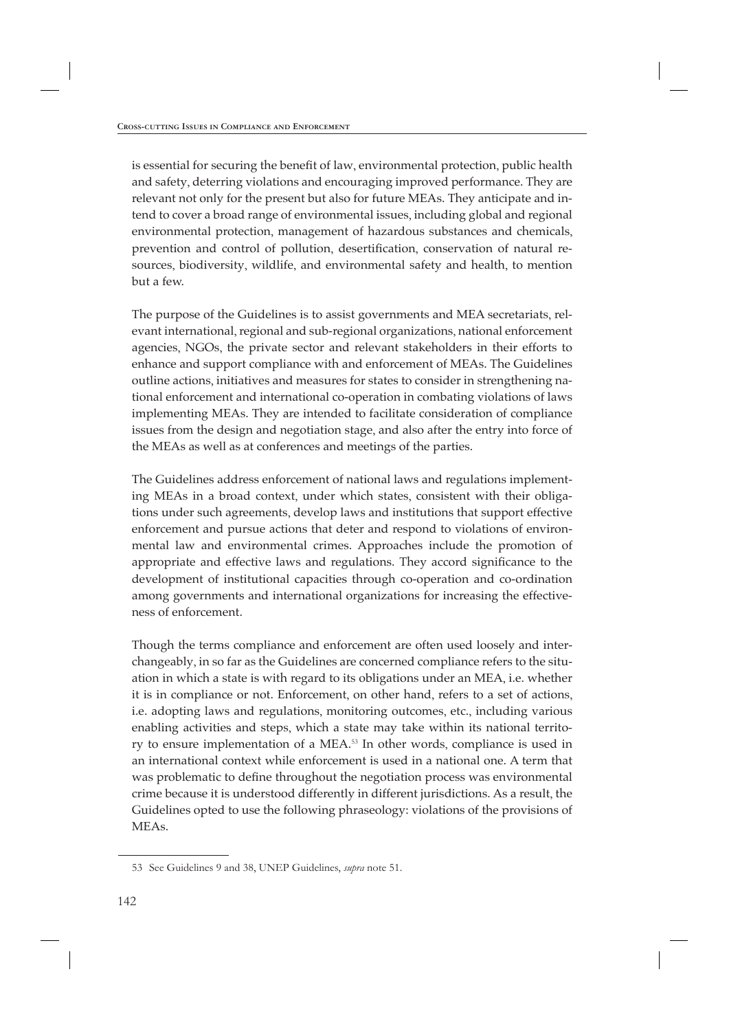is essential for securing the benefit of law, environmental protection, public health and safety, deterring violations and encouraging improved performance. They are relevant not only for the present but also for future MEAs. They anticipate and intend to cover a broad range of environmental issues, including global and regional environmental protection, management of hazardous substances and chemicals, prevention and control of pollution, desertification, conservation of natural resources, biodiversity, wildlife, and environmental safety and health, to mention but a few.

The purpose of the Guidelines is to assist governments and MEA secretariats, relevant international, regional and sub-regional organizations, national enforcement agencies, NGOs, the private sector and relevant stakeholders in their efforts to enhance and support compliance with and enforcement of MEAs. The Guidelines outline actions, initiatives and measures for states to consider in strengthening national enforcement and international co-operation in combating violations of laws implementing MEAs. They are intended to facilitate consideration of compliance issues from the design and negotiation stage, and also after the entry into force of the MEAs as well as at conferences and meetings of the parties.

The Guidelines address enforcement of national laws and regulations implementing MEAs in a broad context, under which states, consistent with their obligations under such agreements, develop laws and institutions that support effective enforcement and pursue actions that deter and respond to violations of environmental law and environmental crimes. Approaches include the promotion of appropriate and effective laws and regulations. They accord significance to the development of institutional capacities through co-operation and co-ordination among governments and international organizations for increasing the effectiveness of enforcement.

Though the terms compliance and enforcement are often used loosely and interchangeably, in so far as the Guidelines are concerned compliance refers to the situation in which a state is with regard to its obligations under an MEA, i.e. whether it is in compliance or not. Enforcement, on other hand, refers to a set of actions, i.e. adopting laws and regulations, monitoring outcomes, etc., including various enabling activities and steps, which a state may take within its national territory to ensure implementation of a MEA.[53] In other words, compliance is used in an international context while enforcement is used in a national one. A term that was problematic to define throughout the negotiation process was environmental crime because it is understood differently in different jurisdictions. As a result, the Guidelines opted to use the following phraseology: violations of the provisions of MEAs.

53 See Guidelines 9 and 38, UNEP Guidelines, *supra* note 51.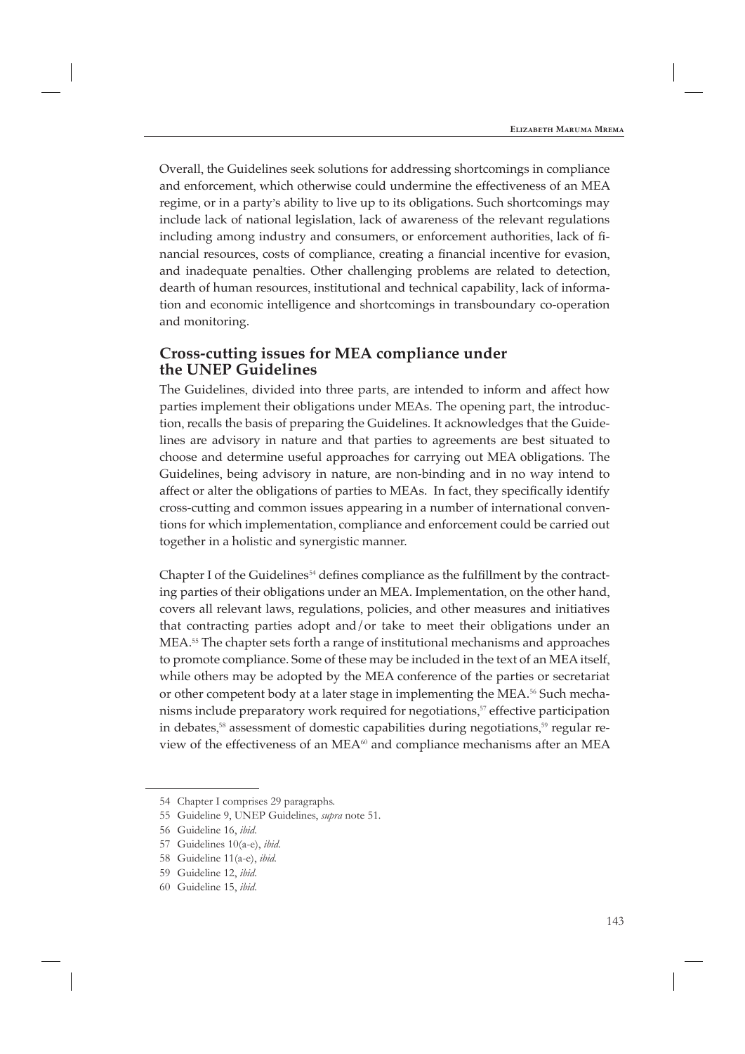Overall, the Guidelines seek solutions for addressing shortcomings in compliance and enforcement, which otherwise could undermine the effectiveness of an MEA regime, or in a party's ability to live up to its obligations. Such shortcomings may include lack of national legislation, lack of awareness of the relevant regulations including among industry and consumers, or enforcement authorities, lack of financial resources, costs of compliance, creating a financial incentive for evasion, and inadequate penalties. Other challenging problems are related to detection, dearth of human resources, institutional and technical capability, lack of information and economic intelligence and shortcomings in transboundary co-operation and monitoring.

## Cross-cutting issues for MEA compliance under the UNEP Guidelines

The Guidelines, divided into three parts, are intended to inform and affect how parties implement their obligations under MEAs. The opening part, the introduction, recalls the basis of preparing the Guidelines. It acknowledges that the Guidelines are advisory in nature and that parties to agreements are best situated to choose and determine useful approaches for carrying out MEA obligations. The Guidelines, being advisory in nature, are non-binding and in no way intend to affect or alter the obligations of parties to MEAs. In fact, they specifically identify cross-cutting and common issues appearing in a number of international conventions for which implementation, compliance and enforcement could be carried out together in a holistic and synergistic manner.

Chapter I of the Guidelines[54] defines compliance as the fulfillment by the contracting parties of their obligations under an MEA. Implementation, on the other hand, covers all relevant laws, regulations, policies, and other measures and initiatives that contracting parties adopt and/or take to meet their obligations under an MEA.[55] The chapter sets forth a range of institutional mechanisms and approaches to promote compliance. Some of these may be included in the text of an MEA itself, while others may be adopted by the MEA conference of the parties or secretariat or other competent body at a later stage in implementing the MEA.[56] Such mechanisms include preparatory work required for negotiations,[57] effective participation in debates,[58] assessment of domestic capabilities during negotiations,[59] regular review of the effectiveness of an MEA[60] and compliance mechanisms after an MEA

54 Chapter I comprises 29 paragraphs.

55 Guideline 9, UNEP Guidelines, *supra* note 51.

56 Guideline 16, *ibid*.

57 Guidelines 10(a-e), *ibid*.

58 Guideline 11(a-e), *ibid*.

59 Guideline 12, *ibid*.

60 Guideline 15, *ibid*.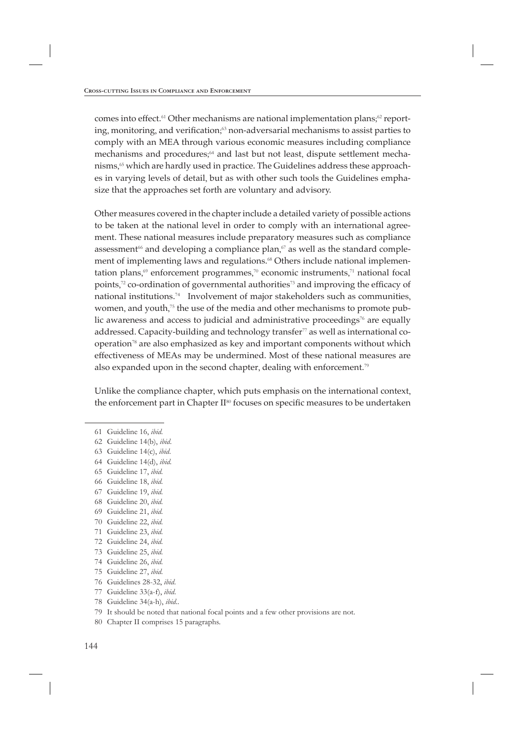comes into effect.[61] Other mechanisms are national implementation plans;[62] reporting, monitoring, and verification;[63] non-adversarial mechanisms to assist parties to comply with an MEA through various economic measures including compliance mechanisms and procedures;[64] and last but not least, dispute settlement mechanisms,[65] which are hardly used in practice. The Guidelines address these approaches in varying levels of detail, but as with other such tools the Guidelines emphasize that the approaches set forth are voluntary and advisory.

Other measures covered in the chapter include a detailed variety of possible actions to be taken at the national level in order to comply with an international agreement. These national measures include preparatory measures such as compliance assessment[66] and developing a compliance plan,[67] as well as the standard complement of implementing laws and regulations.[68] Others include national implementation plans,[69] enforcement programmes,[70] economic instruments,[71] national focal points,[72] co-ordination of governmental authorities[73] and improving the efficacy of national institutions.[74] Involvement of major stakeholders such as communities, women, and youth,[75] the use of the media and other mechanisms to promote public awareness and access to judicial and administrative proceedings[76] are equally addressed. Capacity-building and technology transfer[77] as well as international co-operation[78] are also emphasized as key and important components without which effectiveness of MEAs may be undermined. Most of these national measures are also expanded upon in the second chapter, dealing with enforcement.[79]

Unlike the compliance chapter, which puts emphasis on the international context, the enforcement part in Chapter II[80] focuses on specific measures to be undertaken

---

61 Guideline 16, *ibid*.

62 Guideline 14(b), *ibid*.

63 Guideline 14(c), *ibid*.

64 Guideline 14(d), *ibid*.

65 Guideline 17, *ibid*.

66 Guideline 18, *ibid*.

67 Guideline 19, *ibid*.

68 Guideline 20, *ibid*.

69 Guideline 21, *ibid*.

70 Guideline 22, *ibid*.

71 Guideline 23, *ibid*.

72 Guideline 24, *ibid*.

73 Guideline 25, *ibid*.

74 Guideline 26, *ibid*.

75 Guideline 27, *ibid*.

76 Guidelines 28-32, *ibid*.

77 Guideline 33(a-f), *ibid*.

78 Guideline 34(a-h), *ibid*..

79 It should be noted that national focal points and a few other provisions are not.

80 Chapter II comprises 15 paragraphs.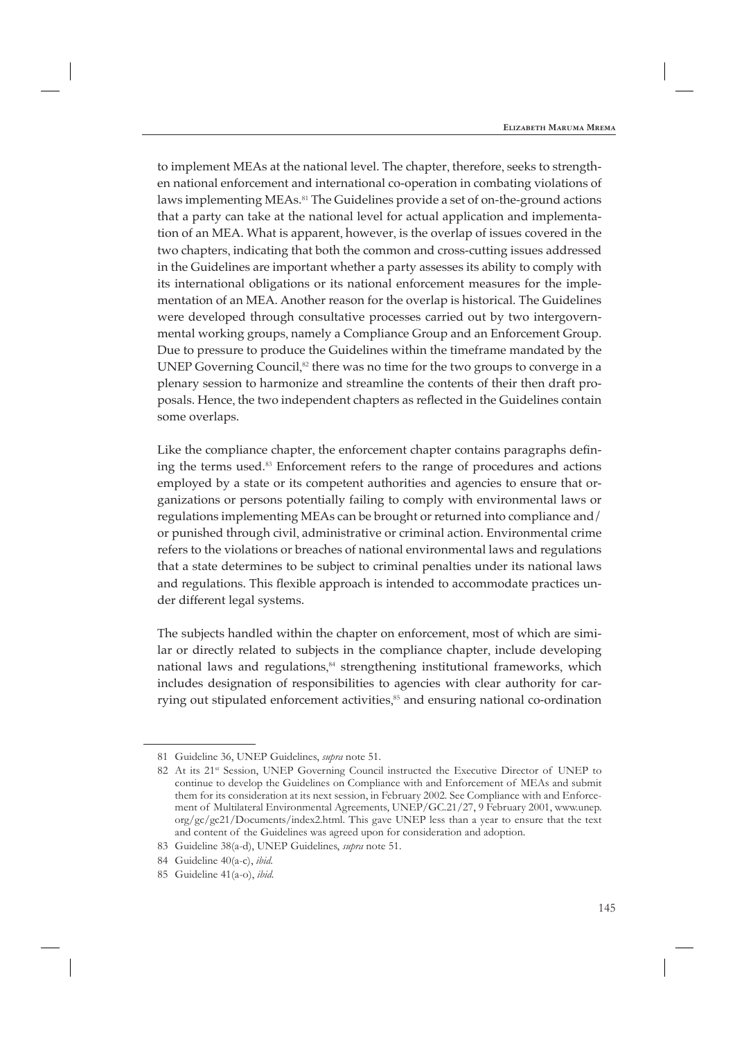to implement MEAs at the national level. The chapter, therefore, seeks to strengthen national enforcement and international co-operation in combating violations of laws implementing MEAs.[81] The Guidelines provide a set of on-the-ground actions that a party can take at the national level for actual application and implementation of an MEA. What is apparent, however, is the overlap of issues covered in the two chapters, indicating that both the common and cross-cutting issues addressed in the Guidelines are important whether a party assesses its ability to comply with its international obligations or its national enforcement measures for the implementation of an MEA. Another reason for the overlap is historical. The Guidelines were developed through consultative processes carried out by two intergovernmental working groups, namely a Compliance Group and an Enforcement Group. Due to pressure to produce the Guidelines within the timeframe mandated by the UNEP Governing Council,[82] there was no time for the two groups to converge in a plenary session to harmonize and streamline the contents of their then draft proposals. Hence, the two independent chapters as reflected in the Guidelines contain some overlaps.

Like the compliance chapter, the enforcement chapter contains paragraphs defining the terms used.[83] Enforcement refers to the range of procedures and actions employed by a state or its competent authorities and agencies to ensure that organizations or persons potentially failing to comply with environmental laws or regulations implementing MEAs can be brought or returned into compliance and/or punished through civil, administrative or criminal action. Environmental crime refers to the violations or breaches of national environmental laws and regulations that a state determines to be subject to criminal penalties under its national laws and regulations. This flexible approach is intended to accommodate practices under different legal systems.

The subjects handled within the chapter on enforcement, most of which are similar or directly related to subjects in the compliance chapter, include developing national laws and regulations,[84] strengthening institutional frameworks, which includes designation of responsibilities to agencies with clear authority for carrying out stipulated enforcement activities,[85] and ensuring national co-ordination

---

81 Guideline 36, UNEP Guidelines, *supra* note 51.

82 At its 21st Session, UNEP Governing Council instructed the Executive Director of UNEP to continue to develop the Guidelines on Compliance with and Enforcement of MEAs and submit them for its consideration at its next session, in February 2002. See Compliance with and Enforcement of Multilateral Environmental Agreements, UNEP/GC.21/27, 9 February 2001, www.unep.org/gc/gc21/Documents/index2.html. This gave UNEP less than a year to ensure that the text and content of the Guidelines was agreed upon for consideration and adoption.

83 Guideline 38(a-d), UNEP Guidelines, *supra* note 51.

84 Guideline 40(a-e), *ibid.*

85 Guideline 41(a-o), *ibid.*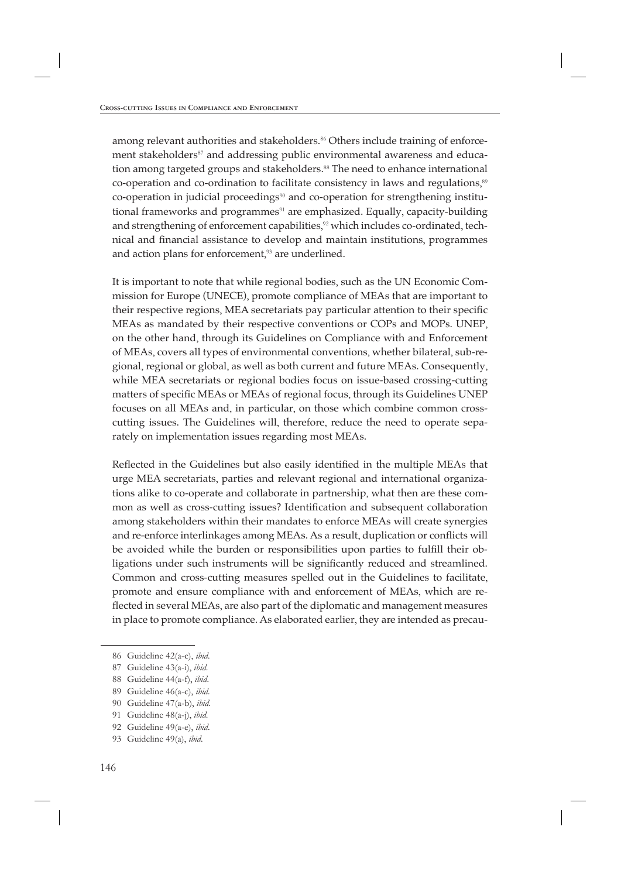among relevant authorities and stakeholders.[86] Others include training of enforcement stakeholders[87] and addressing public environmental awareness and education among targeted groups and stakeholders.[88] The need to enhance international co-operation and co-ordination to facilitate consistency in laws and regulations,[89] co-operation in judicial proceedings[90] and co-operation for strengthening institutional frameworks and programmes[91] are emphasized. Equally, capacity-building and strengthening of enforcement capabilities,[92] which includes co-ordinated, technical and financial assistance to develop and maintain institutions, programmes and action plans for enforcement,[93] are underlined.

It is important to note that while regional bodies, such as the UN Economic Commission for Europe (UNECE), promote compliance of MEAs that are important to their respective regions, MEA secretariats pay particular attention to their specific MEAs as mandated by their respective conventions or COPs and MOPs. UNEP, on the other hand, through its Guidelines on Compliance with and Enforcement of MEAs, covers all types of environmental conventions, whether bilateral, sub-regional, regional or global, as well as both current and future MEAs. Consequently, while MEA secretariats or regional bodies focus on issue-based crossing-cutting matters of specific MEAs or MEAs of regional focus, through its Guidelines UNEP focuses on all MEAs and, in particular, on those which combine common cross-cutting issues. The Guidelines will, therefore, reduce the need to operate separately on implementation issues regarding most MEAs.

Reflected in the Guidelines but also easily identified in the multiple MEAs that urge MEA secretariats, parties and relevant regional and international organizations alike to co-operate and collaborate in partnership, what then are these common as well as cross-cutting issues? Identification and subsequent collaboration among stakeholders within their mandates to enforce MEAs will create synergies and re-enforce interlinkages among MEAs. As a result, duplication or conflicts will be avoided while the burden or responsibilities upon parties to fulfill their obligations under such instruments will be significantly reduced and streamlined. Common and cross-cutting measures spelled out in the Guidelines to facilitate, promote and ensure compliance with and enforcement of MEAs, which are reflected in several MEAs, are also part of the diplomatic and management measures in place to promote compliance. As elaborated earlier, they are intended as precau-

---

86 Guideline 42(a-c), *ibid*.

87 Guideline 43(a-i), *ibid*.

88 Guideline 44(a-f), *ibid*.

89 Guideline 46(a-c), *ibid*.

90 Guideline 47(a-b), *ibid*.

91 Guideline 48(a-j), *ibid*.

92 Guideline 49(a-e), *ibid*.

93 Guideline 49(a), *ibid*.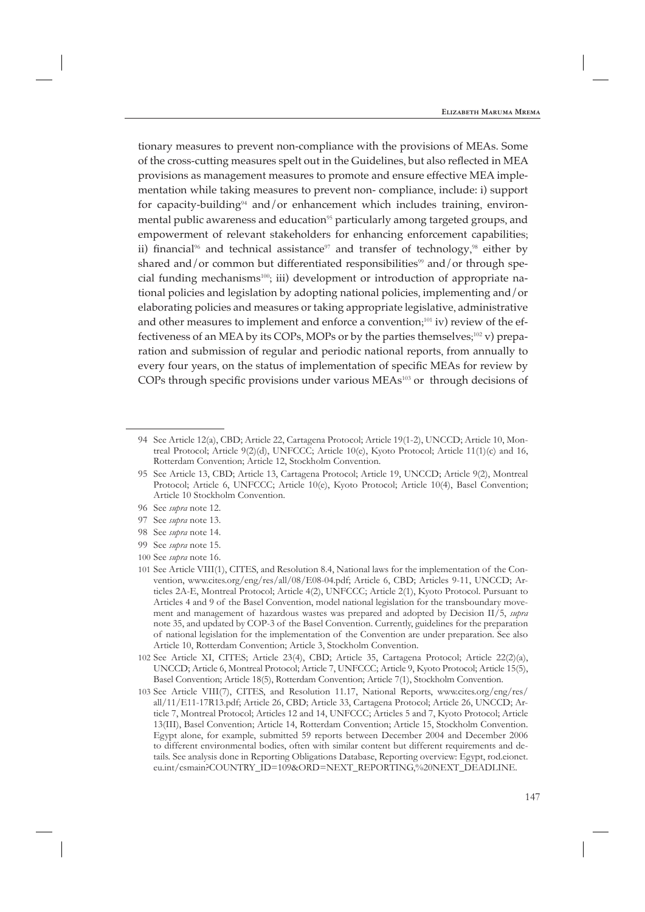tionary measures to prevent non-compliance with the provisions of MEAs. Some of the cross-cutting measures spelt out in the Guidelines, but also reflected in MEA provisions as management measures to promote and ensure effective MEA implementation while taking measures to prevent non- compliance, include: i) support for capacity-building[94] and/or enhancement which includes training, environmental public awareness and education[95] particularly among targeted groups, and empowerment of relevant stakeholders for enhancing enforcement capabilities; ii) financial[96] and technical assistance[97] and transfer of technology,[98] either by shared and/or common but differentiated responsibilities[99] and/or through special funding mechanisms[100]; iii) development or introduction of appropriate national policies and legislation by adopting national policies, implementing and/or elaborating policies and measures or taking appropriate legislative, administrative and other measures to implement and enforce a convention;[101] iv) review of the effectiveness of an MEA by its COPs, MOPs or by the parties themselves;[102] v) preparation and submission of regular and periodic national reports, from annually to every four years, on the status of implementation of specific MEAs for review by COPs through specific provisions under various MEAs[103] or through decisions of

---

94 See Article 12(a), CBD; Article 22, Cartagena Protocol; Article 19(1-2), UNCCD; Article 10, Montreal Protocol; Article 9(2)(d), UNFCCC; Article 10(e), Kyoto Protocol; Article 11(1)(c) and 16, Rotterdam Convention; Article 12, Stockholm Convention.

95 See Article 13, CBD; Article 13, Cartagena Protocol; Article 19, UNCCD; Article 9(2), Montreal Protocol; Article 6, UNFCCC; Article 10(e), Kyoto Protocol; Article 10(4), Basel Convention; Article 10 Stockholm Convention.

96 See *supra* note 12.

97 See *supra* note 13.

98 See *supra* note 14.

99 See *supra* note 15.

100 See *supra* note 16.

101 See Article VIII(1), CITES, and Resolution 8.4, National laws for the implementation of the Convention, www.cites.org/eng/res/all/08/E08-04.pdf; Article 6, CBD; Articles 9-11, UNCCD; Articles 2A-E, Montreal Protocol; Article 4(2), UNFCCC; Article 2(1), Kyoto Protocol. Pursuant to Articles 4 and 9 of the Basel Convention, model national legislation for the transboundary movement and management of hazardous wastes was prepared and adopted by Decision II/5, *supra* note 35, and updated by COP-3 of the Basel Convention. Currently, guidelines for the preparation of national legislation for the implementation of the Convention are under preparation. See also Article 10, Rotterdam Convention; Article 3, Stockholm Convention.

102 See Article XI, CITES; Article 23(4), CBD; Article 35, Cartagena Protocol; Article 22(2)(a), UNCCD; Article 6, Montreal Protocol; Article 7, UNFCCC; Article 9, Kyoto Protocol; Article 15(5), Basel Convention; Article 18(5), Rotterdam Convention; Article 7(1), Stockholm Convention.

103 See Article VIII(7), CITES, and Resolution 11.17, National Reports, www.cites.org/eng/res/all/11/E11-17R13.pdf; Article 26, CBD; Article 33, Cartagena Protocol; Article 26, UNCCD; Article 7, Montreal Protocol; Articles 12 and 14, UNFCCC; Articles 5 and 7, Kyoto Protocol; Article 13(III), Basel Convention; Article 14, Rotterdam Convention; Article 15, Stockholm Convention. Egypt alone, for example, submitted 59 reports between December 2004 and December 2006 to different environmental bodies, often with similar content but different requirements and details. See analysis done in Reporting Obligations Database, Reporting overview: Egypt, rod.eionet.eu.int/csmain?COUNTRY_ID=109&ORD=NEXT_REPORTING,%20NEXT_DEADLINE.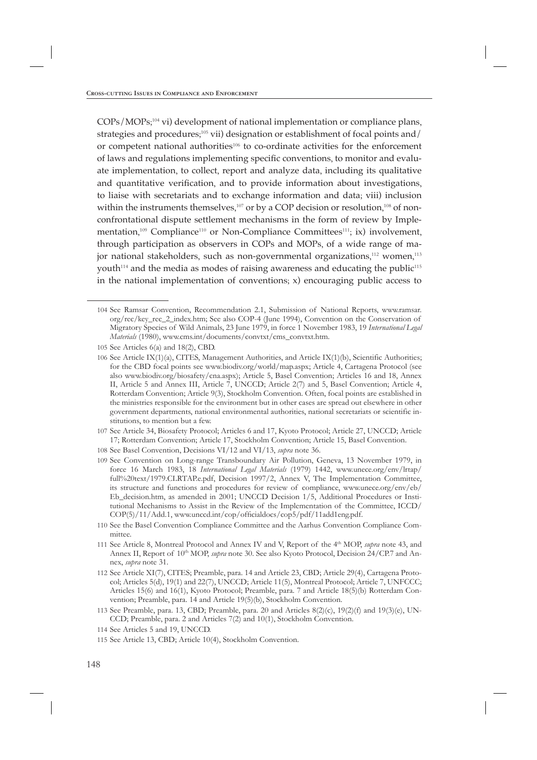COPs/MOPs;[104] vi) development of national implementation or compliance plans, strategies and procedures;[105] vii) designation or establishment of focal points and/or competent national authorities[106] to co-ordinate activities for the enforcement of laws and regulations implementing specific conventions, to monitor and evaluate implementation, to collect, report and analyze data, including its qualitative and quantitative verification, and to provide information about investigations, to liaise with secretariats and to exchange information and data; viii) inclusion within the instruments themselves,[107] or by a COP decision or resolution,[108] of non-confrontational dispute settlement mechanisms in the form of review by Implementation,[109] Compliance[110] or Non-Compliance Committees[111]; ix) involvement, through participation as observers in COPs and MOPs, of a wide range of major national stakeholders, such as non-governmental organizations,[112] women,[113] youth[114] and the media as modes of raising awareness and educating the public[115] in the national implementation of conventions; x) encouraging public access to

---

104 See Ramsar Convention, Recommendation 2.1, Submission of National Reports, www.ramsar.org/rec/key_rec_2_index.htm; See also COP-4 (June 1994), Convention on the Conservation of Migratory Species of Wild Animals, 23 June 1979, in force 1 November 1983, 19 *International Legal Materials* (1980), www.cms.int/documents/convtxt/cms_convtxt.htm.

105 See Articles 6(a) and 18(2), CBD.

106 See Article IX(1)(a), CITES, Management Authorities, and Article IX(1)(b), Scientific Authorities; for the CBD focal points see www.biodiv.org/world/map.aspx; Article 4, Cartagena Protocol (see also www.biodiv.org/biosafety/cna.aspx); Article 5, Basel Convention; Articles 16 and 18, Annex II, Article 5 and Annex III, Article 7, UNCCD; Article 2(7) and 5, Basel Convention; Article 4, Rotterdam Convention; Article 9(3), Stockholm Convention. Often, focal points are established in the ministries responsible for the environment but in other cases are spread out elsewhere in other government departments, national environmental authorities, national secretariats or scientific institutions, to mention but a few.

107 See Article 34, Biosafety Protocol; Articles 6 and 17, Kyoto Protocol; Article 27, UNCCD; Article 17; Rotterdam Convention; Article 17, Stockholm Convention; Article 15, Basel Convention.

108 See Basel Convention, Decisions VI/12 and VI/13, *supra* note 36.

109 See Convention on Long-range Transboundary Air Pollution, Geneva, 13 November 1979, in force 16 March 1983, 18 *International Legal Materials* (1979) 1442, www.unece.org/env/lrtap/full%20text/1979.CLRTAP.e.pdf, Decision 1997/2, Annex V, The Implementation Committee, its structure and functions and procedures for review of compliance, www.unece.org/env/eb/Eb_decision.htm, as amended in 2001; UNCCD Decision 1/5, Additional Procedures or Institutional Mechanisms to Assist in the Review of the Implementation of the Committee, ICCD/COP(5)/11/Add.1, www.unccd.int/cop/officialdocs/cop5/pdf/11add1eng.pdf.

110 See the Basel Convention Compliance Committee and the Aarhus Convention Compliance Committee.

111 See Article 8, Montreal Protocol and Annex IV and V, Report of the 4th MOP, *supra* note 43, and Annex II, Report of 10th MOP, *supra* note 30. See also Kyoto Protocol, Decision 24/CP.7 and Annex, *supra* note 31.

112 See Article XI(7), CITES; Preamble, para. 14 and Article 23, CBD; Article 29(4), Cartagena Protocol; Articles 5(d), 19(1) and 22(7), UNCCD; Article 11(5), Montreal Protocol; Article 7, UNFCCC; Articles 15(6) and 16(1), Kyoto Protocol; Preamble, para. 7 and Article 18(5)(b) Rotterdam Convention; Preamble, para. 14 and Article 19(5)(b), Stockholm Convention.

113 See Preamble, para. 13, CBD; Preamble, para. 20 and Articles 8(2)(c), 19(2)(f) and 19(3)(e), UNCCD; Preamble, para. 2 and Articles 7(2) and 10(1), Stockholm Convention.

114 See Articles 5 and 19, UNCCD.

115 See Article 13, CBD; Article 10(4), Stockholm Convention.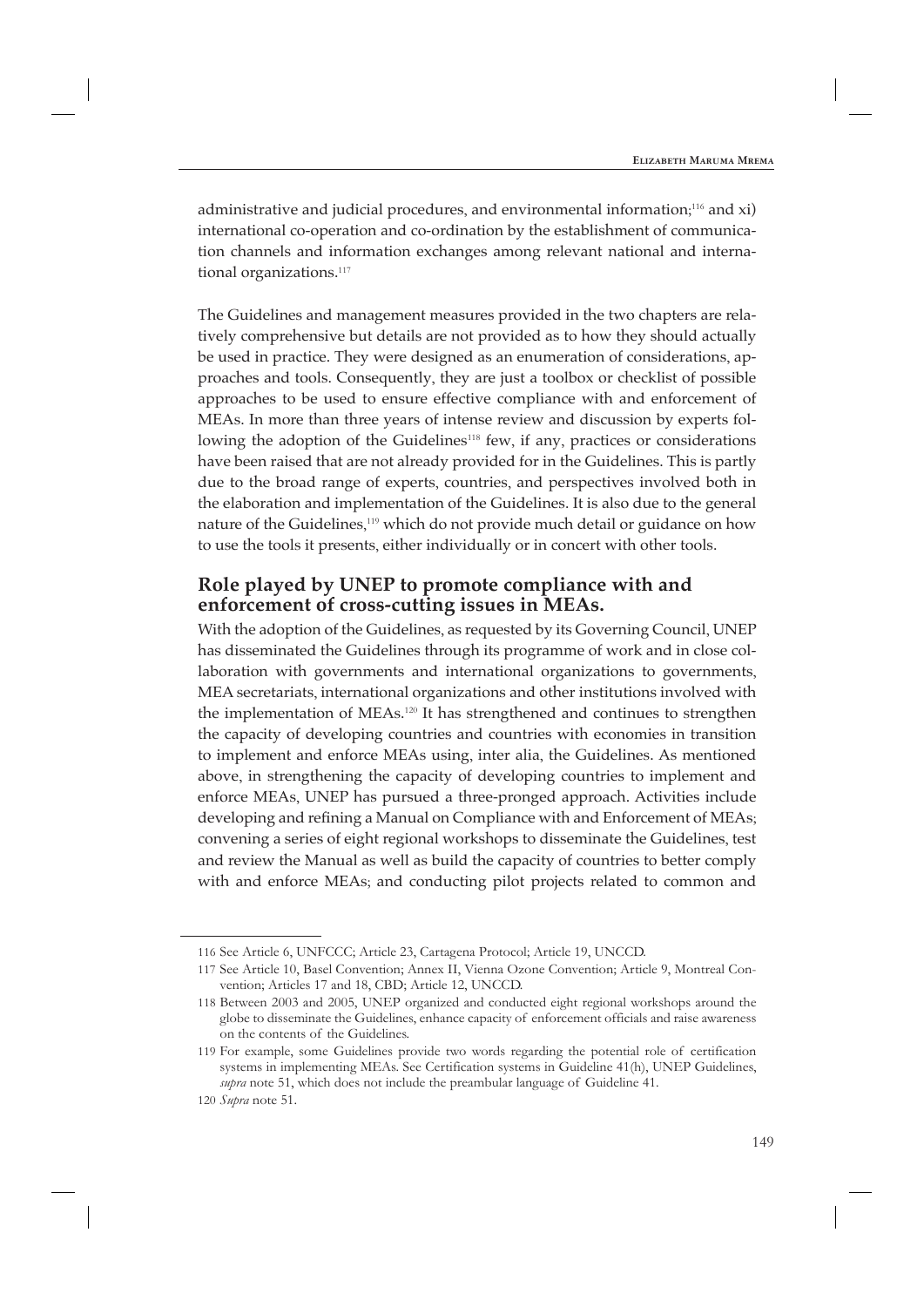administrative and judicial procedures, and environmental information;[116] and xi) international co-operation and co-ordination by the establishment of communication channels and information exchanges among relevant national and international organizations.[117]

The Guidelines and management measures provided in the two chapters are relatively comprehensive but details are not provided as to how they should actually be used in practice. They were designed as an enumeration of considerations, approaches and tools. Consequently, they are just a toolbox or checklist of possible approaches to be used to ensure effective compliance with and enforcement of MEAs. In more than three years of intense review and discussion by experts following the adoption of the Guidelines[118] few, if any, practices or considerations have been raised that are not already provided for in the Guidelines. This is partly due to the broad range of experts, countries, and perspectives involved both in the elaboration and implementation of the Guidelines. It is also due to the general nature of the Guidelines,[119] which do not provide much detail or guidance on how to use the tools it presents, either individually or in concert with other tools.

## Role played by UNEP to promote compliance with and enforcement of cross-cutting issues in MEAs.

With the adoption of the Guidelines, as requested by its Governing Council, UNEP has disseminated the Guidelines through its programme of work and in close collaboration with governments and international organizations to governments, MEA secretariats, international organizations and other institutions involved with the implementation of MEAs.[120] It has strengthened and continues to strengthen the capacity of developing countries and countries with economies in transition to implement and enforce MEAs using, inter alia, the Guidelines. As mentioned above, in strengthening the capacity of developing countries to implement and enforce MEAs, UNEP has pursued a three-pronged approach. Activities include developing and refining a Manual on Compliance with and Enforcement of MEAs; convening a series of eight regional workshops to disseminate the Guidelines, test and review the Manual as well as build the capacity of countries to better comply with and enforce MEAs; and conducting pilot projects related to common and

---

116 See Article 6, UNFCCC; Article 23, Cartagena Protocol; Article 19, UNCCD.

117 See Article 10, Basel Convention; Annex II, Vienna Ozone Convention; Article 9, Montreal Convention; Articles 17 and 18, CBD; Article 12, UNCCD.

118 Between 2003 and 2005, UNEP organized and conducted eight regional workshops around the globe to disseminate the Guidelines, enhance capacity of enforcement officials and raise awareness on the contents of the Guidelines.

119 For example, some Guidelines provide two words regarding the potential role of certification systems in implementing MEAs. See Certification systems in Guideline 41(h), UNEP Guidelines, *supra* note 51, which does not include the preambular language of Guideline 41.

120 *Supra* note 51.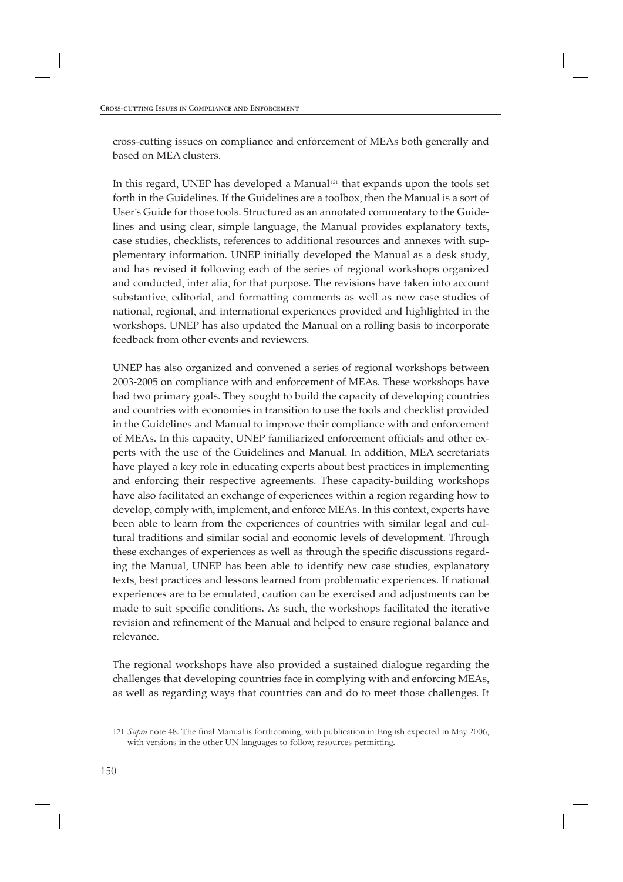cross-cutting issues on compliance and enforcement of MEAs both generally and based on MEA clusters.

In this regard, UNEP has developed a Manual[121] that expands upon the tools set forth in the Guidelines. If the Guidelines are a toolbox, then the Manual is a sort of User's Guide for those tools. Structured as an annotated commentary to the Guidelines and using clear, simple language, the Manual provides explanatory texts, case studies, checklists, references to additional resources and annexes with supplementary information. UNEP initially developed the Manual as a desk study, and has revised it following each of the series of regional workshops organized and conducted, inter alia, for that purpose. The revisions have taken into account substantive, editorial, and formatting comments as well as new case studies of national, regional, and international experiences provided and highlighted in the workshops. UNEP has also updated the Manual on a rolling basis to incorporate feedback from other events and reviewers.

UNEP has also organized and convened a series of regional workshops between 2003-2005 on compliance with and enforcement of MEAs. These workshops have had two primary goals. They sought to build the capacity of developing countries and countries with economies in transition to use the tools and checklist provided in the Guidelines and Manual to improve their compliance with and enforcement of MEAs. In this capacity, UNEP familiarized enforcement officials and other experts with the use of the Guidelines and Manual. In addition, MEA secretariats have played a key role in educating experts about best practices in implementing and enforcing their respective agreements. These capacity-building workshops have also facilitated an exchange of experiences within a region regarding how to develop, comply with, implement, and enforce MEAs. In this context, experts have been able to learn from the experiences of countries with similar legal and cultural traditions and similar social and economic levels of development. Through these exchanges of experiences as well as through the specific discussions regarding the Manual, UNEP has been able to identify new case studies, explanatory texts, best practices and lessons learned from problematic experiences. If national experiences are to be emulated, caution can be exercised and adjustments can be made to suit specific conditions. As such, the workshops facilitated the iterative revision and refinement of the Manual and helped to ensure regional balance and relevance.

The regional workshops have also provided a sustained dialogue regarding the challenges that developing countries face in complying with and enforcing MEAs, as well as regarding ways that countries can and do to meet those challenges. It

121 *Supra* note 48. The final Manual is forthcoming, with publication in English expected in May 2006, with versions in the other UN languages to follow, resources permitting.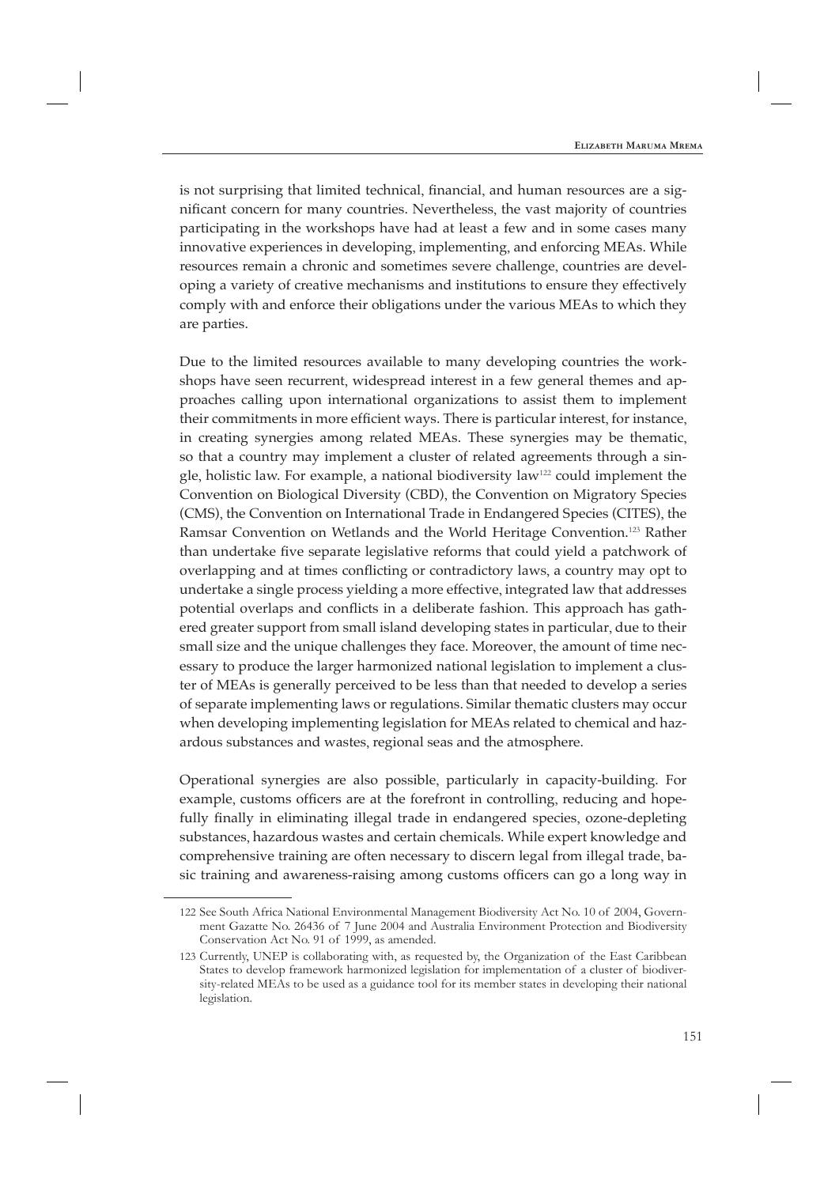is not surprising that limited technical, financial, and human resources are a significant concern for many countries. Nevertheless, the vast majority of countries participating in the workshops have had at least a few and in some cases many innovative experiences in developing, implementing, and enforcing MEAs. While resources remain a chronic and sometimes severe challenge, countries are developing a variety of creative mechanisms and institutions to ensure they effectively comply with and enforce their obligations under the various MEAs to which they are parties.

Due to the limited resources available to many developing countries the workshops have seen recurrent, widespread interest in a few general themes and approaches calling upon international organizations to assist them to implement their commitments in more efficient ways. There is particular interest, for instance, in creating synergies among related MEAs. These synergies may be thematic, so that a country may implement a cluster of related agreements through a single, holistic law. For example, a national biodiversity law[122] could implement the Convention on Biological Diversity (CBD), the Convention on Migratory Species (CMS), the Convention on International Trade in Endangered Species (CITES), the Ramsar Convention on Wetlands and the World Heritage Convention.[123] Rather than undertake five separate legislative reforms that could yield a patchwork of overlapping and at times conflicting or contradictory laws, a country may opt to undertake a single process yielding a more effective, integrated law that addresses potential overlaps and conflicts in a deliberate fashion. This approach has gathered greater support from small island developing states in particular, due to their small size and the unique challenges they face. Moreover, the amount of time necessary to produce the larger harmonized national legislation to implement a cluster of MEAs is generally perceived to be less than that needed to develop a series of separate implementing laws or regulations. Similar thematic clusters may occur when developing implementing legislation for MEAs related to chemical and hazardous substances and wastes, regional seas and the atmosphere.

Operational synergies are also possible, particularly in capacity-building. For example, customs officers are at the forefront in controlling, reducing and hopefully finally in eliminating illegal trade in endangered species, ozone-depleting substances, hazardous wastes and certain chemicals. While expert knowledge and comprehensive training are often necessary to discern legal from illegal trade, basic training and awareness-raising among customs officers can go a long way in

---

122 See South Africa National Environmental Management Biodiversity Act No. 10 of 2004, Government Gazatte No. 26436 of 7 June 2004 and Australia Environment Protection and Biodiversity Conservation Act No. 91 of 1999, as amended.

123 Currently, UNEP is collaborating with, as requested by, the Organization of the East Caribbean States to develop framework harmonized legislation for implementation of a cluster of biodiversity-related MEAs to be used as a guidance tool for its member states in developing their national legislation.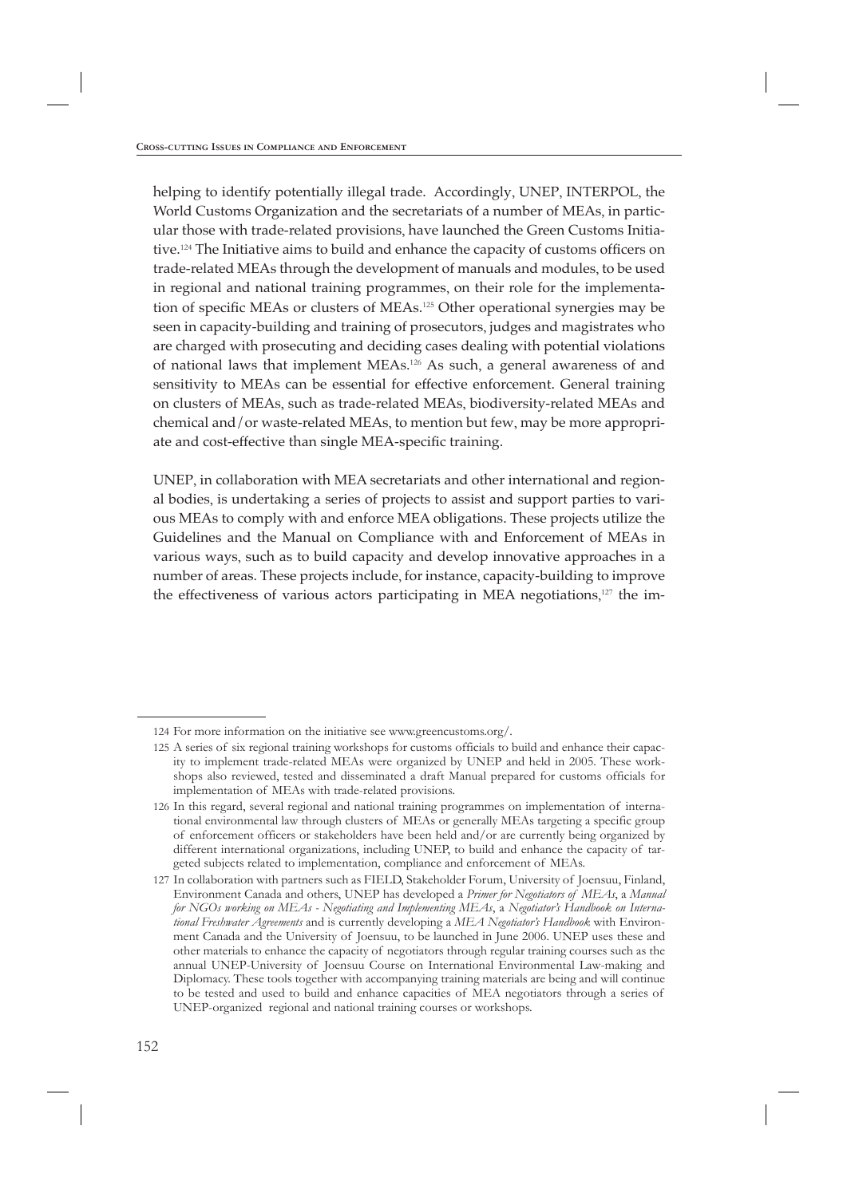helping to identify potentially illegal trade. Accordingly, UNEP, INTERPOL, the World Customs Organization and the secretariats of a number of MEAs, in particular those with trade-related provisions, have launched the Green Customs Initiative.[124] The Initiative aims to build and enhance the capacity of customs officers on trade-related MEAs through the development of manuals and modules, to be used in regional and national training programmes, on their role for the implementation of specific MEAs or clusters of MEAs.[125] Other operational synergies may be seen in capacity-building and training of prosecutors, judges and magistrates who are charged with prosecuting and deciding cases dealing with potential violations of national laws that implement MEAs.[126] As such, a general awareness of and sensitivity to MEAs can be essential for effective enforcement. General training on clusters of MEAs, such as trade-related MEAs, biodiversity-related MEAs and chemical and/or waste-related MEAs, to mention but few, may be more appropriate and cost-effective than single MEA-specific training.

UNEP, in collaboration with MEA secretariats and other international and regional bodies, is undertaking a series of projects to assist and support parties to various MEAs to comply with and enforce MEA obligations. These projects utilize the Guidelines and the Manual on Compliance with and Enforcement of MEAs in various ways, such as to build capacity and develop innovative approaches in a number of areas. These projects include, for instance, capacity-building to improve the effectiveness of various actors participating in MEA negotiations,[127] the im-

---

124 For more information on the initiative see www.greencustoms.org/.

125 A series of six regional training workshops for customs officials to build and enhance their capacity to implement trade-related MEAs were organized by UNEP and held in 2005. These workshops also reviewed, tested and disseminated a draft Manual prepared for customs officials for implementation of MEAs with trade-related provisions.

126 In this regard, several regional and national training programmes on implementation of international environmental law through clusters of MEAs or generally MEAs targeting a specific group of enforcement officers or stakeholders have been held and/or are currently being organized by different international organizations, including UNEP, to build and enhance the capacity of targeted subjects related to implementation, compliance and enforcement of MEAs.

127 In collaboration with partners such as FIELD, Stakeholder Forum, University of Joensuu, Finland, Environment Canada and others, UNEP has developed a *Primer for Negotiators of MEAs*, a *Manual for NGOs working on MEAs - Negotiating and Implementing MEAs*, a *Negotiator's Handbook on International Freshwater Agreements* and is currently developing a *MEA Negotiator's Handbook* with Environment Canada and the University of Joensuu, to be launched in June 2006. UNEP uses these and other materials to enhance the capacity of negotiators through regular training courses such as the annual UNEP-University of Joensuu Course on International Environmental Law-making and Diplomacy. These tools together with accompanying training materials are being and will continue to be tested and used to build and enhance capacities of MEA negotiators through a series of UNEP-organized regional and national training courses or workshops.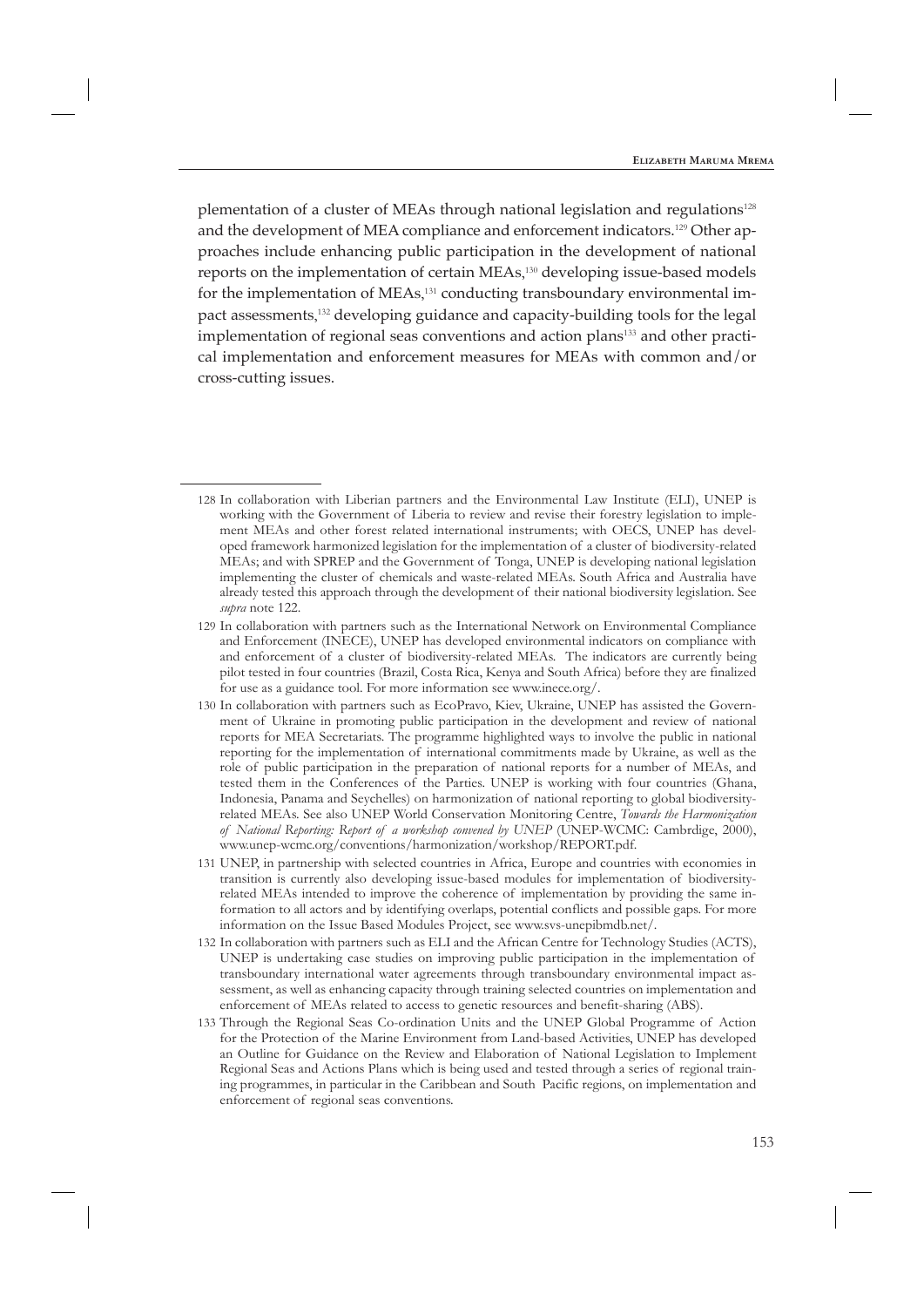plementation of a cluster of MEAs through national legislation and regulations[128] and the development of MEA compliance and enforcement indicators.[129] Other approaches include enhancing public participation in the development of national reports on the implementation of certain MEAs,[130] developing issue-based models for the implementation of MEAs,[131] conducting transboundary environmental impact assessments,[132] developing guidance and capacity-building tools for the legal implementation of regional seas conventions and action plans[133] and other practical implementation and enforcement measures for MEAs with common and/or cross-cutting issues.

---

128 In collaboration with Liberian partners and the Environmental Law Institute (ELI), UNEP is working with the Government of Liberia to review and revise their forestry legislation to implement MEAs and other forest related international instruments; with OECS, UNEP has developed framework harmonized legislation for the implementation of a cluster of biodiversity-related MEAs; and with SPREP and the Government of Tonga, UNEP is developing national legislation implementing the cluster of chemicals and waste-related MEAs. South Africa and Australia have already tested this approach through the development of their national biodiversity legislation. See *supra* note 122.

129 In collaboration with partners such as the International Network on Environmental Compliance and Enforcement (INECE), UNEP has developed environmental indicators on compliance with and enforcement of a cluster of biodiversity-related MEAs. The indicators are currently being pilot tested in four countries (Brazil, Costa Rica, Kenya and South Africa) before they are finalized for use as a guidance tool. For more information see www.inece.org/.

130 In collaboration with partners such as EcoPravo, Kiev, Ukraine, UNEP has assisted the Government of Ukraine in promoting public participation in the development and review of national reports for MEA Secretariats. The programme highlighted ways to involve the public in national reporting for the implementation of international commitments made by Ukraine, as well as the role of public participation in the preparation of national reports for a number of MEAs, and tested them in the Conferences of the Parties. UNEP is working with four countries (Ghana, Indonesia, Panama and Seychelles) on harmonization of national reporting to global biodiversity-related MEAs. See also UNEP World Conservation Monitoring Centre, *Towards the Harmonization of National Reporting: Report of a workshop convened by UNEP* (UNEP-WCMC: Cambrdige, 2000), www.unep-wcmc.org/conventions/harmonization/workshop/REPORT.pdf.

131 UNEP, in partnership with selected countries in Africa, Europe and countries with economies in transition is currently also developing issue-based modules for implementation of biodiversity-related MEAs intended to improve the coherence of implementation by providing the same information to all actors and by identifying overlaps, potential conflicts and possible gaps. For more information on the Issue Based Modules Project, see www.svs-unepibmdb.net/.

132 In collaboration with partners such as ELI and the African Centre for Technology Studies (ACTS), UNEP is undertaking case studies on improving public participation in the implementation of transboundary international water agreements through transboundary environmental impact assessment, as well as enhancing capacity through training selected countries on implementation and enforcement of MEAs related to access to genetic resources and benefit-sharing (ABS).

133 Through the Regional Seas Co-ordination Units and the UNEP Global Programme of Action for the Protection of the Marine Environment from Land-based Activities, UNEP has developed an Outline for Guidance on the Review and Elaboration of National Legislation to Implement Regional Seas and Actions Plans which is being used and tested through a series of regional training programmes, in particular in the Caribbean and South Pacific regions, on implementation and enforcement of regional seas conventions.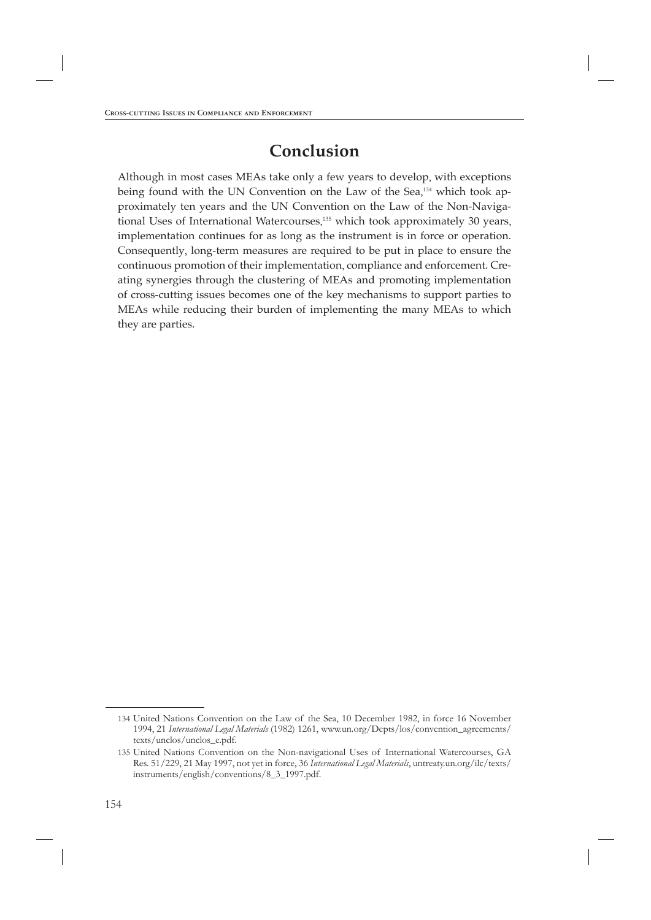# Conclusion

Although in most cases MEAs take only a few years to develop, with exceptions being found with the UN Convention on the Law of the Sea,[134] which took approximately ten years and the UN Convention on the Law of the Non-Navigational Uses of International Watercourses,[135] which took approximately 30 years, implementation continues for as long as the instrument is in force or operation. Consequently, long-term measures are required to be put in place to ensure the continuous promotion of their implementation, compliance and enforcement. Creating synergies through the clustering of MEAs and promoting implementation of cross-cutting issues becomes one of the key mechanisms to support parties to MEAs while reducing their burden of implementing the many MEAs to which they are parties.

---

134 United Nations Convention on the Law of the Sea, 10 December 1982, in force 16 November 1994, 21 *International Legal Materials* (1982) 1261, www.un.org/Depts/los/convention_agreements/texts/unclos/unclos_e.pdf.

135 United Nations Convention on the Non-navigational Uses of International Watercourses, GA Res. 51/229, 21 May 1997, not yet in force, 36 *International Legal Materials*, untreaty.un.org/ilc/texts/instruments/english/conventions/8_3_1997.pdf.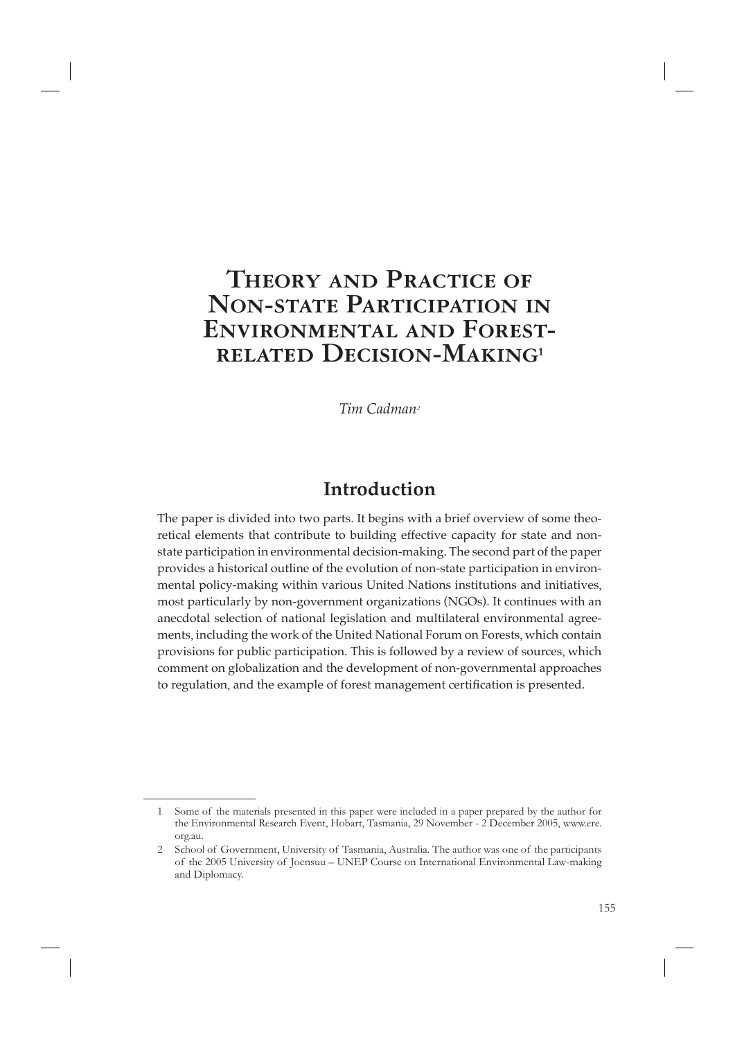# Theory and Practice of Non-state Participation in Environmental and Forest-related Decision-Making[1]

*Tim Cadman*[2]

## Introduction

The paper is divided into two parts. It begins with a brief overview of some theoretical elements that contribute to building effective capacity for state and non-state participation in environmental decision-making. The second part of the paper provides a historical outline of the evolution of non-state participation in environmental policy-making within various United Nations institutions and initiatives, most particularly by non-government organizations (NGOs). It continues with an anecdotal selection of national legislation and multilateral environmental agreements, including the work of the United National Forum on Forests, which contain provisions for public participation. This is followed by a review of sources, which comment on globalization and the development of non-governmental approaches to regulation, and the example of forest management certification is presented.

---

1 Some of the materials presented in this paper were included in a paper prepared by the author for the Environmental Research Event, Hobart, Tasmania, 29 November - 2 December 2005, www.ere.org.au.

2 School of Government, University of Tasmania, Australia. The author was one of the participants of the 2005 University of Joensuu – UNEP Course on International Environmental Law-making and Diplomacy.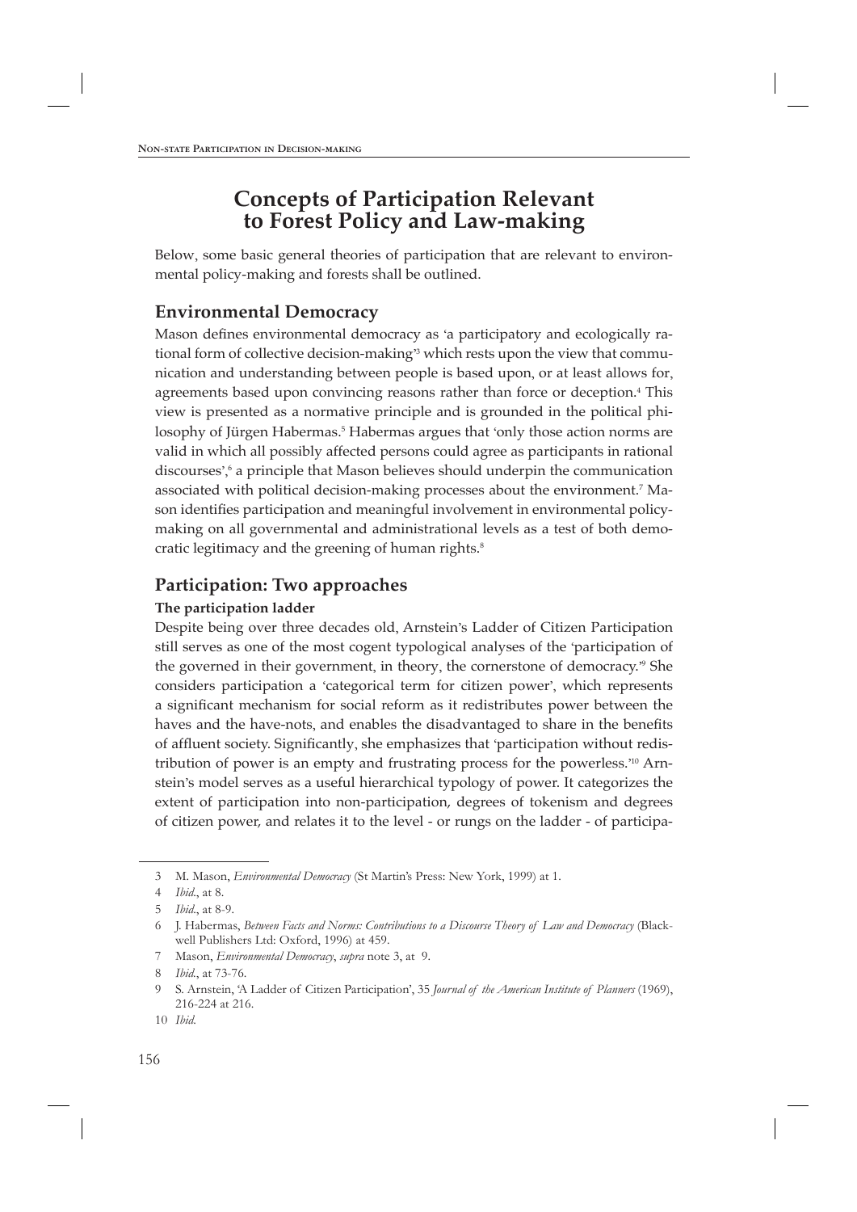# Concepts of Participation Relevant to Forest Policy and Law-making

Below, some basic general theories of participation that are relevant to environmental policy-making and forests shall be outlined.

## Environmental Democracy

Mason defines environmental democracy as 'a participatory and ecologically rational form of collective decision-making'[3] which rests upon the view that communication and understanding between people is based upon, or at least allows for, agreements based upon convincing reasons rather than force or deception.[4] This view is presented as a normative principle and is grounded in the political philosophy of Jürgen Habermas.[5] Habermas argues that 'only those action norms are valid in which all possibly affected persons could agree as participants in rational discourses',[6] a principle that Mason believes should underpin the communication associated with political decision-making processes about the environment.[7] Mason identifies participation and meaningful involvement in environmental policy-making on all governmental and administrational levels as a test of both democratic legitimacy and the greening of human rights.[8]

## Participation: Two approaches

### The participation ladder

Despite being over three decades old, Arnstein's Ladder of Citizen Participation still serves as one of the most cogent typological analyses of the 'participation of the governed in their government, in theory, the cornerstone of democracy.'[9] She considers participation a 'categorical term for citizen power', which represents a significant mechanism for social reform as it redistributes power between the haves and the have-nots, and enables the disadvantaged to share in the benefits of affluent society. Significantly, she emphasizes that 'participation without redistribution of power is an empty and frustrating process for the powerless.'[10] Arnstein's model serves as a useful hierarchical typology of power. It categorizes the extent of participation into non-participation, degrees of tokenism and degrees of citizen power, and relates it to the level - or rungs on the ladder - of participa-

---

3 M. Mason, *Environmental Democracy* (St Martin's Press: New York, 1999) at 1.

4 *Ibid*., at 8.

5 *Ibid*., at 8-9.

6 J. Habermas, *Between Facts and Norms: Contributions to a Discourse Theory of Law and Democracy* (Blackwell Publishers Ltd: Oxford, 1996) at 459.

7 Mason, *Environmental Democracy*, *supra* note 3, at 9.

8 *Ibid*., at 73-76.

9 S. Arnstein, 'A Ladder of Citizen Participation', 35 *Journal of the American Institute of Planners* (1969), 216-224 at 216.

10 *Ibid*.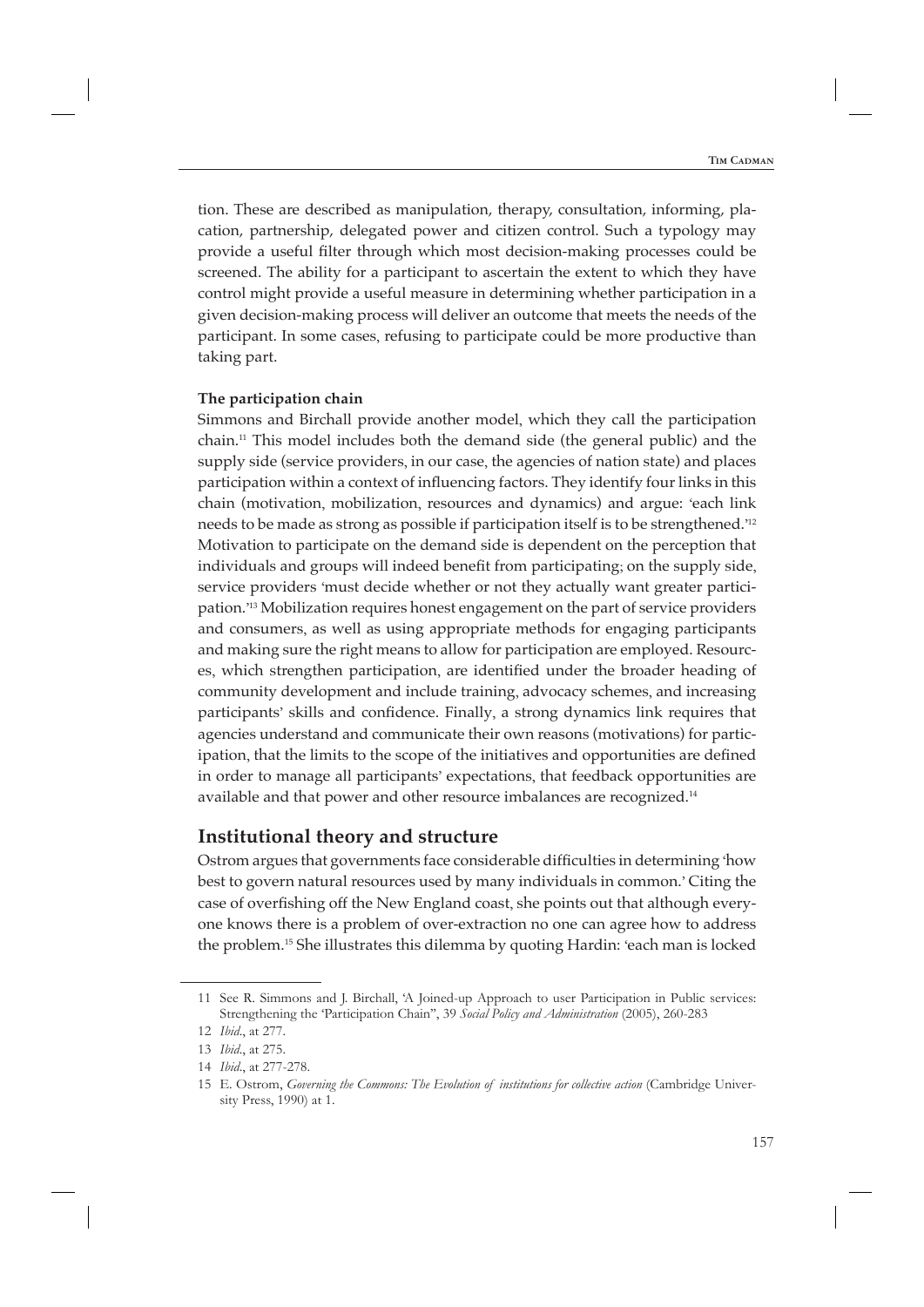tion. These are described as manipulation, therapy, consultation, informing, placation, partnership, delegated power and citizen control. Such a typology may provide a useful filter through which most decision-making processes could be screened. The ability for a participant to ascertain the extent to which they have control might provide a useful measure in determining whether participation in a given decision-making process will deliver an outcome that meets the needs of the participant. In some cases, refusing to participate could be more productive than taking part.

**The participation chain**

Simmons and Birchall provide another model, which they call the participation chain.[11] This model includes both the demand side (the general public) and the supply side (service providers, in our case, the agencies of nation state) and places participation within a context of influencing factors. They identify four links in this chain (motivation, mobilization, resources and dynamics) and argue: 'each link needs to be made as strong as possible if participation itself is to be strengthened.'[12] Motivation to participate on the demand side is dependent on the perception that individuals and groups will indeed benefit from participating; on the supply side, service providers 'must decide whether or not they actually want greater participation.'[13] Mobilization requires honest engagement on the part of service providers and consumers, as well as using appropriate methods for engaging participants and making sure the right means to allow for participation are employed. Resources, which strengthen participation, are identified under the broader heading of community development and include training, advocacy schemes, and increasing participants' skills and confidence. Finally, a strong dynamics link requires that agencies understand and communicate their own reasons (motivations) for participation, that the limits to the scope of the initiatives and opportunities are defined in order to manage all participants' expectations, that feedback opportunities are available and that power and other resource imbalances are recognized.[14]

## Institutional theory and structure

Ostrom argues that governments face considerable difficulties in determining 'how best to govern natural resources used by many individuals in common.' Citing the case of overfishing off the New England coast, she points out that although everyone knows there is a problem of over-extraction no one can agree how to address the problem.[15] She illustrates this dilemma by quoting Hardin: 'each man is locked

---

11 See R. Simmons and J. Birchall, 'A Joined-up Approach to user Participation in Public services: Strengthening the 'Participation Chain'', 39 *Social Policy and Administration* (2005), 260-283

12 *Ibid*., at 277.

13 *Ibid*., at 275.

14 *Ibid*., at 277-278.

15 E. Ostrom, *Governing the Commons: The Evolution of institutions for collective action* (Cambridge University Press, 1990) at 1.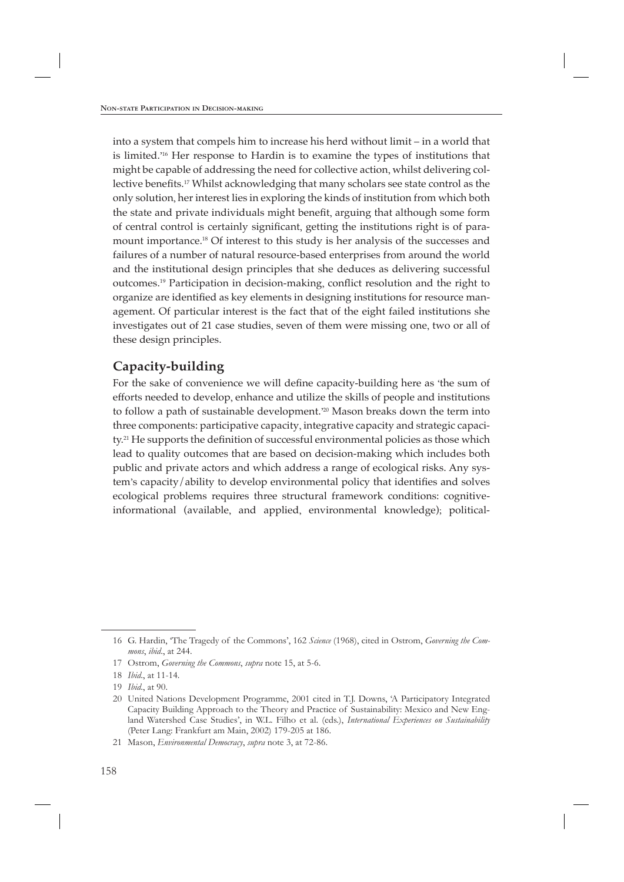into a system that compels him to increase his herd without limit – in a world that is limited.'[16] Her response to Hardin is to examine the types of institutions that might be capable of addressing the need for collective action, whilst delivering collective benefits.[17] Whilst acknowledging that many scholars see state control as the only solution, her interest lies in exploring the kinds of institution from which both the state and private individuals might benefit, arguing that although some form of central control is certainly significant, getting the institutions right is of paramount importance.[18] Of interest to this study is her analysis of the successes and failures of a number of natural resource-based enterprises from around the world and the institutional design principles that she deduces as delivering successful outcomes.[19] Participation in decision-making, conflict resolution and the right to organize are identified as key elements in designing institutions for resource management. Of particular interest is the fact that of the eight failed institutions she investigates out of 21 case studies, seven of them were missing one, two or all of these design principles.

## Capacity-building

For the sake of convenience we will define capacity-building here as 'the sum of efforts needed to develop, enhance and utilize the skills of people and institutions to follow a path of sustainable development.'[20] Mason breaks down the term into three components: participative capacity, integrative capacity and strategic capacity.[21] He supports the definition of successful environmental policies as those which lead to quality outcomes that are based on decision-making which includes both public and private actors and which address a range of ecological risks. Any system's capacity/ability to develop environmental policy that identifies and solves ecological problems requires three structural framework conditions: cognitive-informational (available, and applied, environmental knowledge); political-

---

16 G. Hardin, 'The Tragedy of the Commons', 162 *Science* (1968), cited in Ostrom, *Governing the Commons*, *ibid*., at 244.

17 Ostrom, *Governing the Commons*, *supra* note 15, at 5-6.

18 *Ibid*., at 11-14.

19 *Ibid*., at 90.

20 United Nations Development Programme, 2001 cited in T.J. Downs, 'A Participatory Integrated Capacity Building Approach to the Theory and Practice of Sustainability: Mexico and New England Watershed Case Studies', in W.L. Filho et al. (eds.), *International Experiences on Sustainability* (Peter Lang: Frankfurt am Main, 2002) 179-205 at 186.

21 Mason, *Environmental Democracy*, *supra* note 3, at 72-86.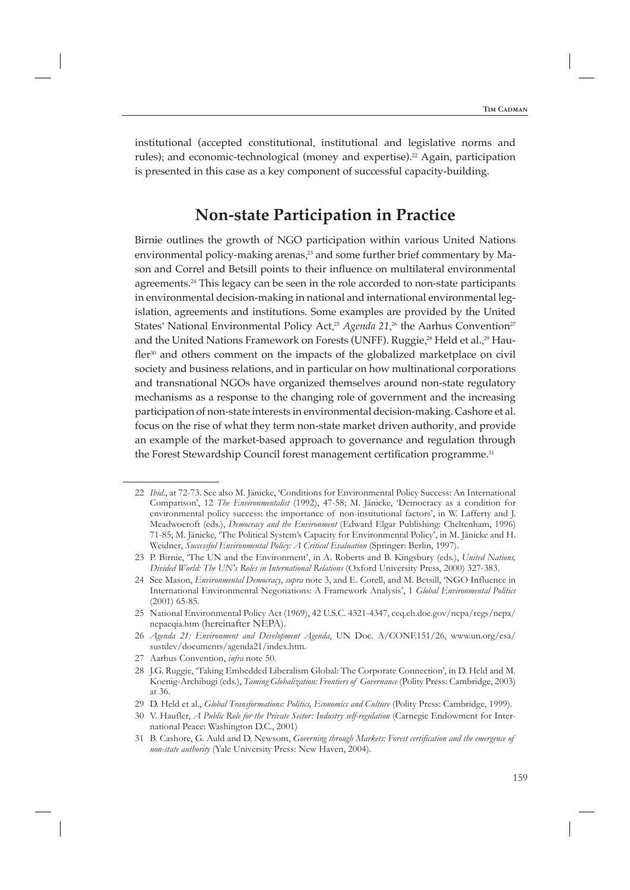institutional (accepted constitutional, institutional and legislative norms and rules); and economic-technological (money and expertise).[22] Again, participation is presented in this case as a key component of successful capacity-building.

## Non-state Participation in Practice

Birnie outlines the growth of NGO participation within various United Nations environmental policy-making arenas,[23] and some further brief commentary by Mason and Correl and Betsill points to their influence on multilateral environmental agreements.[24] This legacy can be seen in the role accorded to non-state participants in environmental decision-making in national and international environmental legislation, agreements and institutions. Some examples are provided by the United States' National Environmental Policy Act,[25] *Agenda 21*,[26] the Aarhus Convention[27] and the United Nations Framework on Forests (UNFF). Ruggie,[28] Held et al.,[29] Haufler[30] and others comment on the impacts of the globalized marketplace on civil society and business relations, and in particular on how multinational corporations and transnational NGOs have organized themselves around non-state regulatory mechanisms as a response to the changing role of government and the increasing participation of non-state interests in environmental decision-making. Cashore et al. focus on the rise of what they term non-state market driven authority, and provide an example of the market-based approach to governance and regulation through the Forest Stewardship Council forest management certification programme.[31]

---

22 *Ibid*., at 72-73. See also M. Jänicke, 'Conditions for Environmental Policy Success: An International Comparison', 12 *The Environmentalist* (1992), 47-58; M. Jänicke, 'Democracy as a condition for environmental policy success: the importance of non-institutional factors', in W. Lafferty and J. Meadwocroft (eds.), *Democracy and the Environment* (Edward Elgar Publishing: Cheltenham, 1996) 71-85; M. Jänicke, 'The Political System's Capacity for Environmental Policy', in M. Jänicke and H. Weidner, *Successful Environmental Policy: A Critical Evaluation* (Springer: Berlin, 1997).

23 P. Birnie, 'The UN and the Environment', in A. Roberts and B. Kingsbury (eds.), *United Nations, Divided World: The UN's Roles in International Relations* (Oxford University Press, 2000) 327-383.

24 See Mason, *Environmental Democracy*, *supra* note 3, and E. Corell, and M. Betsill, 'NGO Influence in International Environmental Negotiations: A Framework Analysis', 1 *Global Environmental Politics* (2001) 65-85.

25 National Environmental Policy Act (1969), 42 U.S.C. 4321-4347, ceq.eh.doe.gov/nepa/regs/nepa/nepaeqia.htm (hereinafter NEPA).

26 *Agenda 21: Environment and Development Agenda*, UN Doc. A/CONF.151/26, www.un.org/esa/sustdev/documents/agenda21/index.htm.

27 Aarhus Convention, *infra* note 50.

28 J.G. Ruggie, 'Taking Embedded Liberalism Global: The Corporate Connection', in D. Held and M. Koenig-Archibugi (eds.), *Taming Globalization: Frontiers of Governance* (Polity Press: Cambridge, 2003) at 36.

29 D. Held et al., *Global Transformations: Politics, Economics and Culture* (Polity Press: Cambridge, 1999).

30 V. Haufler, *A Public Role for the Private Sector: Industry self-regulation* (Carnegie Endowment for International Peace: Washington D.C., 2001)

31 B. Cashore, G. Auld and D. Newsom, *Governing through Markets: Forest certification and the emergence of non-state authority* (Yale University Press: New Haven, 2004).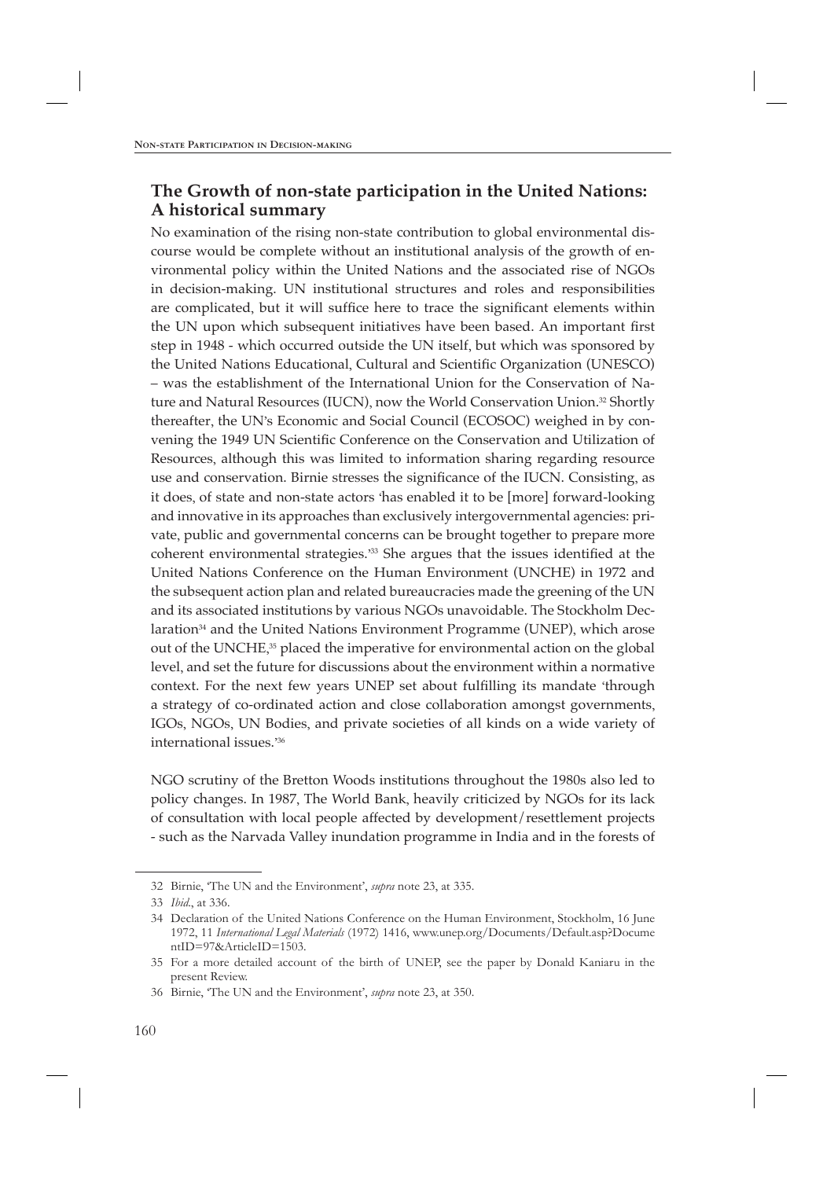## The Growth of non-state participation in the United Nations: A historical summary

No examination of the rising non-state contribution to global environmental discourse would be complete without an institutional analysis of the growth of environmental policy within the United Nations and the associated rise of NGOs in decision-making. UN institutional structures and roles and responsibilities are complicated, but it will suffice here to trace the significant elements within the UN upon which subsequent initiatives have been based. An important first step in 1948 - which occurred outside the UN itself, but which was sponsored by the United Nations Educational, Cultural and Scientific Organization (UNESCO) – was the establishment of the International Union for the Conservation of Nature and Natural Resources (IUCN), now the World Conservation Union.[32] Shortly thereafter, the UN's Economic and Social Council (ECOSOC) weighed in by convening the 1949 UN Scientific Conference on the Conservation and Utilization of Resources, although this was limited to information sharing regarding resource use and conservation. Birnie stresses the significance of the IUCN. Consisting, as it does, of state and non-state actors 'has enabled it to be [more] forward-looking and innovative in its approaches than exclusively intergovernmental agencies: private, public and governmental concerns can be brought together to prepare more coherent environmental strategies.'[33] She argues that the issues identified at the United Nations Conference on the Human Environment (UNCHE) in 1972 and the subsequent action plan and related bureaucracies made the greening of the UN and its associated institutions by various NGOs unavoidable. The Stockholm Declaration[34] and the United Nations Environment Programme (UNEP), which arose out of the UNCHE,[35] placed the imperative for environmental action on the global level, and set the future for discussions about the environment within a normative context. For the next few years UNEP set about fulfilling its mandate 'through a strategy of co-ordinated action and close collaboration amongst governments, IGOs, NGOs, UN Bodies, and private societies of all kinds on a wide variety of international issues.'[36]

NGO scrutiny of the Bretton Woods institutions throughout the 1980s also led to policy changes. In 1987, The World Bank, heavily criticized by NGOs for its lack of consultation with local people affected by development/resettlement projects - such as the Narvada Valley inundation programme in India and in the forests of

---

32 Birnie, 'The UN and the Environment', *supra* note 23, at 335.

33 *Ibid*., at 336.

34 Declaration of the United Nations Conference on the Human Environment, Stockholm, 16 June 1972, 11 *International Legal Materials* (1972) 1416, www.unep.org/Documents/Default.asp?DocumentID=97&ArticleID=1503.

35 For a more detailed account of the birth of UNEP, see the paper by Donald Kaniaru in the present Review.

36 Birnie, 'The UN and the Environment', *supra* note 23, at 350.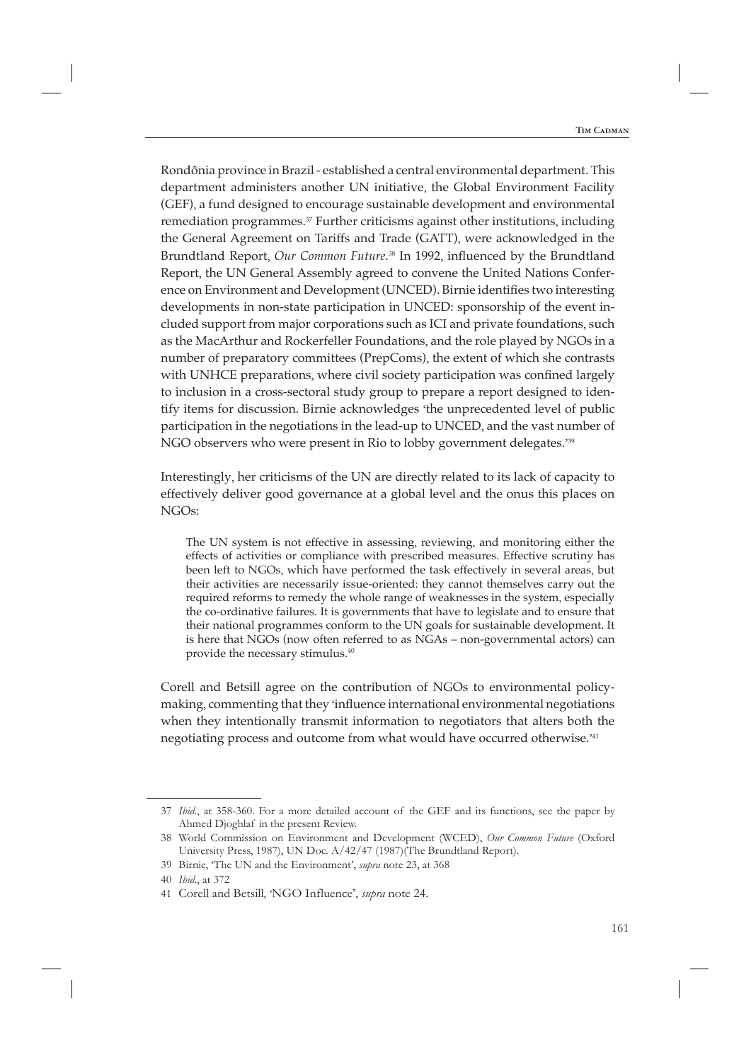Rondônia province in Brazil - established a central environmental department. This department administers another UN initiative, the Global Environment Facility (GEF), a fund designed to encourage sustainable development and environmental remediation programmes.[37] Further criticisms against other institutions, including the General Agreement on Tariffs and Trade (GATT), were acknowledged in the Brundtland Report, *Our Common Future*.[38] In 1992, influenced by the Brundtland Report, the UN General Assembly agreed to convene the United Nations Conference on Environment and Development (UNCED). Birnie identifies two interesting developments in non-state participation in UNCED: sponsorship of the event included support from major corporations such as ICI and private foundations, such as the MacArthur and Rockerfeller Foundations, and the role played by NGOs in a number of preparatory committees (PrepComs), the extent of which she contrasts with UNHCE preparations, where civil society participation was confined largely to inclusion in a cross-sectoral study group to prepare a report designed to identify items for discussion. Birnie acknowledges 'the unprecedented level of public participation in the negotiations in the lead-up to UNCED, and the vast number of NGO observers who were present in Rio to lobby government delegates.'[39]

Interestingly, her criticisms of the UN are directly related to its lack of capacity to effectively deliver good governance at a global level and the onus this places on NGOs:

> The UN system is not effective in assessing, reviewing, and monitoring either the effects of activities or compliance with prescribed measures. Effective scrutiny has been left to NGOs, which have performed the task effectively in several areas, but their activities are necessarily issue-oriented: they cannot themselves carry out the required reforms to remedy the whole range of weaknesses in the system, especially the co-ordinative failures. It is governments that have to legislate and to ensure that their national programmes conform to the UN goals for sustainable development. It is here that NGOs (now often referred to as NGAs – non-governmental actors) can provide the necessary stimulus.[40]

Corell and Betsill agree on the contribution of NGOs to environmental policy-making, commenting that they 'influence international environmental negotiations when they intentionally transmit information to negotiators that alters both the negotiating process and outcome from what would have occurred otherwise.'[41]

---

37 *Ibid*., at 358-360. For a more detailed account of the GEF and its functions, see the paper by Ahmed Djoghlaf in the present Review.

38 World Commission on Environment and Development (WCED), *Our Common Future* (Oxford University Press, 1987), UN Doc. A/42/47 (1987)(The Brundtland Report).

39 Birnie, 'The UN and the Environment', *supra* note 23, at 368

40 *Ibid*., at 372

41 Corell and Betsill, 'NGO Influence', *supra* note 24.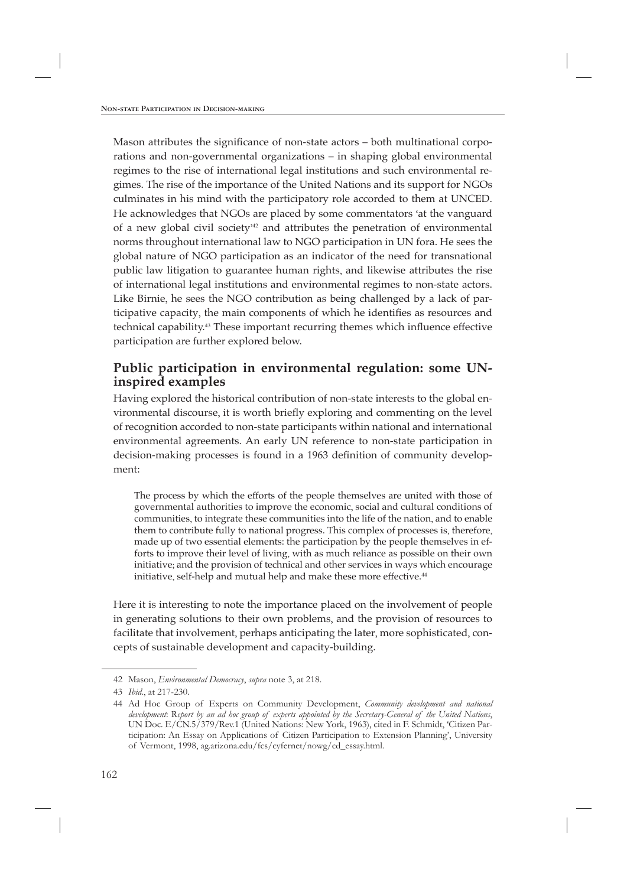Mason attributes the significance of non-state actors – both multinational corporations and non-governmental organizations – in shaping global environmental regimes to the rise of international legal institutions and such environmental regimes. The rise of the importance of the United Nations and its support for NGOs culminates in his mind with the participatory role accorded to them at UNCED. He acknowledges that NGOs are placed by some commentators 'at the vanguard of a new global civil society'[42] and attributes the penetration of environmental norms throughout international law to NGO participation in UN fora. He sees the global nature of NGO participation as an indicator of the need for transnational public law litigation to guarantee human rights, and likewise attributes the rise of international legal institutions and environmental regimes to non-state actors. Like Birnie, he sees the NGO contribution as being challenged by a lack of participative capacity, the main components of which he identifies as resources and technical capability.[43] These important recurring themes which influence effective participation are further explored below.

## Public participation in environmental regulation: some UN-inspired examples

Having explored the historical contribution of non-state interests to the global environmental discourse, it is worth briefly exploring and commenting on the level of recognition accorded to non-state participants within national and international environmental agreements. An early UN reference to non-state participation in decision-making processes is found in a 1963 definition of community development:

> The process by which the efforts of the people themselves are united with those of governmental authorities to improve the economic, social and cultural conditions of communities, to integrate these communities into the life of the nation, and to enable them to contribute fully to national progress. This complex of processes is, therefore, made up of two essential elements: the participation by the people themselves in efforts to improve their level of living, with as much reliance as possible on their own initiative; and the provision of technical and other services in ways which encourage initiative, self-help and mutual help and make these more effective.[44]

Here it is interesting to note the importance placed on the involvement of people in generating solutions to their own problems, and the provision of resources to facilitate that involvement, perhaps anticipating the later, more sophisticated, concepts of sustainable development and capacity-building.

---

42 Mason, *Environmental Democracy*, *supra* note 3, at 218.

43 *Ibid.*, at 217-230.

44 Ad Hoc Group of Experts on Community Development, *Community development and national development*: R*eport by an ad hoc group of experts appointed by the Secretary-General of the United Nations*, UN Doc. E/CN.5/379/Rev.1 (United Nations: New York, 1963), cited in F. Schmidt, 'Citizen Participation: An Essay on Applications of Citizen Participation to Extension Planning', University of Vermont, 1998, ag.arizona.edu/fcs/cyfernet/nowg/cd_essay.html.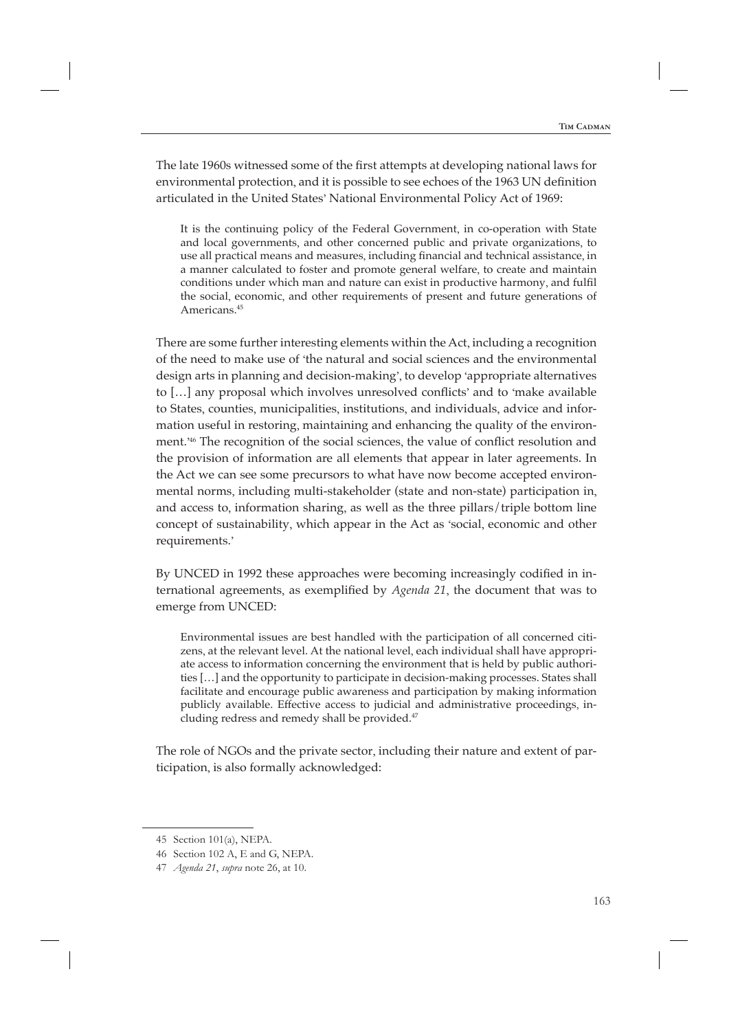The late 1960s witnessed some of the first attempts at developing national laws for environmental protection, and it is possible to see echoes of the 1963 UN definition articulated in the United States' National Environmental Policy Act of 1969:

> It is the continuing policy of the Federal Government, in co-operation with State and local governments, and other concerned public and private organizations, to use all practical means and measures, including financial and technical assistance, in a manner calculated to foster and promote general welfare, to create and maintain conditions under which man and nature can exist in productive harmony, and fulfil the social, economic, and other requirements of present and future generations of Americans.[45]

There are some further interesting elements within the Act, including a recognition of the need to make use of 'the natural and social sciences and the environmental design arts in planning and decision-making', to develop 'appropriate alternatives to […] any proposal which involves unresolved conflicts' and to 'make available to States, counties, municipalities, institutions, and individuals, advice and information useful in restoring, maintaining and enhancing the quality of the environment.'[46] The recognition of the social sciences, the value of conflict resolution and the provision of information are all elements that appear in later agreements. In the Act we can see some precursors to what have now become accepted environmental norms, including multi-stakeholder (state and non-state) participation in, and access to, information sharing, as well as the three pillars/triple bottom line concept of sustainability, which appear in the Act as 'social, economic and other requirements.'

By UNCED in 1992 these approaches were becoming increasingly codified in international agreements, as exemplified by *Agenda 21*, the document that was to emerge from UNCED:

> Environmental issues are best handled with the participation of all concerned citizens, at the relevant level. At the national level, each individual shall have appropriate access to information concerning the environment that is held by public authorities […] and the opportunity to participate in decision-making processes. States shall facilitate and encourage public awareness and participation by making information publicly available. Effective access to judicial and administrative proceedings, including redress and remedy shall be provided.[47]

The role of NGOs and the private sector, including their nature and extent of participation, is also formally acknowledged:

---

45 Section 101(a), NEPA.

46 Section 102 A, E and G, NEPA.

47 *Agenda 21*, *supra* note 26, at 10.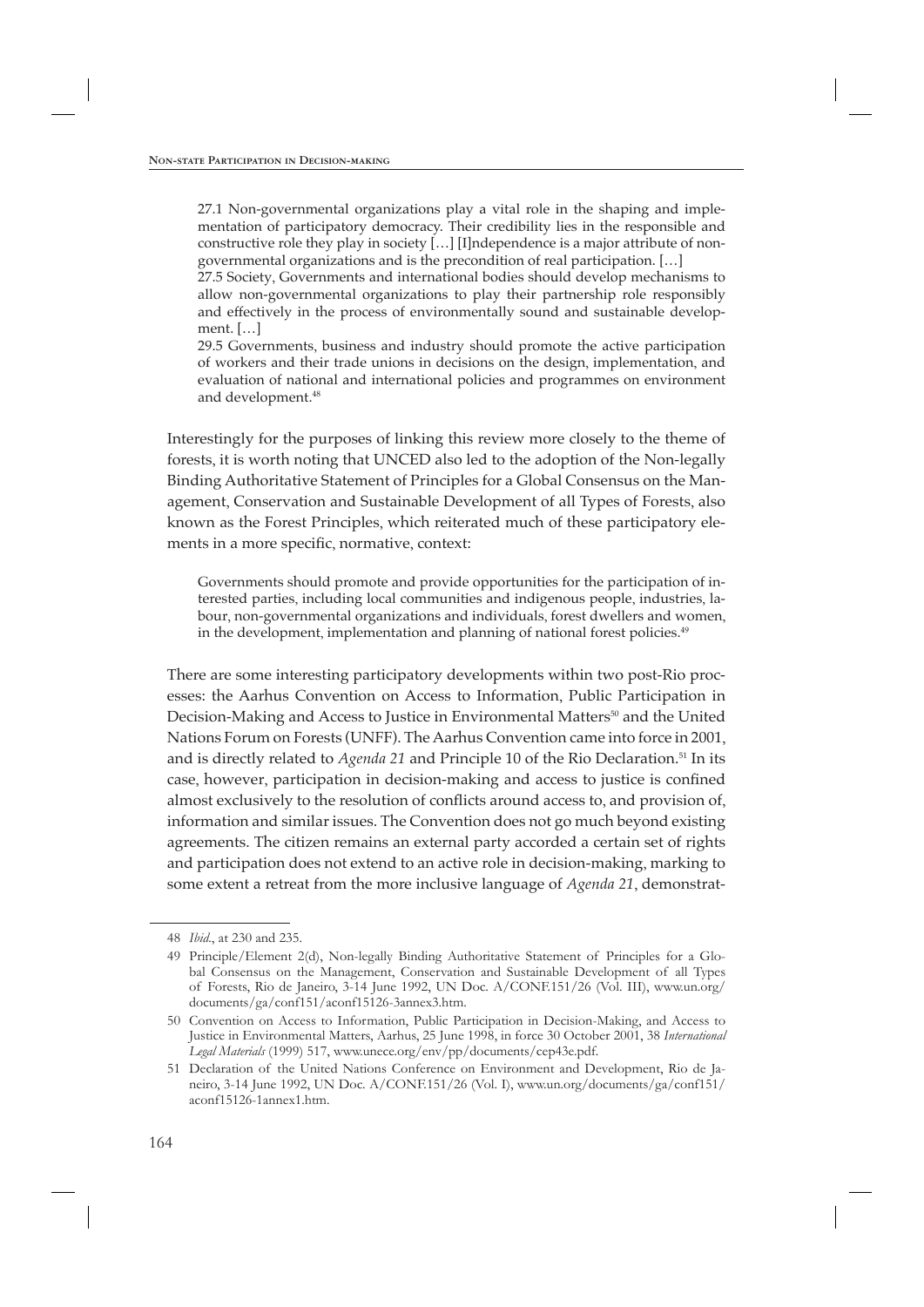> 27.1 Non-governmental organizations play a vital role in the shaping and implementation of participatory democracy. Their credibility lies in the responsible and constructive role they play in society […] [I]ndependence is a major attribute of non-governmental organizations and is the precondition of real participation. […]
> 27.5 Society, Governments and international bodies should develop mechanisms to allow non-governmental organizations to play their partnership role responsibly and effectively in the process of environmentally sound and sustainable development. […]
> 29.5 Governments, business and industry should promote the active participation of workers and their trade unions in decisions on the design, implementation, and evaluation of national and international policies and programmes on environment and development.[48]

Interestingly for the purposes of linking this review more closely to the theme of forests, it is worth noting that UNCED also led to the adoption of the Non-legally Binding Authoritative Statement of Principles for a Global Consensus on the Management, Conservation and Sustainable Development of all Types of Forests, also known as the Forest Principles, which reiterated much of these participatory elements in a more specific, normative, context:

> Governments should promote and provide opportunities for the participation of interested parties, including local communities and indigenous people, industries, labour, non-governmental organizations and individuals, forest dwellers and women, in the development, implementation and planning of national forest policies.[49]

There are some interesting participatory developments within two post-Rio processes: the Aarhus Convention on Access to Information, Public Participation in Decision-Making and Access to Justice in Environmental Matters[50] and the United Nations Forum on Forests (UNFF). The Aarhus Convention came into force in 2001, and is directly related to *Agenda 21* and Principle 10 of the Rio Declaration.[51] In its case, however, participation in decision-making and access to justice is confined almost exclusively to the resolution of conflicts around access to, and provision of, information and similar issues. The Convention does not go much beyond existing agreements. The citizen remains an external party accorded a certain set of rights and participation does not extend to an active role in decision-making, marking to some extent a retreat from the more inclusive language of *Agenda 21*, demonstrat-

---

48 *Ibid*., at 230 and 235.

49 Principle/Element 2(d), Non-legally Binding Authoritative Statement of Principles for a Global Consensus on the Management, Conservation and Sustainable Development of all Types of Forests, Rio de Janeiro, 3-14 June 1992, UN Doc. A/CONF.151/26 (Vol. III), www.un.org/documents/ga/conf151/aconf15126-3annex3.htm.

50 Convention on Access to Information, Public Participation in Decision-Making, and Access to Justice in Environmental Matters, Aarhus, 25 June 1998, in force 30 October 2001, 38 *International Legal Materials* (1999) 517, www.unece.org/env/pp/documents/cep43e.pdf.

51 Declaration of the United Nations Conference on Environment and Development, Rio de Janeiro, 3-14 June 1992, UN Doc. A/CONF.151/26 (Vol. I), www.un.org/documents/ga/conf151/aconf15126-1annex1.htm.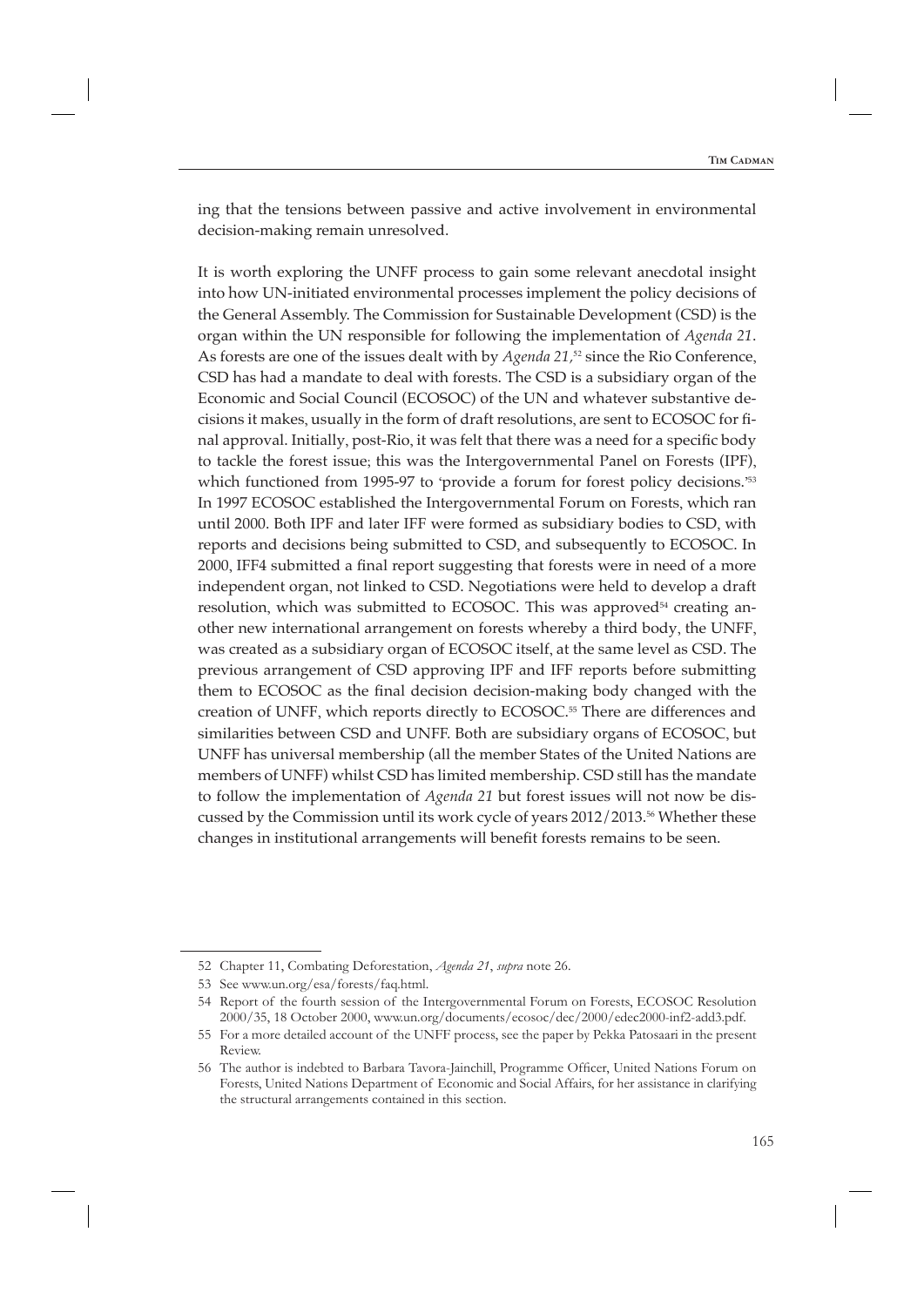ing that the tensions between passive and active involvement in environmental decision-making remain unresolved.

It is worth exploring the UNFF process to gain some relevant anecdotal insight into how UN-initiated environmental processes implement the policy decisions of the General Assembly. The Commission for Sustainable Development (CSD) is the organ within the UN responsible for following the implementation of *Agenda 21*. As forests are one of the issues dealt with by *Agenda 21,*[52] since the Rio Conference, CSD has had a mandate to deal with forests. The CSD is a subsidiary organ of the Economic and Social Council (ECOSOC) of the UN and whatever substantive decisions it makes, usually in the form of draft resolutions, are sent to ECOSOC for final approval. Initially, post-Rio, it was felt that there was a need for a specific body to tackle the forest issue; this was the Intergovernmental Panel on Forests (IPF), which functioned from 1995-97 to 'provide a forum for forest policy decisions.'[53] In 1997 ECOSOC established the Intergovernmental Forum on Forests, which ran until 2000. Both IPF and later IFF were formed as subsidiary bodies to CSD, with reports and decisions being submitted to CSD, and subsequently to ECOSOC. In 2000, IFF4 submitted a final report suggesting that forests were in need of a more independent organ, not linked to CSD. Negotiations were held to develop a draft resolution, which was submitted to ECOSOC. This was approved[54] creating another new international arrangement on forests whereby a third body, the UNFF, was created as a subsidiary organ of ECOSOC itself, at the same level as CSD. The previous arrangement of CSD approving IPF and IFF reports before submitting them to ECOSOC as the final decision decision-making body changed with the creation of UNFF, which reports directly to ECOSOC.[55] There are differences and similarities between CSD and UNFF. Both are subsidiary organs of ECOSOC, but UNFF has universal membership (all the member States of the United Nations are members of UNFF) whilst CSD has limited membership. CSD still has the mandate to follow the implementation of *Agenda 21* but forest issues will not now be discussed by the Commission until its work cycle of years 2012/2013.[56] Whether these changes in institutional arrangements will benefit forests remains to be seen.

---

52 Chapter 11, Combating Deforestation, *Agenda 21*, *supra* note 26.

53 See www.un.org/esa/forests/faq.html.

54 Report of the fourth session of the Intergovernmental Forum on Forests, ECOSOC Resolution 2000/35, 18 October 2000, www.un.org/documents/ecosoc/dec/2000/edec2000-inf2-add3.pdf.

55 For a more detailed account of the UNFF process, see the paper by Pekka Patosaari in the present Review.

56 The author is indebted to Barbara Tavora-Jainchill, Programme Officer, United Nations Forum on Forests, United Nations Department of Economic and Social Affairs, for her assistance in clarifying the structural arrangements contained in this section.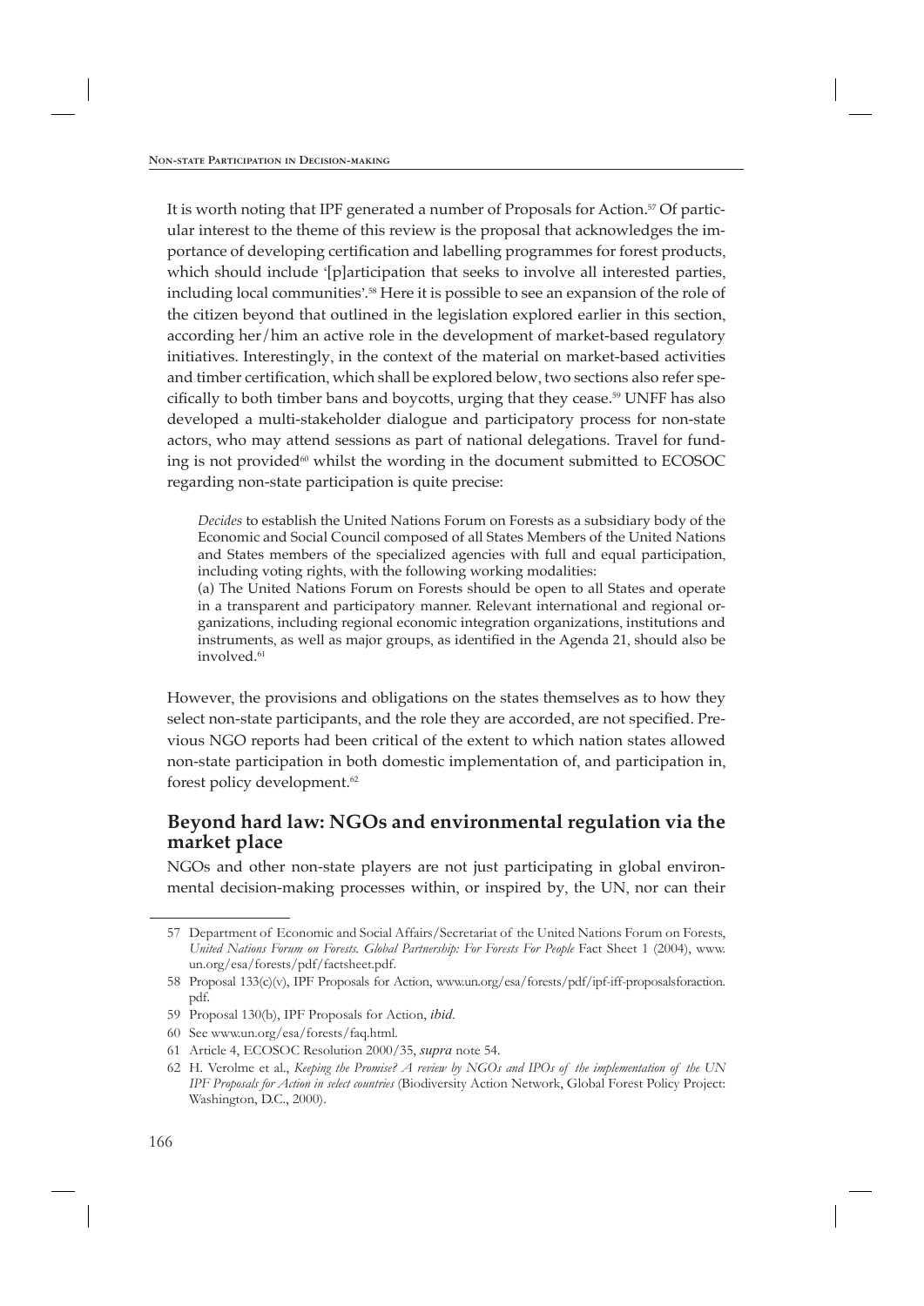It is worth noting that IPF generated a number of Proposals for Action.[57] Of particular interest to the theme of this review is the proposal that acknowledges the importance of developing certification and labelling programmes for forest products, which should include '[p]articipation that seeks to involve all interested parties, including local communities'.[58] Here it is possible to see an expansion of the role of the citizen beyond that outlined in the legislation explored earlier in this section, according her/him an active role in the development of market-based regulatory initiatives. Interestingly, in the context of the material on market-based activities and timber certification, which shall be explored below, two sections also refer specifically to both timber bans and boycotts, urging that they cease.[59] UNFF has also developed a multi-stakeholder dialogue and participatory process for non-state actors, who may attend sessions as part of national delegations. Travel for funding is not provided[60] whilst the wording in the document submitted to ECOSOC regarding non-state participation is quite precise:

> *Decides* to establish the United Nations Forum on Forests as a subsidiary body of the Economic and Social Council composed of all States Members of the United Nations and States members of the specialized agencies with full and equal participation, including voting rights, with the following working modalities:
> (a) The United Nations Forum on Forests should be open to all States and operate in a transparent and participatory manner. Relevant international and regional organizations, including regional economic integration organizations, institutions and instruments, as well as major groups, as identified in the Agenda 21, should also be involved.[61]

However, the provisions and obligations on the states themselves as to how they select non-state participants, and the role they are accorded, are not specified. Previous NGO reports had been critical of the extent to which nation states allowed non-state participation in both domestic implementation of, and participation in, forest policy development.[62]

## Beyond hard law: NGOs and environmental regulation via the market place

NGOs and other non-state players are not just participating in global environmental decision-making processes within, or inspired by, the UN, nor can their

---

57 Department of Economic and Social Affairs/Secretariat of the United Nations Forum on Forests, *United Nations Forum on Forests. Global Partnership: For Forests For People* Fact Sheet 1 (2004), www.un.org/esa/forests/pdf/factsheet.pdf.

58 Proposal 133(c)(v), IPF Proposals for Action, www.un.org/esa/forests/pdf/ipf-iff-proposalsforaction.pdf.

59 Proposal 130(b), IPF Proposals for Action, *ibid*.

60 See www.un.org/esa/forests/faq.html.

61 Article 4, ECOSOC Resolution 2000/35, *supra* note 54.

62 H. Verolme et al., *Keeping the Promise? A review by NGOs and IPOs of the implementation of the UN IPF Proposals for Action in select countries* (Biodiversity Action Network, Global Forest Policy Project: Washington, D.C., 2000).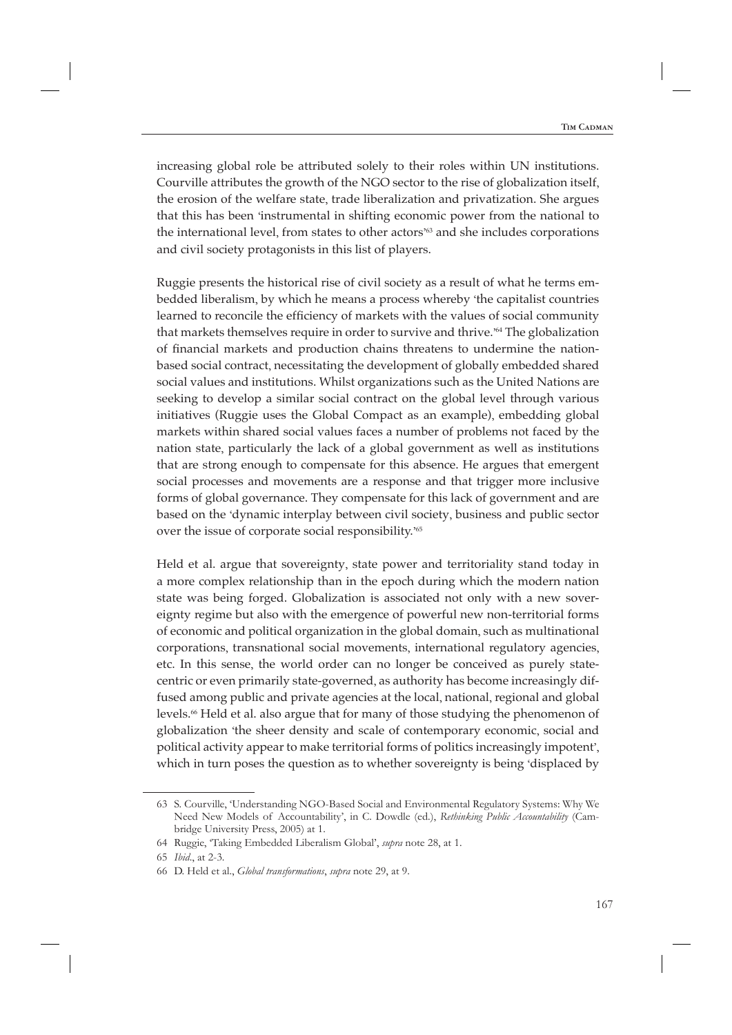increasing global role be attributed solely to their roles within UN institutions. Courville attributes the growth of the NGO sector to the rise of globalization itself, the erosion of the welfare state, trade liberalization and privatization. She argues that this has been 'instrumental in shifting economic power from the national to the international level, from states to other actors'[63] and she includes corporations and civil society protagonists in this list of players.

Ruggie presents the historical rise of civil society as a result of what he terms embedded liberalism, by which he means a process whereby 'the capitalist countries learned to reconcile the efficiency of markets with the values of social community that markets themselves require in order to survive and thrive.'[64] The globalization of financial markets and production chains threatens to undermine the nation-based social contract, necessitating the development of globally embedded shared social values and institutions. Whilst organizations such as the United Nations are seeking to develop a similar social contract on the global level through various initiatives (Ruggie uses the Global Compact as an example), embedding global markets within shared social values faces a number of problems not faced by the nation state, particularly the lack of a global government as well as institutions that are strong enough to compensate for this absence. He argues that emergent social processes and movements are a response and that trigger more inclusive forms of global governance. They compensate for this lack of government and are based on the 'dynamic interplay between civil society, business and public sector over the issue of corporate social responsibility.'[65]

Held et al. argue that sovereignty, state power and territoriality stand today in a more complex relationship than in the epoch during which the modern nation state was being forged. Globalization is associated not only with a new sovereignty regime but also with the emergence of powerful new non-territorial forms of economic and political organization in the global domain, such as multinational corporations, transnational social movements, international regulatory agencies, etc. In this sense, the world order can no longer be conceived as purely state-centric or even primarily state-governed, as authority has become increasingly diffused among public and private agencies at the local, national, regional and global levels.[66] Held et al. also argue that for many of those studying the phenomenon of globalization 'the sheer density and scale of contemporary economic, social and political activity appear to make territorial forms of politics increasingly impotent', which in turn poses the question as to whether sovereignty is being 'displaced by

---

63 S. Courville, 'Understanding NGO-Based Social and Environmental Regulatory Systems: Why We Need New Models of Accountability', in C. Dowdle (ed.), *Rethinking Public Accountability* (Cambridge University Press, 2005) at 1.

64 Ruggie, 'Taking Embedded Liberalism Global', *supra* note 28, at 1.

65 *Ibid*., at 2-3.

66 D. Held et al., *Global transformations*, *supra* note 29, at 9.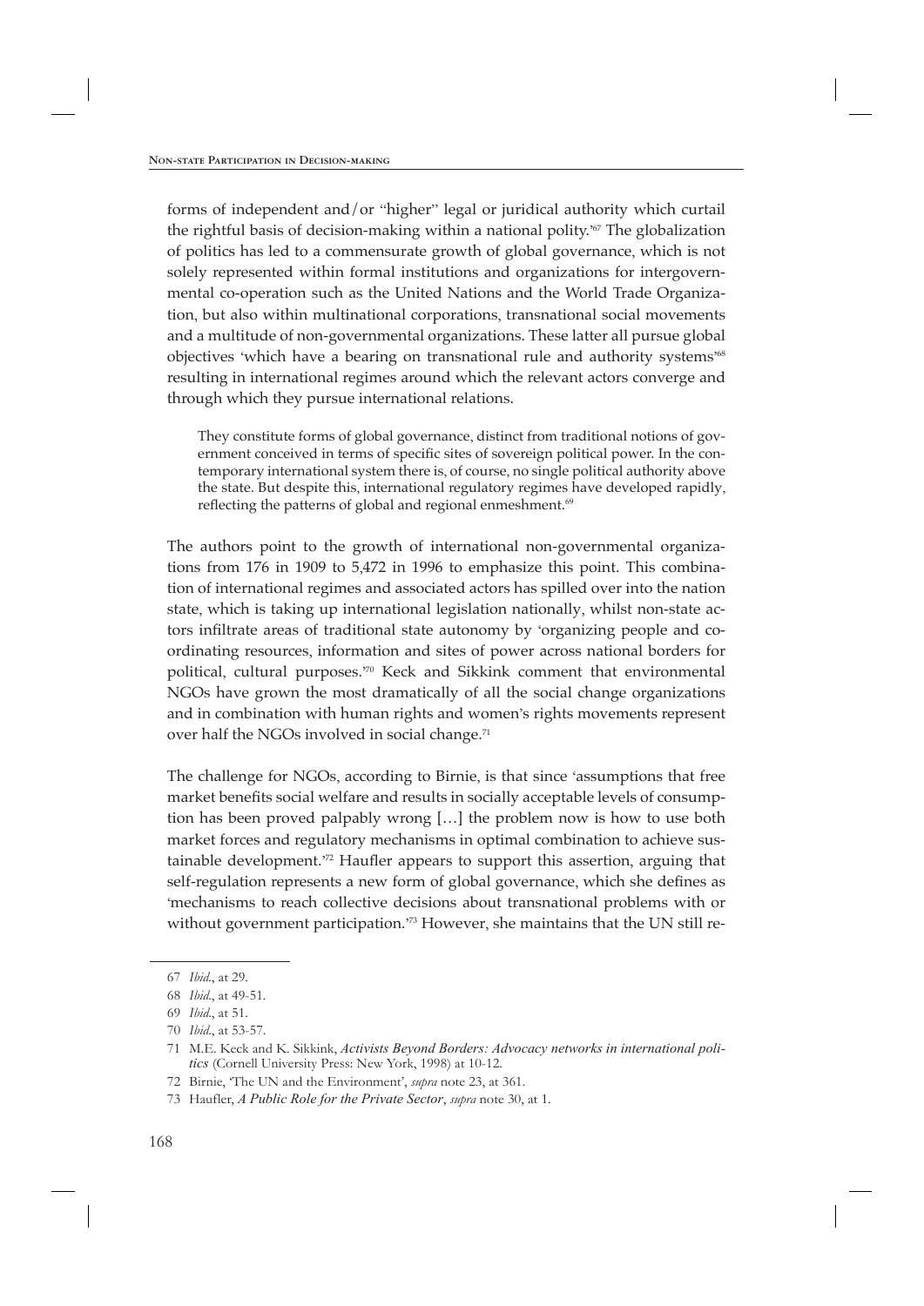forms of independent and/or "higher" legal or juridical authority which curtail the rightful basis of decision-making within a national polity.'[67] The globalization of politics has led to a commensurate growth of global governance, which is not solely represented within formal institutions and organizations for intergovernmental co-operation such as the United Nations and the World Trade Organization, but also within multinational corporations, transnational social movements and a multitude of non-governmental organizations. These latter all pursue global objectives 'which have a bearing on transnational rule and authority systems'[68] resulting in international regimes around which the relevant actors converge and through which they pursue international relations.

> They constitute forms of global governance, distinct from traditional notions of government conceived in terms of specific sites of sovereign political power. In the contemporary international system there is, of course, no single political authority above the state. But despite this, international regulatory regimes have developed rapidly, reflecting the patterns of global and regional enmeshment.[69]

The authors point to the growth of international non-governmental organizations from 176 in 1909 to 5,472 in 1996 to emphasize this point. This combination of international regimes and associated actors has spilled over into the nation state, which is taking up international legislation nationally, whilst non-state actors infiltrate areas of traditional state autonomy by 'organizing people and coordinating resources, information and sites of power across national borders for political, cultural purposes.'[70] Keck and Sikkink comment that environmental NGOs have grown the most dramatically of all the social change organizations and in combination with human rights and women's rights movements represent over half the NGOs involved in social change.[71]

The challenge for NGOs, according to Birnie, is that since 'assumptions that free market benefits social welfare and results in socially acceptable levels of consumption has been proved palpably wrong […] the problem now is how to use both market forces and regulatory mechanisms in optimal combination to achieve sustainable development.'[72] Haufler appears to support this assertion, arguing that self-regulation represents a new form of global governance, which she defines as 'mechanisms to reach collective decisions about transnational problems with or without government participation.'[73] However, she maintains that the UN still re-

---

67 *Ibid*., at 29.

68 *Ibid*., at 49-51.

69 *Ibid*., at 51.

70 *Ibid*., at 53-57.

71 M.E. Keck and K. Sikkink, *Activists Beyond Borders: Advocacy networks in international politics* (Cornell University Press: New York, 1998) at 10-12.

72 Birnie, 'The UN and the Environment', *supra* note 23, at 361.

73 Haufler, *A Public Role for the Private Sector*, *supra* note 30, at 1.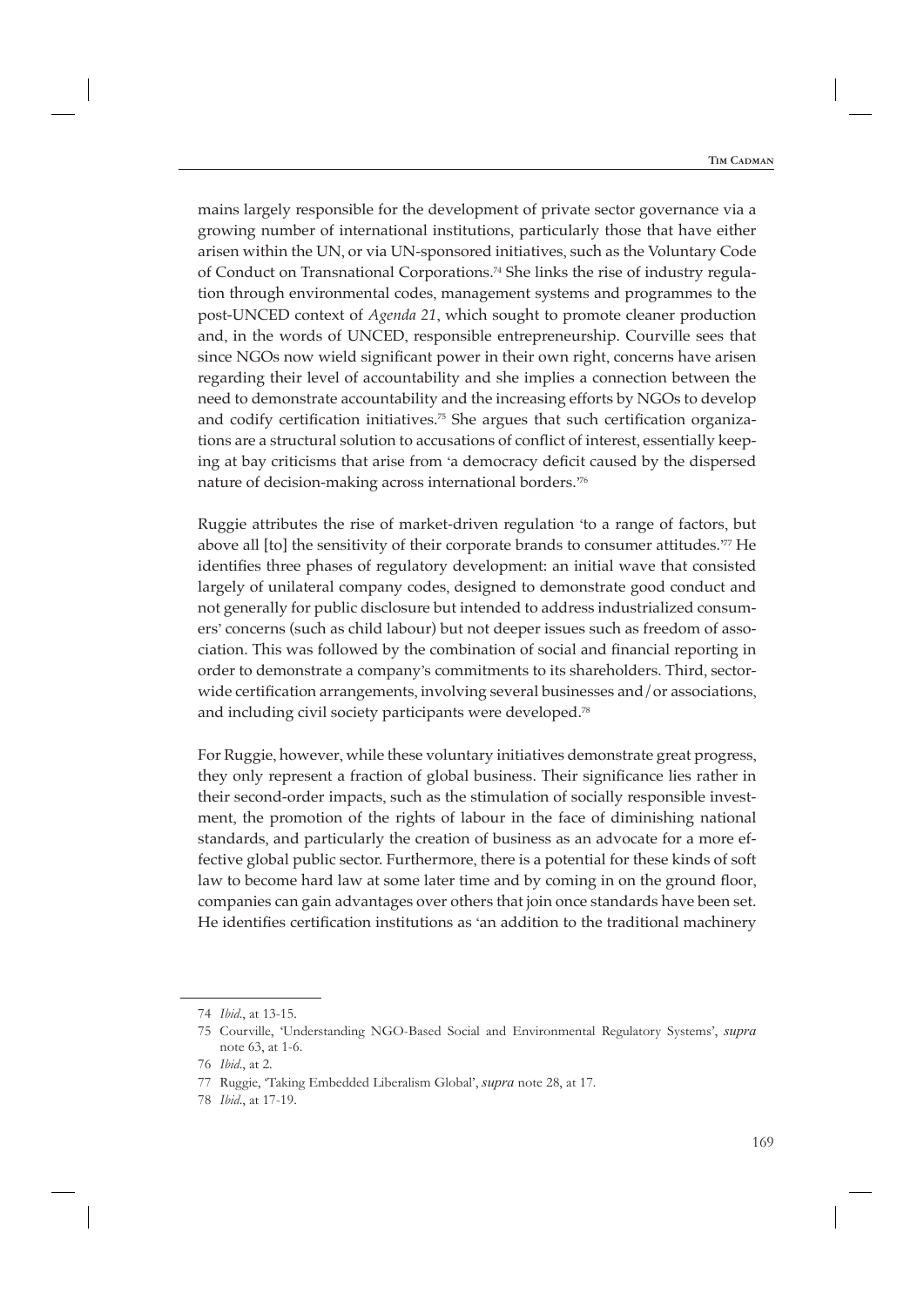mains largely responsible for the development of private sector governance via a growing number of international institutions, particularly those that have either arisen within the UN, or via UN-sponsored initiatives, such as the Voluntary Code of Conduct on Transnational Corporations.[74] She links the rise of industry regulation through environmental codes, management systems and programmes to the post-UNCED context of *Agenda 21*, which sought to promote cleaner production and, in the words of UNCED, responsible entrepreneurship. Courville sees that since NGOs now wield significant power in their own right, concerns have arisen regarding their level of accountability and she implies a connection between the need to demonstrate accountability and the increasing efforts by NGOs to develop and codify certification initiatives.[75] She argues that such certification organizations are a structural solution to accusations of conflict of interest, essentially keeping at bay criticisms that arise from 'a democracy deficit caused by the dispersed nature of decision-making across international borders.'[76]

Ruggie attributes the rise of market-driven regulation 'to a range of factors, but above all [to] the sensitivity of their corporate brands to consumer attitudes.'[77] He identifies three phases of regulatory development: an initial wave that consisted largely of unilateral company codes, designed to demonstrate good conduct and not generally for public disclosure but intended to address industrialized consumers' concerns (such as child labour) but not deeper issues such as freedom of association. This was followed by the combination of social and financial reporting in order to demonstrate a company's commitments to its shareholders. Third, sector-wide certification arrangements, involving several businesses and/or associations, and including civil society participants were developed.[78]

For Ruggie, however, while these voluntary initiatives demonstrate great progress, they only represent a fraction of global business. Their significance lies rather in their second-order impacts, such as the stimulation of socially responsible investment, the promotion of the rights of labour in the face of diminishing national standards, and particularly the creation of business as an advocate for a more effective global public sector. Furthermore, there is a potential for these kinds of soft law to become hard law at some later time and by coming in on the ground floor, companies can gain advantages over others that join once standards have been set. He identifies certification institutions as 'an addition to the traditional machinery

---

74 *Ibid.*, at 13-15.

75 Courville, 'Understanding NGO-Based Social and Environmental Regulatory Systems', *supra* note 63, at 1-6.

76 *Ibid.*, at 2.

77 Ruggie, 'Taking Embedded Liberalism Global', *supra* note 28, at 17.

78 *Ibid.*, at 17-19.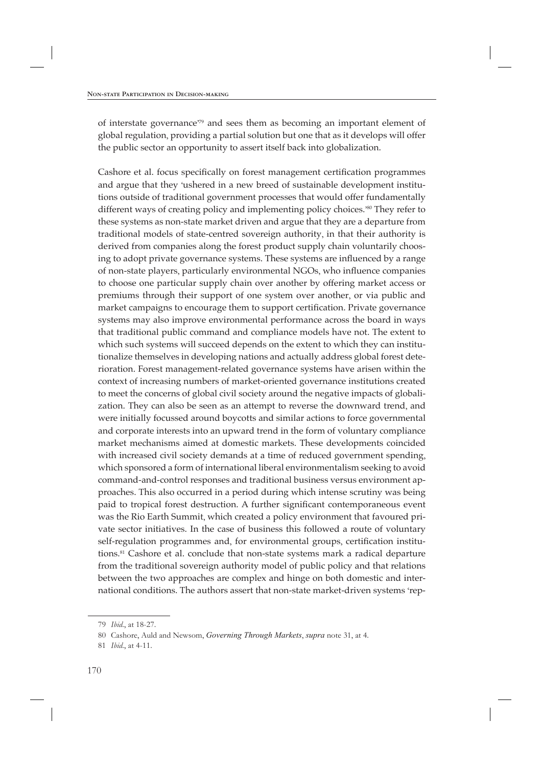of interstate governance'[79] and sees them as becoming an important element of global regulation, providing a partial solution but one that as it develops will offer the public sector an opportunity to assert itself back into globalization.

Cashore et al. focus specifically on forest management certification programmes and argue that they 'ushered in a new breed of sustainable development institutions outside of traditional government processes that would offer fundamentally different ways of creating policy and implementing policy choices.'[80] They refer to these systems as non-state market driven and argue that they are a departure from traditional models of state-centred sovereign authority, in that their authority is derived from companies along the forest product supply chain voluntarily choosing to adopt private governance systems. These systems are influenced by a range of non-state players, particularly environmental NGOs, who influence companies to choose one particular supply chain over another by offering market access or premiums through their support of one system over another, or via public and market campaigns to encourage them to support certification. Private governance systems may also improve environmental performance across the board in ways that traditional public command and compliance models have not. The extent to which such systems will succeed depends on the extent to which they can institutionalize themselves in developing nations and actually address global forest deterioration. Forest management-related governance systems have arisen within the context of increasing numbers of market-oriented governance institutions created to meet the concerns of global civil society around the negative impacts of globalization. They can also be seen as an attempt to reverse the downward trend, and were initially focussed around boycotts and similar actions to force governmental and corporate interests into an upward trend in the form of voluntary compliance market mechanisms aimed at domestic markets. These developments coincided with increased civil society demands at a time of reduced government spending, which sponsored a form of international liberal environmentalism seeking to avoid command-and-control responses and traditional business versus environment approaches. This also occurred in a period during which intense scrutiny was being paid to tropical forest destruction. A further significant contemporaneous event was the Rio Earth Summit, which created a policy environment that favoured private sector initiatives. In the case of business this followed a route of voluntary self-regulation programmes and, for environmental groups, certification institutions.[81] Cashore et al. conclude that non-state systems mark a radical departure from the traditional sovereign authority model of public policy and that relations between the two approaches are complex and hinge on both domestic and international conditions. The authors assert that non-state market-driven systems 'rep-

79 *Ibid.*, at 18-27.

80 Cashore, Auld and Newsom, *Governing Through Markets*, *supra* note 31, at 4.

81 *Ibid.*, at 4-11.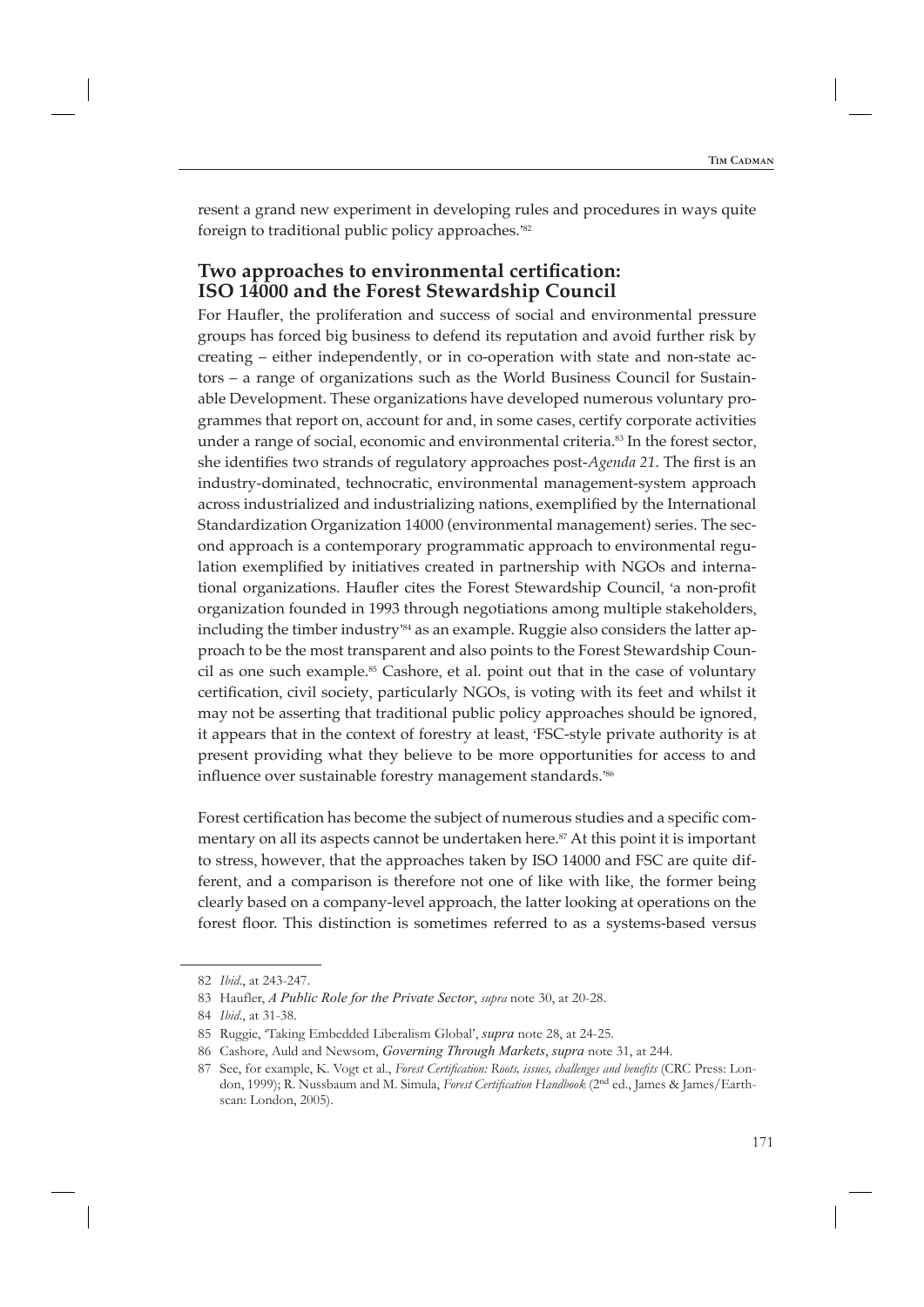resent a grand new experiment in developing rules and procedures in ways quite foreign to traditional public policy approaches.'[82]

## Two approaches to environmental certification: ISO 14000 and the Forest Stewardship Council

For Haufler, the proliferation and success of social and environmental pressure groups has forced big business to defend its reputation and avoid further risk by creating – either independently, or in co-operation with state and non-state actors – a range of organizations such as the World Business Council for Sustainable Development. These organizations have developed numerous voluntary programmes that report on, account for and, in some cases, certify corporate activities under a range of social, economic and environmental criteria.[83] In the forest sector, she identifies two strands of regulatory approaches post-*Agenda 21*. The first is an industry-dominated, technocratic, environmental management-system approach across industrialized and industrializing nations, exemplified by the International Standardization Organization 14000 (environmental management) series. The second approach is a contemporary programmatic approach to environmental regulation exemplified by initiatives created in partnership with NGOs and international organizations. Haufler cites the Forest Stewardship Council, 'a non-profit organization founded in 1993 through negotiations among multiple stakeholders, including the timber industry'[84] as an example. Ruggie also considers the latter approach to be the most transparent and also points to the Forest Stewardship Council as one such example.[85] Cashore, et al. point out that in the case of voluntary certification, civil society, particularly NGOs, is voting with its feet and whilst it may not be asserting that traditional public policy approaches should be ignored, it appears that in the context of forestry at least, 'FSC-style private authority is at present providing what they believe to be more opportunities for access to and influence over sustainable forestry management standards.'[86]

Forest certification has become the subject of numerous studies and a specific commentary on all its aspects cannot be undertaken here.[87] At this point it is important to stress, however, that the approaches taken by ISO 14000 and FSC are quite different, and a comparison is therefore not one of like with like, the former being clearly based on a company-level approach, the latter looking at operations on the forest floor. This distinction is sometimes referred to as a systems-based versus

---

82 *Ibid*., at 243-247.

83 Haufler, *A Public Role for the Private Sector*, *supra* note 30, at 20-28.

84 *Ibid*., at 31-38.

85 Ruggie, 'Taking Embedded Liberalism Global', *supra* note 28, at 24-25.

86 Cashore, Auld and Newsom, *Governing Through Markets*, *supra* note 31, at 244.

87 See, for example, K. Vogt et al., *Forest Certification: Roots, issues, challenges and benefits* (CRC Press: London, 1999); R. Nussbaum and M. Simula, *Forest Certification Handbook* (2nd ed., James & James/Earthscan: London, 2005).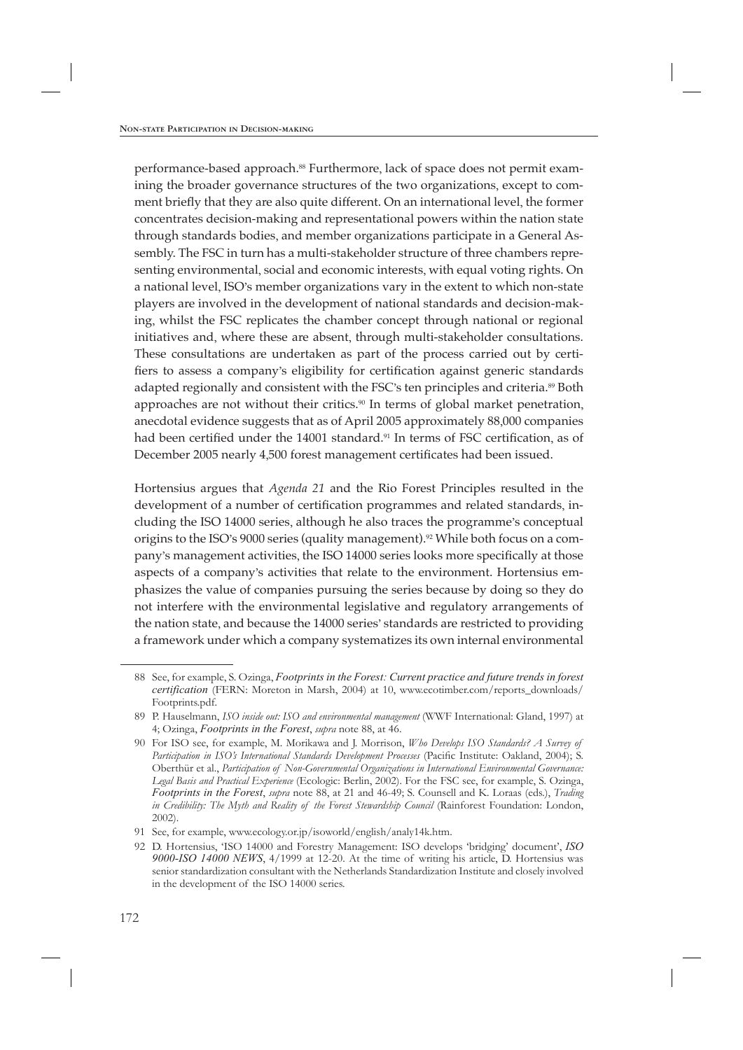performance-based approach.[88] Furthermore, lack of space does not permit examining the broader governance structures of the two organizations, except to comment briefly that they are also quite different. On an international level, the former concentrates decision-making and representational powers within the nation state through standards bodies, and member organizations participate in a General Assembly. The FSC in turn has a multi-stakeholder structure of three chambers representing environmental, social and economic interests, with equal voting rights. On a national level, ISO's member organizations vary in the extent to which non-state players are involved in the development of national standards and decision-making, whilst the FSC replicates the chamber concept through national or regional initiatives and, where these are absent, through multi-stakeholder consultations. These consultations are undertaken as part of the process carried out by certifiers to assess a company's eligibility for certification against generic standards adapted regionally and consistent with the FSC's ten principles and criteria.[89] Both approaches are not without their critics.[90] In terms of global market penetration, anecdotal evidence suggests that as of April 2005 approximately 88,000 companies had been certified under the 14001 standard.[91] In terms of FSC certification, as of December 2005 nearly 4,500 forest management certificates had been issued.

Hortensius argues that *Agenda 21* and the Rio Forest Principles resulted in the development of a number of certification programmes and related standards, including the ISO 14000 series, although he also traces the programme's conceptual origins to the ISO's 9000 series (quality management).[92] While both focus on a company's management activities, the ISO 14000 series looks more specifically at those aspects of a company's activities that relate to the environment. Hortensius emphasizes the value of companies pursuing the series because by doing so they do not interfere with the environmental legislative and regulatory arrangements of the nation state, and because the 14000 series' standards are restricted to providing a framework under which a company systematizes its own internal environmental

---

88 See, for example, S. Ozinga, *Footprints in the Forest: Current practice and future trends in forest certification* (FERN: Moreton in Marsh, 2004) at 10, www.ecotimber.com/reports_downloads/Footprints.pdf.

89 P. Hauselmann, *ISO inside out: ISO and environmental management* (WWF International: Gland, 1997) at 4; Ozinga, *Footprints in the Forest*, *supra* note 88, at 46.

90 For ISO see, for example, M. Morikawa and J. Morrison, *Who Develops ISO Standards? A Survey of Participation in ISO's International Standards Development Processes* (Pacific Institute: Oakland, 2004); S. Oberthür et al., *Participation of Non-Governmental Organizations in International Environmental Governance: Legal Basis and Practical Experience* (Ecologic: Berlin, 2002). For the FSC see, for example, S. Ozinga, *Footprints in the Forest*, *supra* note 88, at 21 and 46-49; S. Counsell and K. Loraas (eds.), *Trading in Credibility: The Myth and Reality of the Forest Stewardship Council* (Rainforest Foundation: London, 2002).

91 See, for example, www.ecology.or.jp/isoworld/english/analy14k.htm.

92 D. Hortensius, 'ISO 14000 and Forestry Management: ISO develops 'bridging' document', *ISO 9000-ISO 14000 NEWS*, 4/1999 at 12-20. At the time of writing his article, D. Hortensius was senior standardization consultant with the Netherlands Standardization Institute and closely involved in the development of the ISO 14000 series.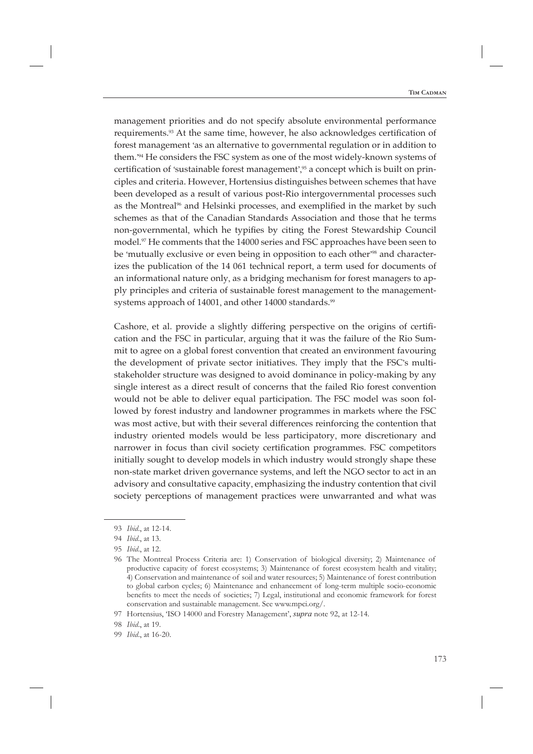management priorities and do not specify absolute environmental performance requirements.[93] At the same time, however, he also acknowledges certification of forest management 'as an alternative to governmental regulation or in addition to them.'[94] He considers the FSC system as one of the most widely-known systems of certification of 'sustainable forest management',[95] a concept which is built on principles and criteria. However, Hortensius distinguishes between schemes that have been developed as a result of various post-Rio intergovernmental processes such as the Montreal[96] and Helsinki processes, and exemplified in the market by such schemes as that of the Canadian Standards Association and those that he terms non-governmental, which he typifies by citing the Forest Stewardship Council model.[97] He comments that the 14000 series and FSC approaches have been seen to be 'mutually exclusive or even being in opposition to each other'[98] and characterizes the publication of the 14 061 technical report, a term used for documents of an informational nature only, as a bridging mechanism for forest managers to apply principles and criteria of sustainable forest management to the management-systems approach of 14001, and other 14000 standards.[99]

Cashore, et al. provide a slightly differing perspective on the origins of certification and the FSC in particular, arguing that it was the failure of the Rio Summit to agree on a global forest convention that created an environment favouring the development of private sector initiatives. They imply that the FSC's multi-stakeholder structure was designed to avoid dominance in policy-making by any single interest as a direct result of concerns that the failed Rio forest convention would not be able to deliver equal participation. The FSC model was soon followed by forest industry and landowner programmes in markets where the FSC was most active, but with their several differences reinforcing the contention that industry oriented models would be less participatory, more discretionary and narrower in focus than civil society certification programmes. FSC competitors initially sought to develop models in which industry would strongly shape these non-state market driven governance systems, and left the NGO sector to act in an advisory and consultative capacity, emphasizing the industry contention that civil society perceptions of management practices were unwarranted and what was

---

93 *Ibid*., at 12-14.

94 *Ibid*., at 13.

95 *Ibid*., at 12.

96 The Montreal Process Criteria are: 1) Conservation of biological diversity; 2) Maintenance of productive capacity of forest ecosystems; 3) Maintenance of forest ecosystem health and vitality; 4) Conservation and maintenance of soil and water resources; 5) Maintenance of forest contribution to global carbon cycles; 6) Maintenance and enhancement of long-term multiple socio-economic benefits to meet the needs of societies; 7) Legal, institutional and economic framework for forest conservation and sustainable management. See www.mpci.org/.

97 Hortensius, 'ISO 14000 and Forestry Management', *supra* note 92, at 12-14.

98 *Ibid*., at 19.

99 *Ibid*., at 16-20.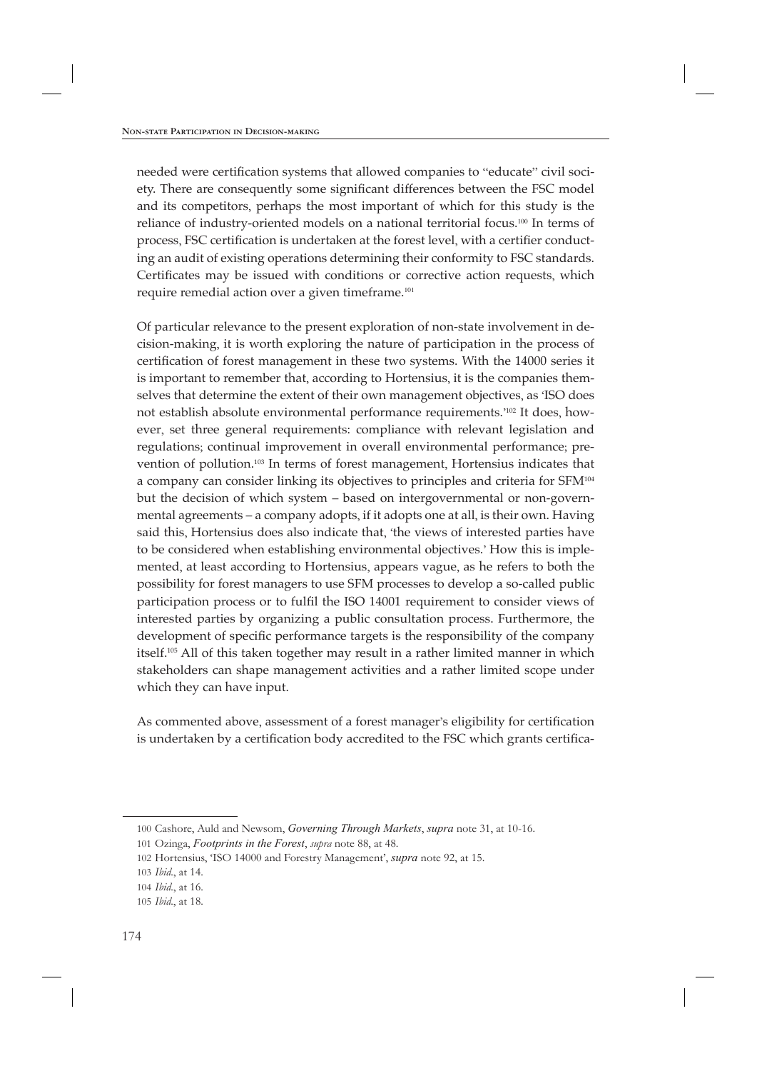needed were certification systems that allowed companies to "educate" civil society. There are consequently some significant differences between the FSC model and its competitors, perhaps the most important of which for this study is the reliance of industry-oriented models on a national territorial focus.[100] In terms of process, FSC certification is undertaken at the forest level, with a certifier conducting an audit of existing operations determining their conformity to FSC standards. Certificates may be issued with conditions or corrective action requests, which require remedial action over a given timeframe.[101]

Of particular relevance to the present exploration of non-state involvement in decision-making, it is worth exploring the nature of participation in the process of certification of forest management in these two systems. With the 14000 series it is important to remember that, according to Hortensius, it is the companies themselves that determine the extent of their own management objectives, as 'ISO does not establish absolute environmental performance requirements.'[102] It does, however, set three general requirements: compliance with relevant legislation and regulations; continual improvement in overall environmental performance; prevention of pollution.[103] In terms of forest management, Hortensius indicates that a company can consider linking its objectives to principles and criteria for SFM[104] but the decision of which system – based on intergovernmental or non-governmental agreements – a company adopts, if it adopts one at all, is their own. Having said this, Hortensius does also indicate that, 'the views of interested parties have to be considered when establishing environmental objectives.' How this is implemented, at least according to Hortensius, appears vague, as he refers to both the possibility for forest managers to use SFM processes to develop a so-called public participation process or to fulfil the ISO 14001 requirement to consider views of interested parties by organizing a public consultation process. Furthermore, the development of specific performance targets is the responsibility of the company itself.[105] All of this taken together may result in a rather limited manner in which stakeholders can shape management activities and a rather limited scope under which they can have input.

As commented above, assessment of a forest manager's eligibility for certification is undertaken by a certification body accredited to the FSC which grants certifica-

100 Cashore, Auld and Newsom, *Governing Through Markets*, *supra* note 31, at 10-16.

101 Ozinga, *Footprints in the Forest*, *supra* note 88, at 48.

102 Hortensius, 'ISO 14000 and Forestry Management', *supra* note 92, at 15.

103 *Ibid*., at 14.

104 *Ibid*., at 16.

105 *Ibid*., at 18.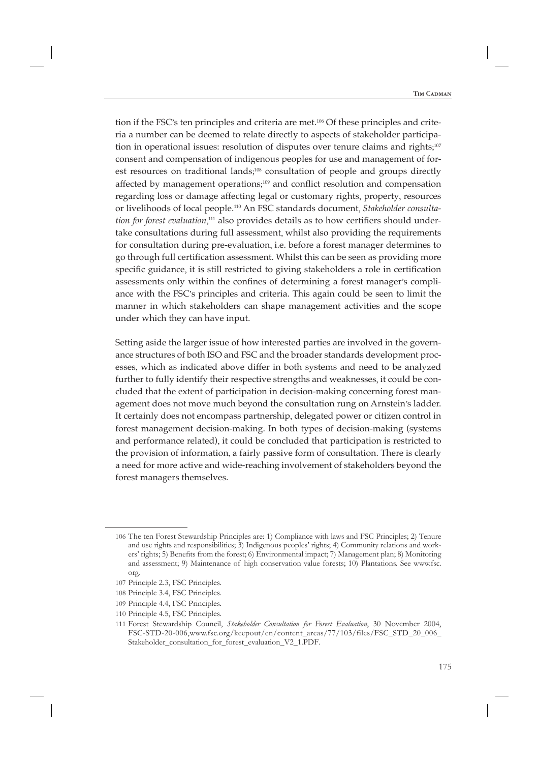tion if the FSC's ten principles and criteria are met.[106] Of these principles and criteria a number can be deemed to relate directly to aspects of stakeholder participation in operational issues: resolution of disputes over tenure claims and rights;[107] consent and compensation of indigenous peoples for use and management of forest resources on traditional lands;[108] consultation of people and groups directly affected by management operations;[109] and conflict resolution and compensation regarding loss or damage affecting legal or customary rights, property, resources or livelihoods of local people.[110] An FSC standards document, *Stakeholder consultation for forest evaluation*,[111] also provides details as to how certifiers should undertake consultations during full assessment, whilst also providing the requirements for consultation during pre-evaluation, i.e. before a forest manager determines to go through full certification assessment. Whilst this can be seen as providing more specific guidance, it is still restricted to giving stakeholders a role in certification assessments only within the confines of determining a forest manager's compliance with the FSC's principles and criteria. This again could be seen to limit the manner in which stakeholders can shape management activities and the scope under which they can have input.

Setting aside the larger issue of how interested parties are involved in the governance structures of both ISO and FSC and the broader standards development processes, which as indicated above differ in both systems and need to be analyzed further to fully identify their respective strengths and weaknesses, it could be concluded that the extent of participation in decision-making concerning forest management does not move much beyond the consultation rung on Arnstein's ladder. It certainly does not encompass partnership, delegated power or citizen control in forest management decision-making. In both types of decision-making (systems and performance related), it could be concluded that participation is restricted to the provision of information, a fairly passive form of consultation. There is clearly a need for more active and wide-reaching involvement of stakeholders beyond the forest managers themselves.

---

106 The ten Forest Stewardship Principles are: 1) Compliance with laws and FSC Principles; 2) Tenure and use rights and responsibilities; 3) Indigenous peoples' rights; 4) Community relations and workers' rights; 5) Benefits from the forest; 6) Environmental impact; 7) Management plan; 8) Monitoring and assessment; 9) Maintenance of high conservation value forests; 10) Plantations. See www.fsc.org.

107 Principle 2.3, FSC Principles.

108 Principle 3.4, FSC Principles.

109 Principle 4.4, FSC Principles.

110 Principle 4.5, FSC Principles.

111 Forest Stewardship Council, *Stakeholder Consultation for Forest Evaluation*, 30 November 2004, FSC-STD-20-006,www.fsc.org/keepout/en/content_areas/77/103/files/FSC_STD_20_006_Stakeholder_consultation_for_forest_evaluation_V2_1.PDF.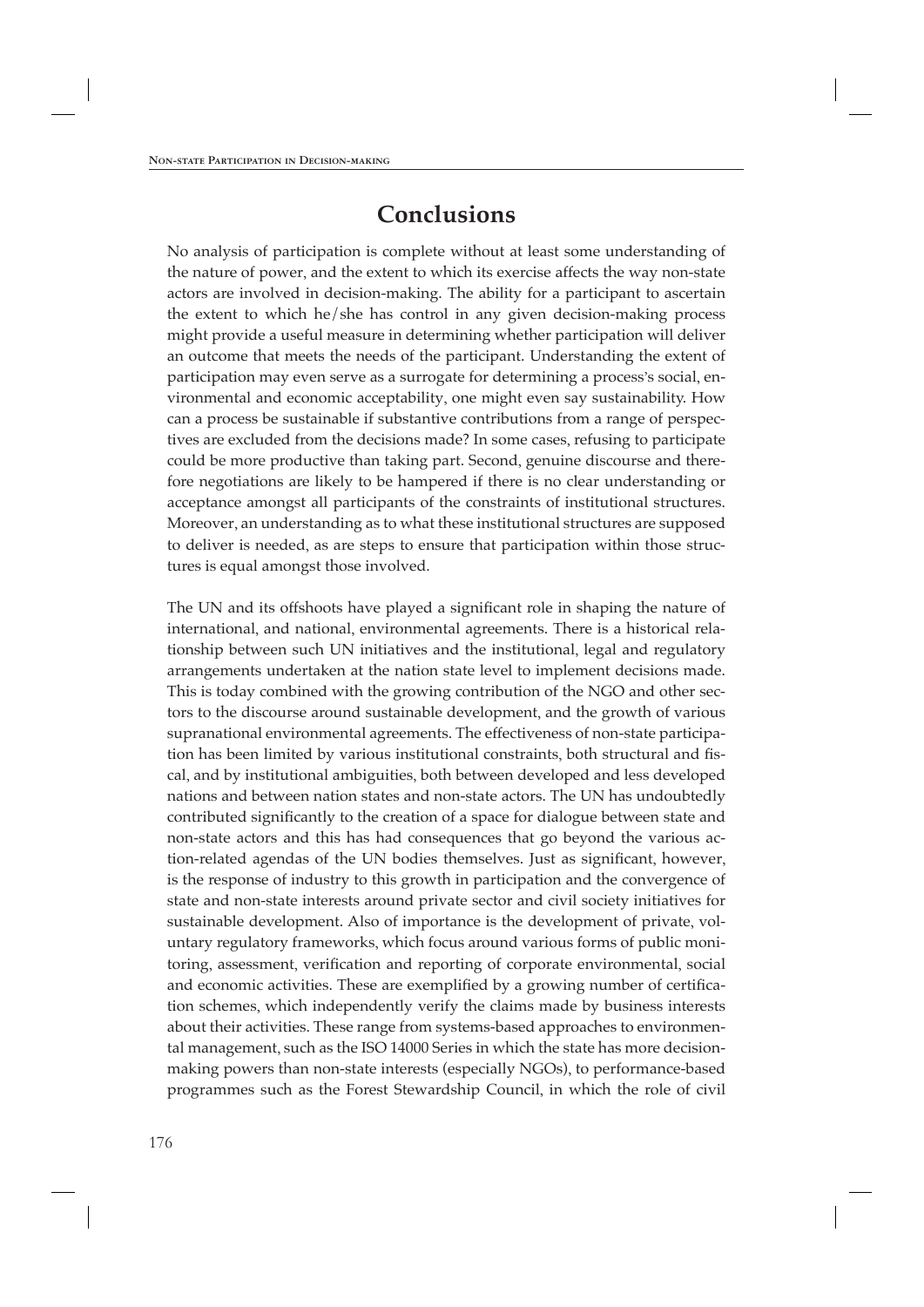# Conclusions

No analysis of participation is complete without at least some understanding of the nature of power, and the extent to which its exercise affects the way non-state actors are involved in decision-making. The ability for a participant to ascertain the extent to which he/she has control in any given decision-making process might provide a useful measure in determining whether participation will deliver an outcome that meets the needs of the participant. Understanding the extent of participation may even serve as a surrogate for determining a process's social, environmental and economic acceptability, one might even say sustainability. How can a process be sustainable if substantive contributions from a range of perspectives are excluded from the decisions made? In some cases, refusing to participate could be more productive than taking part. Second, genuine discourse and therefore negotiations are likely to be hampered if there is no clear understanding or acceptance amongst all participants of the constraints of institutional structures. Moreover, an understanding as to what these institutional structures are supposed to deliver is needed, as are steps to ensure that participation within those structures is equal amongst those involved.

The UN and its offshoots have played a significant role in shaping the nature of international, and national, environmental agreements. There is a historical relationship between such UN initiatives and the institutional, legal and regulatory arrangements undertaken at the nation state level to implement decisions made. This is today combined with the growing contribution of the NGO and other sectors to the discourse around sustainable development, and the growth of various supranational environmental agreements. The effectiveness of non-state participation has been limited by various institutional constraints, both structural and fiscal, and by institutional ambiguities, both between developed and less developed nations and between nation states and non-state actors. The UN has undoubtedly contributed significantly to the creation of a space for dialogue between state and non-state actors and this has had consequences that go beyond the various action-related agendas of the UN bodies themselves. Just as significant, however, is the response of industry to this growth in participation and the convergence of state and non-state interests around private sector and civil society initiatives for sustainable development. Also of importance is the development of private, voluntary regulatory frameworks, which focus around various forms of public monitoring, assessment, verification and reporting of corporate environmental, social and economic activities. These are exemplified by a growing number of certification schemes, which independently verify the claims made by business interests about their activities. These range from systems-based approaches to environmental management, such as the ISO 14000 Series in which the state has more decision-making powers than non-state interests (especially NGOs), to performance-based programmes such as the Forest Stewardship Council, in which the role of civil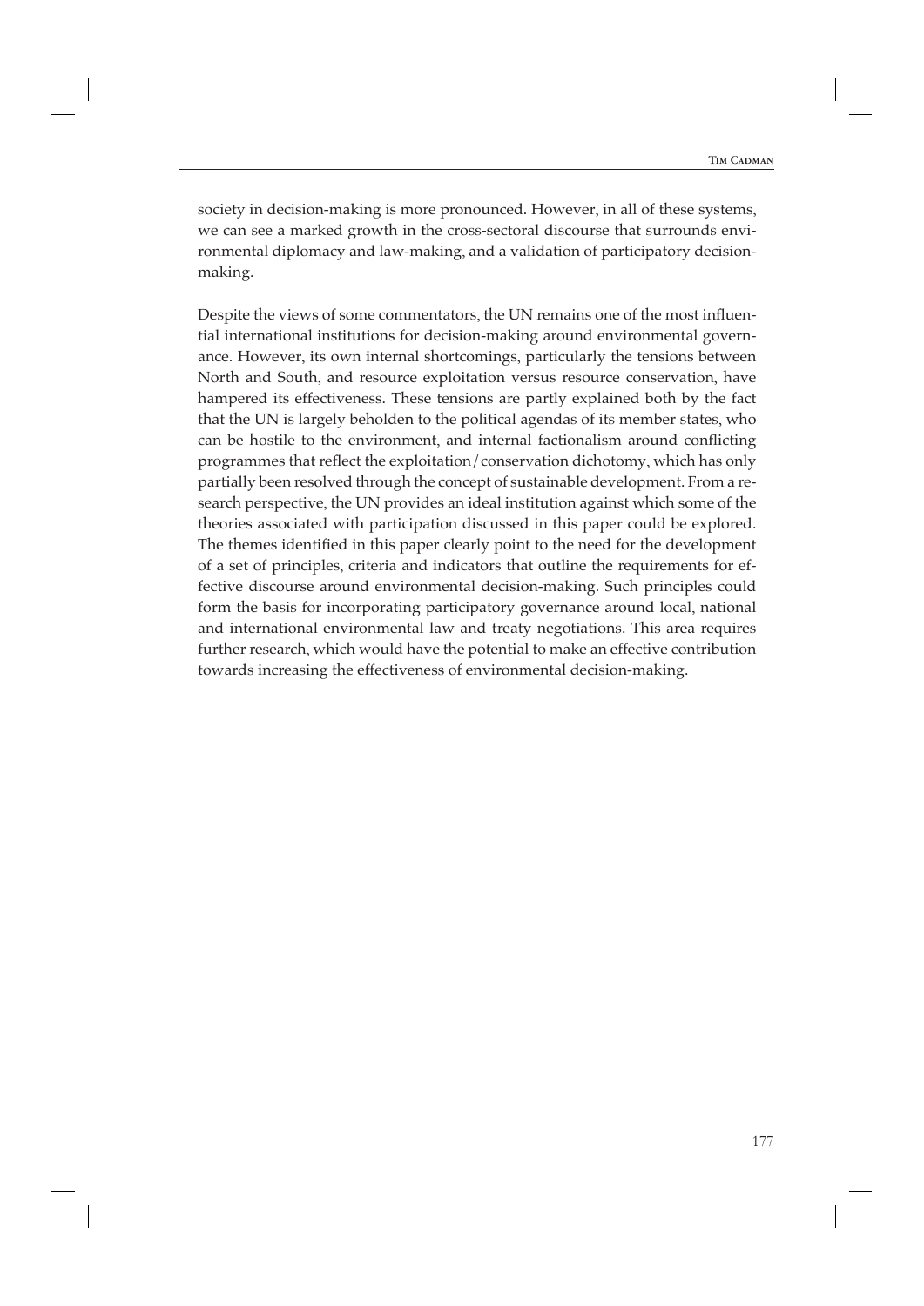society in decision-making is more pronounced. However, in all of these systems, we can see a marked growth in the cross-sectoral discourse that surrounds environmental diplomacy and law-making, and a validation of participatory decision-making.

Despite the views of some commentators, the UN remains one of the most influential international institutions for decision-making around environmental governance. However, its own internal shortcomings, particularly the tensions between North and South, and resource exploitation versus resource conservation, have hampered its effectiveness. These tensions are partly explained both by the fact that the UN is largely beholden to the political agendas of its member states, who can be hostile to the environment, and internal factionalism around conflicting programmes that reflect the exploitation/conservation dichotomy, which has only partially been resolved through the concept of sustainable development. From a research perspective, the UN provides an ideal institution against which some of the theories associated with participation discussed in this paper could be explored. The themes identified in this paper clearly point to the need for the development of a set of principles, criteria and indicators that outline the requirements for effective discourse around environmental decision-making. Such principles could form the basis for incorporating participatory governance around local, national and international environmental law and treaty negotiations. This area requires further research, which would have the potential to make an effective contribution towards increasing the effectiveness of environmental decision-making.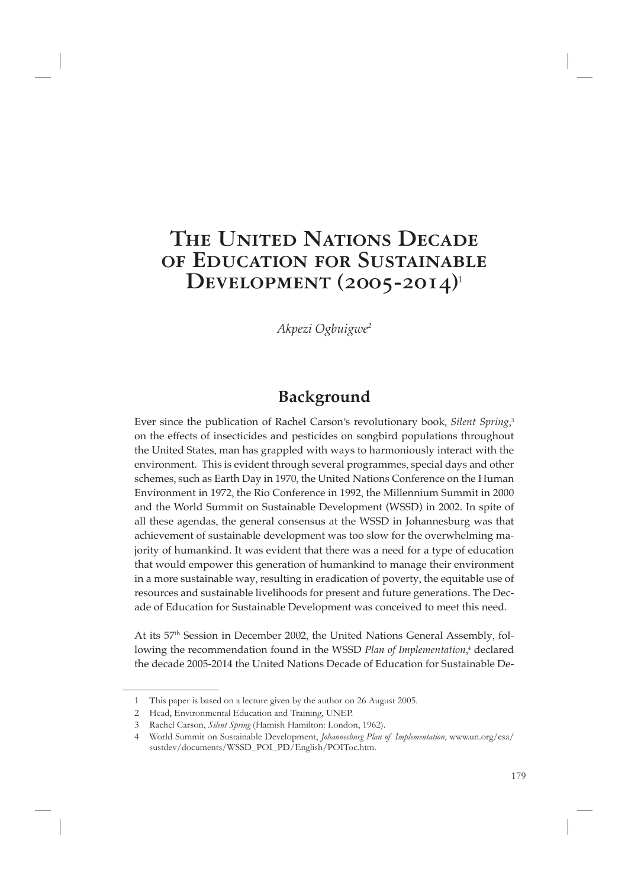# The United Nations Decade of Education for Sustainable Development (2005-2014)[1]

*Akpezi Ogbuigwe*[2]

## Background

Ever since the publication of Rachel Carson's revolutionary book, *Silent Spring*,[3] on the effects of insecticides and pesticides on songbird populations throughout the United States, man has grappled with ways to harmoniously interact with the environment. This is evident through several programmes, special days and other schemes, such as Earth Day in 1970, the United Nations Conference on the Human Environment in 1972, the Rio Conference in 1992, the Millennium Summit in 2000 and the World Summit on Sustainable Development (WSSD) in 2002. In spite of all these agendas, the general consensus at the WSSD in Johannesburg was that achievement of sustainable development was too slow for the overwhelming majority of humankind. It was evident that there was a need for a type of education that would empower this generation of humankind to manage their environment in a more sustainable way, resulting in eradication of poverty, the equitable use of resources and sustainable livelihoods for present and future generations. The Decade of Education for Sustainable Development was conceived to meet this need.

At its 57th Session in December 2002, the United Nations General Assembly, following the recommendation found in the WSSD *Plan of Implementation*,[4] declared the decade 2005-2014 the United Nations Decade of Education for Sustainable De-

---

1 This paper is based on a lecture given by the author on 26 August 2005.

2 Head, Environmental Education and Training, UNEP.

3 Rachel Carson, *Silent Spring* (Hamish Hamilton: London, 1962).

4 World Summit on Sustainable Development, *Johannesburg Plan of Implementation*, www.un.org/esa/sustdev/documents/WSSD_POI_PD/English/POIToc.htm.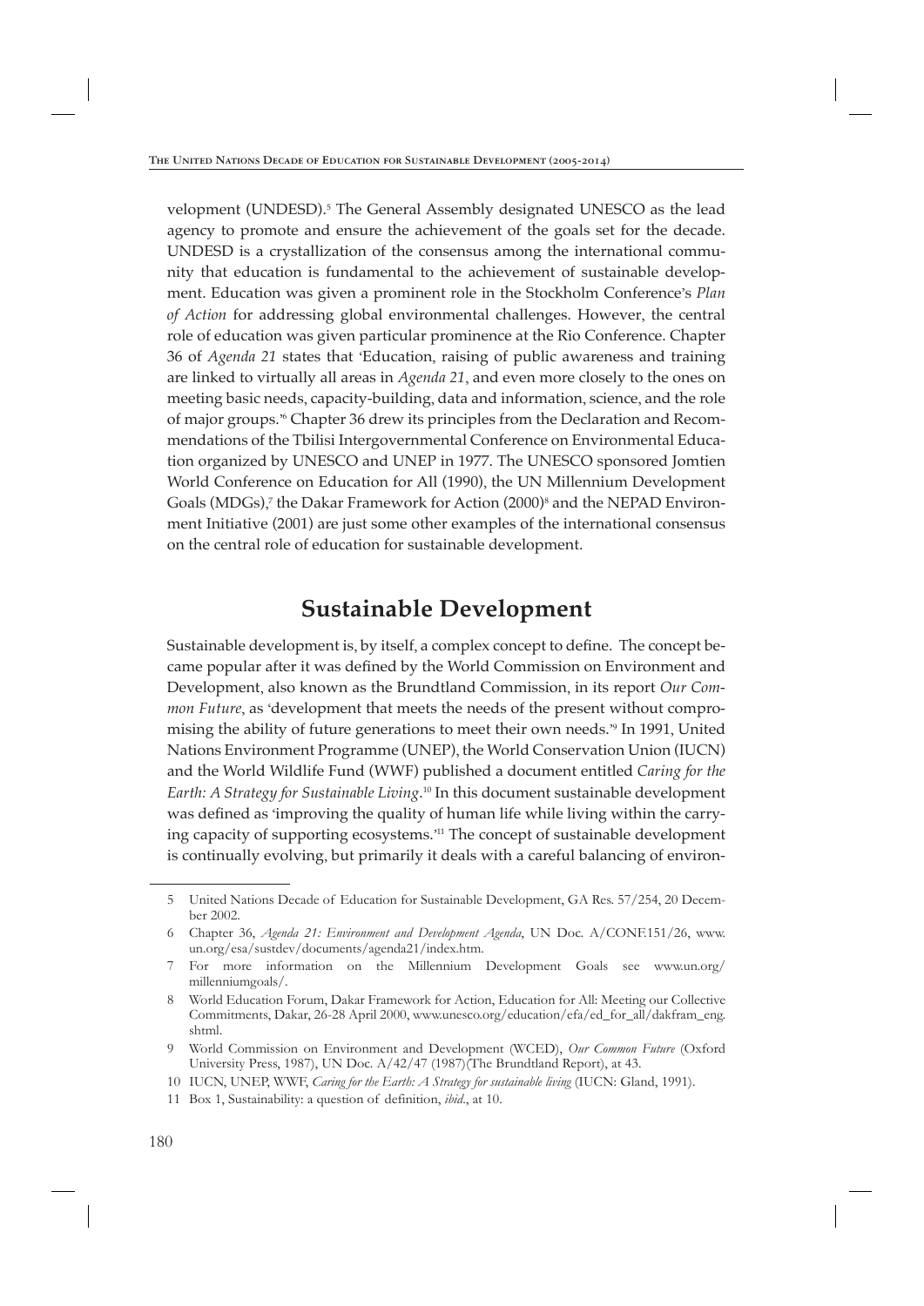velopment (UNDESD).[5] The General Assembly designated UNESCO as the lead agency to promote and ensure the achievement of the goals set for the decade. UNDESD is a crystallization of the consensus among the international community that education is fundamental to the achievement of sustainable development. Education was given a prominent role in the Stockholm Conference's *Plan of Action* for addressing global environmental challenges. However, the central role of education was given particular prominence at the Rio Conference. Chapter 36 of *Agenda 21* states that 'Education, raising of public awareness and training are linked to virtually all areas in *Agenda 21*, and even more closely to the ones on meeting basic needs, capacity-building, data and information, science, and the role of major groups.'[6] Chapter 36 drew its principles from the Declaration and Recommendations of the Tbilisi Intergovernmental Conference on Environmental Education organized by UNESCO and UNEP in 1977. The UNESCO sponsored Jomtien World Conference on Education for All (1990), the UN Millennium Development Goals (MDGs),[7] the Dakar Framework for Action (2000)[8] and the NEPAD Environment Initiative (2001) are just some other examples of the international consensus on the central role of education for sustainable development.

## Sustainable Development

Sustainable development is, by itself, a complex concept to define. The concept became popular after it was defined by the World Commission on Environment and Development, also known as the Brundtland Commission, in its report *Our Common Future*, as 'development that meets the needs of the present without compromising the ability of future generations to meet their own needs.'[9] In 1991, United Nations Environment Programme (UNEP), the World Conservation Union (IUCN) and the World Wildlife Fund (WWF) published a document entitled *Caring for the Earth: A Strategy for Sustainable Living*.[10] In this document sustainable development was defined as 'improving the quality of human life while living within the carrying capacity of supporting ecosystems.'[11] The concept of sustainable development is continually evolving, but primarily it deals with a careful balancing of environ-

---

5 United Nations Decade of Education for Sustainable Development, GA Res. 57/254, 20 December 2002.

6 Chapter 36, *Agenda 21: Environment and Development Agenda*, UN Doc. A/CONF.151/26, www.un.org/esa/sustdev/documents/agenda21/index.htm.

7 For more information on the Millennium Development Goals see www.un.org/millenniumgoals/.

8 World Education Forum, Dakar Framework for Action, Education for All: Meeting our Collective Commitments, Dakar, 26-28 April 2000, www.unesco.org/education/efa/ed_for_all/dakfram_eng.shtml.

9 World Commission on Environment and Development (WCED), *Our Common Future* (Oxford University Press, 1987), UN Doc. A/42/47 (1987)(The Brundtland Report), at 43.

10 IUCN, UNEP, WWF, *Caring for the Earth: A Strategy for sustainable living* (IUCN: Gland, 1991).

11 Box 1, Sustainability: a question of definition, *ibid*., at 10.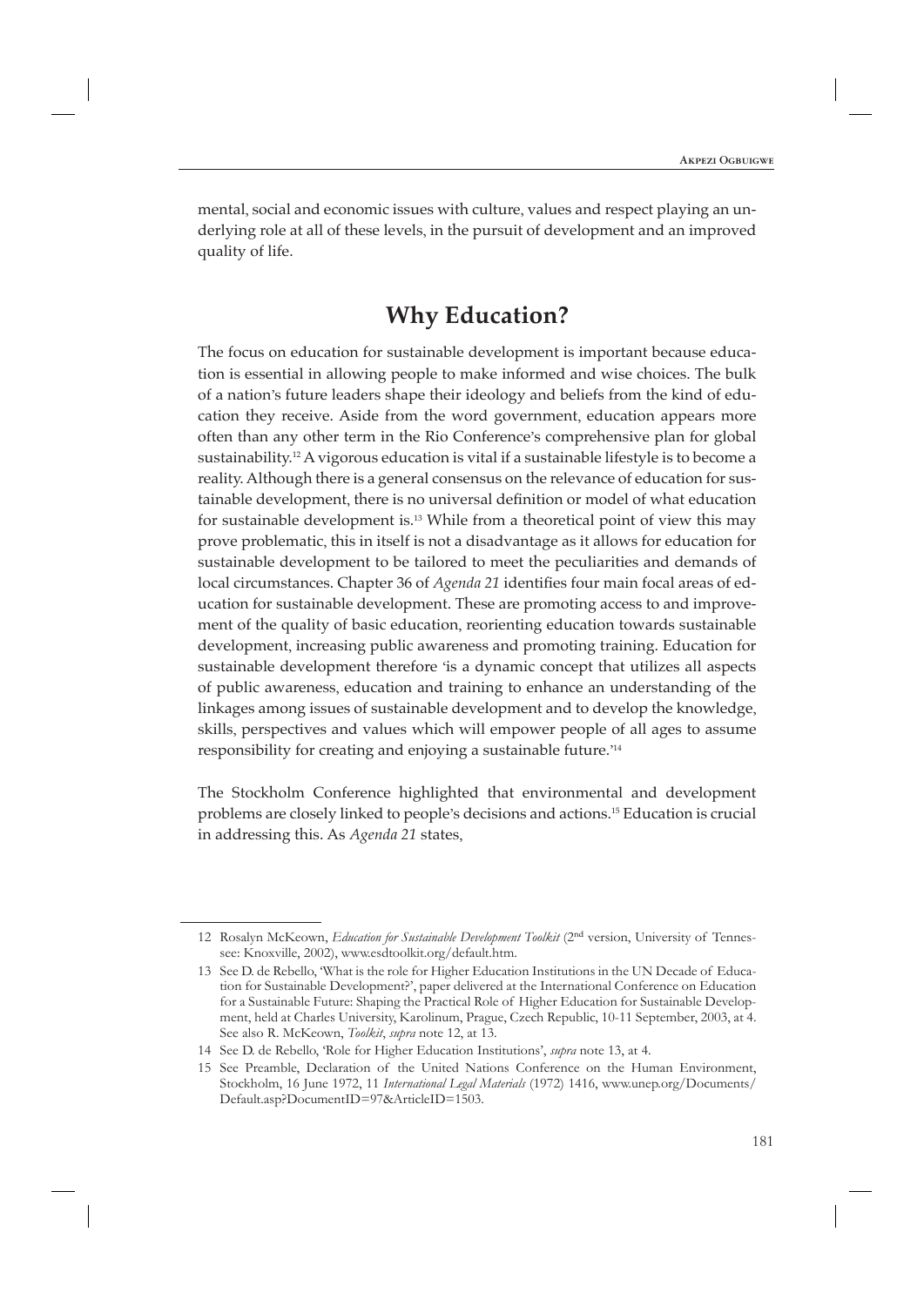mental, social and economic issues with culture, values and respect playing an underlying role at all of these levels, in the pursuit of development and an improved quality of life.

## Why Education?

The focus on education for sustainable development is important because education is essential in allowing people to make informed and wise choices. The bulk of a nation's future leaders shape their ideology and beliefs from the kind of education they receive. Aside from the word government, education appears more often than any other term in the Rio Conference's comprehensive plan for global sustainability.[12] A vigorous education is vital if a sustainable lifestyle is to become a reality. Although there is a general consensus on the relevance of education for sustainable development, there is no universal definition or model of what education for sustainable development is.[13] While from a theoretical point of view this may prove problematic, this in itself is not a disadvantage as it allows for education for sustainable development to be tailored to meet the peculiarities and demands of local circumstances. Chapter 36 of *Agenda 21* identifies four main focal areas of education for sustainable development. These are promoting access to and improvement of the quality of basic education, reorienting education towards sustainable development, increasing public awareness and promoting training. Education for sustainable development therefore 'is a dynamic concept that utilizes all aspects of public awareness, education and training to enhance an understanding of the linkages among issues of sustainable development and to develop the knowledge, skills, perspectives and values which will empower people of all ages to assume responsibility for creating and enjoying a sustainable future.'[14]

The Stockholm Conference highlighted that environmental and development problems are closely linked to people's decisions and actions.[15] Education is crucial in addressing this. As *Agenda 21* states,

---

12 Rosalyn McKeown, *Education for Sustainable Development Toolkit* (2nd version, University of Tennessee: Knoxville, 2002), www.esdtoolkit.org/default.htm.

13 See D. de Rebello, 'What is the role for Higher Education Institutions in the UN Decade of Education for Sustainable Development?', paper delivered at the International Conference on Education for a Sustainable Future: Shaping the Practical Role of Higher Education for Sustainable Development, held at Charles University, Karolinum, Prague, Czech Republic, 10-11 September, 2003, at 4. See also R. McKeown, *Toolkit*, *supra* note 12, at 13.

14 See D. de Rebello, 'Role for Higher Education Institutions', *supra* note 13, at 4.

15 See Preamble, Declaration of the United Nations Conference on the Human Environment, Stockholm, 16 June 1972, 11 *International Legal Materials* (1972) 1416, www.unep.org/Documents/Default.asp?DocumentID=97&ArticleID=1503.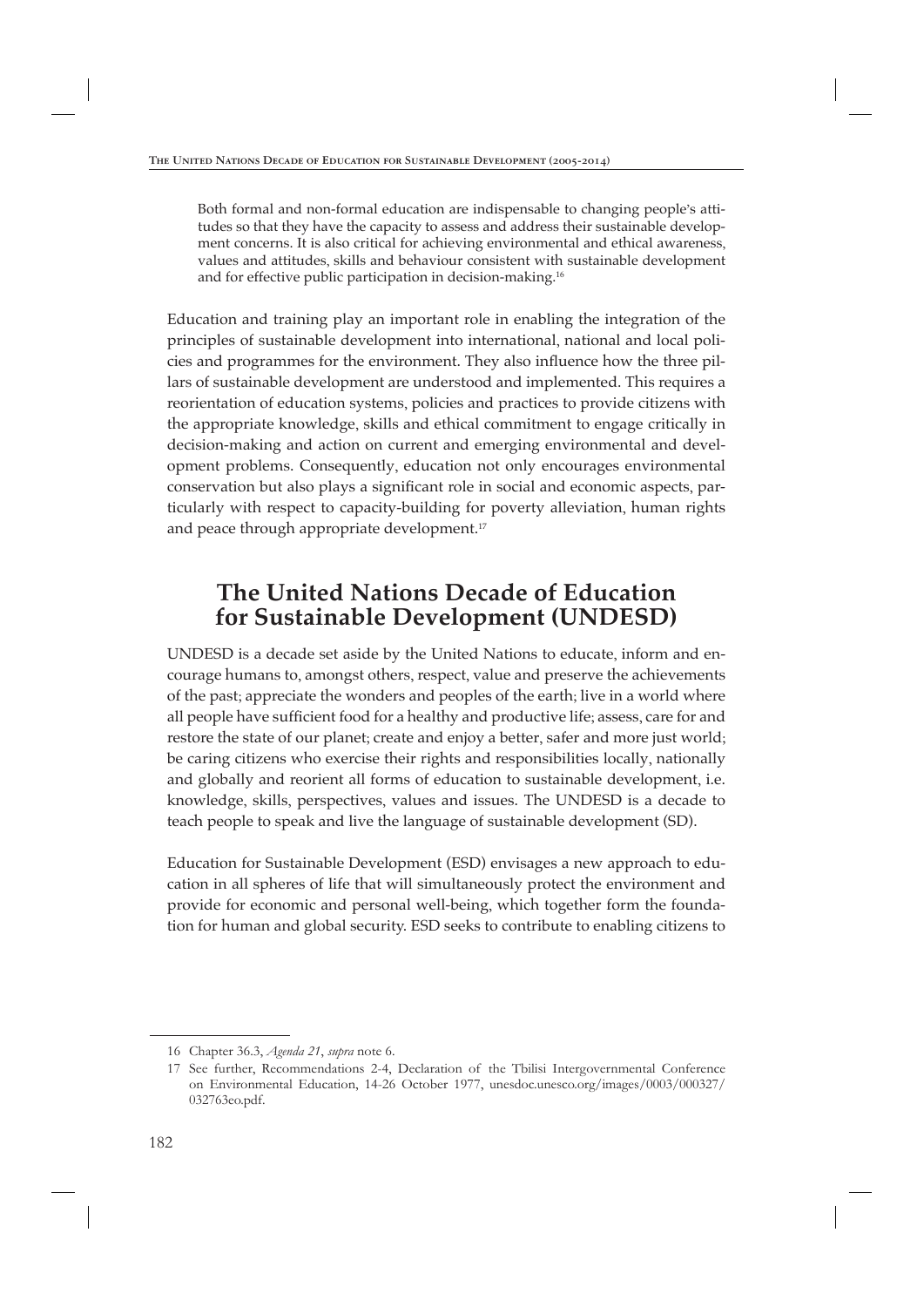> Both formal and non-formal education are indispensable to changing people's attitudes so that they have the capacity to assess and address their sustainable development concerns. It is also critical for achieving environmental and ethical awareness, values and attitudes, skills and behaviour consistent with sustainable development and for effective public participation in decision-making.[16]

Education and training play an important role in enabling the integration of the principles of sustainable development into international, national and local policies and programmes for the environment. They also influence how the three pillars of sustainable development are understood and implemented. This requires a reorientation of education systems, policies and practices to provide citizens with the appropriate knowledge, skills and ethical commitment to engage critically in decision-making and action on current and emerging environmental and development problems. Consequently, education not only encourages environmental conservation but also plays a significant role in social and economic aspects, particularly with respect to capacity-building for poverty alleviation, human rights and peace through appropriate development.[17]

## The United Nations Decade of Education for Sustainable Development (UNDESD)

UNDESD is a decade set aside by the United Nations to educate, inform and encourage humans to, amongst others, respect, value and preserve the achievements of the past; appreciate the wonders and peoples of the earth; live in a world where all people have sufficient food for a healthy and productive life; assess, care for and restore the state of our planet; create and enjoy a better, safer and more just world; be caring citizens who exercise their rights and responsibilities locally, nationally and globally and reorient all forms of education to sustainable development, i.e. knowledge, skills, perspectives, values and issues. The UNDESD is a decade to teach people to speak and live the language of sustainable development (SD).

Education for Sustainable Development (ESD) envisages a new approach to education in all spheres of life that will simultaneously protect the environment and provide for economic and personal well-being, which together form the foundation for human and global security. ESD seeks to contribute to enabling citizens to

---

16 Chapter 36.3, *Agenda 21*, *supra* note 6.

17 See further, Recommendations 2-4, Declaration of the Tbilisi Intergovernmental Conference on Environmental Education, 14-26 October 1977, unesdoc.unesco.org/images/0003/000327/032763eo.pdf.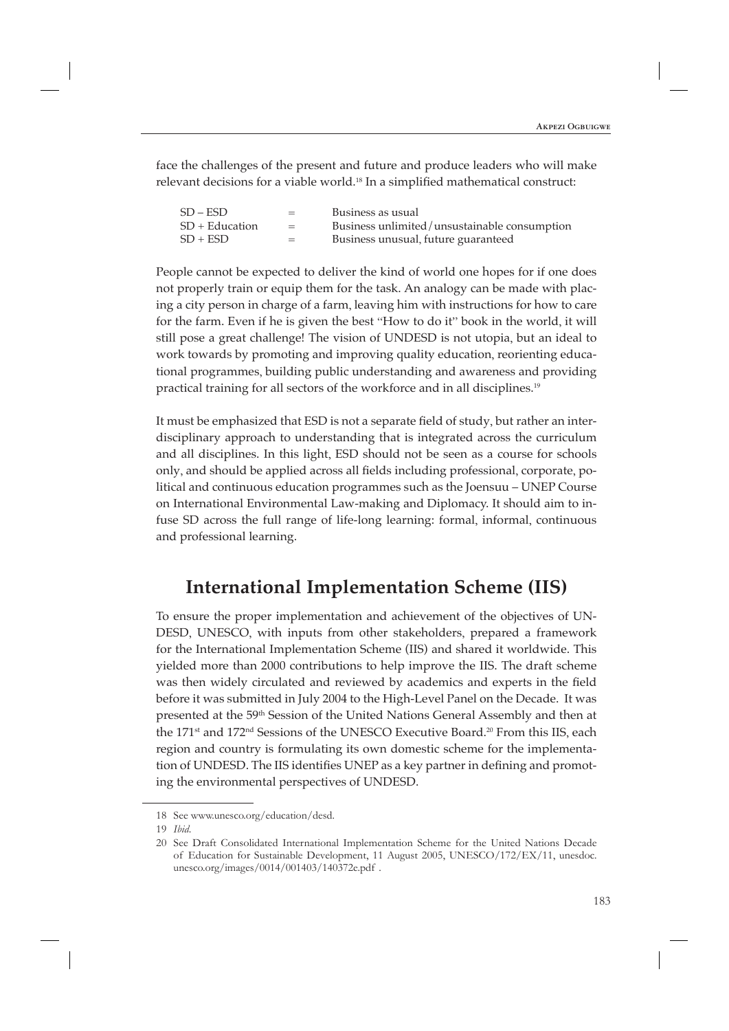face the challenges of the present and future and produce leaders who will make relevant decisions for a viable world.[18] In a simplified mathematical construct:

| | | |
|---|---|---|
| SD – ESD | = | Business as usual |
| SD + Education | = | Business unlimited/unsustainable consumption |
| SD + ESD | = | Business unusual, future guaranteed |

People cannot be expected to deliver the kind of world one hopes for if one does not properly train or equip them for the task. An analogy can be made with placing a city person in charge of a farm, leaving him with instructions for how to care for the farm. Even if he is given the best "How to do it" book in the world, it will still pose a great challenge! The vision of UNDESD is not utopia, but an ideal to work towards by promoting and improving quality education, reorienting educational programmes, building public understanding and awareness and providing practical training for all sectors of the workforce and in all disciplines.[19]

It must be emphasized that ESD is not a separate field of study, but rather an interdisciplinary approach to understanding that is integrated across the curriculum and all disciplines. In this light, ESD should not be seen as a course for schools only, and should be applied across all fields including professional, corporate, political and continuous education programmes such as the Joensuu – UNEP Course on International Environmental Law-making and Diplomacy. It should aim to infuse SD across the full range of life-long learning: formal, informal, continuous and professional learning.

## International Implementation Scheme (IIS)

To ensure the proper implementation and achievement of the objectives of UNDESD, UNESCO, with inputs from other stakeholders, prepared a framework for the International Implementation Scheme (IIS) and shared it worldwide. This yielded more than 2000 contributions to help improve the IIS. The draft scheme was then widely circulated and reviewed by academics and experts in the field before it was submitted in July 2004 to the High-Level Panel on the Decade. It was presented at the 59th Session of the United Nations General Assembly and then at the 171st and 172nd Sessions of the UNESCO Executive Board.[20] From this IIS, each region and country is formulating its own domestic scheme for the implementation of UNDESD. The IIS identifies UNEP as a key partner in defining and promoting the environmental perspectives of UNDESD.

---

18 See www.unesco.org/education/desd.

19 *Ibid*.

20 See Draft Consolidated International Implementation Scheme for the United Nations Decade of Education for Sustainable Development, 11 August 2005, UNESCO/172/EX/11, unesdoc.unesco.org/images/0014/001403/140372e.pdf .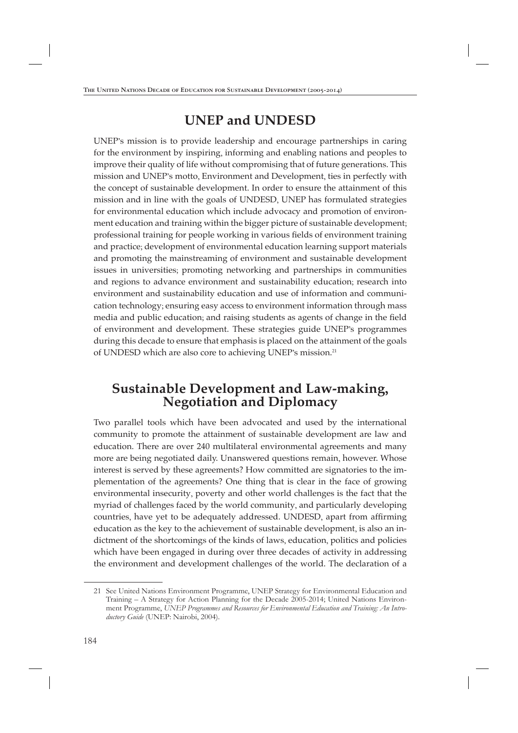## UNEP and UNDESD

UNEP's mission is to provide leadership and encourage partnerships in caring for the environment by inspiring, informing and enabling nations and peoples to improve their quality of life without compromising that of future generations. This mission and UNEP's motto, Environment and Development, ties in perfectly with the concept of sustainable development. In order to ensure the attainment of this mission and in line with the goals of UNDESD, UNEP has formulated strategies for environmental education which include advocacy and promotion of environment education and training within the bigger picture of sustainable development; professional training for people working in various fields of environment training and practice; development of environmental education learning support materials and promoting the mainstreaming of environment and sustainable development issues in universities; promoting networking and partnerships in communities and regions to advance environment and sustainability education; research into environment and sustainability education and use of information and communication technology; ensuring easy access to environment information through mass media and public education; and raising students as agents of change in the field of environment and development. These strategies guide UNEP's programmes during this decade to ensure that emphasis is placed on the attainment of the goals of UNDESD which are also core to achieving UNEP's mission.[21]

## Sustainable Development and Law-making, Negotiation and Diplomacy

Two parallel tools which have been advocated and used by the international community to promote the attainment of sustainable development are law and education. There are over 240 multilateral environmental agreements and many more are being negotiated daily. Unanswered questions remain, however. Whose interest is served by these agreements? How committed are signatories to the implementation of the agreements? One thing that is clear in the face of growing environmental insecurity, poverty and other world challenges is the fact that the myriad of challenges faced by the world community, and particularly developing countries, have yet to be adequately addressed. UNDESD, apart from affirming education as the key to the achievement of sustainable development, is also an indictment of the shortcomings of the kinds of laws, education, politics and policies which have been engaged in during over three decades of activity in addressing the environment and development challenges of the world. The declaration of a

---

21 See United Nations Environment Programme, UNEP Strategy for Environmental Education and Training – A Strategy for Action Planning for the Decade 2005-2014; United Nations Environment Programme, *UNEP Programmes and Resources for Environmental Education and Training: An Introductory Guide* (UNEP: Nairobi, 2004).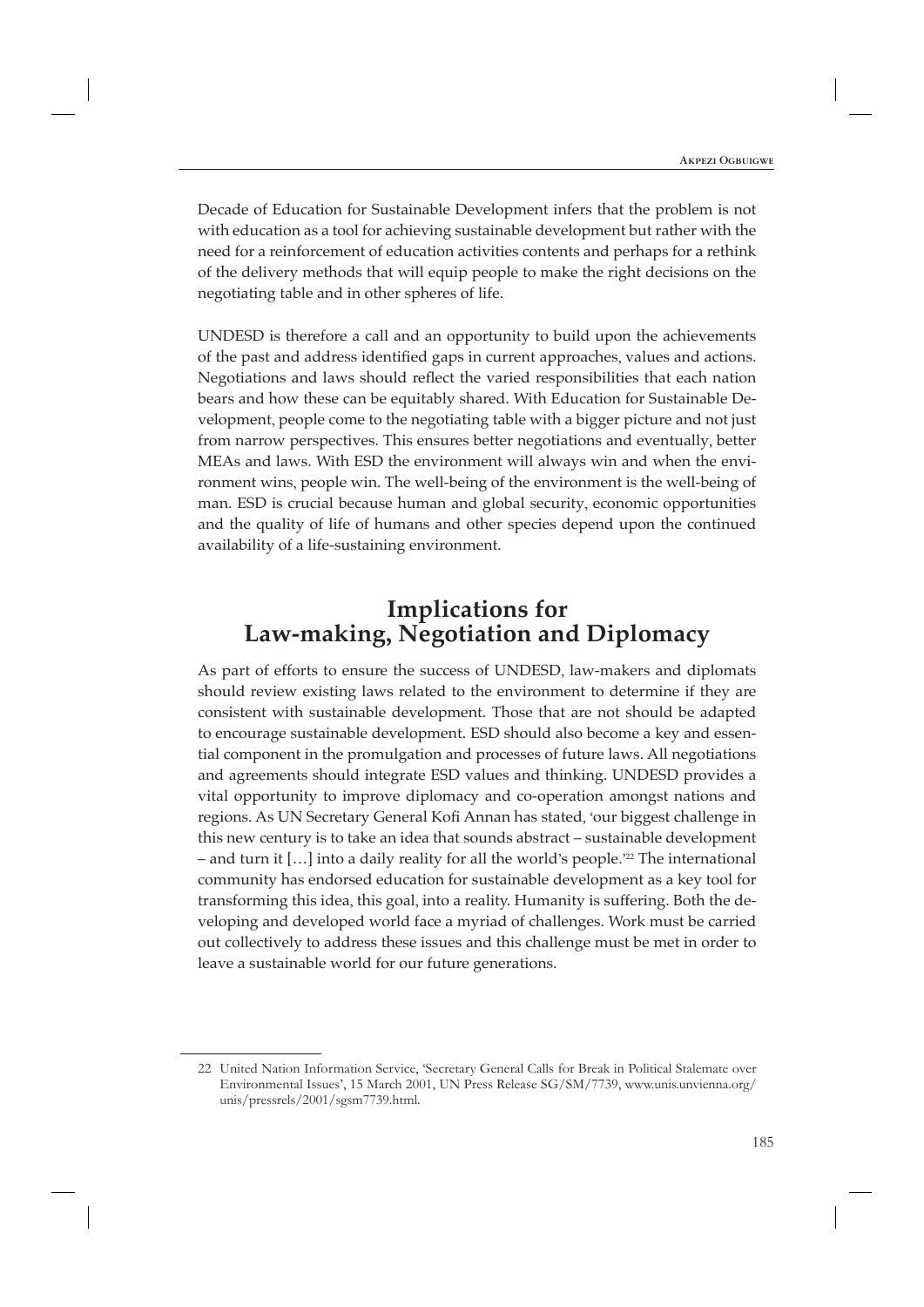Decade of Education for Sustainable Development infers that the problem is not with education as a tool for achieving sustainable development but rather with the need for a reinforcement of education activities contents and perhaps for a rethink of the delivery methods that will equip people to make the right decisions on the negotiating table and in other spheres of life.

UNDESD is therefore a call and an opportunity to build upon the achievements of the past and address identified gaps in current approaches, values and actions. Negotiations and laws should reflect the varied responsibilities that each nation bears and how these can be equitably shared. With Education for Sustainable Development, people come to the negotiating table with a bigger picture and not just from narrow perspectives. This ensures better negotiations and eventually, better MEAs and laws. With ESD the environment will always win and when the environment wins, people win. The well-being of the environment is the well-being of man. ESD is crucial because human and global security, economic opportunities and the quality of life of humans and other species depend upon the continued availability of a life-sustaining environment.

## Implications for Law-making, Negotiation and Diplomacy

As part of efforts to ensure the success of UNDESD, law-makers and diplomats should review existing laws related to the environment to determine if they are consistent with sustainable development. Those that are not should be adapted to encourage sustainable development. ESD should also become a key and essential component in the promulgation and processes of future laws. All negotiations and agreements should integrate ESD values and thinking. UNDESD provides a vital opportunity to improve diplomacy and co-operation amongst nations and regions. As UN Secretary General Kofi Annan has stated, 'our biggest challenge in this new century is to take an idea that sounds abstract – sustainable development – and turn it […] into a daily reality for all the world's people.'[22] The international community has endorsed education for sustainable development as a key tool for transforming this idea, this goal, into a reality. Humanity is suffering. Both the developing and developed world face a myriad of challenges. Work must be carried out collectively to address these issues and this challenge must be met in order to leave a sustainable world for our future generations.

22 United Nation Information Service, 'Secretary General Calls for Break in Political Stalemate over Environmental Issues', 15 March 2001, UN Press Release SG/SM/7739, www.unis.unvienna.org/unis/pressrels/2001/sgsm7739.html.